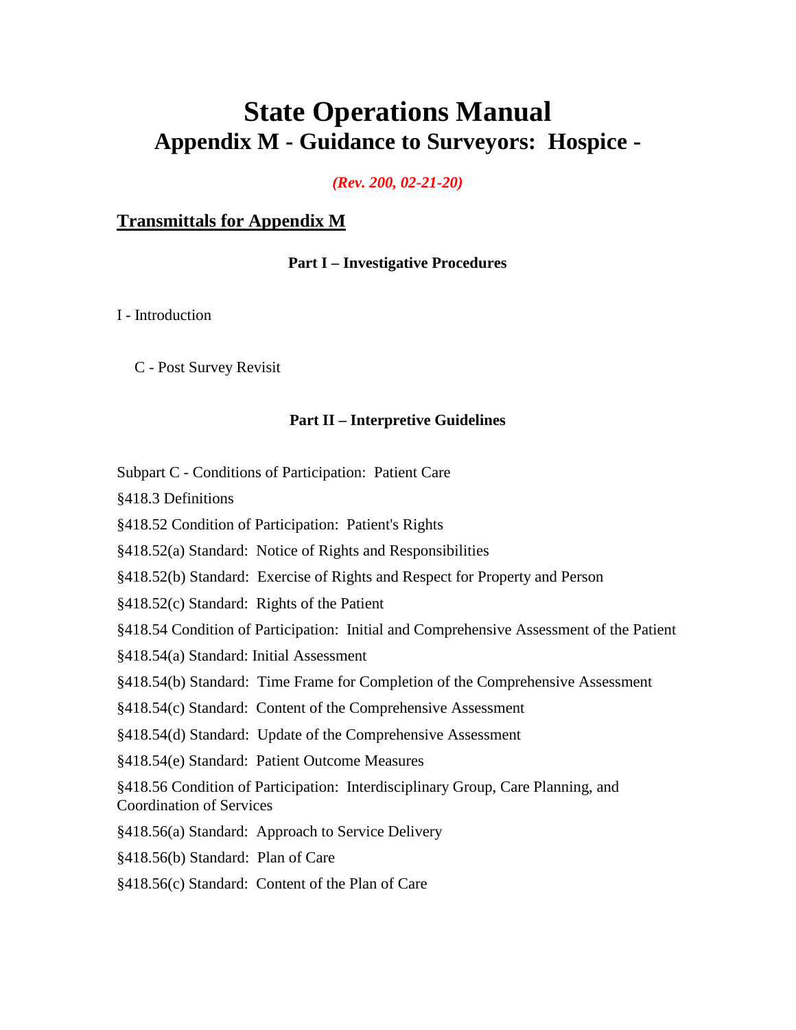# State Operations Manual
## Appendix M - Guidance to Surveyors: Hospice -

***(Rev. 200, 02-21-20)***

**Transmittals for Appendix M**

**Part I – Investigative Procedures**

I - Introduction

C - Post Survey Revisit

**Part II – Interpretive Guidelines**

Subpart C - Conditions of Participation: Patient Care

§418.3 Definitions

§418.52 Condition of Participation: Patient's Rights

§418.52(a) Standard: Notice of Rights and Responsibilities

§418.52(b) Standard: Exercise of Rights and Respect for Property and Person

§418.52(c) Standard: Rights of the Patient

§418.54 Condition of Participation: Initial and Comprehensive Assessment of the Patient

§418.54(a) Standard: Initial Assessment

§418.54(b) Standard: Time Frame for Completion of the Comprehensive Assessment

§418.54(c) Standard: Content of the Comprehensive Assessment

§418.54(d) Standard: Update of the Comprehensive Assessment

§418.54(e) Standard: Patient Outcome Measures

§418.56 Condition of Participation: Interdisciplinary Group, Care Planning, and Coordination of Services

§418.56(a) Standard: Approach to Service Delivery

§418.56(b) Standard: Plan of Care

§418.56(c) Standard: Content of the Plan of Care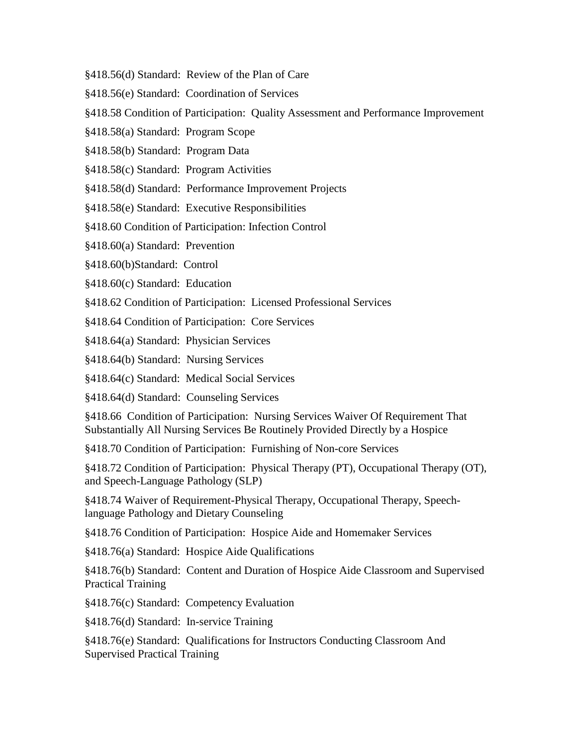§418.56(d) Standard: Review of the Plan of Care

§418.56(e) Standard: Coordination of Services

§418.58 Condition of Participation: Quality Assessment and Performance Improvement

§418.58(a) Standard: Program Scope

§418.58(b) Standard: Program Data

§418.58(c) Standard: Program Activities

§418.58(d) Standard: Performance Improvement Projects

§418.58(e) Standard: Executive Responsibilities

§418.60 Condition of Participation: Infection Control

§418.60(a) Standard: Prevention

§418.60(b)Standard: Control

§418.60(c) Standard: Education

§418.62 Condition of Participation: Licensed Professional Services

§418.64 Condition of Participation: Core Services

§418.64(a) Standard: Physician Services

§418.64(b) Standard: Nursing Services

§418.64(c) Standard: Medical Social Services

§418.64(d) Standard: Counseling Services

§418.66 Condition of Participation: Nursing Services Waiver Of Requirement That Substantially All Nursing Services Be Routinely Provided Directly by a Hospice

§418.70 Condition of Participation: Furnishing of Non-core Services

§418.72 Condition of Participation: Physical Therapy (PT), Occupational Therapy (OT), and Speech-Language Pathology (SLP)

§418.74 Waiver of Requirement-Physical Therapy, Occupational Therapy, Speech-language Pathology and Dietary Counseling

§418.76 Condition of Participation: Hospice Aide and Homemaker Services

§418.76(a) Standard: Hospice Aide Qualifications

§418.76(b) Standard: Content and Duration of Hospice Aide Classroom and Supervised Practical Training

§418.76(c) Standard: Competency Evaluation

§418.76(d) Standard: In-service Training

§418.76(e) Standard: Qualifications for Instructors Conducting Classroom And Supervised Practical Training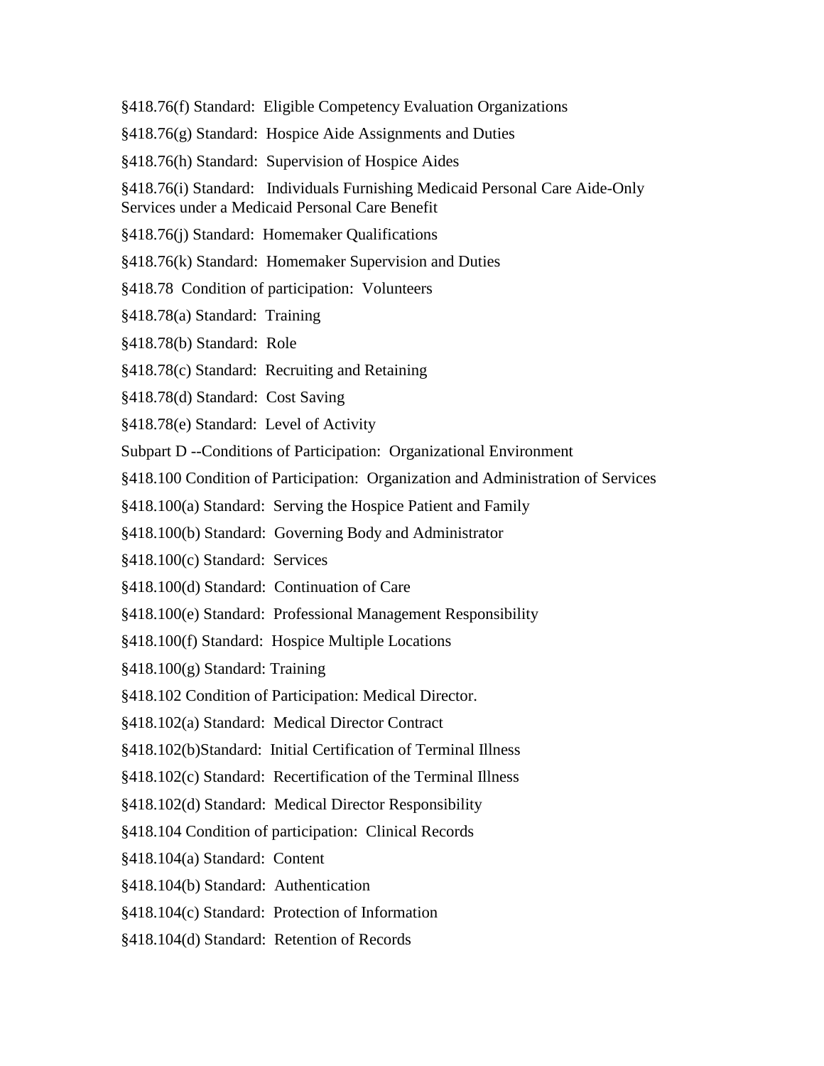§418.76(f) Standard:  Eligible Competency Evaluation Organizations

§418.76(g) Standard:  Hospice Aide Assignments and Duties

§418.76(h) Standard:  Supervision of Hospice Aides

§418.76(i) Standard:   Individuals Furnishing Medicaid Personal Care Aide-Only Services under a Medicaid Personal Care Benefit

§418.76(j) Standard:  Homemaker Qualifications

§418.76(k) Standard:  Homemaker Supervision and Duties

§418.78  Condition of participation:  Volunteers

§418.78(a) Standard:  Training

§418.78(b) Standard:  Role

§418.78(c) Standard:  Recruiting and Retaining

§418.78(d) Standard:  Cost Saving

§418.78(e) Standard:  Level of Activity

Subpart D --Conditions of Participation:  Organizational Environment

§418.100 Condition of Participation:  Organization and Administration of Services

§418.100(a) Standard:  Serving the Hospice Patient and Family

§418.100(b) Standard:  Governing Body and Administrator

§418.100(c) Standard:  Services

§418.100(d) Standard:  Continuation of Care

§418.100(e) Standard:  Professional Management Responsibility

§418.100(f) Standard:  Hospice Multiple Locations

§418.100(g) Standard: Training

§418.102 Condition of Participation: Medical Director.

§418.102(a) Standard:  Medical Director Contract

§418.102(b)Standard:  Initial Certification of Terminal Illness

§418.102(c) Standard:  Recertification of the Terminal Illness

§418.102(d) Standard:  Medical Director Responsibility

§418.104 Condition of participation:  Clinical Records

§418.104(a) Standard:  Content

§418.104(b) Standard:  Authentication

§418.104(c) Standard:  Protection of Information

§418.104(d) Standard:  Retention of Records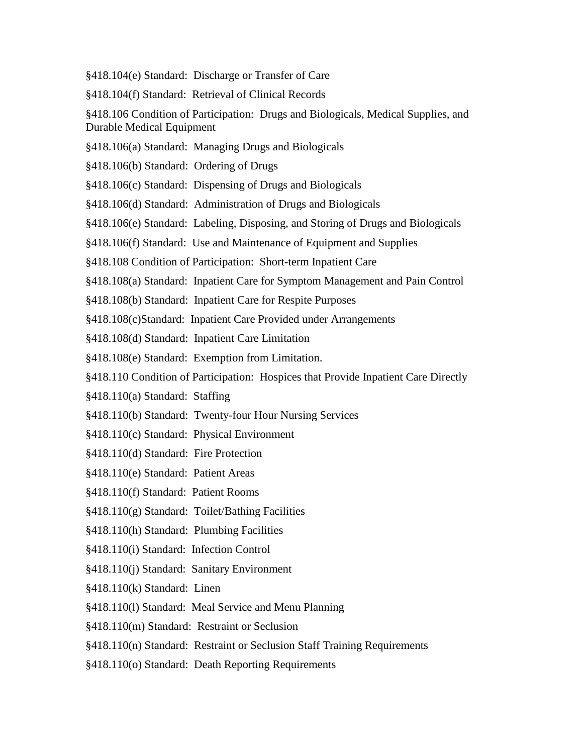§418.104(e) Standard:  Discharge or Transfer of Care

§418.104(f) Standard:  Retrieval of Clinical Records

§418.106 Condition of Participation:  Drugs and Biologicals, Medical Supplies, and Durable Medical Equipment

§418.106(a) Standard:  Managing Drugs and Biologicals

§418.106(b) Standard:  Ordering of Drugs

§418.106(c) Standard:  Dispensing of Drugs and Biologicals

§418.106(d) Standard:  Administration of Drugs and Biologicals

§418.106(e) Standard:  Labeling, Disposing, and Storing of Drugs and Biologicals

§418.106(f) Standard:  Use and Maintenance of Equipment and Supplies

§418.108 Condition of Participation:  Short-term Inpatient Care

§418.108(a) Standard:  Inpatient Care for Symptom Management and Pain Control

§418.108(b) Standard:  Inpatient Care for Respite Purposes

§418.108(c)Standard:  Inpatient Care Provided under Arrangements

§418.108(d) Standard:  Inpatient Care Limitation

§418.108(e) Standard:  Exemption from Limitation.

§418.110 Condition of Participation:  Hospices that Provide Inpatient Care Directly

§418.110(a) Standard:  Staffing

§418.110(b) Standard:  Twenty-four Hour Nursing Services

§418.110(c) Standard:  Physical Environment

§418.110(d) Standard:  Fire Protection

§418.110(e) Standard:  Patient Areas

§418.110(f) Standard:  Patient Rooms

§418.110(g) Standard:  Toilet/Bathing Facilities

§418.110(h) Standard:  Plumbing Facilities

§418.110(i) Standard:  Infection Control

§418.110(j) Standard:  Sanitary Environment

§418.110(k) Standard:  Linen

§418.110(l) Standard:  Meal Service and Menu Planning

§418.110(m) Standard:  Restraint or Seclusion

§418.110(n) Standard:  Restraint or Seclusion Staff Training Requirements

§418.110(o) Standard:  Death Reporting Requirements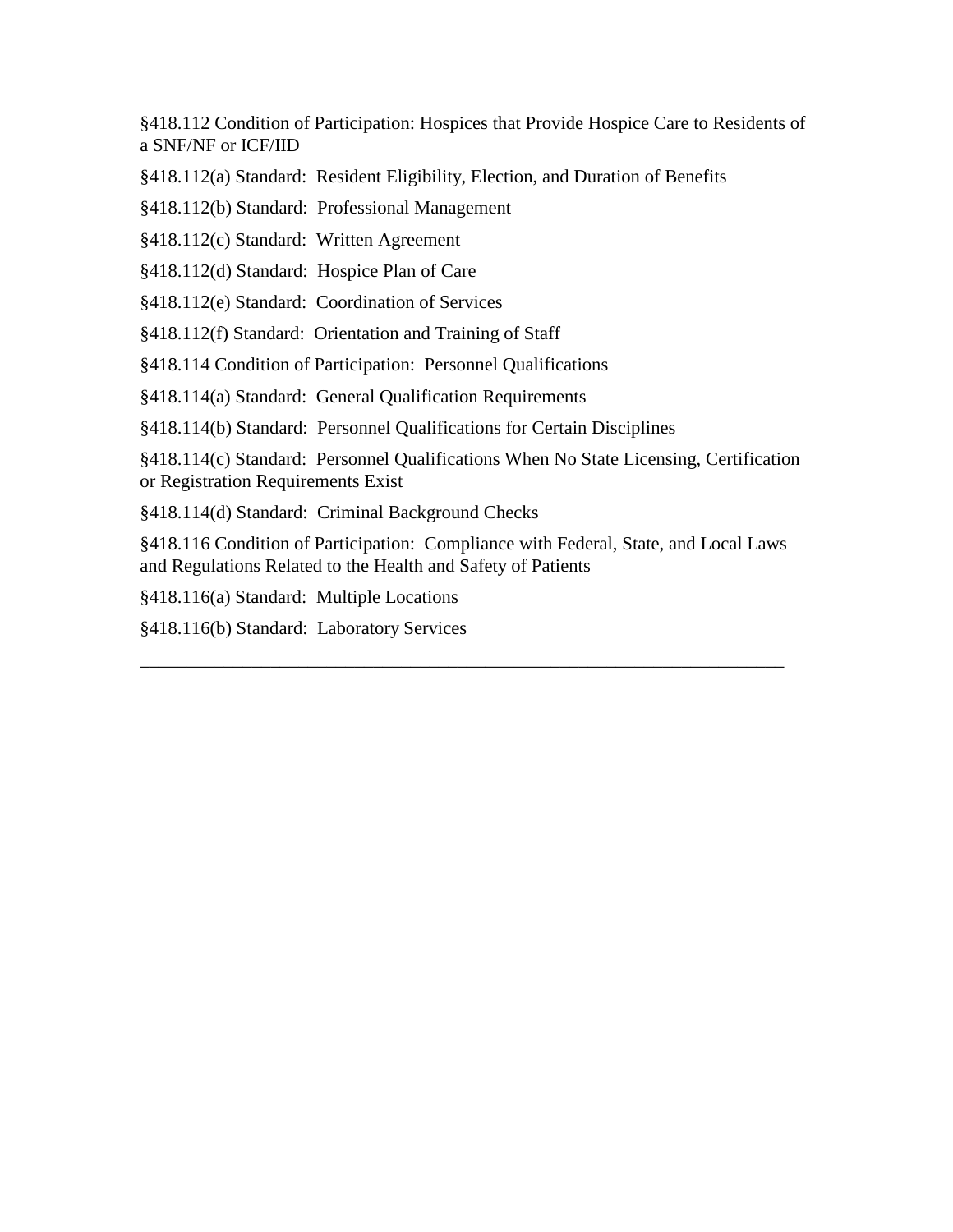§418.112 Condition of Participation: Hospices that Provide Hospice Care to Residents of a SNF/NF or ICF/IID

§418.112(a) Standard:  Resident Eligibility, Election, and Duration of Benefits

§418.112(b) Standard:  Professional Management

§418.112(c) Standard:  Written Agreement

§418.112(d) Standard:  Hospice Plan of Care

§418.112(e) Standard:  Coordination of Services

§418.112(f) Standard:  Orientation and Training of Staff

§418.114 Condition of Participation:  Personnel Qualifications

§418.114(a) Standard:  General Qualification Requirements

§418.114(b) Standard:  Personnel Qualifications for Certain Disciplines

§418.114(c) Standard:  Personnel Qualifications When No State Licensing, Certification or Registration Requirements Exist

§418.114(d) Standard:  Criminal Background Checks

§418.116 Condition of Participation:  Compliance with Federal, State, and Local Laws and Regulations Related to the Health and Safety of Patients

§418.116(a) Standard:  Multiple Locations

§418.116(b) Standard:  Laboratory Services

---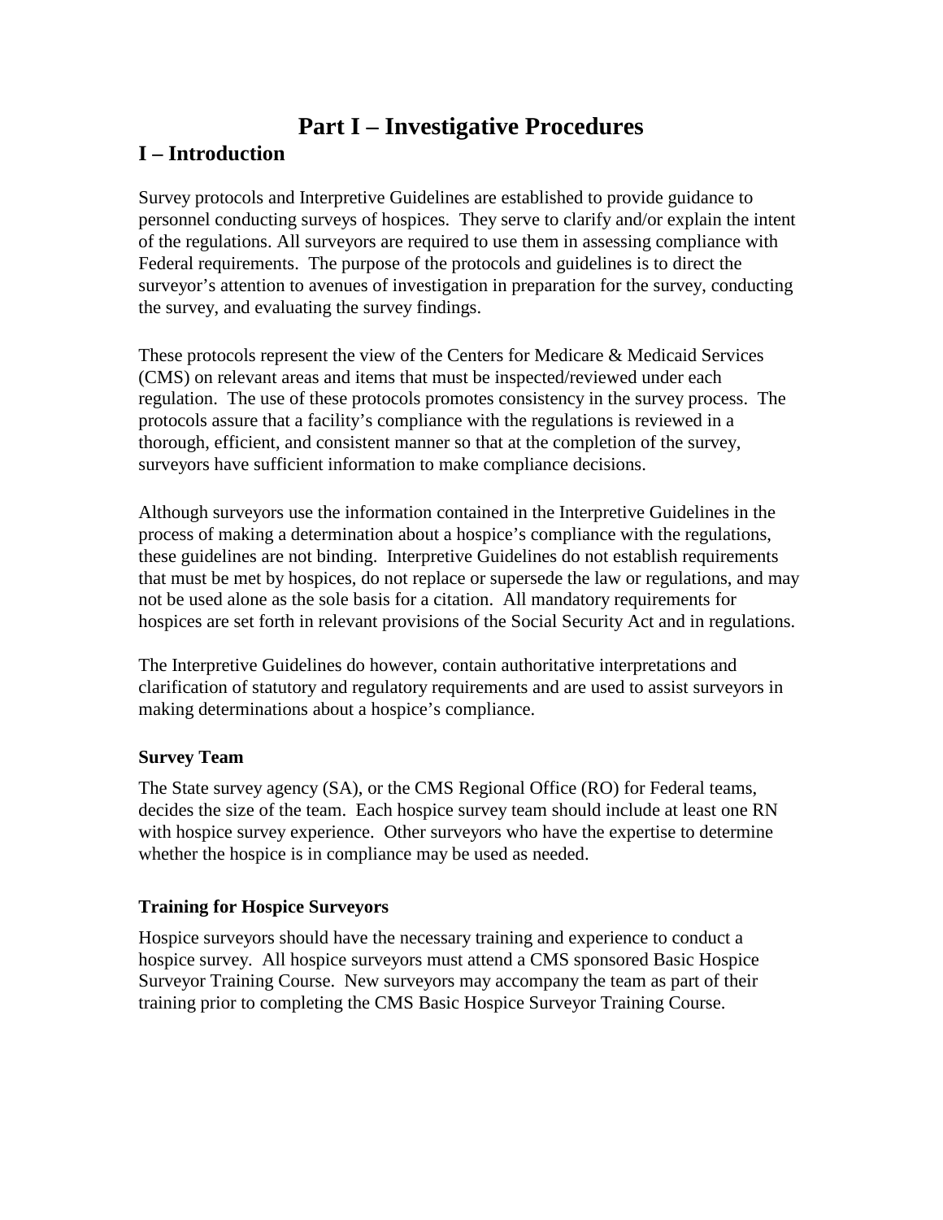# Part I – Investigative Procedures

## I – Introduction

Survey protocols and Interpretive Guidelines are established to provide guidance to personnel conducting surveys of hospices. They serve to clarify and/or explain the intent of the regulations. All surveyors are required to use them in assessing compliance with Federal requirements. The purpose of the protocols and guidelines is to direct the surveyor's attention to avenues of investigation in preparation for the survey, conducting the survey, and evaluating the survey findings.

These protocols represent the view of the Centers for Medicare & Medicaid Services (CMS) on relevant areas and items that must be inspected/reviewed under each regulation. The use of these protocols promotes consistency in the survey process. The protocols assure that a facility's compliance with the regulations is reviewed in a thorough, efficient, and consistent manner so that at the completion of the survey, surveyors have sufficient information to make compliance decisions.

Although surveyors use the information contained in the Interpretive Guidelines in the process of making a determination about a hospice's compliance with the regulations, these guidelines are not binding. Interpretive Guidelines do not establish requirements that must be met by hospices, do not replace or supersede the law or regulations, and may not be used alone as the sole basis for a citation. All mandatory requirements for hospices are set forth in relevant provisions of the Social Security Act and in regulations.

The Interpretive Guidelines do however, contain authoritative interpretations and clarification of statutory and regulatory requirements and are used to assist surveyors in making determinations about a hospice's compliance.

### Survey Team

The State survey agency (SA), or the CMS Regional Office (RO) for Federal teams, decides the size of the team. Each hospice survey team should include at least one RN with hospice survey experience. Other surveyors who have the expertise to determine whether the hospice is in compliance may be used as needed.

### Training for Hospice Surveyors

Hospice surveyors should have the necessary training and experience to conduct a hospice survey. All hospice surveyors must attend a CMS sponsored Basic Hospice Surveyor Training Course. New surveyors may accompany the team as part of their training prior to completing the CMS Basic Hospice Surveyor Training Course.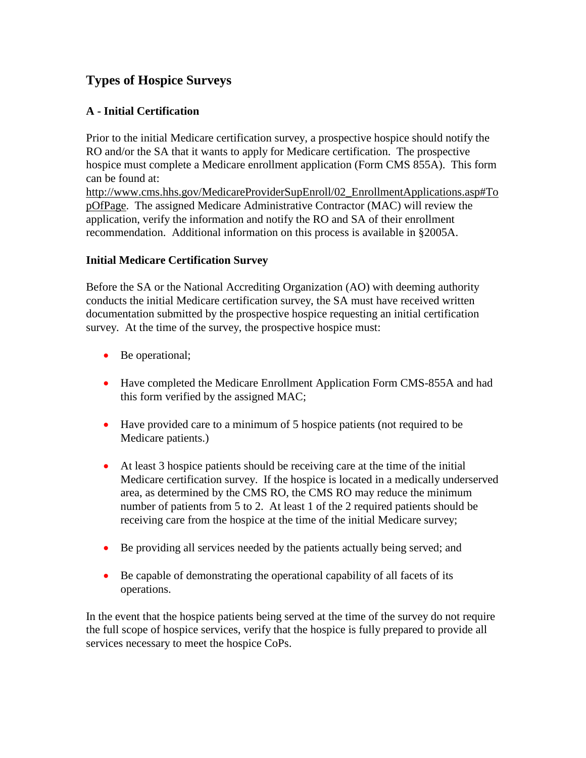## Types of Hospice Surveys

### A - Initial Certification

Prior to the initial Medicare certification survey, a prospective hospice should notify the RO and/or the SA that it wants to apply for Medicare certification. The prospective hospice must complete a Medicare enrollment application (Form CMS 855A). This form can be found at: http://www.cms.hhs.gov/MedicareProviderSupEnroll/02_EnrollmentApplications.asp#TopOfPage. The assigned Medicare Administrative Contractor (MAC) will review the application, verify the information and notify the RO and SA of their enrollment recommendation. Additional information on this process is available in §2005A.

### Initial Medicare Certification Survey

Before the SA or the National Accrediting Organization (AO) with deeming authority conducts the initial Medicare certification survey, the SA must have received written documentation submitted by the prospective hospice requesting an initial certification survey. At the time of the survey, the prospective hospice must:

- Be operational;
- Have completed the Medicare Enrollment Application Form CMS-855A and had this form verified by the assigned MAC;
- Have provided care to a minimum of 5 hospice patients (not required to be Medicare patients.)
- At least 3 hospice patients should be receiving care at the time of the initial Medicare certification survey. If the hospice is located in a medically underserved area, as determined by the CMS RO, the CMS RO may reduce the minimum number of patients from 5 to 2. At least 1 of the 2 required patients should be receiving care from the hospice at the time of the initial Medicare survey;
- Be providing all services needed by the patients actually being served; and
- Be capable of demonstrating the operational capability of all facets of its operations.

In the event that the hospice patients being served at the time of the survey do not require the full scope of hospice services, verify that the hospice is fully prepared to provide all services necessary to meet the hospice CoPs.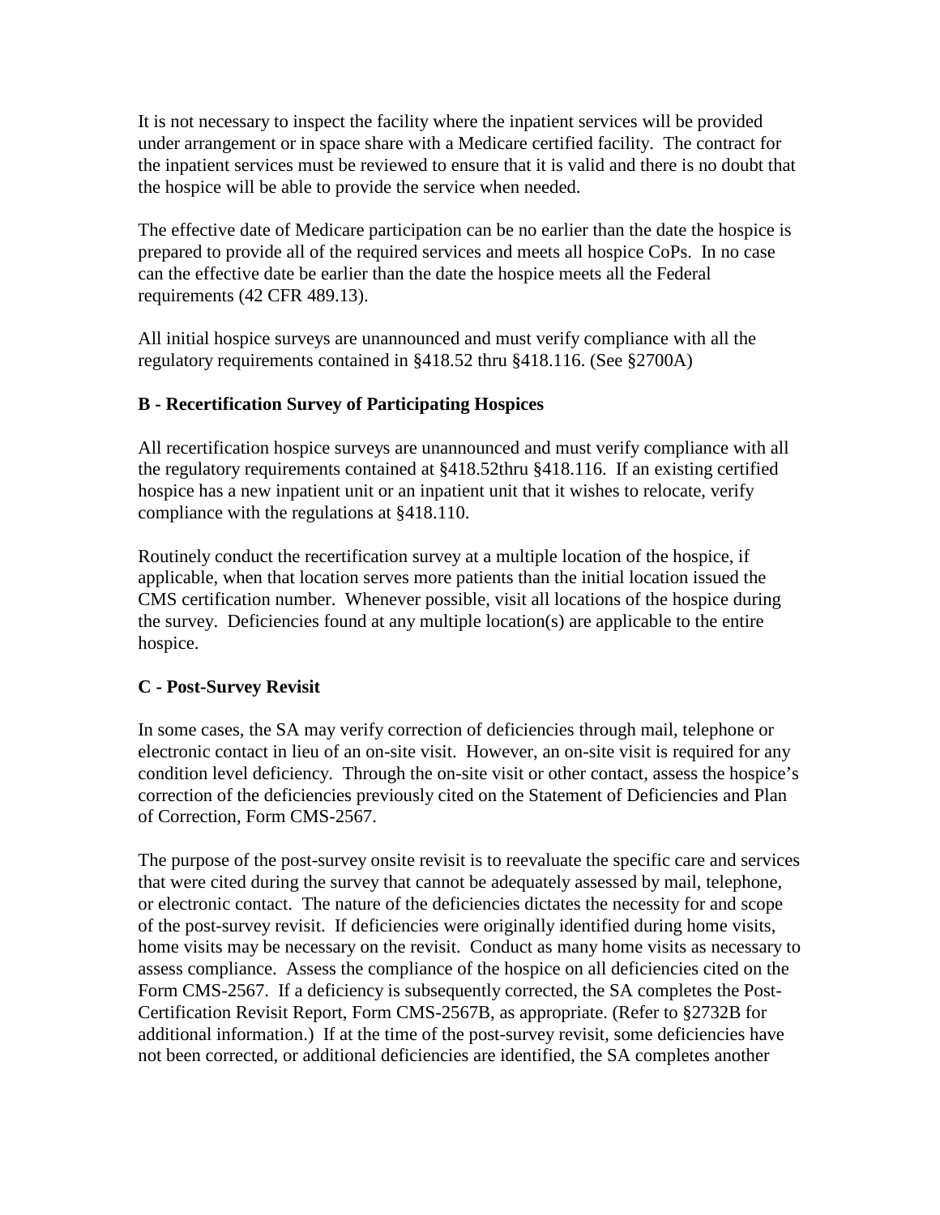It is not necessary to inspect the facility where the inpatient services will be provided under arrangement or in space share with a Medicare certified facility. The contract for the inpatient services must be reviewed to ensure that it is valid and there is no doubt that the hospice will be able to provide the service when needed.

The effective date of Medicare participation can be no earlier than the date the hospice is prepared to provide all of the required services and meets all hospice CoPs. In no case can the effective date be earlier than the date the hospice meets all the Federal requirements (42 CFR 489.13).

All initial hospice surveys are unannounced and must verify compliance with all the regulatory requirements contained in §418.52 thru §418.116. (See §2700A)

**B - Recertification Survey of Participating Hospices**

All recertification hospice surveys are unannounced and must verify compliance with all the regulatory requirements contained at §418.52thru §418.116. If an existing certified hospice has a new inpatient unit or an inpatient unit that it wishes to relocate, verify compliance with the regulations at §418.110.

Routinely conduct the recertification survey at a multiple location of the hospice, if applicable, when that location serves more patients than the initial location issued the CMS certification number. Whenever possible, visit all locations of the hospice during the survey. Deficiencies found at any multiple location(s) are applicable to the entire hospice.

**C - Post-Survey Revisit**

In some cases, the SA may verify correction of deficiencies through mail, telephone or electronic contact in lieu of an on-site visit. However, an on-site visit is required for any condition level deficiency. Through the on-site visit or other contact, assess the hospice's correction of the deficiencies previously cited on the Statement of Deficiencies and Plan of Correction, Form CMS-2567.

The purpose of the post-survey onsite revisit is to reevaluate the specific care and services that were cited during the survey that cannot be adequately assessed by mail, telephone, or electronic contact. The nature of the deficiencies dictates the necessity for and scope of the post-survey revisit. If deficiencies were originally identified during home visits, home visits may be necessary on the revisit. Conduct as many home visits as necessary to assess compliance. Assess the compliance of the hospice on all deficiencies cited on the Form CMS-2567. If a deficiency is subsequently corrected, the SA completes the Post-Certification Revisit Report, Form CMS-2567B, as appropriate. (Refer to §2732B for additional information.) If at the time of the post-survey revisit, some deficiencies have not been corrected, or additional deficiencies are identified, the SA completes another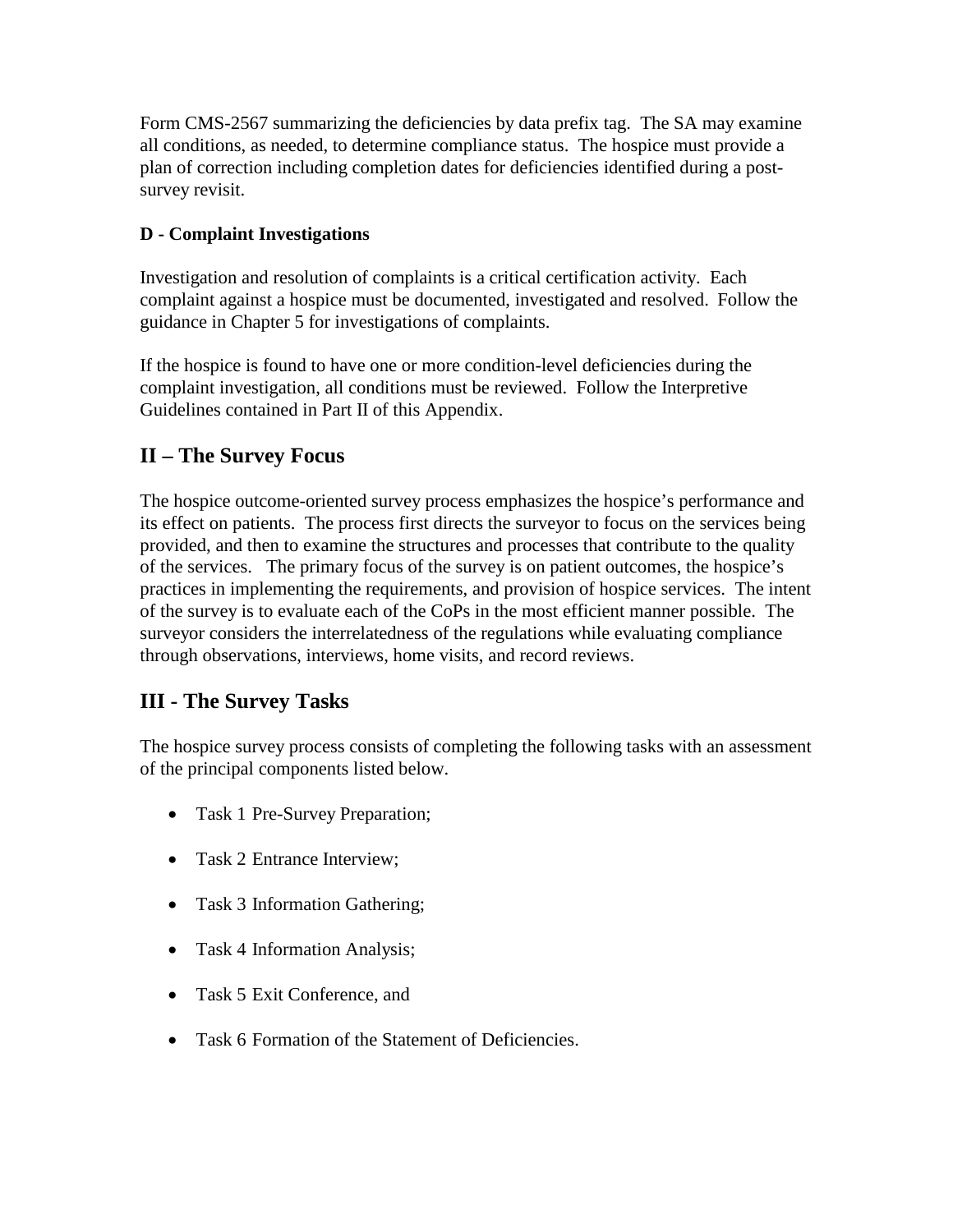Form CMS-2567 summarizing the deficiencies by data prefix tag. The SA may examine all conditions, as needed, to determine compliance status. The hospice must provide a plan of correction including completion dates for deficiencies identified during a post-survey revisit.

**D - Complaint Investigations**

Investigation and resolution of complaints is a critical certification activity. Each complaint against a hospice must be documented, investigated and resolved. Follow the guidance in Chapter 5 for investigations of complaints.

If the hospice is found to have one or more condition-level deficiencies during the complaint investigation, all conditions must be reviewed. Follow the Interpretive Guidelines contained in Part II of this Appendix.

## II – The Survey Focus

The hospice outcome-oriented survey process emphasizes the hospice's performance and its effect on patients. The process first directs the surveyor to focus on the services being provided, and then to examine the structures and processes that contribute to the quality of the services. The primary focus of the survey is on patient outcomes, the hospice's practices in implementing the requirements, and provision of hospice services. The intent of the survey is to evaluate each of the CoPs in the most efficient manner possible. The surveyor considers the interrelatedness of the regulations while evaluating compliance through observations, interviews, home visits, and record reviews.

## III - The Survey Tasks

The hospice survey process consists of completing the following tasks with an assessment of the principal components listed below.

- Task 1 Pre-Survey Preparation;
- Task 2 Entrance Interview;
- Task 3 Information Gathering;
- Task 4 Information Analysis;
- Task 5 Exit Conference, and
- Task 6 Formation of the Statement of Deficiencies.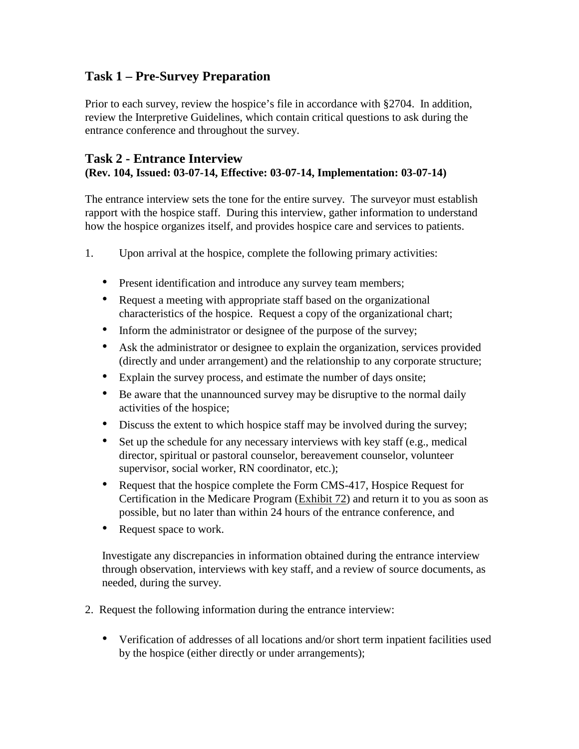## Task 1 – Pre-Survey Preparation

Prior to each survey, review the hospice's file in accordance with §2704. In addition, review the Interpretive Guidelines, which contain critical questions to ask during the entrance conference and throughout the survey.

## Task 2 - Entrance Interview

**(Rev. 104, Issued: 03-07-14, Effective: 03-07-14, Implementation: 03-07-14)**

The entrance interview sets the tone for the entire survey. The surveyor must establish rapport with the hospice staff. During this interview, gather information to understand how the hospice organizes itself, and provides hospice care and services to patients.

1. Upon arrival at the hospice, complete the following primary activities:

   - Present identification and introduce any survey team members;
   - Request a meeting with appropriate staff based on the organizational characteristics of the hospice. Request a copy of the organizational chart;
   - Inform the administrator or designee of the purpose of the survey;
   - Ask the administrator or designee to explain the organization, services provided (directly and under arrangement) and the relationship to any corporate structure;
   - Explain the survey process, and estimate the number of days onsite;
   - Be aware that the unannounced survey may be disruptive to the normal daily activities of the hospice;
   - Discuss the extent to which hospice staff may be involved during the survey;
   - Set up the schedule for any necessary interviews with key staff (e.g., medical director, spiritual or pastoral counselor, bereavement counselor, volunteer supervisor, social worker, RN coordinator, etc.);
   - Request that the hospice complete the Form CMS-417, Hospice Request for Certification in the Medicare Program (Exhibit 72) and return it to you as soon as possible, but no later than within 24 hours of the entrance conference, and
   - Request space to work.

   Investigate any discrepancies in information obtained during the entrance interview through observation, interviews with key staff, and a review of source documents, as needed, during the survey.

2. Request the following information during the entrance interview:

   - Verification of addresses of all locations and/or short term inpatient facilities used by the hospice (either directly or under arrangements);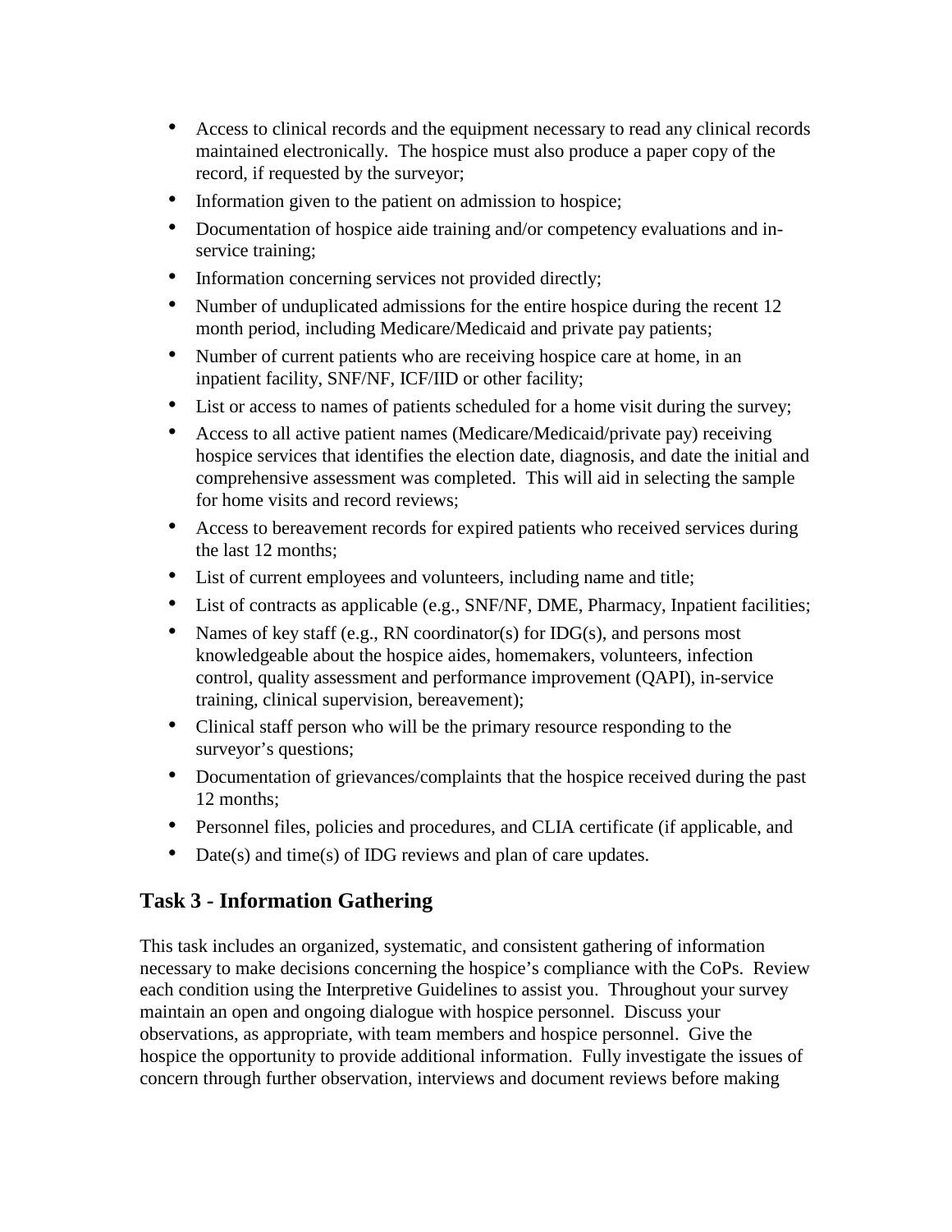- Access to clinical records and the equipment necessary to read any clinical records maintained electronically. The hospice must also produce a paper copy of the record, if requested by the surveyor;
- Information given to the patient on admission to hospice;
- Documentation of hospice aide training and/or competency evaluations and in-service training;
- Information concerning services not provided directly;
- Number of unduplicated admissions for the entire hospice during the recent 12 month period, including Medicare/Medicaid and private pay patients;
- Number of current patients who are receiving hospice care at home, in an inpatient facility, SNF/NF, ICF/IID or other facility;
- List or access to names of patients scheduled for a home visit during the survey;
- Access to all active patient names (Medicare/Medicaid/private pay) receiving hospice services that identifies the election date, diagnosis, and date the initial and comprehensive assessment was completed. This will aid in selecting the sample for home visits and record reviews;
- Access to bereavement records for expired patients who received services during the last 12 months;
- List of current employees and volunteers, including name and title;
- List of contracts as applicable (e.g., SNF/NF, DME, Pharmacy, Inpatient facilities;
- Names of key staff (e.g., RN coordinator(s) for IDG(s), and persons most knowledgeable about the hospice aides, homemakers, volunteers, infection control, quality assessment and performance improvement (QAPI), in-service training, clinical supervision, bereavement);
- Clinical staff person who will be the primary resource responding to the surveyor's questions;
- Documentation of grievances/complaints that the hospice received during the past 12 months;
- Personnel files, policies and procedures, and CLIA certificate (if applicable, and
- Date(s) and time(s) of IDG reviews and plan of care updates.

## Task 3 - Information Gathering

This task includes an organized, systematic, and consistent gathering of information necessary to make decisions concerning the hospice's compliance with the CoPs. Review each condition using the Interpretive Guidelines to assist you. Throughout your survey maintain an open and ongoing dialogue with hospice personnel. Discuss your observations, as appropriate, with team members and hospice personnel. Give the hospice the opportunity to provide additional information. Fully investigate the issues of concern through further observation, interviews and document reviews before making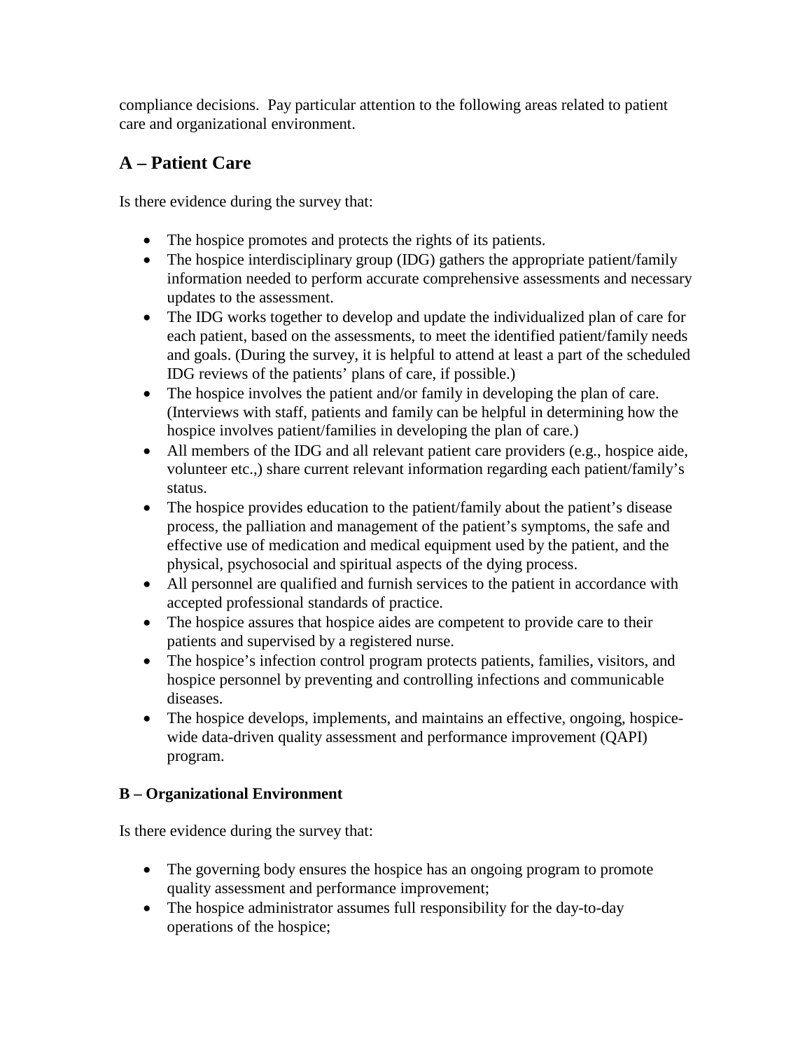compliance decisions. Pay particular attention to the following areas related to patient care and organizational environment.

## A – Patient Care

Is there evidence during the survey that:

- The hospice promotes and protects the rights of its patients.
- The hospice interdisciplinary group (IDG) gathers the appropriate patient/family information needed to perform accurate comprehensive assessments and necessary updates to the assessment.
- The IDG works together to develop and update the individualized plan of care for each patient, based on the assessments, to meet the identified patient/family needs and goals. (During the survey, it is helpful to attend at least a part of the scheduled IDG reviews of the patients' plans of care, if possible.)
- The hospice involves the patient and/or family in developing the plan of care. (Interviews with staff, patients and family can be helpful in determining how the hospice involves patient/families in developing the plan of care.)
- All members of the IDG and all relevant patient care providers (e.g., hospice aide, volunteer etc.,) share current relevant information regarding each patient/family's status.
- The hospice provides education to the patient/family about the patient's disease process, the palliation and management of the patient's symptoms, the safe and effective use of medication and medical equipment used by the patient, and the physical, psychosocial and spiritual aspects of the dying process.
- All personnel are qualified and furnish services to the patient in accordance with accepted professional standards of practice.
- The hospice assures that hospice aides are competent to provide care to their patients and supervised by a registered nurse.
- The hospice's infection control program protects patients, families, visitors, and hospice personnel by preventing and controlling infections and communicable diseases.
- The hospice develops, implements, and maintains an effective, ongoing, hospice-wide data-driven quality assessment and performance improvement (QAPI) program.

**B – Organizational Environment**

Is there evidence during the survey that:

- The governing body ensures the hospice has an ongoing program to promote quality assessment and performance improvement;
- The hospice administrator assumes full responsibility for the day-to-day operations of the hospice;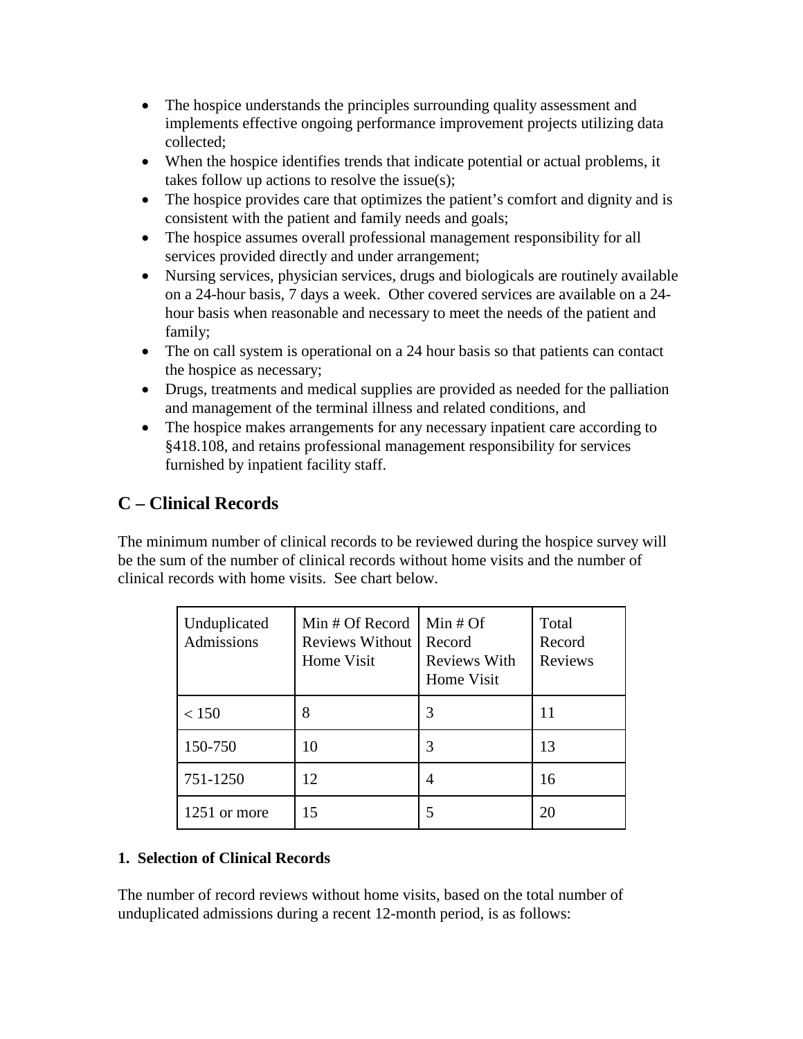- The hospice understands the principles surrounding quality assessment and implements effective ongoing performance improvement projects utilizing data collected;
- When the hospice identifies trends that indicate potential or actual problems, it takes follow up actions to resolve the issue(s);
- The hospice provides care that optimizes the patient's comfort and dignity and is consistent with the patient and family needs and goals;
- The hospice assumes overall professional management responsibility for all services provided directly and under arrangement;
- Nursing services, physician services, drugs and biologicals are routinely available on a 24-hour basis, 7 days a week. Other covered services are available on a 24-hour basis when reasonable and necessary to meet the needs of the patient and family;
- The on call system is operational on a 24 hour basis so that patients can contact the hospice as necessary;
- Drugs, treatments and medical supplies are provided as needed for the palliation and management of the terminal illness and related conditions, and
- The hospice makes arrangements for any necessary inpatient care according to §418.108, and retains professional management responsibility for services furnished by inpatient facility staff.

## C – Clinical Records

The minimum number of clinical records to be reviewed during the hospice survey will be the sum of the number of clinical records without home visits and the number of clinical records with home visits. See chart below.

| Unduplicated Admissions | Min # Of Record Reviews Without Home Visit | Min # Of Record Reviews With Home Visit | Total Record Reviews |
|---|---|---|---|
| < 150 | 8 | 3 | 11 |
| 150-750 | 10 | 3 | 13 |
| 751-1250 | 12 | 4 | 16 |
| 1251 or more | 15 | 5 | 20 |

**1. Selection of Clinical Records**

The number of record reviews without home visits, based on the total number of unduplicated admissions during a recent 12-month period, is as follows: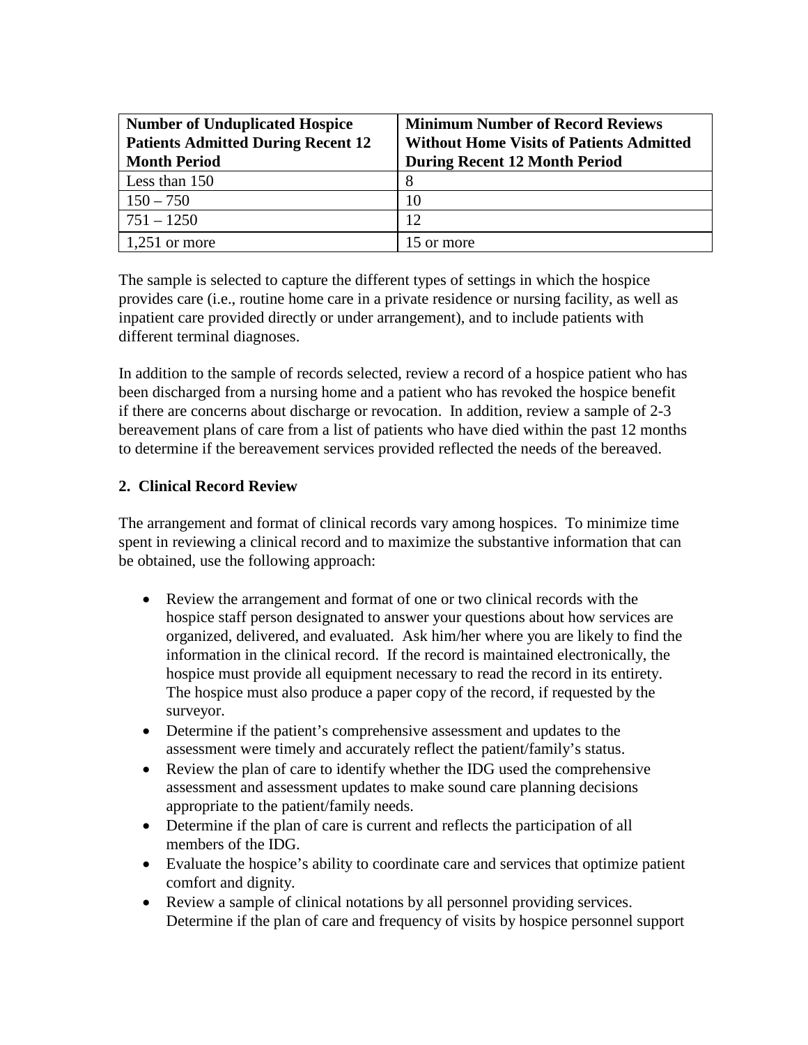| Number of Unduplicated Hospice Patients Admitted During Recent 12 Month Period | Minimum Number of Record Reviews Without Home Visits of Patients Admitted During Recent 12 Month Period |
|---|---|
| Less than 150 | 8 |
| 150 – 750 | 10 |
| 751 – 1250 | 12 |
| 1,251 or more | 15 or more |

The sample is selected to capture the different types of settings in which the hospice provides care (i.e., routine home care in a private residence or nursing facility, as well as inpatient care provided directly or under arrangement), and to include patients with different terminal diagnoses.

In addition to the sample of records selected, review a record of a hospice patient who has been discharged from a nursing home and a patient who has revoked the hospice benefit if there are concerns about discharge or revocation. In addition, review a sample of 2-3 bereavement plans of care from a list of patients who have died within the past 12 months to determine if the bereavement services provided reflected the needs of the bereaved.

**2. Clinical Record Review**

The arrangement and format of clinical records vary among hospices. To minimize time spent in reviewing a clinical record and to maximize the substantive information that can be obtained, use the following approach:

- Review the arrangement and format of one or two clinical records with the hospice staff person designated to answer your questions about how services are organized, delivered, and evaluated. Ask him/her where you are likely to find the information in the clinical record. If the record is maintained electronically, the hospice must provide all equipment necessary to read the record in its entirety. The hospice must also produce a paper copy of the record, if requested by the surveyor.
- Determine if the patient's comprehensive assessment and updates to the assessment were timely and accurately reflect the patient/family's status.
- Review the plan of care to identify whether the IDG used the comprehensive assessment and assessment updates to make sound care planning decisions appropriate to the patient/family needs.
- Determine if the plan of care is current and reflects the participation of all members of the IDG.
- Evaluate the hospice's ability to coordinate care and services that optimize patient comfort and dignity.
- Review a sample of clinical notations by all personnel providing services. Determine if the plan of care and frequency of visits by hospice personnel support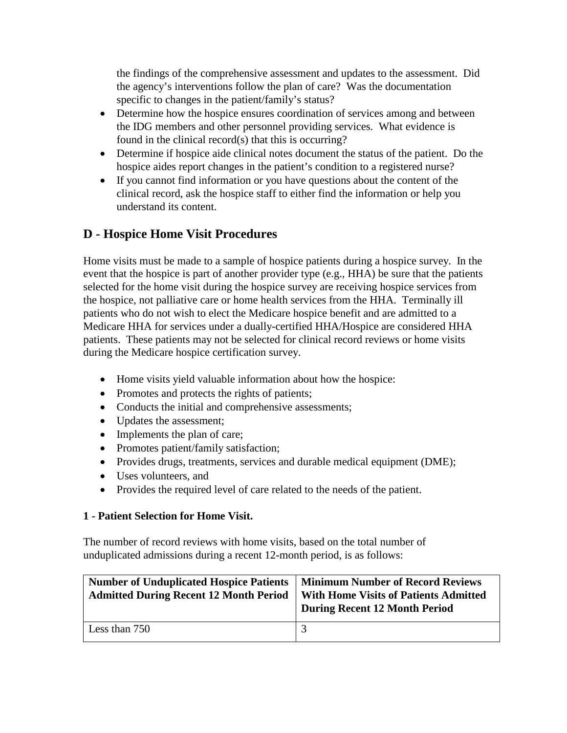the findings of the comprehensive assessment and updates to the assessment. Did the agency's interventions follow the plan of care? Was the documentation specific to changes in the patient/family's status?

- Determine how the hospice ensures coordination of services among and between the IDG members and other personnel providing services. What evidence is found in the clinical record(s) that this is occurring?
- Determine if hospice aide clinical notes document the status of the patient. Do the hospice aides report changes in the patient's condition to a registered nurse?
- If you cannot find information or you have questions about the content of the clinical record, ask the hospice staff to either find the information or help you understand its content.

## D - Hospice Home Visit Procedures

Home visits must be made to a sample of hospice patients during a hospice survey. In the event that the hospice is part of another provider type (e.g., HHA) be sure that the patients selected for the home visit during the hospice survey are receiving hospice services from the hospice, not palliative care or home health services from the HHA. Terminally ill patients who do not wish to elect the Medicare hospice benefit and are admitted to a Medicare HHA for services under a dually-certified HHA/Hospice are considered HHA patients. These patients may not be selected for clinical record reviews or home visits during the Medicare hospice certification survey.

- Home visits yield valuable information about how the hospice:
- Promotes and protects the rights of patients;
- Conducts the initial and comprehensive assessments;
- Updates the assessment;
- Implements the plan of care;
- Promotes patient/family satisfaction;
- Provides drugs, treatments, services and durable medical equipment (DME);
- Uses volunteers, and
- Provides the required level of care related to the needs of the patient.

**1 - Patient Selection for Home Visit.**

The number of record reviews with home visits, based on the total number of unduplicated admissions during a recent 12-month period, is as follows:

| Number of Unduplicated Hospice Patients Admitted During Recent 12 Month Period | Minimum Number of Record Reviews With Home Visits of Patients Admitted During Recent 12 Month Period |
|---|---|
| Less than 750 | 3 |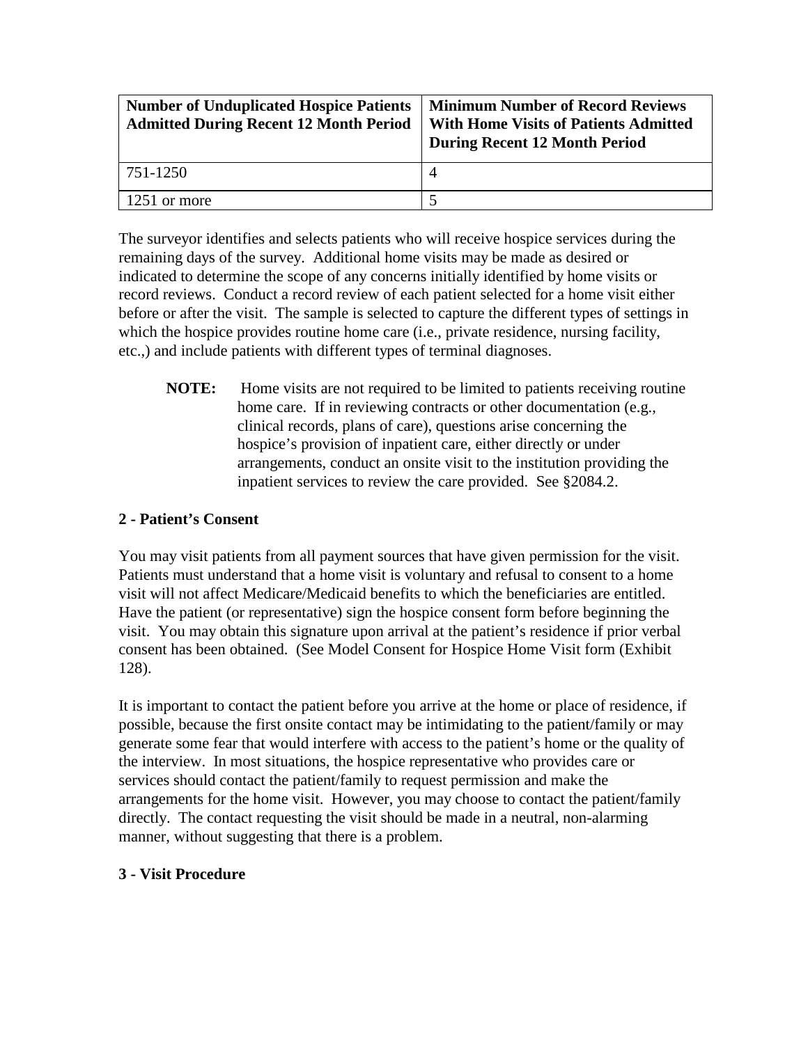| Number of Unduplicated Hospice Patients Admitted During Recent 12 Month Period | Minimum Number of Record Reviews With Home Visits of Patients Admitted During Recent 12 Month Period |
|---|---|
| 751-1250 | 4 |
| 1251 or more | 5 |

The surveyor identifies and selects patients who will receive hospice services during the remaining days of the survey. Additional home visits may be made as desired or indicated to determine the scope of any concerns initially identified by home visits or record reviews. Conduct a record review of each patient selected for a home visit either before or after the visit. The sample is selected to capture the different types of settings in which the hospice provides routine home care (i.e., private residence, nursing facility, etc.,) and include patients with different types of terminal diagnoses.

> **NOTE:** Home visits are not required to be limited to patients receiving routine home care. If in reviewing contracts or other documentation (e.g., clinical records, plans of care), questions arise concerning the hospice's provision of inpatient care, either directly or under arrangements, conduct an onsite visit to the institution providing the inpatient services to review the care provided. See §2084.2.

**2 - Patient's Consent**

You may visit patients from all payment sources that have given permission for the visit. Patients must understand that a home visit is voluntary and refusal to consent to a home visit will not affect Medicare/Medicaid benefits to which the beneficiaries are entitled. Have the patient (or representative) sign the hospice consent form before beginning the visit. You may obtain this signature upon arrival at the patient's residence if prior verbal consent has been obtained. (See Model Consent for Hospice Home Visit form (Exhibit 128).

It is important to contact the patient before you arrive at the home or place of residence, if possible, because the first onsite contact may be intimidating to the patient/family or may generate some fear that would interfere with access to the patient's home or the quality of the interview. In most situations, the hospice representative who provides care or services should contact the patient/family to request permission and make the arrangements for the home visit. However, you may choose to contact the patient/family directly. The contact requesting the visit should be made in a neutral, non-alarming manner, without suggesting that there is a problem.

**3 - Visit Procedure**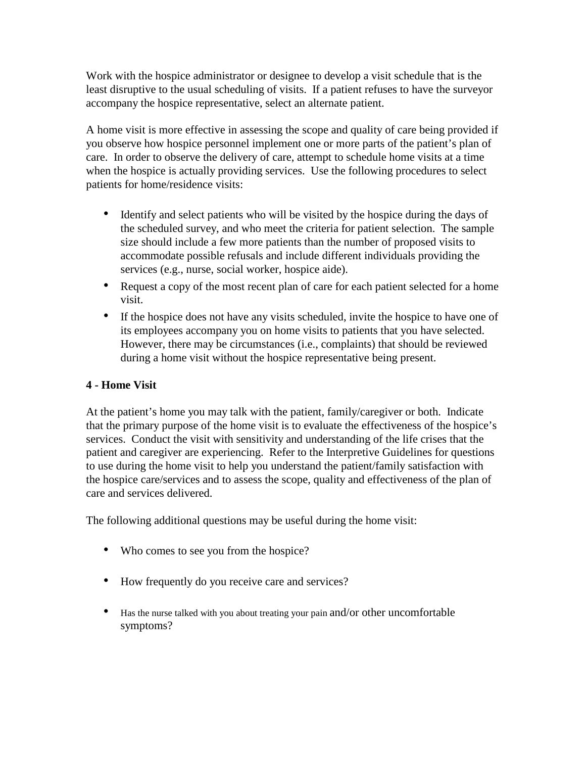Work with the hospice administrator or designee to develop a visit schedule that is the least disruptive to the usual scheduling of visits. If a patient refuses to have the surveyor accompany the hospice representative, select an alternate patient.

A home visit is more effective in assessing the scope and quality of care being provided if you observe how hospice personnel implement one or more parts of the patient's plan of care. In order to observe the delivery of care, attempt to schedule home visits at a time when the hospice is actually providing services. Use the following procedures to select patients for home/residence visits:

- Identify and select patients who will be visited by the hospice during the days of the scheduled survey, and who meet the criteria for patient selection. The sample size should include a few more patients than the number of proposed visits to accommodate possible refusals and include different individuals providing the services (e.g., nurse, social worker, hospice aide).
- Request a copy of the most recent plan of care for each patient selected for a home visit.
- If the hospice does not have any visits scheduled, invite the hospice to have one of its employees accompany you on home visits to patients that you have selected. However, there may be circumstances (i.e., complaints) that should be reviewed during a home visit without the hospice representative being present.

**4 - Home Visit**

At the patient's home you may talk with the patient, family/caregiver or both. Indicate that the primary purpose of the home visit is to evaluate the effectiveness of the hospice's services. Conduct the visit with sensitivity and understanding of the life crises that the patient and caregiver are experiencing. Refer to the Interpretive Guidelines for questions to use during the home visit to help you understand the patient/family satisfaction with the hospice care/services and to assess the scope, quality and effectiveness of the plan of care and services delivered.

The following additional questions may be useful during the home visit:

- Who comes to see you from the hospice?
- How frequently do you receive care and services?
- Has the nurse talked with you about treating your pain and/or other uncomfortable symptoms?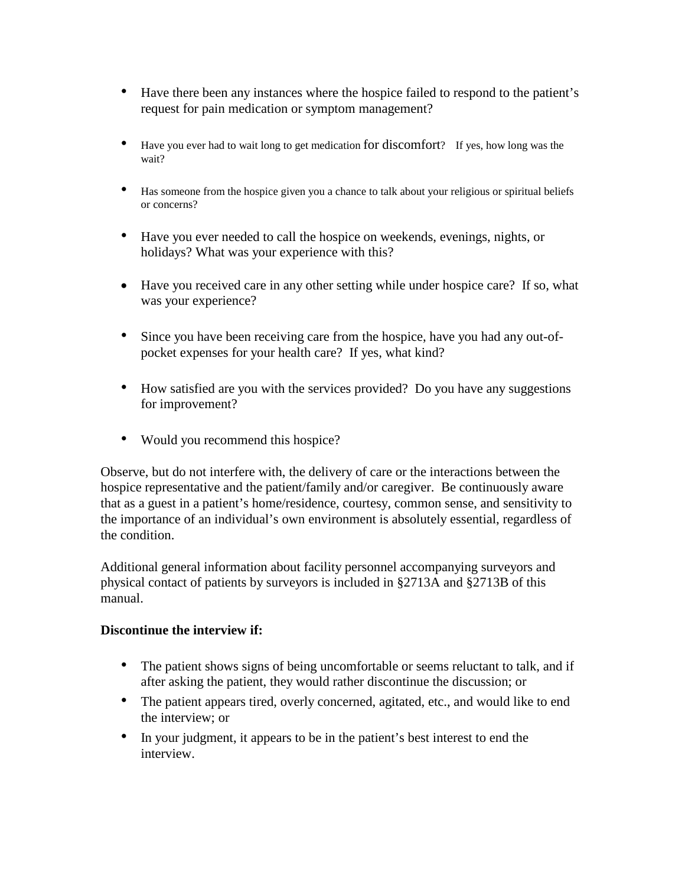- Have there been any instances where the hospice failed to respond to the patient's request for pain medication or symptom management?

- Have you ever had to wait long to get medication for discomfort? If yes, how long was the wait?

- Has someone from the hospice given you a chance to talk about your religious or spiritual beliefs or concerns?

- Have you ever needed to call the hospice on weekends, evenings, nights, or holidays? What was your experience with this?

- Have you received care in any other setting while under hospice care? If so, what was your experience?

- Since you have been receiving care from the hospice, have you had any out-of-pocket expenses for your health care? If yes, what kind?

- How satisfied are you with the services provided? Do you have any suggestions for improvement?

- Would you recommend this hospice?

Observe, but do not interfere with, the delivery of care or the interactions between the hospice representative and the patient/family and/or caregiver. Be continuously aware that as a guest in a patient's home/residence, courtesy, common sense, and sensitivity to the importance of an individual's own environment is absolutely essential, regardless of the condition.

Additional general information about facility personnel accompanying surveyors and physical contact of patients by surveyors is included in §2713A and §2713B of this manual.

**Discontinue the interview if:**

- The patient shows signs of being uncomfortable or seems reluctant to talk, and if after asking the patient, they would rather discontinue the discussion; or
- The patient appears tired, overly concerned, agitated, etc., and would like to end the interview; or
- In your judgment, it appears to be in the patient's best interest to end the interview.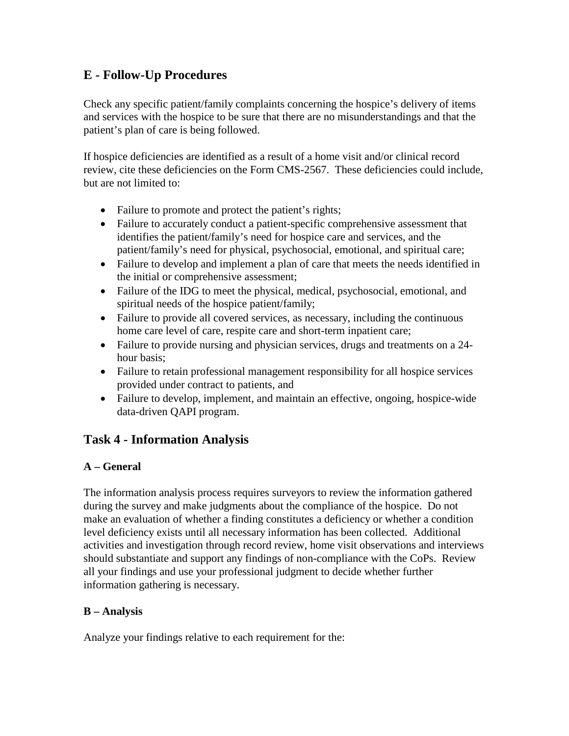## E - Follow-Up Procedures

Check any specific patient/family complaints concerning the hospice's delivery of items and services with the hospice to be sure that there are no misunderstandings and that the patient's plan of care is being followed.

If hospice deficiencies are identified as a result of a home visit and/or clinical record review, cite these deficiencies on the Form CMS-2567. These deficiencies could include, but are not limited to:

- Failure to promote and protect the patient's rights;
- Failure to accurately conduct a patient-specific comprehensive assessment that identifies the patient/family's need for hospice care and services, and the patient/family's need for physical, psychosocial, emotional, and spiritual care;
- Failure to develop and implement a plan of care that meets the needs identified in the initial or comprehensive assessment;
- Failure of the IDG to meet the physical, medical, psychosocial, emotional, and spiritual needs of the hospice patient/family;
- Failure to provide all covered services, as necessary, including the continuous home care level of care, respite care and short-term inpatient care;
- Failure to provide nursing and physician services, drugs and treatments on a 24-hour basis;
- Failure to retain professional management responsibility for all hospice services provided under contract to patients, and
- Failure to develop, implement, and maintain an effective, ongoing, hospice-wide data-driven QAPI program.

## Task 4 - Information Analysis

### A – General

The information analysis process requires surveyors to review the information gathered during the survey and make judgments about the compliance of the hospice. Do not make an evaluation of whether a finding constitutes a deficiency or whether a condition level deficiency exists until all necessary information has been collected. Additional activities and investigation through record review, home visit observations and interviews should substantiate and support any findings of non-compliance with the CoPs. Review all your findings and use your professional judgment to decide whether further information gathering is necessary.

### B – Analysis

Analyze your findings relative to each requirement for the: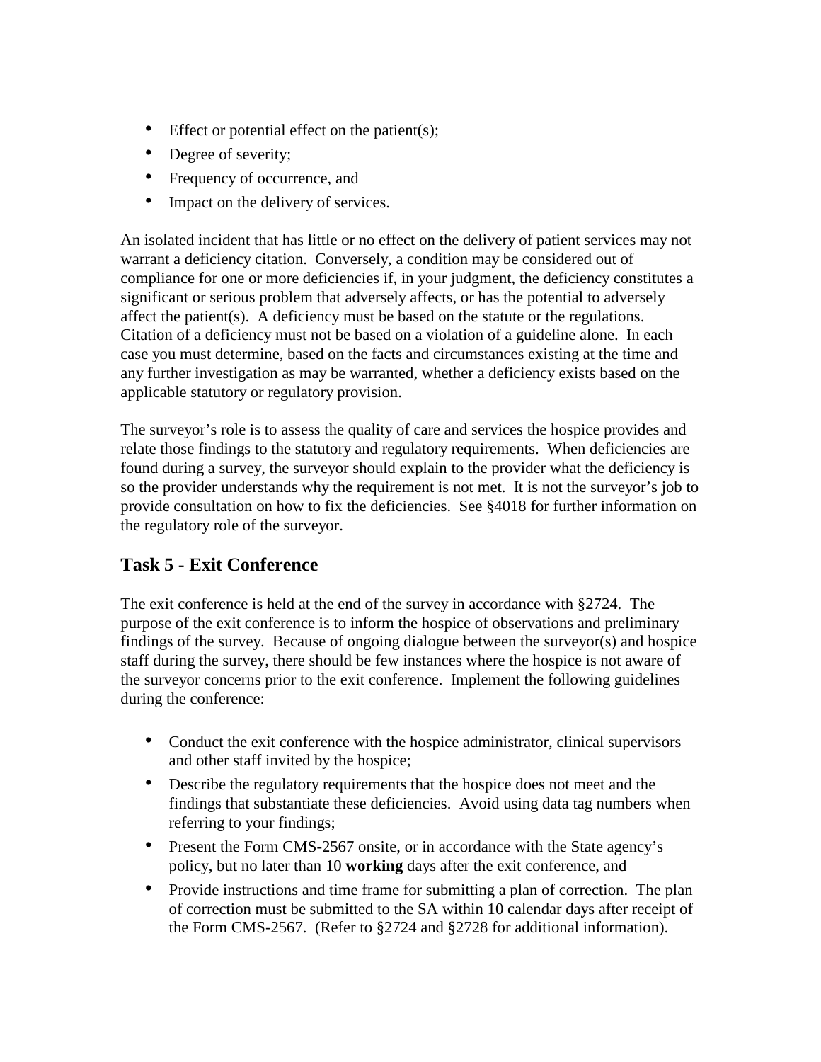- Effect or potential effect on the patient(s);
- Degree of severity;
- Frequency of occurrence, and
- Impact on the delivery of services.

An isolated incident that has little or no effect on the delivery of patient services may not warrant a deficiency citation. Conversely, a condition may be considered out of compliance for one or more deficiencies if, in your judgment, the deficiency constitutes a significant or serious problem that adversely affects, or has the potential to adversely affect the patient(s). A deficiency must be based on the statute or the regulations. Citation of a deficiency must not be based on a violation of a guideline alone. In each case you must determine, based on the facts and circumstances existing at the time and any further investigation as may be warranted, whether a deficiency exists based on the applicable statutory or regulatory provision.

The surveyor's role is to assess the quality of care and services the hospice provides and relate those findings to the statutory and regulatory requirements. When deficiencies are found during a survey, the surveyor should explain to the provider what the deficiency is so the provider understands why the requirement is not met. It is not the surveyor's job to provide consultation on how to fix the deficiencies. See §4018 for further information on the regulatory role of the surveyor.

## Task 5 - Exit Conference

The exit conference is held at the end of the survey in accordance with §2724. The purpose of the exit conference is to inform the hospice of observations and preliminary findings of the survey. Because of ongoing dialogue between the surveyor(s) and hospice staff during the survey, there should be few instances where the hospice is not aware of the surveyor concerns prior to the exit conference. Implement the following guidelines during the conference:

- Conduct the exit conference with the hospice administrator, clinical supervisors and other staff invited by the hospice;
- Describe the regulatory requirements that the hospice does not meet and the findings that substantiate these deficiencies. Avoid using data tag numbers when referring to your findings;
- Present the Form CMS-2567 onsite, or in accordance with the State agency's policy, but no later than 10 **working** days after the exit conference, and
- Provide instructions and time frame for submitting a plan of correction. The plan of correction must be submitted to the SA within 10 calendar days after receipt of the Form CMS-2567. (Refer to §2724 and §2728 for additional information).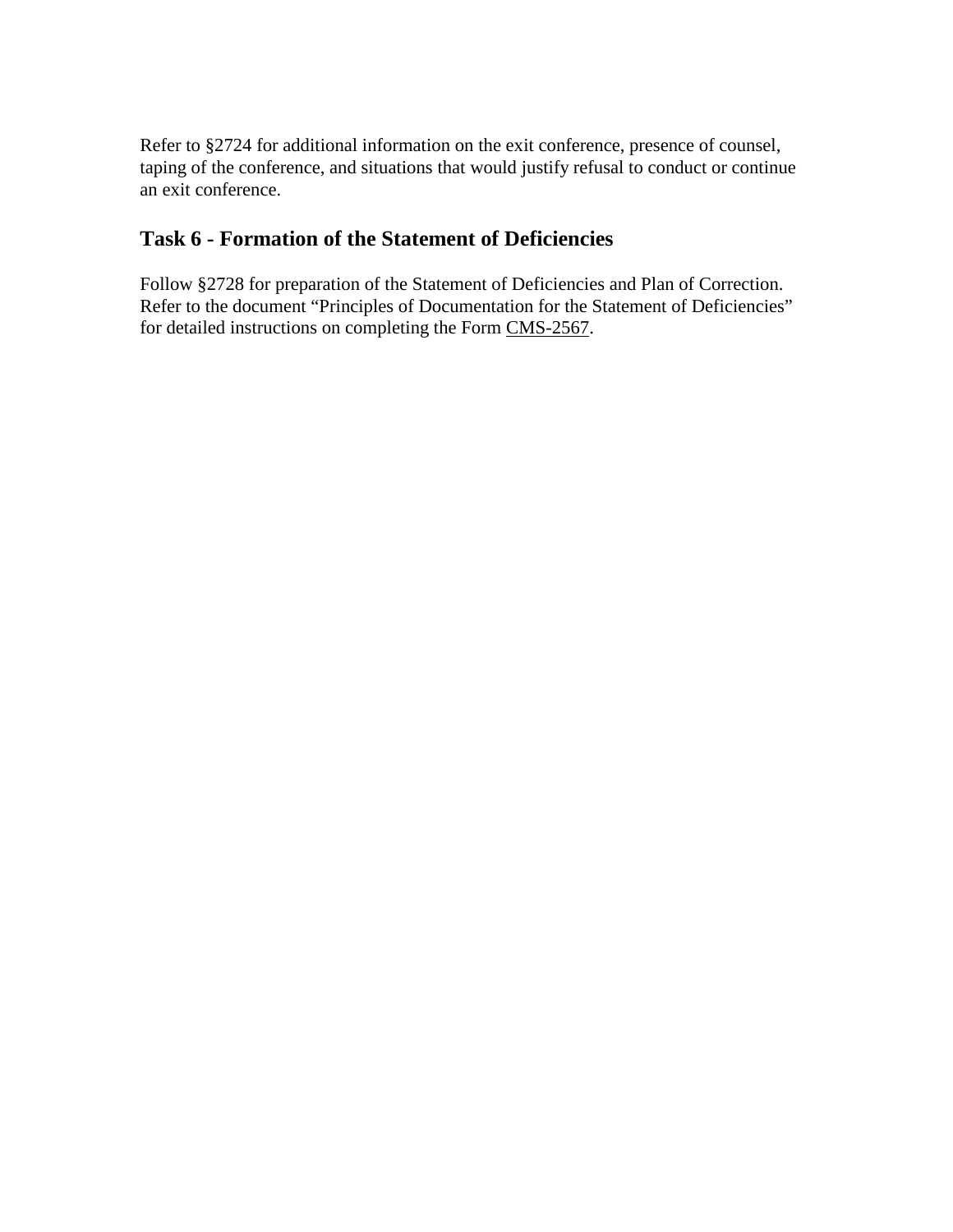Refer to §2724 for additional information on the exit conference, presence of counsel, taping of the conference, and situations that would justify refusal to conduct or continue an exit conference.

## Task 6 - Formation of the Statement of Deficiencies

Follow §2728 for preparation of the Statement of Deficiencies and Plan of Correction. Refer to the document "Principles of Documentation for the Statement of Deficiencies" for detailed instructions on completing the Form CMS-2567.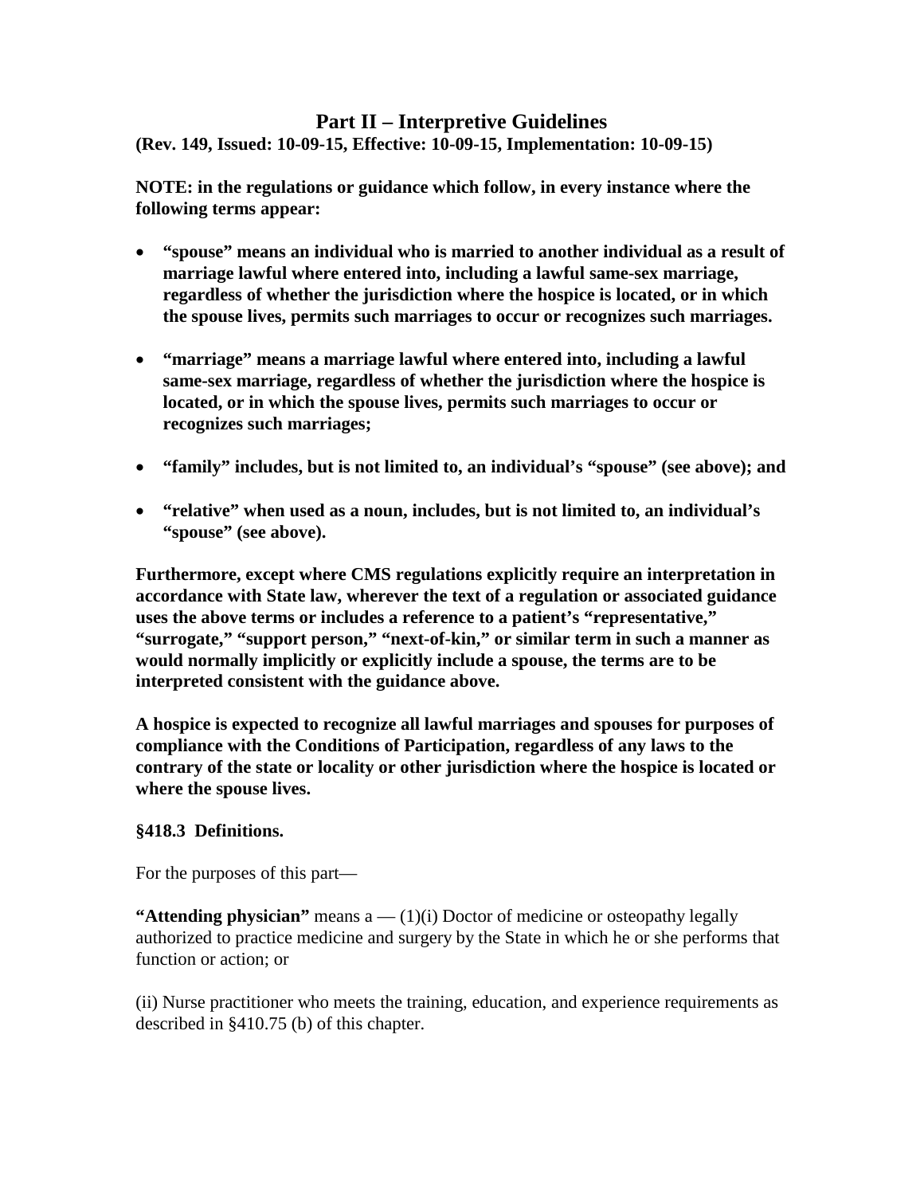# Part II – Interpretive Guidelines

**(Rev. 149, Issued: 10-09-15, Effective: 10-09-15, Implementation: 10-09-15)**

**NOTE: in the regulations or guidance which follow, in every instance where the following terms appear:**

- **"spouse" means an individual who is married to another individual as a result of marriage lawful where entered into, including a lawful same-sex marriage, regardless of whether the jurisdiction where the hospice is located, or in which the spouse lives, permits such marriages to occur or recognizes such marriages.**
- **"marriage" means a marriage lawful where entered into, including a lawful same-sex marriage, regardless of whether the jurisdiction where the hospice is located, or in which the spouse lives, permits such marriages to occur or recognizes such marriages;**
- **"family" includes, but is not limited to, an individual's "spouse" (see above); and**
- **"relative" when used as a noun, includes, but is not limited to, an individual's "spouse" (see above).**

**Furthermore, except where CMS regulations explicitly require an interpretation in accordance with State law, wherever the text of a regulation or associated guidance uses the above terms or includes a reference to a patient's "representative," "surrogate," "support person," "next-of-kin," or similar term in such a manner as would normally implicitly or explicitly include a spouse, the terms are to be interpreted consistent with the guidance above.**

**A hospice is expected to recognize all lawful marriages and spouses for purposes of compliance with the Conditions of Participation, regardless of any laws to the contrary of the state or locality or other jurisdiction where the hospice is located or where the spouse lives.**

**§418.3 Definitions.**

For the purposes of this part—

**"Attending physician"** means a — (1)(i) Doctor of medicine or osteopathy legally authorized to practice medicine and surgery by the State in which he or she performs that function or action; or

(ii) Nurse practitioner who meets the training, education, and experience requirements as described in §410.75 (b) of this chapter.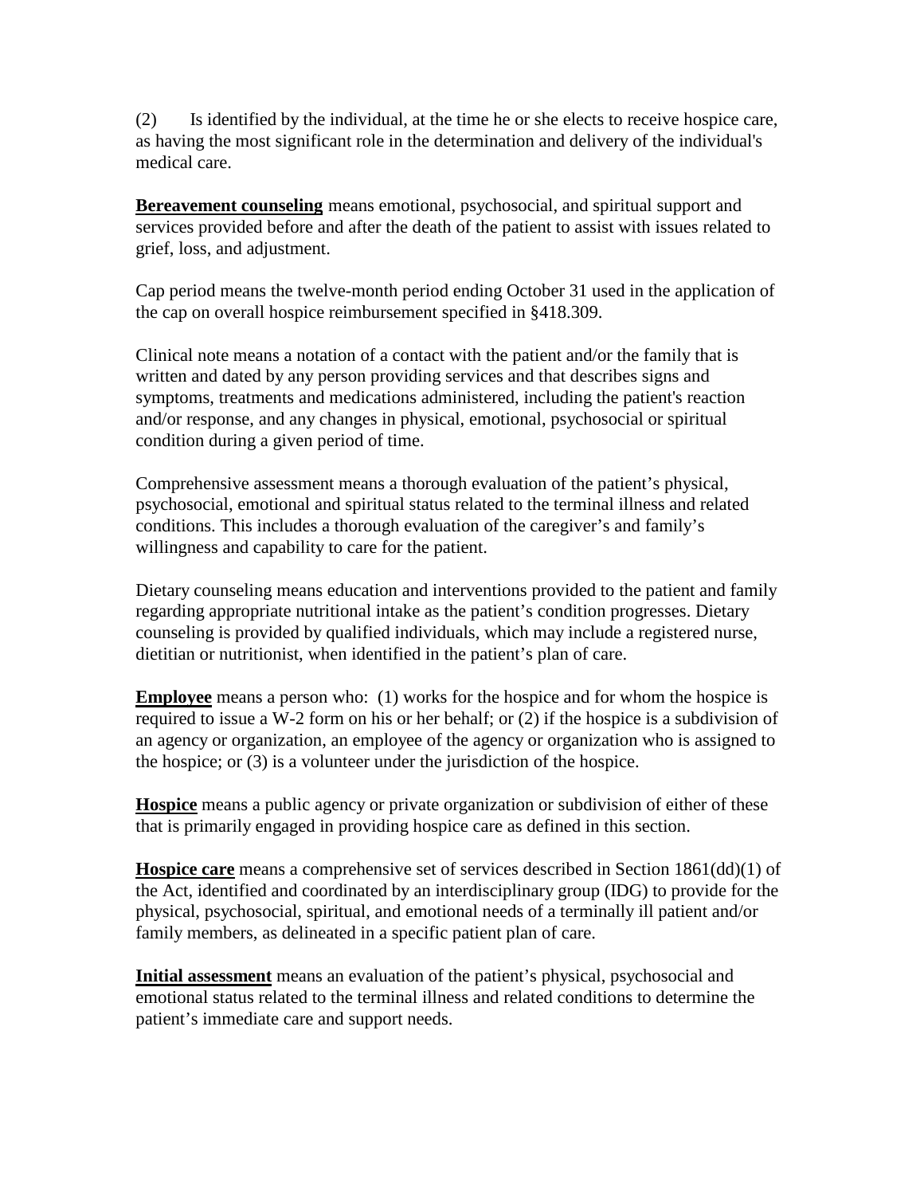(2) Is identified by the individual, at the time he or she elects to receive hospice care, as having the most significant role in the determination and delivery of the individual's medical care.

**Bereavement counseling** means emotional, psychosocial, and spiritual support and services provided before and after the death of the patient to assist with issues related to grief, loss, and adjustment.

Cap period means the twelve-month period ending October 31 used in the application of the cap on overall hospice reimbursement specified in §418.309.

Clinical note means a notation of a contact with the patient and/or the family that is written and dated by any person providing services and that describes signs and symptoms, treatments and medications administered, including the patient's reaction and/or response, and any changes in physical, emotional, psychosocial or spiritual condition during a given period of time.

Comprehensive assessment means a thorough evaluation of the patient's physical, psychosocial, emotional and spiritual status related to the terminal illness and related conditions. This includes a thorough evaluation of the caregiver's and family's willingness and capability to care for the patient.

Dietary counseling means education and interventions provided to the patient and family regarding appropriate nutritional intake as the patient's condition progresses. Dietary counseling is provided by qualified individuals, which may include a registered nurse, dietitian or nutritionist, when identified in the patient's plan of care.

**Employee** means a person who: (1) works for the hospice and for whom the hospice is required to issue a W-2 form on his or her behalf; or (2) if the hospice is a subdivision of an agency or organization, an employee of the agency or organization who is assigned to the hospice; or (3) is a volunteer under the jurisdiction of the hospice.

**Hospice** means a public agency or private organization or subdivision of either of these that is primarily engaged in providing hospice care as defined in this section.

**Hospice care** means a comprehensive set of services described in Section 1861(dd)(1) of the Act, identified and coordinated by an interdisciplinary group (IDG) to provide for the physical, psychosocial, spiritual, and emotional needs of a terminally ill patient and/or family members, as delineated in a specific patient plan of care.

**Initial assessment** means an evaluation of the patient's physical, psychosocial and emotional status related to the terminal illness and related conditions to determine the patient's immediate care and support needs.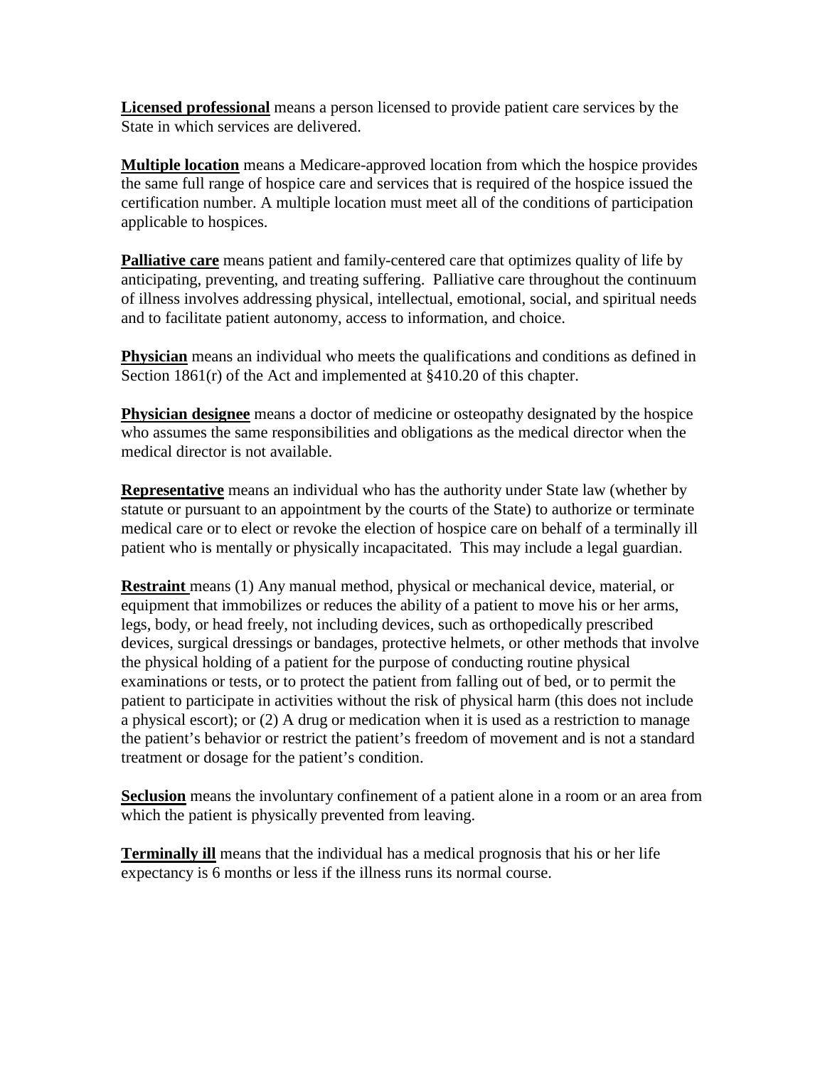**Licensed professional** means a person licensed to provide patient care services by the State in which services are delivered.

**Multiple location** means a Medicare-approved location from which the hospice provides the same full range of hospice care and services that is required of the hospice issued the certification number. A multiple location must meet all of the conditions of participation applicable to hospices.

**Palliative care** means patient and family-centered care that optimizes quality of life by anticipating, preventing, and treating suffering. Palliative care throughout the continuum of illness involves addressing physical, intellectual, emotional, social, and spiritual needs and to facilitate patient autonomy, access to information, and choice.

**Physician** means an individual who meets the qualifications and conditions as defined in Section 1861(r) of the Act and implemented at §410.20 of this chapter.

**Physician designee** means a doctor of medicine or osteopathy designated by the hospice who assumes the same responsibilities and obligations as the medical director when the medical director is not available.

**Representative** means an individual who has the authority under State law (whether by statute or pursuant to an appointment by the courts of the State) to authorize or terminate medical care or to elect or revoke the election of hospice care on behalf of a terminally ill patient who is mentally or physically incapacitated. This may include a legal guardian.

**Restraint** means (1) Any manual method, physical or mechanical device, material, or equipment that immobilizes or reduces the ability of a patient to move his or her arms, legs, body, or head freely, not including devices, such as orthopedically prescribed devices, surgical dressings or bandages, protective helmets, or other methods that involve the physical holding of a patient for the purpose of conducting routine physical examinations or tests, or to protect the patient from falling out of bed, or to permit the patient to participate in activities without the risk of physical harm (this does not include a physical escort); or (2) A drug or medication when it is used as a restriction to manage the patient's behavior or restrict the patient's freedom of movement and is not a standard treatment or dosage for the patient's condition.

**Seclusion** means the involuntary confinement of a patient alone in a room or an area from which the patient is physically prevented from leaving.

**Terminally ill** means that the individual has a medical prognosis that his or her life expectancy is 6 months or less if the illness runs its normal course.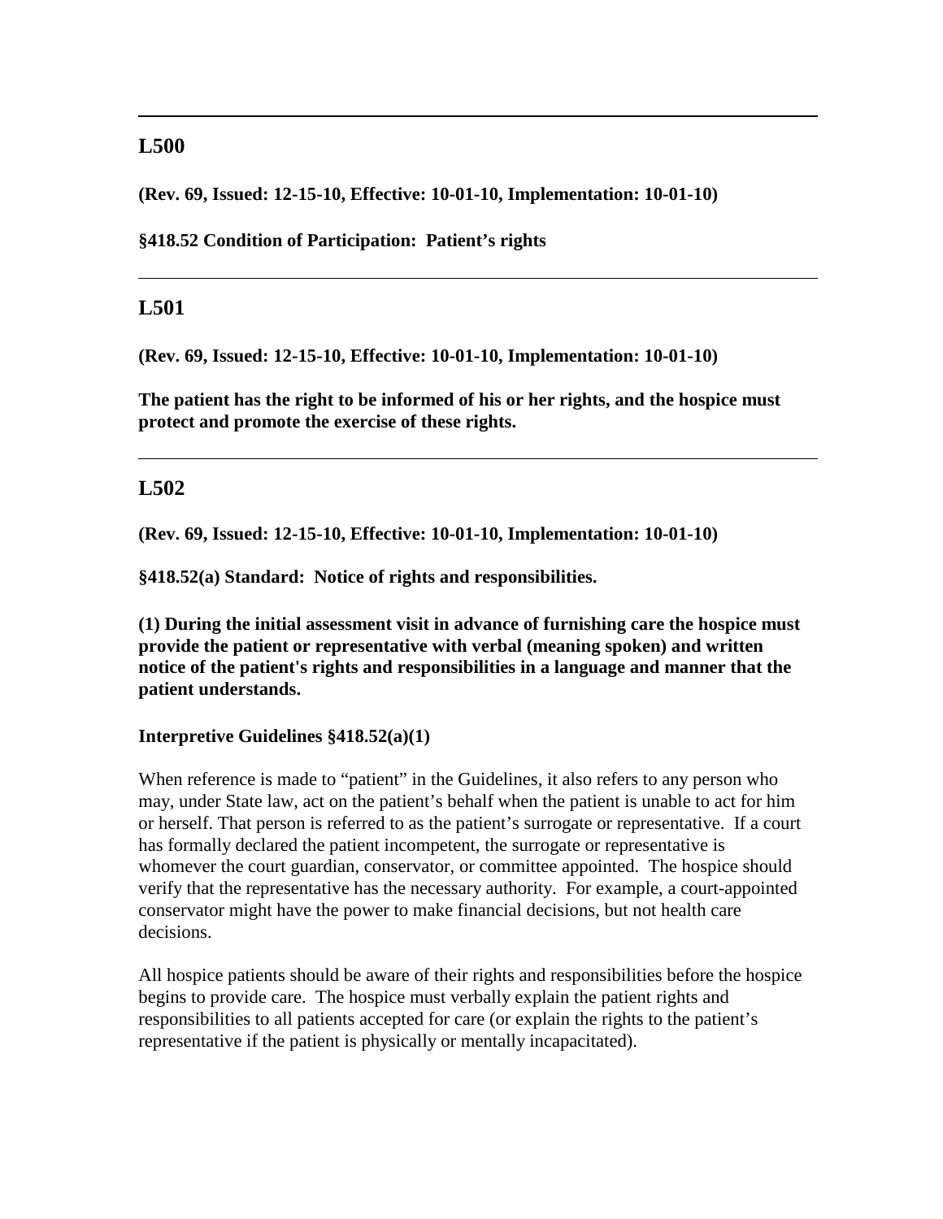---

## L500

**(Rev. 69, Issued: 12-15-10, Effective: 10-01-10, Implementation: 10-01-10)**

**§418.52 Condition of Participation: Patient's rights**

---

## L501

**(Rev. 69, Issued: 12-15-10, Effective: 10-01-10, Implementation: 10-01-10)**

**The patient has the right to be informed of his or her rights, and the hospice must protect and promote the exercise of these rights.**

---

## L502

**(Rev. 69, Issued: 12-15-10, Effective: 10-01-10, Implementation: 10-01-10)**

**§418.52(a) Standard: Notice of rights and responsibilities.**

**(1) During the initial assessment visit in advance of furnishing care the hospice must provide the patient or representative with verbal (meaning spoken) and written notice of the patient's rights and responsibilities in a language and manner that the patient understands.**

**Interpretive Guidelines §418.52(a)(1)**

When reference is made to "patient" in the Guidelines, it also refers to any person who may, under State law, act on the patient's behalf when the patient is unable to act for him or herself. That person is referred to as the patient's surrogate or representative. If a court has formally declared the patient incompetent, the surrogate or representative is whomever the court guardian, conservator, or committee appointed. The hospice should verify that the representative has the necessary authority. For example, a court-appointed conservator might have the power to make financial decisions, but not health care decisions.

All hospice patients should be aware of their rights and responsibilities before the hospice begins to provide care. The hospice must verbally explain the patient rights and responsibilities to all patients accepted for care (or explain the rights to the patient's representative if the patient is physically or mentally incapacitated).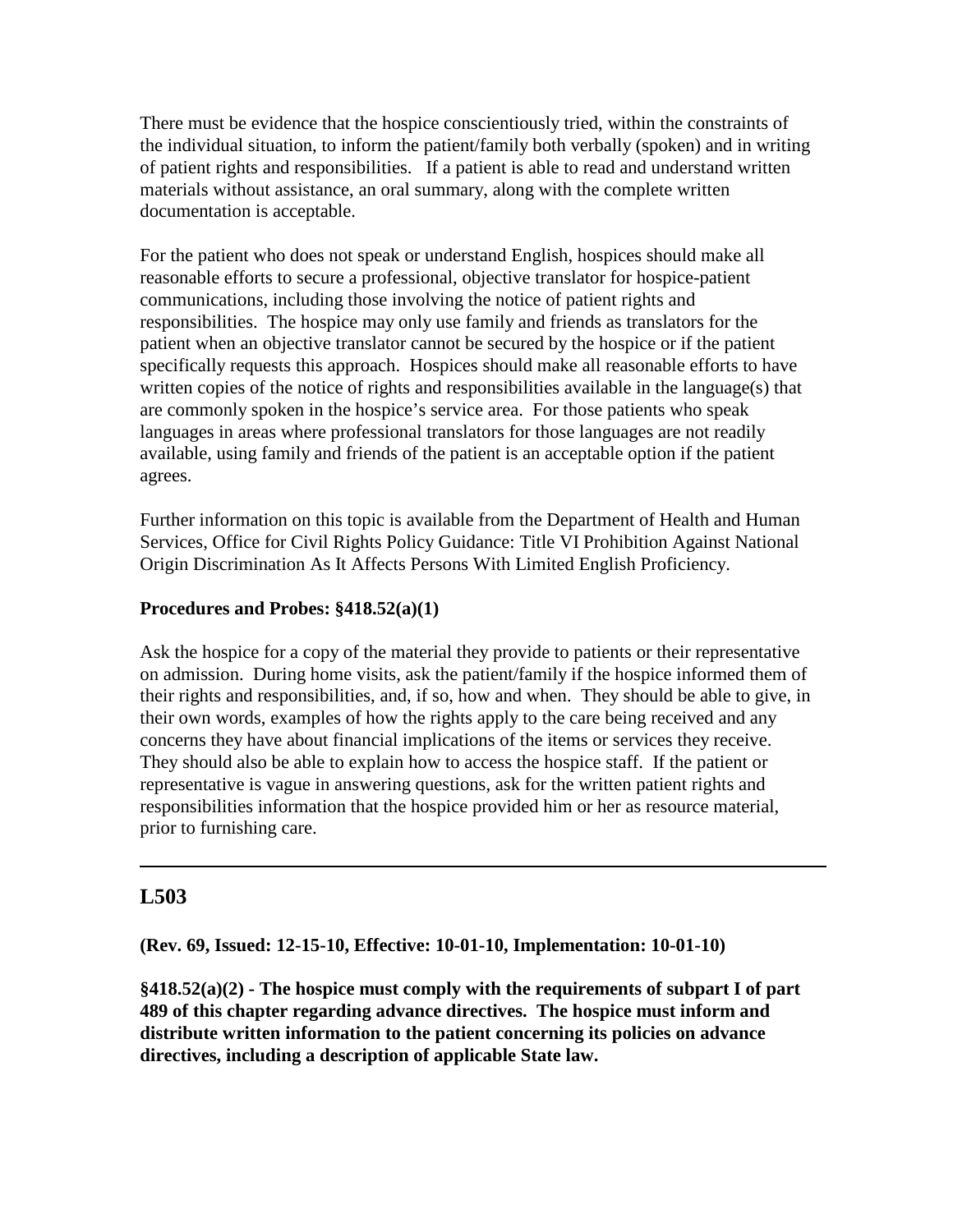There must be evidence that the hospice conscientiously tried, within the constraints of the individual situation, to inform the patient/family both verbally (spoken) and in writing of patient rights and responsibilities. If a patient is able to read and understand written materials without assistance, an oral summary, along with the complete written documentation is acceptable.

For the patient who does not speak or understand English, hospices should make all reasonable efforts to secure a professional, objective translator for hospice-patient communications, including those involving the notice of patient rights and responsibilities. The hospice may only use family and friends as translators for the patient when an objective translator cannot be secured by the hospice or if the patient specifically requests this approach. Hospices should make all reasonable efforts to have written copies of the notice of rights and responsibilities available in the language(s) that are commonly spoken in the hospice's service area. For those patients who speak languages in areas where professional translators for those languages are not readily available, using family and friends of the patient is an acceptable option if the patient agrees.

Further information on this topic is available from the Department of Health and Human Services, Office for Civil Rights Policy Guidance: Title VI Prohibition Against National Origin Discrimination As It Affects Persons With Limited English Proficiency.

**Procedures and Probes: §418.52(a)(1)**

Ask the hospice for a copy of the material they provide to patients or their representative on admission. During home visits, ask the patient/family if the hospice informed them of their rights and responsibilities, and, if so, how and when. They should be able to give, in their own words, examples of how the rights apply to the care being received and any concerns they have about financial implications of the items or services they receive. They should also be able to explain how to access the hospice staff. If the patient or representative is vague in answering questions, ask for the written patient rights and responsibilities information that the hospice provided him or her as resource material, prior to furnishing care.

---

## L503

**(Rev. 69, Issued: 12-15-10, Effective: 10-01-10, Implementation: 10-01-10)**

**§418.52(a)(2) - The hospice must comply with the requirements of subpart I of part 489 of this chapter regarding advance directives. The hospice must inform and distribute written information to the patient concerning its policies on advance directives, including a description of applicable State law.**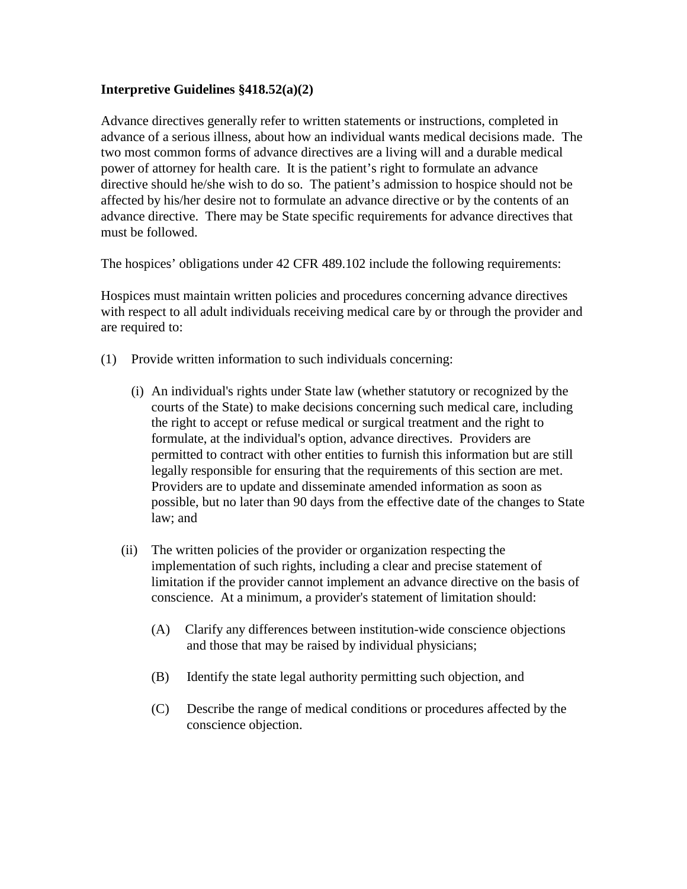**Interpretive Guidelines §418.52(a)(2)**

Advance directives generally refer to written statements or instructions, completed in advance of a serious illness, about how an individual wants medical decisions made. The two most common forms of advance directives are a living will and a durable medical power of attorney for health care. It is the patient's right to formulate an advance directive should he/she wish to do so. The patient's admission to hospice should not be affected by his/her desire not to formulate an advance directive or by the contents of an advance directive. There may be State specific requirements for advance directives that must be followed.

The hospices' obligations under 42 CFR 489.102 include the following requirements:

Hospices must maintain written policies and procedures concerning advance directives with respect to all adult individuals receiving medical care by or through the provider and are required to:

(1) Provide written information to such individuals concerning:

 (i) An individual's rights under State law (whether statutory or recognized by the courts of the State) to make decisions concerning such medical care, including the right to accept or refuse medical or surgical treatment and the right to formulate, at the individual's option, advance directives. Providers are permitted to contract with other entities to furnish this information but are still legally responsible for ensuring that the requirements of this section are met. Providers are to update and disseminate amended information as soon as possible, but no later than 90 days from the effective date of the changes to State law; and

 (ii) The written policies of the provider or organization respecting the implementation of such rights, including a clear and precise statement of limitation if the provider cannot implement an advance directive on the basis of conscience. At a minimum, a provider's statement of limitation should:

  (A) Clarify any differences between institution-wide conscience objections and those that may be raised by individual physicians;

  (B) Identify the state legal authority permitting such objection, and

  (C) Describe the range of medical conditions or procedures affected by the conscience objection.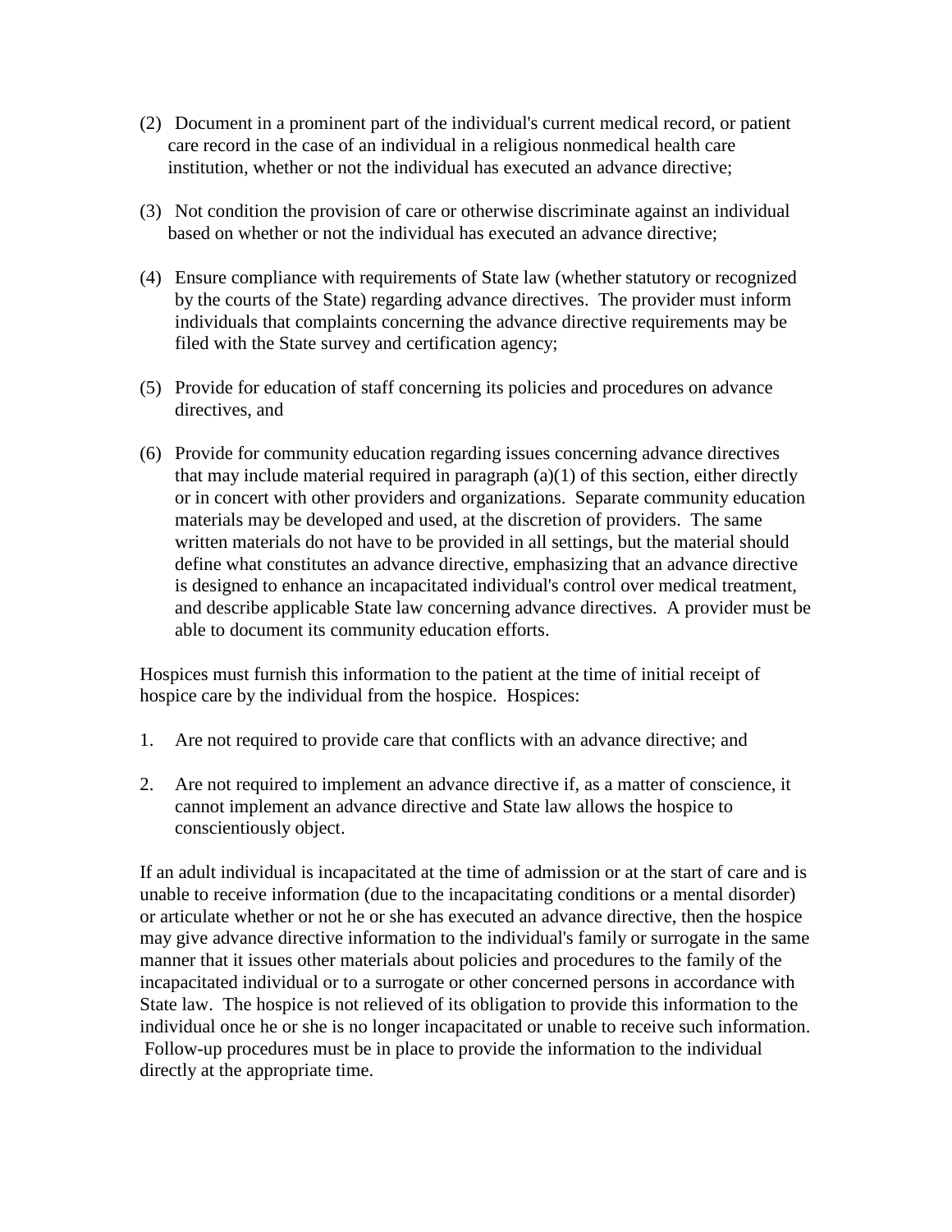(2) Document in a prominent part of the individual's current medical record, or patient care record in the case of an individual in a religious nonmedical health care institution, whether or not the individual has executed an advance directive;

(3) Not condition the provision of care or otherwise discriminate against an individual based on whether or not the individual has executed an advance directive;

(4) Ensure compliance with requirements of State law (whether statutory or recognized by the courts of the State) regarding advance directives. The provider must inform individuals that complaints concerning the advance directive requirements may be filed with the State survey and certification agency;

(5) Provide for education of staff concerning its policies and procedures on advance directives, and

(6) Provide for community education regarding issues concerning advance directives that may include material required in paragraph (a)(1) of this section, either directly or in concert with other providers and organizations. Separate community education materials may be developed and used, at the discretion of providers. The same written materials do not have to be provided in all settings, but the material should define what constitutes an advance directive, emphasizing that an advance directive is designed to enhance an incapacitated individual's control over medical treatment, and describe applicable State law concerning advance directives. A provider must be able to document its community education efforts.

Hospices must furnish this information to the patient at the time of initial receipt of hospice care by the individual from the hospice. Hospices:

1. Are not required to provide care that conflicts with an advance directive; and

2. Are not required to implement an advance directive if, as a matter of conscience, it cannot implement an advance directive and State law allows the hospice to conscientiously object.

If an adult individual is incapacitated at the time of admission or at the start of care and is unable to receive information (due to the incapacitating conditions or a mental disorder) or articulate whether or not he or she has executed an advance directive, then the hospice may give advance directive information to the individual's family or surrogate in the same manner that it issues other materials about policies and procedures to the family of the incapacitated individual or to a surrogate or other concerned persons in accordance with State law. The hospice is not relieved of its obligation to provide this information to the individual once he or she is no longer incapacitated or unable to receive such information. Follow-up procedures must be in place to provide the information to the individual directly at the appropriate time.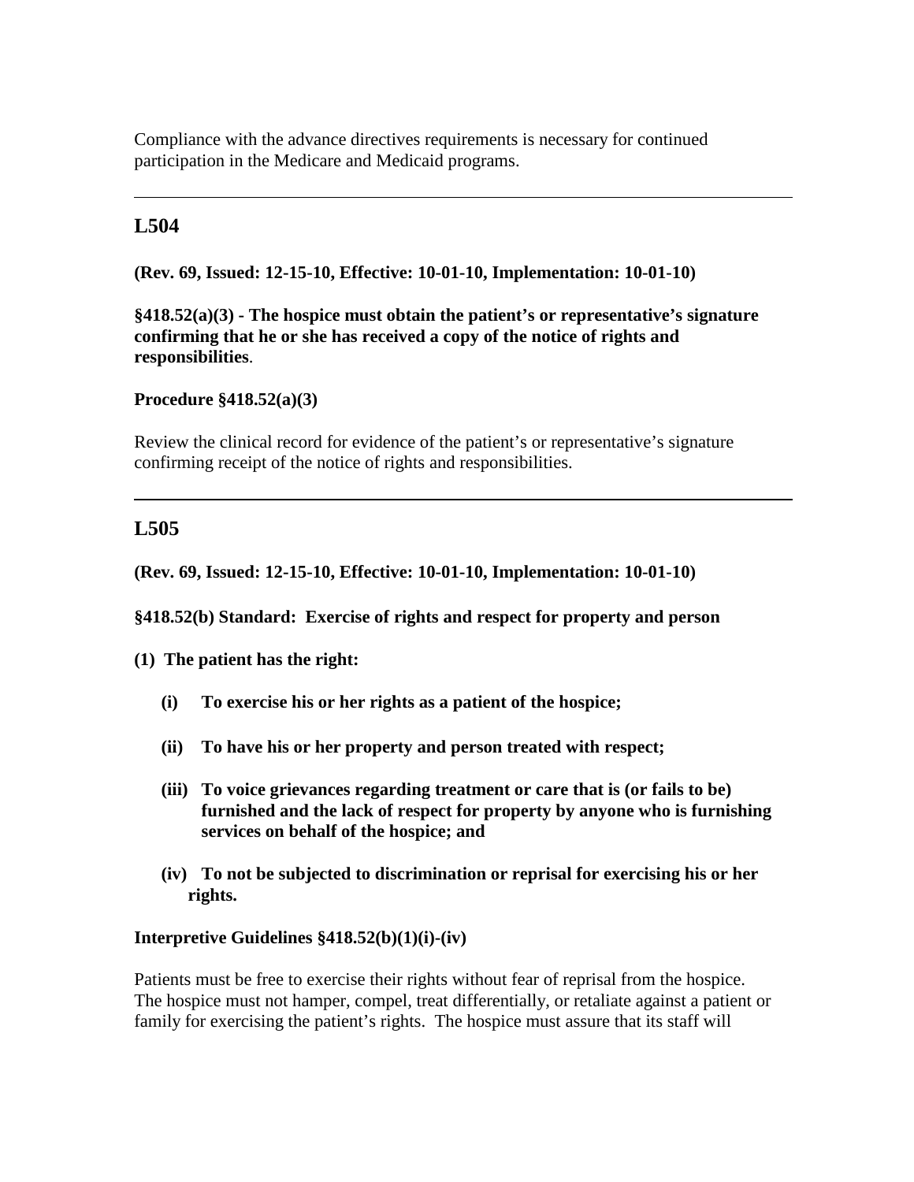Compliance with the advance directives requirements is necessary for continued participation in the Medicare and Medicaid programs.

---

## L504

**(Rev. 69, Issued: 12-15-10, Effective: 10-01-10, Implementation: 10-01-10)**

**§418.52(a)(3) - The hospice must obtain the patient's or representative's signature confirming that he or she has received a copy of the notice of rights and responsibilities**.

**Procedure §418.52(a)(3)**

Review the clinical record for evidence of the patient's or representative's signature confirming receipt of the notice of rights and responsibilities.

---

## L505

**(Rev. 69, Issued: 12-15-10, Effective: 10-01-10, Implementation: 10-01-10)**

**§418.52(b) Standard: Exercise of rights and respect for property and person**

**(1) The patient has the right:**

- **(i) To exercise his or her rights as a patient of the hospice;**
- **(ii) To have his or her property and person treated with respect;**
- **(iii) To voice grievances regarding treatment or care that is (or fails to be) furnished and the lack of respect for property by anyone who is furnishing services on behalf of the hospice; and**
- **(iv) To not be subjected to discrimination or reprisal for exercising his or her rights.**

**Interpretive Guidelines §418.52(b)(1)(i)-(iv)**

Patients must be free to exercise their rights without fear of reprisal from the hospice. The hospice must not hamper, compel, treat differentially, or retaliate against a patient or family for exercising the patient's rights. The hospice must assure that its staff will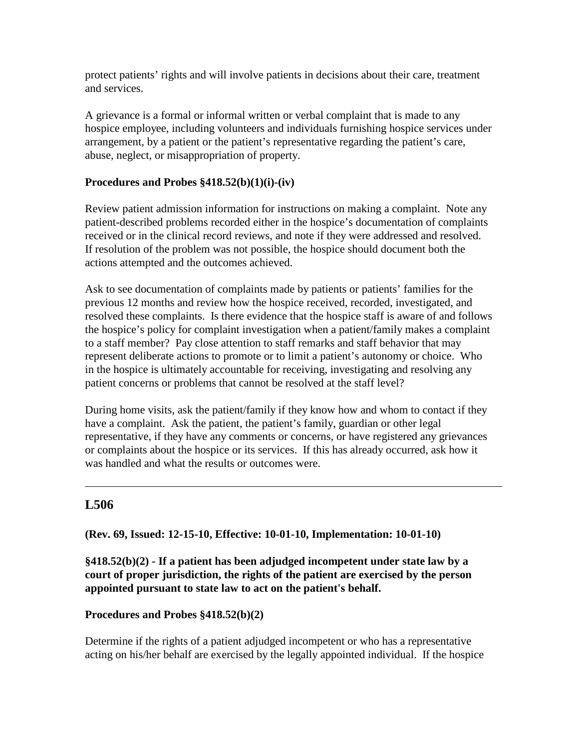protect patients' rights and will involve patients in decisions about their care, treatment and services.

A grievance is a formal or informal written or verbal complaint that is made to any hospice employee, including volunteers and individuals furnishing hospice services under arrangement, by a patient or the patient's representative regarding the patient's care, abuse, neglect, or misappropriation of property.

**Procedures and Probes §418.52(b)(1)(i)-(iv)**

Review patient admission information for instructions on making a complaint. Note any patient-described problems recorded either in the hospice's documentation of complaints received or in the clinical record reviews, and note if they were addressed and resolved. If resolution of the problem was not possible, the hospice should document both the actions attempted and the outcomes achieved.

Ask to see documentation of complaints made by patients or patients' families for the previous 12 months and review how the hospice received, recorded, investigated, and resolved these complaints. Is there evidence that the hospice staff is aware of and follows the hospice's policy for complaint investigation when a patient/family makes a complaint to a staff member? Pay close attention to staff remarks and staff behavior that may represent deliberate actions to promote or to limit a patient's autonomy or choice. Who in the hospice is ultimately accountable for receiving, investigating and resolving any patient concerns or problems that cannot be resolved at the staff level?

During home visits, ask the patient/family if they know how and whom to contact if they have a complaint. Ask the patient, the patient's family, guardian or other legal representative, if they have any comments or concerns, or have registered any grievances or complaints about the hospice or its services. If this has already occurred, ask how it was handled and what the results or outcomes were.

---

## L506

**(Rev. 69, Issued: 12-15-10, Effective: 10-01-10, Implementation: 10-01-10)**

**§418.52(b)(2) - If a patient has been adjudged incompetent under state law by a court of proper jurisdiction, the rights of the patient are exercised by the person appointed pursuant to state law to act on the patient's behalf.**

**Procedures and Probes §418.52(b)(2)**

Determine if the rights of a patient adjudged incompetent or who has a representative acting on his/her behalf are exercised by the legally appointed individual. If the hospice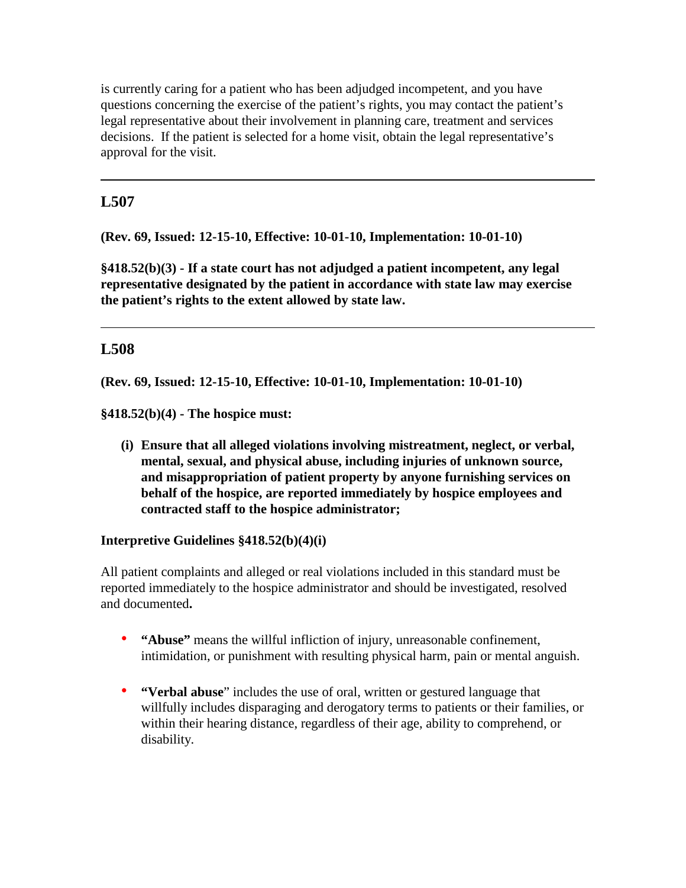is currently caring for a patient who has been adjudged incompetent, and you have questions concerning the exercise of the patient's rights, you may contact the patient's legal representative about their involvement in planning care, treatment and services decisions. If the patient is selected for a home visit, obtain the legal representative's approval for the visit.

---

## L507

**(Rev. 69, Issued: 12-15-10, Effective: 10-01-10, Implementation: 10-01-10)**

**§418.52(b)(3) - If a state court has not adjudged a patient incompetent, any legal representative designated by the patient in accordance with state law may exercise the patient's rights to the extent allowed by state law.**

---

## L508

**(Rev. 69, Issued: 12-15-10, Effective: 10-01-10, Implementation: 10-01-10)**

**§418.52(b)(4) - The hospice must:**

- **(i) Ensure that all alleged violations involving mistreatment, neglect, or verbal, mental, sexual, and physical abuse, including injuries of unknown source, and misappropriation of patient property by anyone furnishing services on behalf of the hospice, are reported immediately by hospice employees and contracted staff to the hospice administrator;**

**Interpretive Guidelines §418.52(b)(4)(i)**

All patient complaints and alleged or real violations included in this standard must be reported immediately to the hospice administrator and should be investigated, resolved and documented**.**

- **"Abuse"** means the willful infliction of injury, unreasonable confinement, intimidation, or punishment with resulting physical harm, pain or mental anguish.
- **"Verbal abuse"** includes the use of oral, written or gestured language that willfully includes disparaging and derogatory terms to patients or their families, or within their hearing distance, regardless of their age, ability to comprehend, or disability.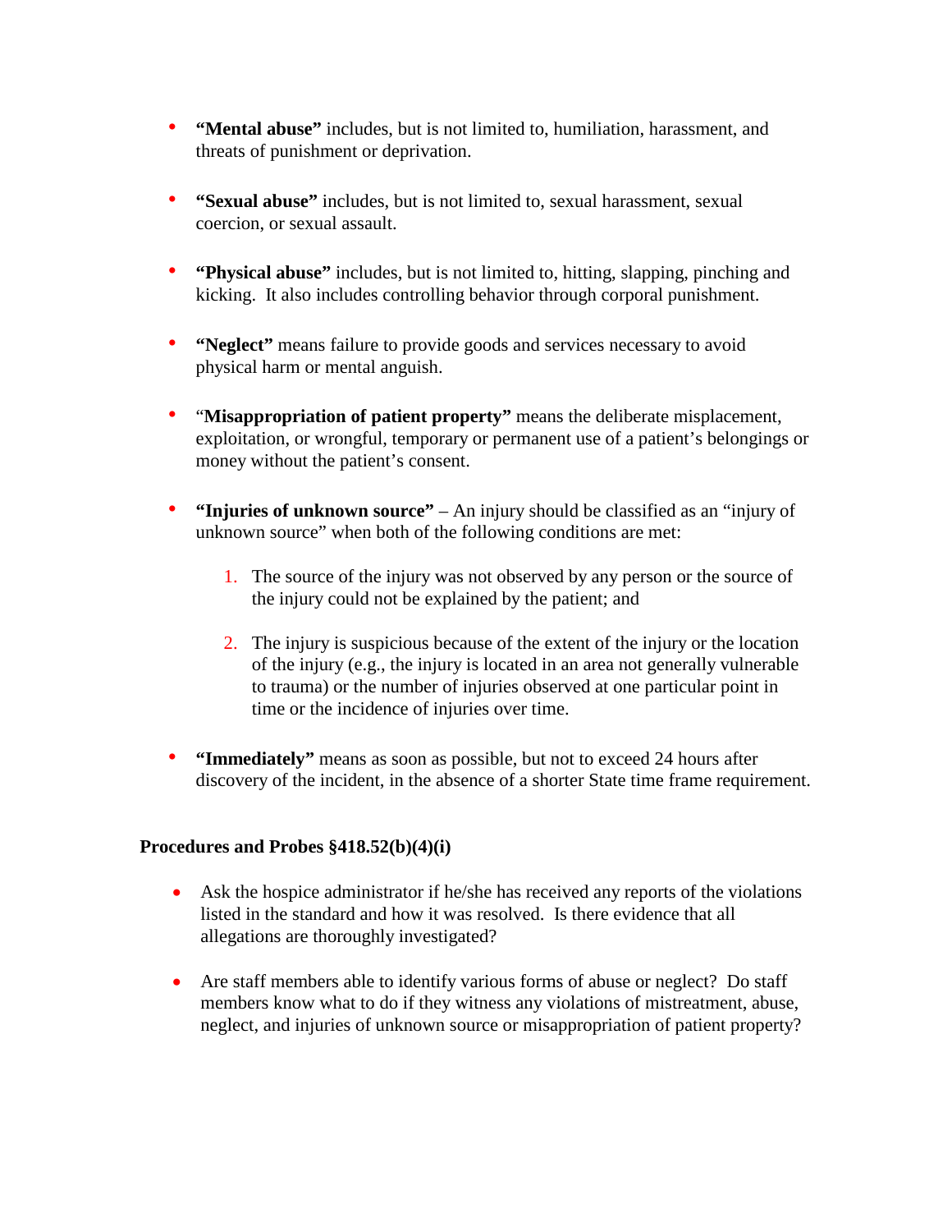- **"Mental abuse"** includes, but is not limited to, humiliation, harassment, and threats of punishment or deprivation.

- **"Sexual abuse"** includes, but is not limited to, sexual harassment, sexual coercion, or sexual assault.

- **"Physical abuse"** includes, but is not limited to, hitting, slapping, pinching and kicking. It also includes controlling behavior through corporal punishment.

- **"Neglect"** means failure to provide goods and services necessary to avoid physical harm or mental anguish.

- "**Misappropriation of patient property"** means the deliberate misplacement, exploitation, or wrongful, temporary or permanent use of a patient's belongings or money without the patient's consent.

- **"Injuries of unknown source"** – An injury should be classified as an "injury of unknown source" when both of the following conditions are met:

  1. The source of the injury was not observed by any person or the source of the injury could not be explained by the patient; and

  2. The injury is suspicious because of the extent of the injury or the location of the injury (e.g., the injury is located in an area not generally vulnerable to trauma) or the number of injuries observed at one particular point in time or the incidence of injuries over time.

- **"Immediately"** means as soon as possible, but not to exceed 24 hours after discovery of the incident, in the absence of a shorter State time frame requirement.

**Procedures and Probes §418.52(b)(4)(i)**

- Ask the hospice administrator if he/she has received any reports of the violations listed in the standard and how it was resolved. Is there evidence that all allegations are thoroughly investigated?

- Are staff members able to identify various forms of abuse or neglect? Do staff members know what to do if they witness any violations of mistreatment, abuse, neglect, and injuries of unknown source or misappropriation of patient property?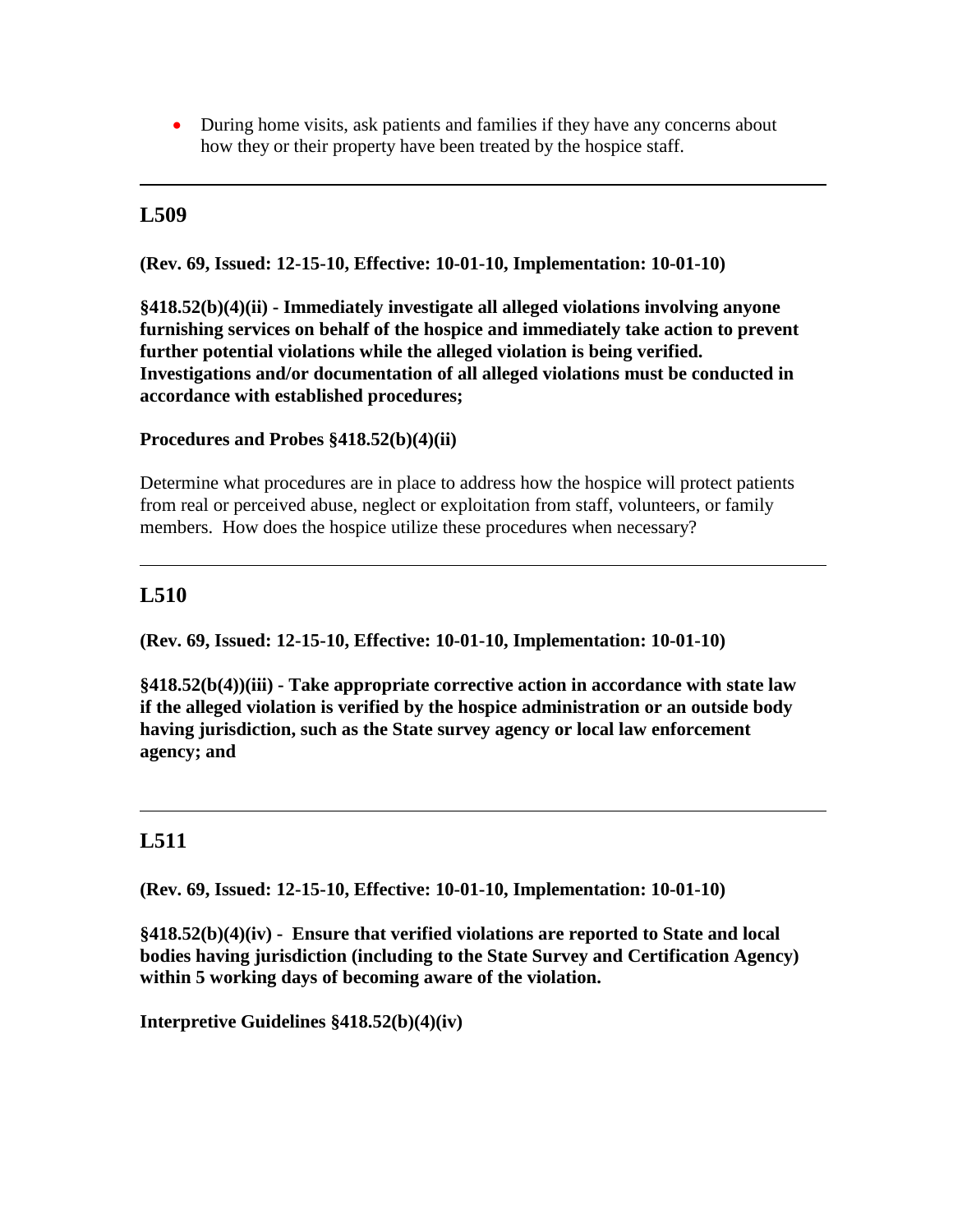- During home visits, ask patients and families if they have any concerns about how they or their property have been treated by the hospice staff.

---

## L509

**(Rev. 69, Issued: 12-15-10, Effective: 10-01-10, Implementation: 10-01-10)**

**§418.52(b)(4)(ii) - Immediately investigate all alleged violations involving anyone furnishing services on behalf of the hospice and immediately take action to prevent further potential violations while the alleged violation is being verified. Investigations and/or documentation of all alleged violations must be conducted in accordance with established procedures;**

**Procedures and Probes §418.52(b)(4)(ii)**

Determine what procedures are in place to address how the hospice will protect patients from real or perceived abuse, neglect or exploitation from staff, volunteers, or family members. How does the hospice utilize these procedures when necessary?

---

## L510

**(Rev. 69, Issued: 12-15-10, Effective: 10-01-10, Implementation: 10-01-10)**

**§418.52(b(4))(iii) - Take appropriate corrective action in accordance with state law if the alleged violation is verified by the hospice administration or an outside body having jurisdiction, such as the State survey agency or local law enforcement agency; and**

---

## L511

**(Rev. 69, Issued: 12-15-10, Effective: 10-01-10, Implementation: 10-01-10)**

**§418.52(b)(4)(iv) - Ensure that verified violations are reported to State and local bodies having jurisdiction (including to the State Survey and Certification Agency) within 5 working days of becoming aware of the violation.**

**Interpretive Guidelines §418.52(b)(4)(iv)**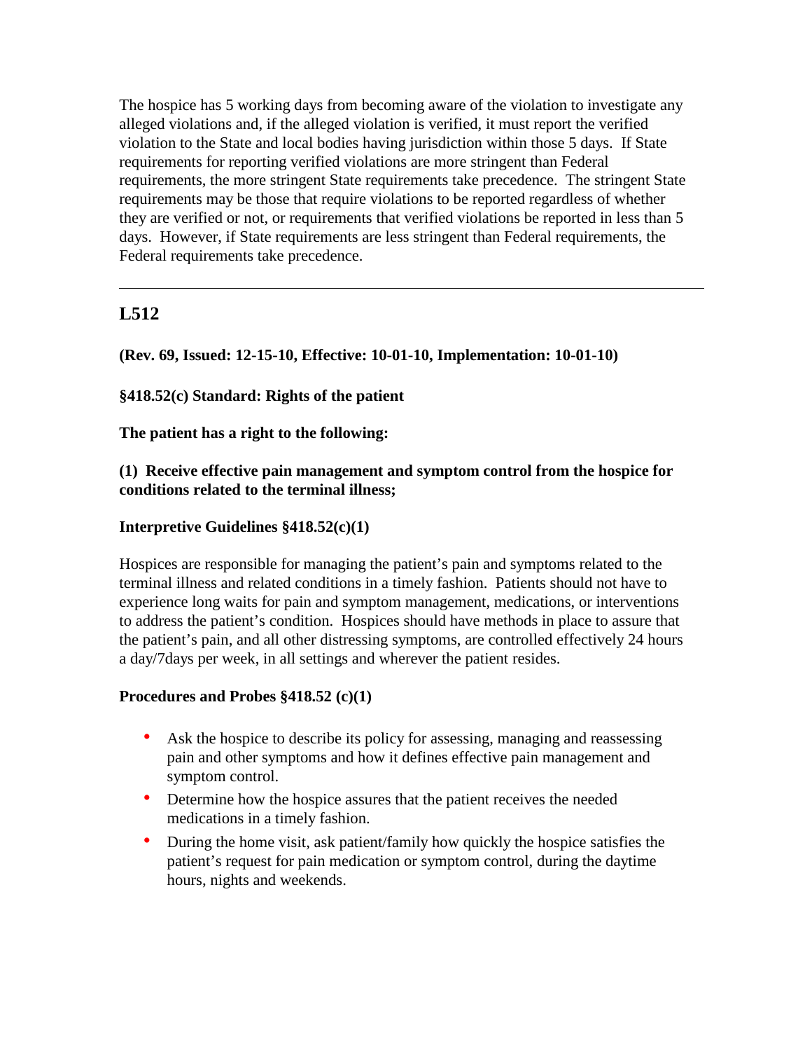The hospice has 5 working days from becoming aware of the violation to investigate any alleged violations and, if the alleged violation is verified, it must report the verified violation to the State and local bodies having jurisdiction within those 5 days. If State requirements for reporting verified violations are more stringent than Federal requirements, the more stringent State requirements take precedence. The stringent State requirements may be those that require violations to be reported regardless of whether they are verified or not, or requirements that verified violations be reported in less than 5 days. However, if State requirements are less stringent than Federal requirements, the Federal requirements take precedence.

---

## L512

**(Rev. 69, Issued: 12-15-10, Effective: 10-01-10, Implementation: 10-01-10)**

**§418.52(c) Standard: Rights of the patient**

**The patient has a right to the following:**

**(1) Receive effective pain management and symptom control from the hospice for conditions related to the terminal illness;**

**Interpretive Guidelines §418.52(c)(1)**

Hospices are responsible for managing the patient's pain and symptoms related to the terminal illness and related conditions in a timely fashion. Patients should not have to experience long waits for pain and symptom management, medications, or interventions to address the patient's condition. Hospices should have methods in place to assure that the patient's pain, and all other distressing symptoms, are controlled effectively 24 hours a day/7days per week, in all settings and wherever the patient resides.

**Procedures and Probes §418.52 (c)(1)**

- Ask the hospice to describe its policy for assessing, managing and reassessing pain and other symptoms and how it defines effective pain management and symptom control.
- Determine how the hospice assures that the patient receives the needed medications in a timely fashion.
- During the home visit, ask patient/family how quickly the hospice satisfies the patient's request for pain medication or symptom control, during the daytime hours, nights and weekends.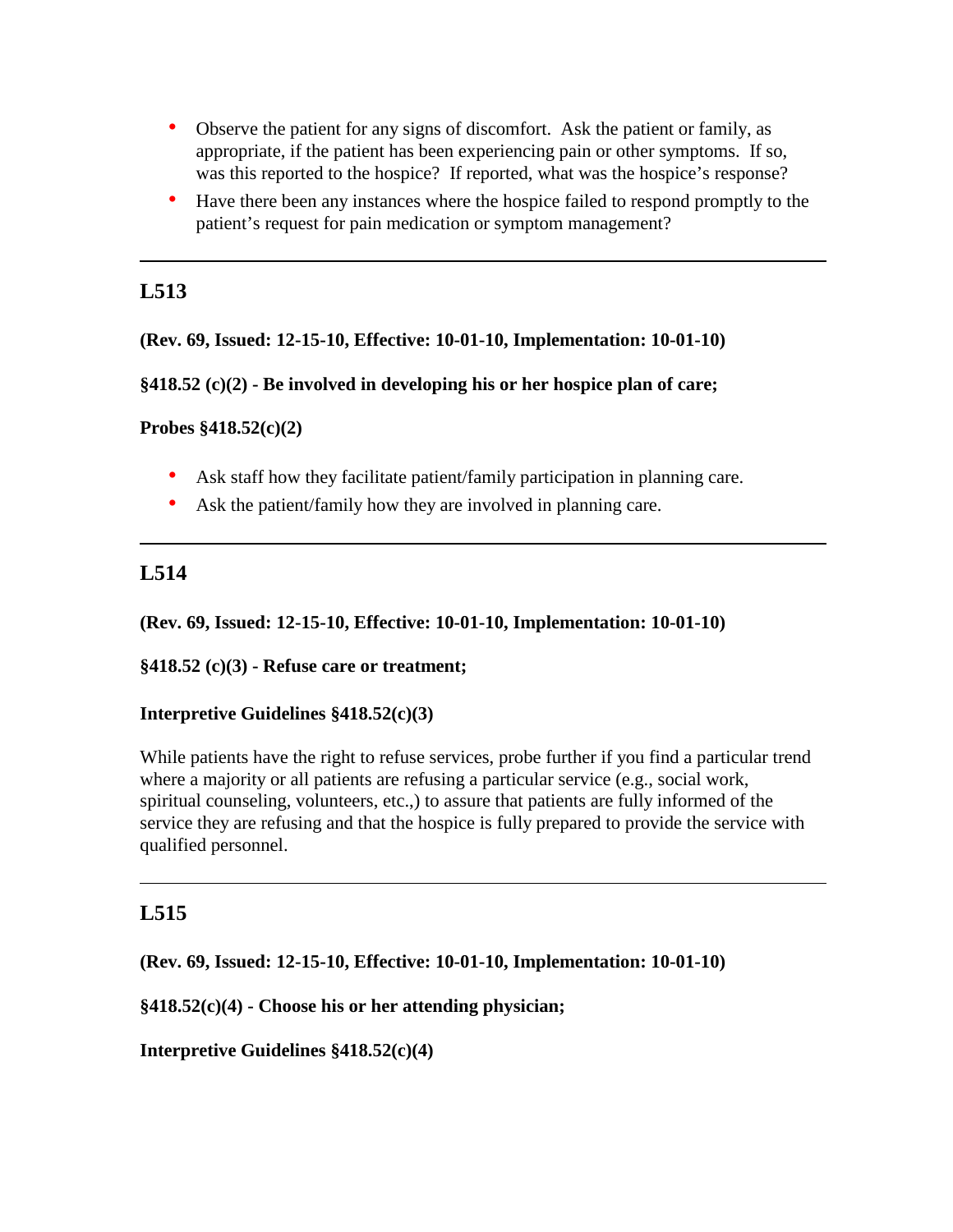- Observe the patient for any signs of discomfort. Ask the patient or family, as appropriate, if the patient has been experiencing pain or other symptoms. If so, was this reported to the hospice? If reported, what was the hospice's response?
- Have there been any instances where the hospice failed to respond promptly to the patient's request for pain medication or symptom management?

---

## L513

**(Rev. 69, Issued: 12-15-10, Effective: 10-01-10, Implementation: 10-01-10)**

**§418.52 (c)(2) - Be involved in developing his or her hospice plan of care;**

**Probes §418.52(c)(2)**

- Ask staff how they facilitate patient/family participation in planning care.
- Ask the patient/family how they are involved in planning care.

---

## L514

**(Rev. 69, Issued: 12-15-10, Effective: 10-01-10, Implementation: 10-01-10)**

**§418.52 (c)(3) - Refuse care or treatment;**

**Interpretive Guidelines §418.52(c)(3)**

While patients have the right to refuse services, probe further if you find a particular trend where a majority or all patients are refusing a particular service (e.g., social work, spiritual counseling, volunteers, etc.,) to assure that patients are fully informed of the service they are refusing and that the hospice is fully prepared to provide the service with qualified personnel.

---

## L515

**(Rev. 69, Issued: 12-15-10, Effective: 10-01-10, Implementation: 10-01-10)**

**§418.52(c)(4) - Choose his or her attending physician;**

**Interpretive Guidelines §418.52(c)(4)**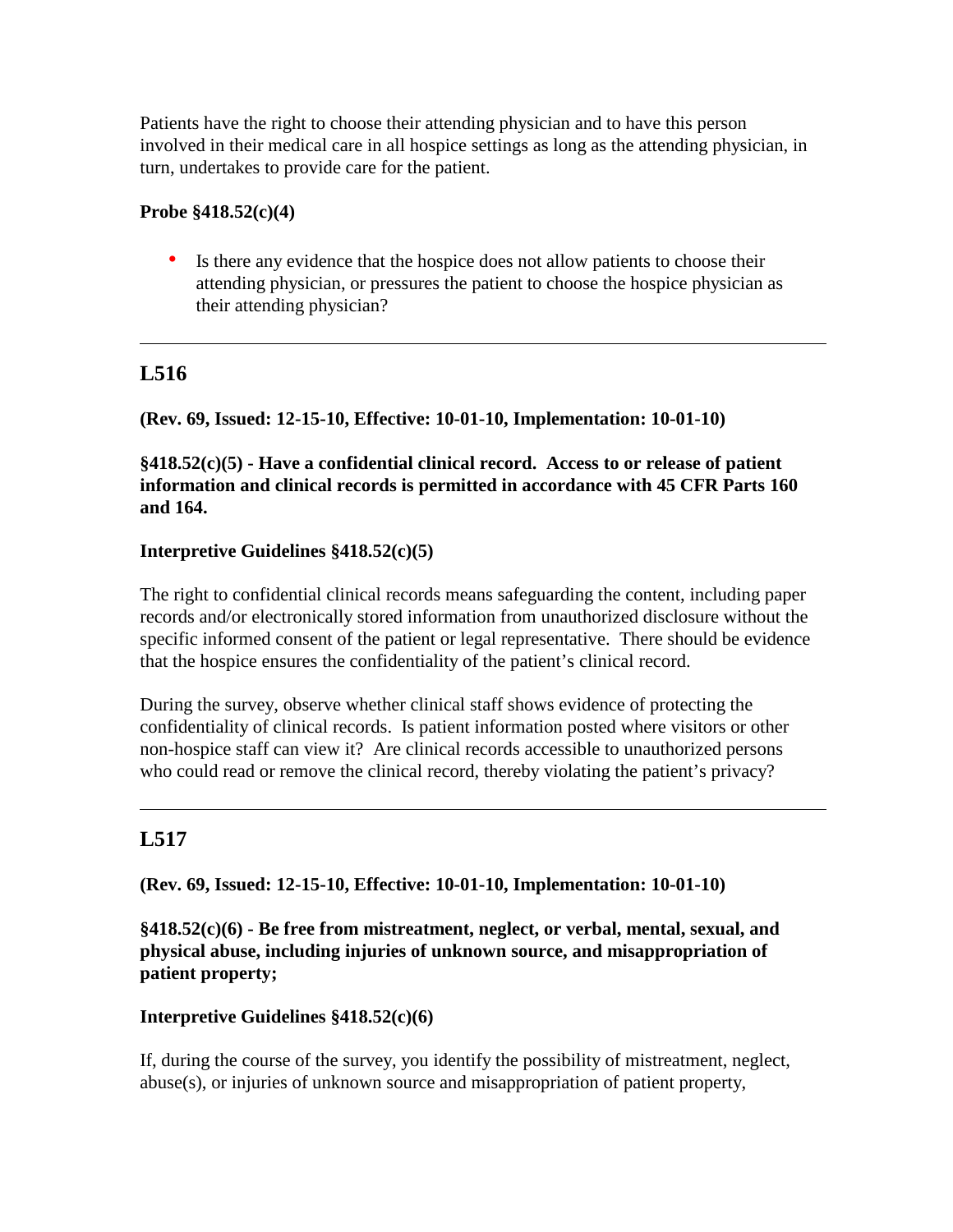Patients have the right to choose their attending physician and to have this person involved in their medical care in all hospice settings as long as the attending physician, in turn, undertakes to provide care for the patient.

**Probe §418.52(c)(4)**

- Is there any evidence that the hospice does not allow patients to choose their attending physician, or pressures the patient to choose the hospice physician as their attending physician?

---

## L516

**(Rev. 69, Issued: 12-15-10, Effective: 10-01-10, Implementation: 10-01-10)**

**§418.52(c)(5) - Have a confidential clinical record. Access to or release of patient information and clinical records is permitted in accordance with 45 CFR Parts 160 and 164.**

**Interpretive Guidelines §418.52(c)(5)**

The right to confidential clinical records means safeguarding the content, including paper records and/or electronically stored information from unauthorized disclosure without the specific informed consent of the patient or legal representative. There should be evidence that the hospice ensures the confidentiality of the patient's clinical record.

During the survey, observe whether clinical staff shows evidence of protecting the confidentiality of clinical records. Is patient information posted where visitors or other non-hospice staff can view it? Are clinical records accessible to unauthorized persons who could read or remove the clinical record, thereby violating the patient's privacy?

---

## L517

**(Rev. 69, Issued: 12-15-10, Effective: 10-01-10, Implementation: 10-01-10)**

**§418.52(c)(6) - Be free from mistreatment, neglect, or verbal, mental, sexual, and physical abuse, including injuries of unknown source, and misappropriation of patient property;**

**Interpretive Guidelines §418.52(c)(6)**

If, during the course of the survey, you identify the possibility of mistreatment, neglect, abuse(s), or injuries of unknown source and misappropriation of patient property,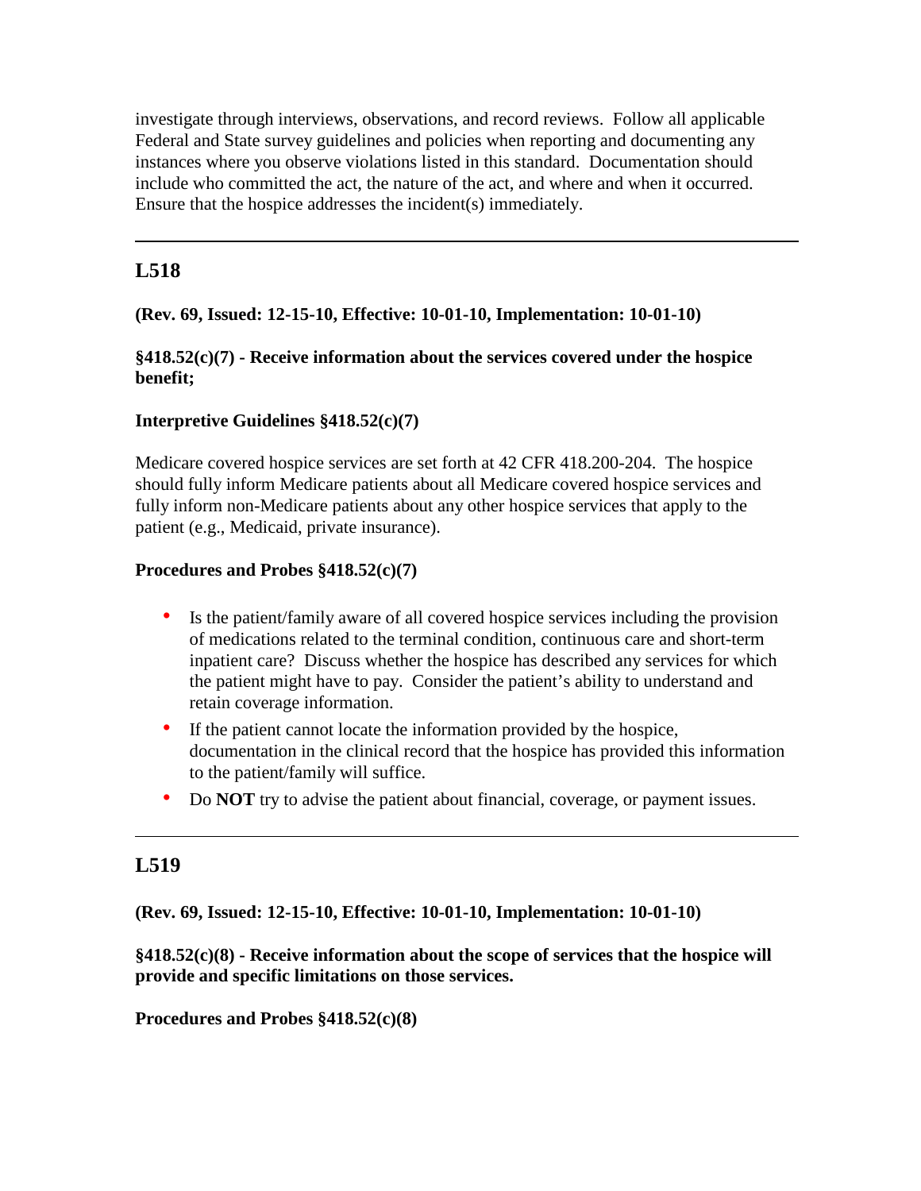investigate through interviews, observations, and record reviews. Follow all applicable Federal and State survey guidelines and policies when reporting and documenting any instances where you observe violations listed in this standard. Documentation should include who committed the act, the nature of the act, and where and when it occurred. Ensure that the hospice addresses the incident(s) immediately.

---

## L518

**(Rev. 69, Issued: 12-15-10, Effective: 10-01-10, Implementation: 10-01-10)**

**§418.52(c)(7) - Receive information about the services covered under the hospice benefit;**

**Interpretive Guidelines §418.52(c)(7)**

Medicare covered hospice services are set forth at 42 CFR 418.200-204. The hospice should fully inform Medicare patients about all Medicare covered hospice services and fully inform non-Medicare patients about any other hospice services that apply to the patient (e.g., Medicaid, private insurance).

**Procedures and Probes §418.52(c)(7)**

- Is the patient/family aware of all covered hospice services including the provision of medications related to the terminal condition, continuous care and short-term inpatient care? Discuss whether the hospice has described any services for which the patient might have to pay. Consider the patient's ability to understand and retain coverage information.
- If the patient cannot locate the information provided by the hospice, documentation in the clinical record that the hospice has provided this information to the patient/family will suffice.
- Do **NOT** try to advise the patient about financial, coverage, or payment issues.

---

## L519

**(Rev. 69, Issued: 12-15-10, Effective: 10-01-10, Implementation: 10-01-10)**

**§418.52(c)(8) - Receive information about the scope of services that the hospice will provide and specific limitations on those services.**

**Procedures and Probes §418.52(c)(8)**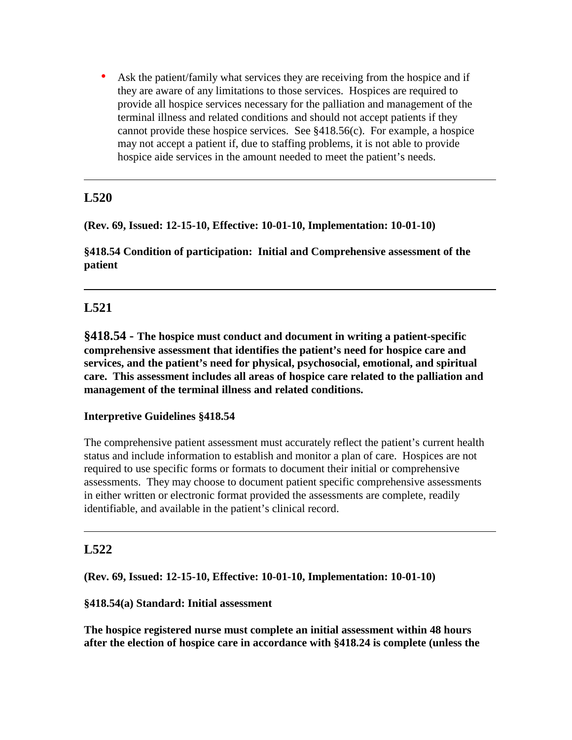- Ask the patient/family what services they are receiving from the hospice and if they are aware of any limitations to those services. Hospices are required to provide all hospice services necessary for the palliation and management of the terminal illness and related conditions and should not accept patients if they cannot provide these hospice services. See §418.56(c). For example, a hospice may not accept a patient if, due to staffing problems, it is not able to provide hospice aide services in the amount needed to meet the patient's needs.

---

## L520

**(Rev. 69, Issued: 12-15-10, Effective: 10-01-10, Implementation: 10-01-10)**

**§418.54 Condition of participation: Initial and Comprehensive assessment of the patient**

---

## L521

**§418.54 - The hospice must conduct and document in writing a patient-specific comprehensive assessment that identifies the patient's need for hospice care and services, and the patient's need for physical, psychosocial, emotional, and spiritual care. This assessment includes all areas of hospice care related to the palliation and management of the terminal illness and related conditions.**

**Interpretive Guidelines §418.54**

The comprehensive patient assessment must accurately reflect the patient's current health status and include information to establish and monitor a plan of care. Hospices are not required to use specific forms or formats to document their initial or comprehensive assessments. They may choose to document patient specific comprehensive assessments in either written or electronic format provided the assessments are complete, readily identifiable, and available in the patient's clinical record.

---

## L522

**(Rev. 69, Issued: 12-15-10, Effective: 10-01-10, Implementation: 10-01-10)**

**§418.54(a) Standard: Initial assessment**

**The hospice registered nurse must complete an initial assessment within 48 hours after the election of hospice care in accordance with §418.24 is complete (unless the**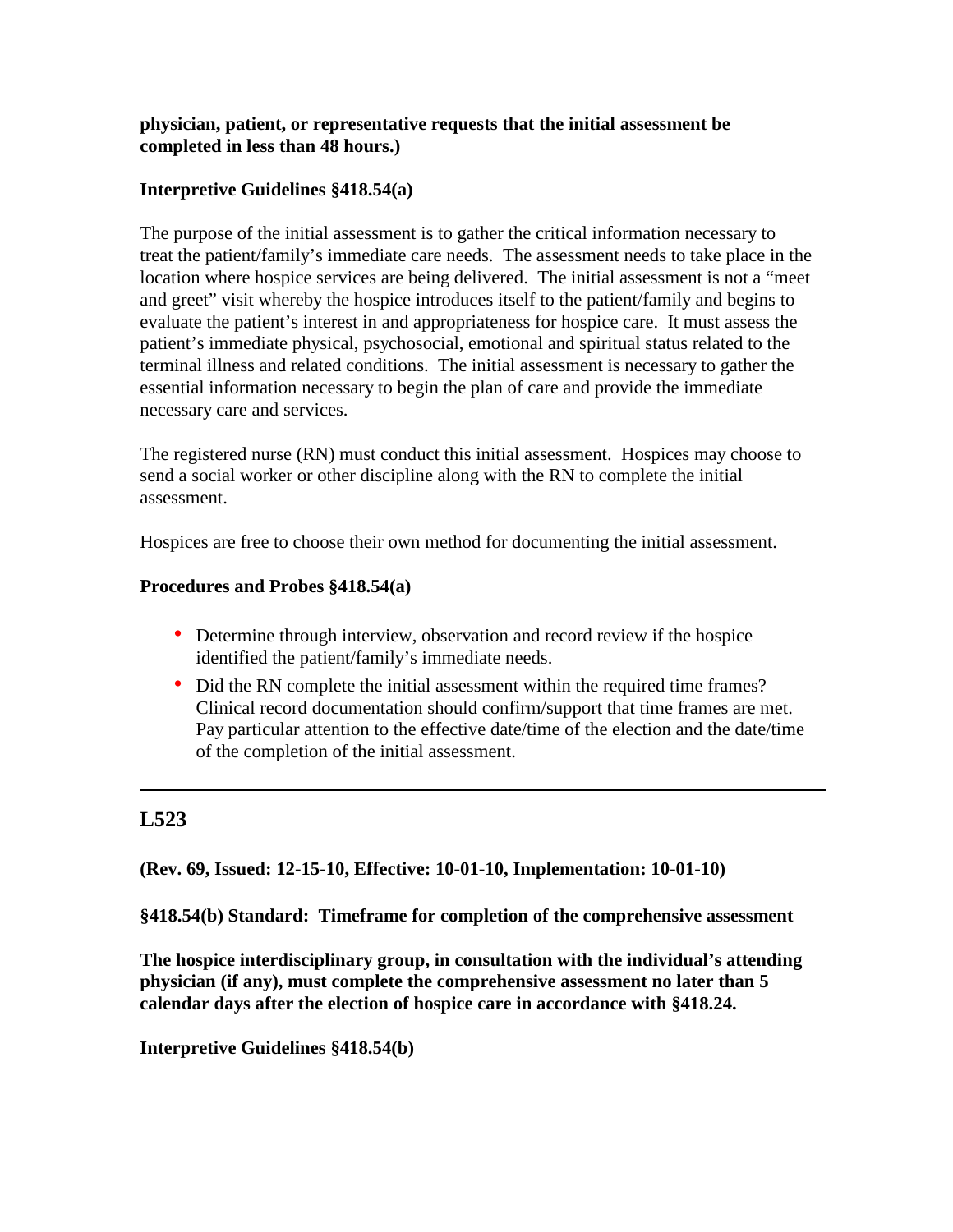**physician, patient, or representative requests that the initial assessment be completed in less than 48 hours.)**

**Interpretive Guidelines §418.54(a)**

The purpose of the initial assessment is to gather the critical information necessary to treat the patient/family's immediate care needs. The assessment needs to take place in the location where hospice services are being delivered. The initial assessment is not a "meet and greet" visit whereby the hospice introduces itself to the patient/family and begins to evaluate the patient's interest in and appropriateness for hospice care. It must assess the patient's immediate physical, psychosocial, emotional and spiritual status related to the terminal illness and related conditions. The initial assessment is necessary to gather the essential information necessary to begin the plan of care and provide the immediate necessary care and services.

The registered nurse (RN) must conduct this initial assessment. Hospices may choose to send a social worker or other discipline along with the RN to complete the initial assessment.

Hospices are free to choose their own method for documenting the initial assessment.

**Procedures and Probes §418.54(a)**

- Determine through interview, observation and record review if the hospice identified the patient/family's immediate needs.
- Did the RN complete the initial assessment within the required time frames? Clinical record documentation should confirm/support that time frames are met. Pay particular attention to the effective date/time of the election and the date/time of the completion of the initial assessment.

---

## L523

**(Rev. 69, Issued: 12-15-10, Effective: 10-01-10, Implementation: 10-01-10)**

**§418.54(b) Standard: Timeframe for completion of the comprehensive assessment**

**The hospice interdisciplinary group, in consultation with the individual's attending physician (if any), must complete the comprehensive assessment no later than 5 calendar days after the election of hospice care in accordance with §418.24.**

**Interpretive Guidelines §418.54(b)**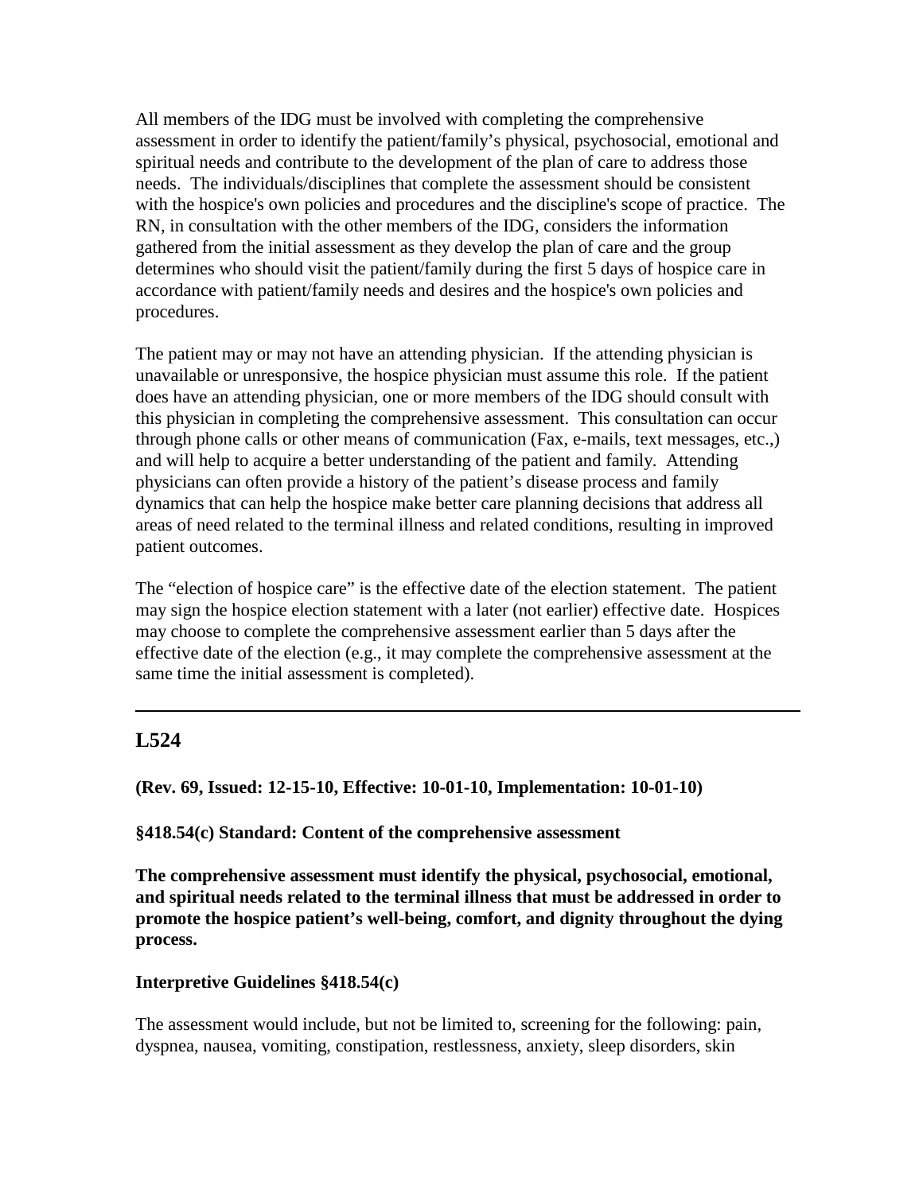All members of the IDG must be involved with completing the comprehensive assessment in order to identify the patient/family's physical, psychosocial, emotional and spiritual needs and contribute to the development of the plan of care to address those needs. The individuals/disciplines that complete the assessment should be consistent with the hospice's own policies and procedures and the discipline's scope of practice. The RN, in consultation with the other members of the IDG, considers the information gathered from the initial assessment as they develop the plan of care and the group determines who should visit the patient/family during the first 5 days of hospice care in accordance with patient/family needs and desires and the hospice's own policies and procedures.

The patient may or may not have an attending physician. If the attending physician is unavailable or unresponsive, the hospice physician must assume this role. If the patient does have an attending physician, one or more members of the IDG should consult with this physician in completing the comprehensive assessment. This consultation can occur through phone calls or other means of communication (Fax, e-mails, text messages, etc.,) and will help to acquire a better understanding of the patient and family. Attending physicians can often provide a history of the patient's disease process and family dynamics that can help the hospice make better care planning decisions that address all areas of need related to the terminal illness and related conditions, resulting in improved patient outcomes.

The "election of hospice care" is the effective date of the election statement. The patient may sign the hospice election statement with a later (not earlier) effective date. Hospices may choose to complete the comprehensive assessment earlier than 5 days after the effective date of the election (e.g., it may complete the comprehensive assessment at the same time the initial assessment is completed).

---

## L524

**(Rev. 69, Issued: 12-15-10, Effective: 10-01-10, Implementation: 10-01-10)**

**§418.54(c) Standard: Content of the comprehensive assessment**

**The comprehensive assessment must identify the physical, psychosocial, emotional, and spiritual needs related to the terminal illness that must be addressed in order to promote the hospice patient's well-being, comfort, and dignity throughout the dying process.**

**Interpretive Guidelines §418.54(c)**

The assessment would include, but not be limited to, screening for the following: pain, dyspnea, nausea, vomiting, constipation, restlessness, anxiety, sleep disorders, skin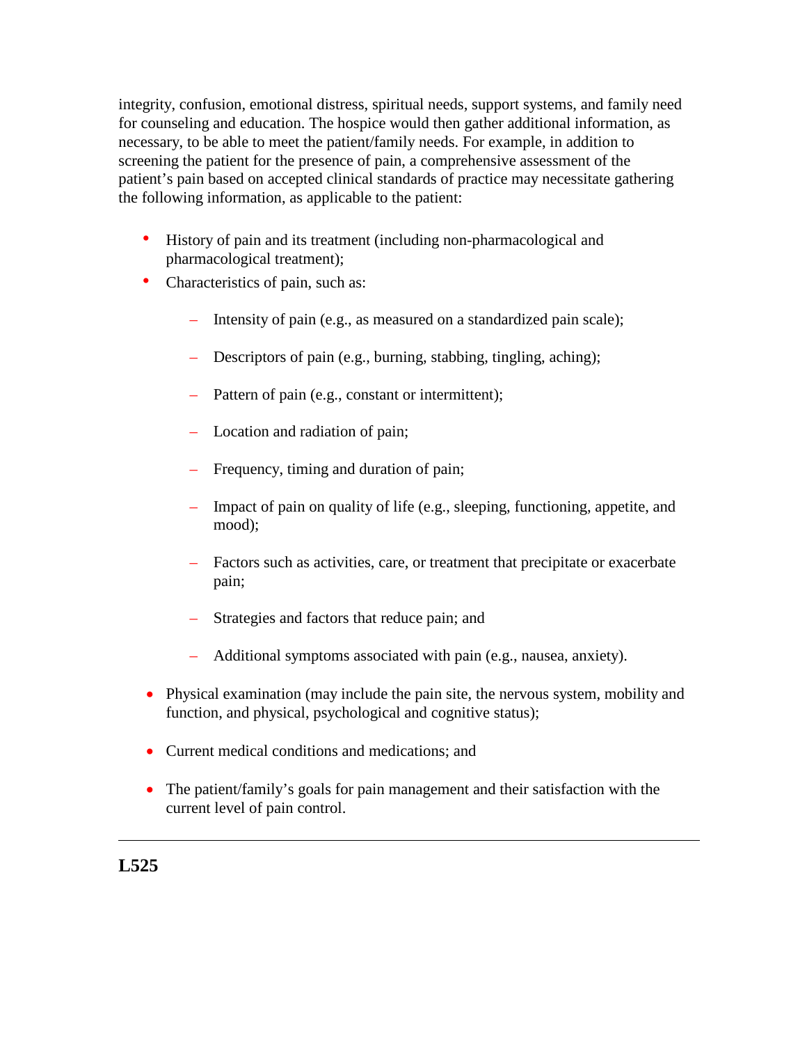integrity, confusion, emotional distress, spiritual needs, support systems, and family need for counseling and education. The hospice would then gather additional information, as necessary, to be able to meet the patient/family needs. For example, in addition to screening the patient for the presence of pain, a comprehensive assessment of the patient's pain based on accepted clinical standards of practice may necessitate gathering the following information, as applicable to the patient:

- History of pain and its treatment (including non-pharmacological and pharmacological treatment);
- Characteristics of pain, such as:
  - Intensity of pain (e.g., as measured on a standardized pain scale);
  - Descriptors of pain (e.g., burning, stabbing, tingling, aching);
  - Pattern of pain (e.g., constant or intermittent);
  - Location and radiation of pain;
  - Frequency, timing and duration of pain;
  - Impact of pain on quality of life (e.g., sleeping, functioning, appetite, and mood);
  - Factors such as activities, care, or treatment that precipitate or exacerbate pain;
  - Strategies and factors that reduce pain; and
  - Additional symptoms associated with pain (e.g., nausea, anxiety).
- Physical examination (may include the pain site, the nervous system, mobility and function, and physical, psychological and cognitive status);
- Current medical conditions and medications; and
- The patient/family's goals for pain management and their satisfaction with the current level of pain control.

---

**L525**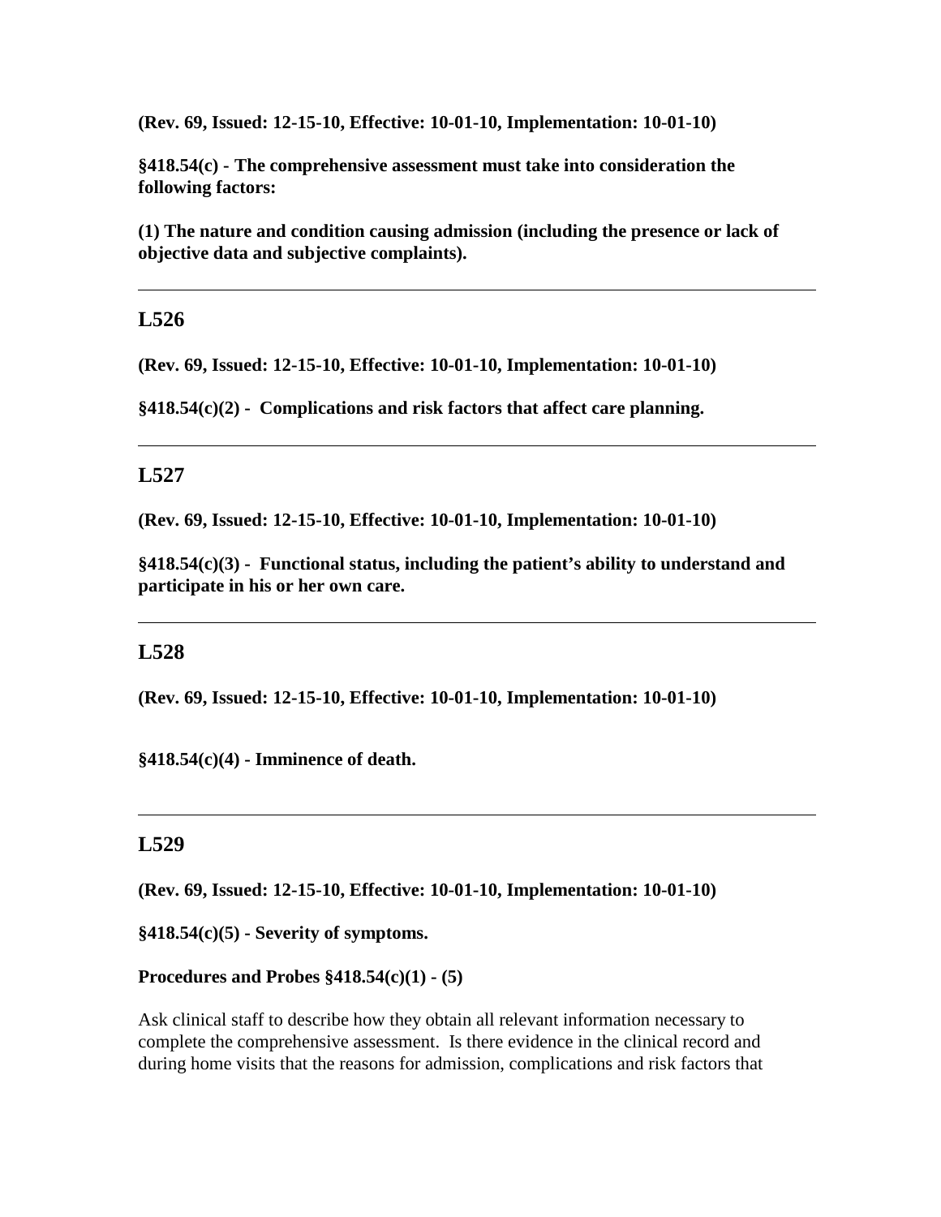**(Rev. 69, Issued: 12-15-10, Effective: 10-01-10, Implementation: 10-01-10)**

**§418.54(c) - The comprehensive assessment must take into consideration the following factors:**

**(1) The nature and condition causing admission (including the presence or lack of objective data and subjective complaints).**

---

## L526

**(Rev. 69, Issued: 12-15-10, Effective: 10-01-10, Implementation: 10-01-10)**

**§418.54(c)(2) - Complications and risk factors that affect care planning.**

---

## L527

**(Rev. 69, Issued: 12-15-10, Effective: 10-01-10, Implementation: 10-01-10)**

**§418.54(c)(3) - Functional status, including the patient's ability to understand and participate in his or her own care.**

---

## L528

**(Rev. 69, Issued: 12-15-10, Effective: 10-01-10, Implementation: 10-01-10)**

**§418.54(c)(4) - Imminence of death.**

---

## L529

**(Rev. 69, Issued: 12-15-10, Effective: 10-01-10, Implementation: 10-01-10)**

**§418.54(c)(5) - Severity of symptoms.**

**Procedures and Probes §418.54(c)(1) - (5)**

Ask clinical staff to describe how they obtain all relevant information necessary to complete the comprehensive assessment. Is there evidence in the clinical record and during home visits that the reasons for admission, complications and risk factors that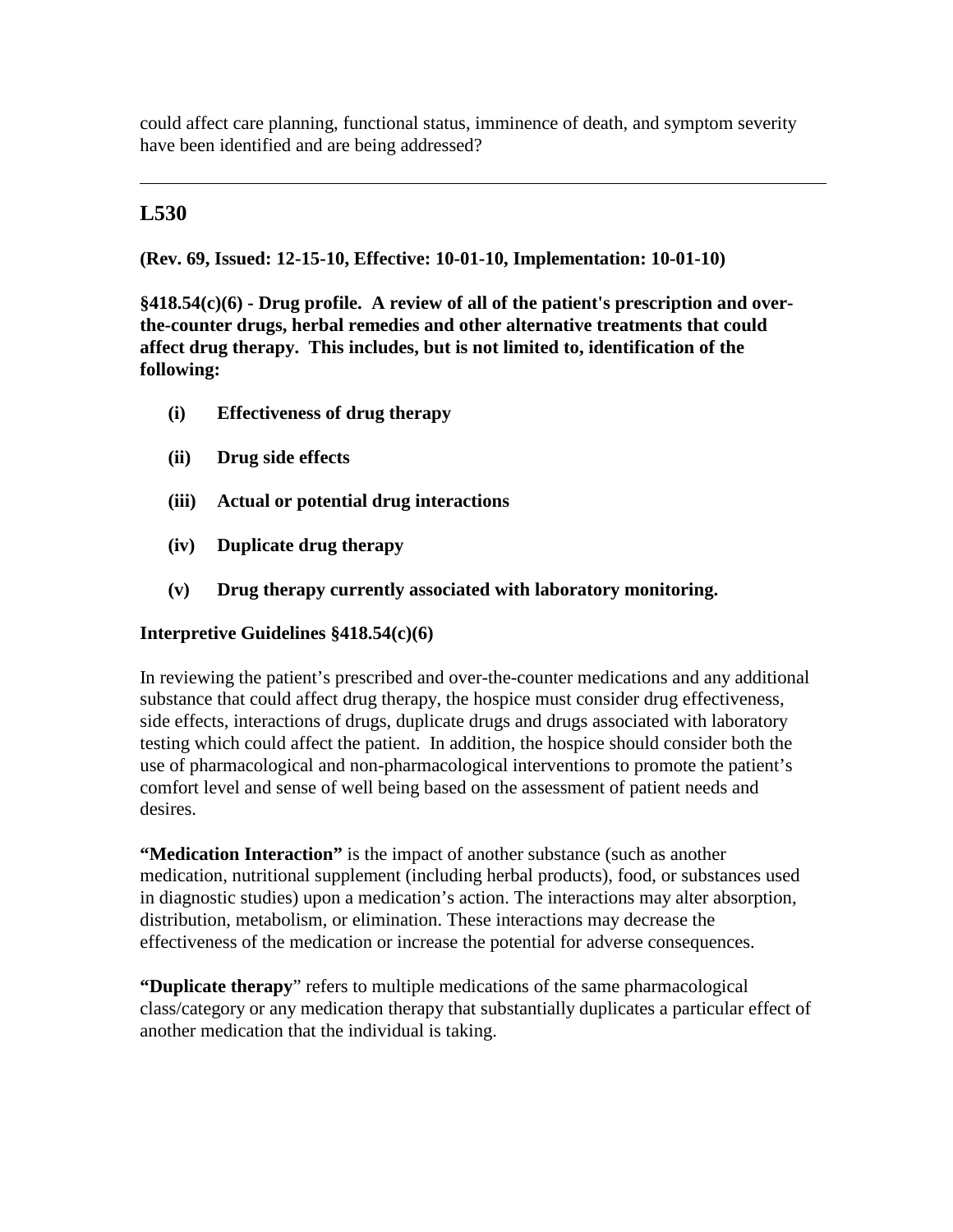could affect care planning, functional status, imminence of death, and symptom severity have been identified and are being addressed?

---

## L530

**(Rev. 69, Issued: 12-15-10, Effective: 10-01-10, Implementation: 10-01-10)**

**§418.54(c)(6) - Drug profile. A review of all of the patient's prescription and over-the-counter drugs, herbal remedies and other alternative treatments that could affect drug therapy. This includes, but is not limited to, identification of the following:**

- **(i) Effectiveness of drug therapy**
- **(ii) Drug side effects**
- **(iii) Actual or potential drug interactions**
- **(iv) Duplicate drug therapy**
- **(v) Drug therapy currently associated with laboratory monitoring.**

**Interpretive Guidelines §418.54(c)(6)**

In reviewing the patient's prescribed and over-the-counter medications and any additional substance that could affect drug therapy, the hospice must consider drug effectiveness, side effects, interactions of drugs, duplicate drugs and drugs associated with laboratory testing which could affect the patient. In addition, the hospice should consider both the use of pharmacological and non-pharmacological interventions to promote the patient's comfort level and sense of well being based on the assessment of patient needs and desires.

**"Medication Interaction"** is the impact of another substance (such as another medication, nutritional supplement (including herbal products), food, or substances used in diagnostic studies) upon a medication's action. The interactions may alter absorption, distribution, metabolism, or elimination. These interactions may decrease the effectiveness of the medication or increase the potential for adverse consequences.

**"Duplicate therapy"** refers to multiple medications of the same pharmacological class/category or any medication therapy that substantially duplicates a particular effect of another medication that the individual is taking.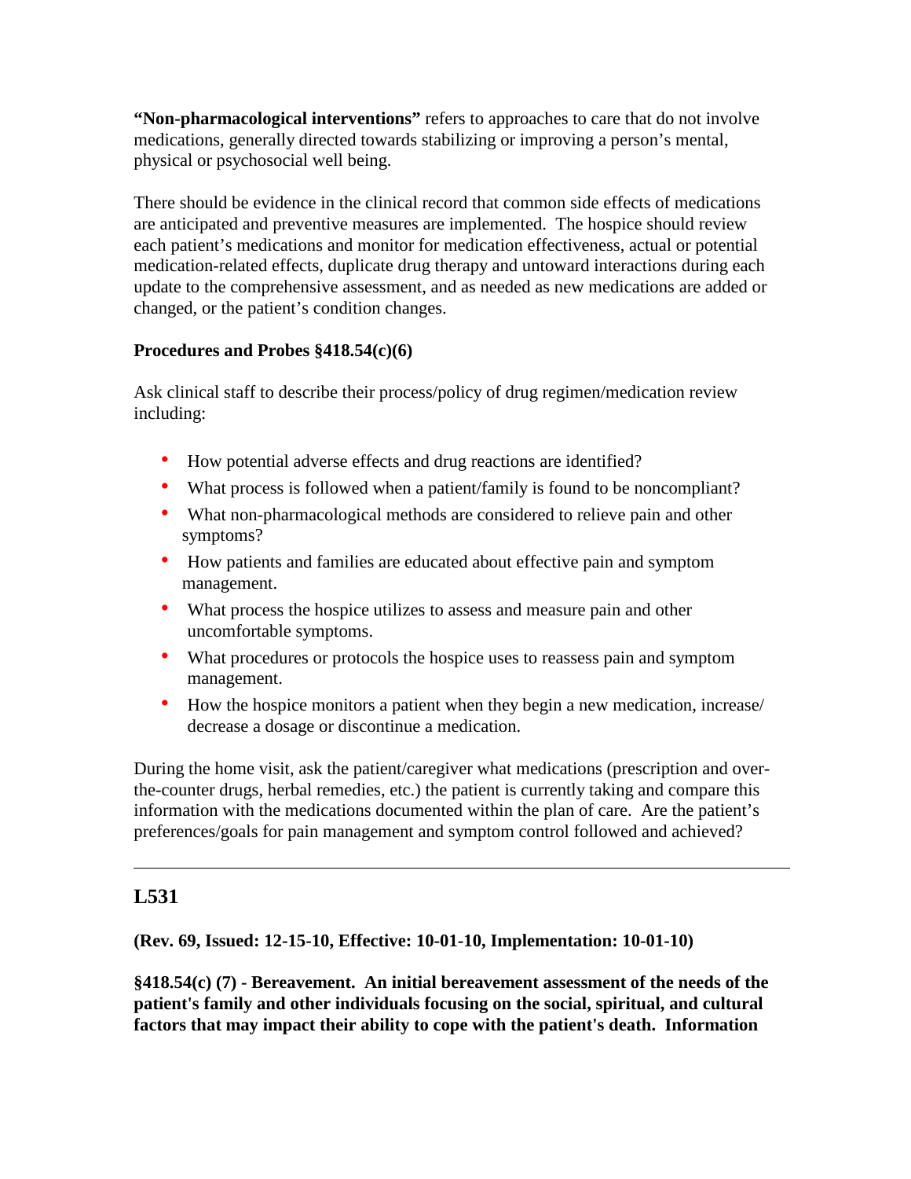**"Non-pharmacological interventions"** refers to approaches to care that do not involve medications, generally directed towards stabilizing or improving a person's mental, physical or psychosocial well being.

There should be evidence in the clinical record that common side effects of medications are anticipated and preventive measures are implemented. The hospice should review each patient's medications and monitor for medication effectiveness, actual or potential medication-related effects, duplicate drug therapy and untoward interactions during each update to the comprehensive assessment, and as needed as new medications are added or changed, or the patient's condition changes.

**Procedures and Probes §418.54(c)(6)**

Ask clinical staff to describe their process/policy of drug regimen/medication review including:

- How potential adverse effects and drug reactions are identified?
- What process is followed when a patient/family is found to be noncompliant?
- What non-pharmacological methods are considered to relieve pain and other symptoms?
- How patients and families are educated about effective pain and symptom management.
- What process the hospice utilizes to assess and measure pain and other uncomfortable symptoms.
- What procedures or protocols the hospice uses to reassess pain and symptom management.
- How the hospice monitors a patient when they begin a new medication, increase/ decrease a dosage or discontinue a medication.

During the home visit, ask the patient/caregiver what medications (prescription and over-the-counter drugs, herbal remedies, etc.) the patient is currently taking and compare this information with the medications documented within the plan of care. Are the patient's preferences/goals for pain management and symptom control followed and achieved?

---

## L531

**(Rev. 69, Issued: 12-15-10, Effective: 10-01-10, Implementation: 10-01-10)**

**§418.54(c) (7) - Bereavement. An initial bereavement assessment of the needs of the patient's family and other individuals focusing on the social, spiritual, and cultural factors that may impact their ability to cope with the patient's death. Information**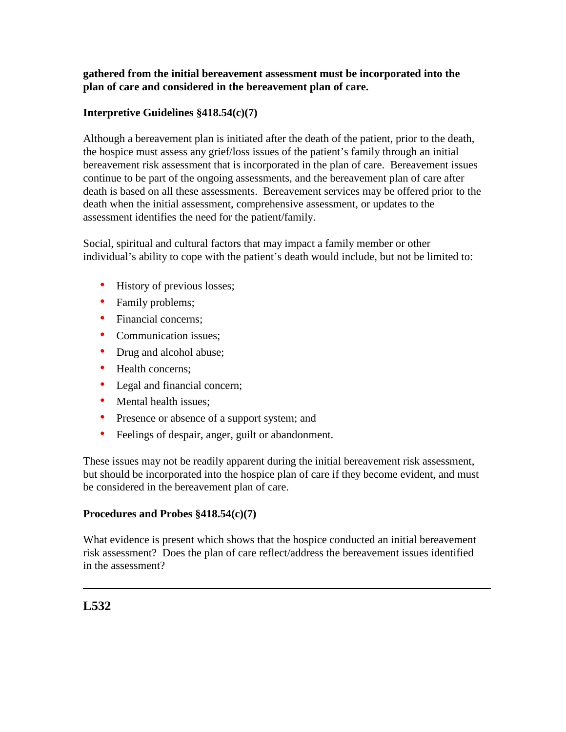**gathered from the initial bereavement assessment must be incorporated into the plan of care and considered in the bereavement plan of care.**

**Interpretive Guidelines §418.54(c)(7)**

Although a bereavement plan is initiated after the death of the patient, prior to the death, the hospice must assess any grief/loss issues of the patient's family through an initial bereavement risk assessment that is incorporated in the plan of care. Bereavement issues continue to be part of the ongoing assessments, and the bereavement plan of care after death is based on all these assessments. Bereavement services may be offered prior to the death when the initial assessment, comprehensive assessment, or updates to the assessment identifies the need for the patient/family.

Social, spiritual and cultural factors that may impact a family member or other individual's ability to cope with the patient's death would include, but not be limited to:

- History of previous losses;
- Family problems;
- Financial concerns;
- Communication issues;
- Drug and alcohol abuse;
- Health concerns;
- Legal and financial concern;
- Mental health issues;
- Presence or absence of a support system; and
- Feelings of despair, anger, guilt or abandonment.

These issues may not be readily apparent during the initial bereavement risk assessment, but should be incorporated into the hospice plan of care if they become evident, and must be considered in the bereavement plan of care.

**Procedures and Probes §418.54(c)(7)**

What evidence is present which shows that the hospice conducted an initial bereavement risk assessment? Does the plan of care reflect/address the bereavement issues identified in the assessment?

---

## L532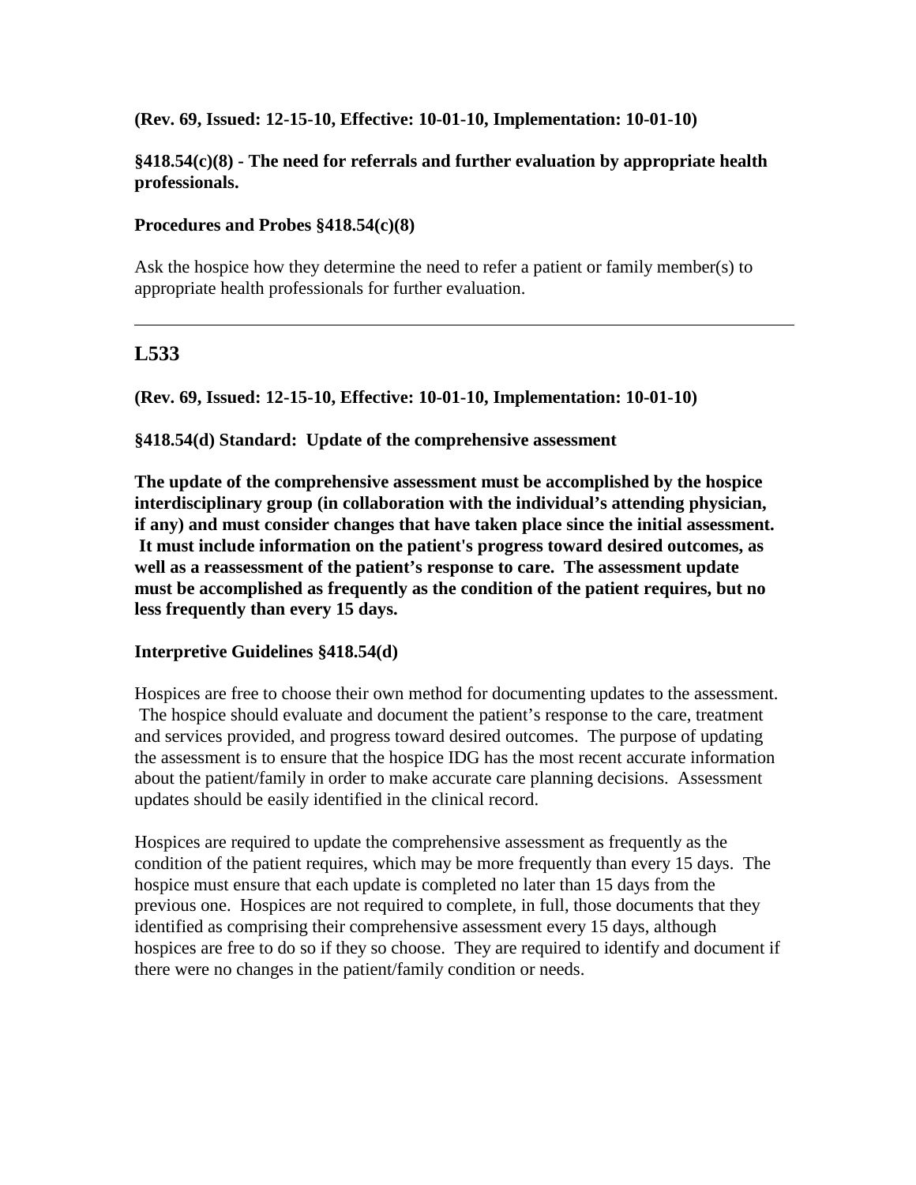**(Rev. 69, Issued: 12-15-10, Effective: 10-01-10, Implementation: 10-01-10)**

**§418.54(c)(8) - The need for referrals and further evaluation by appropriate health professionals.**

**Procedures and Probes §418.54(c)(8)**

Ask the hospice how they determine the need to refer a patient or family member(s) to appropriate health professionals for further evaluation.

---

## L533

**(Rev. 69, Issued: 12-15-10, Effective: 10-01-10, Implementation: 10-01-10)**

**§418.54(d) Standard: Update of the comprehensive assessment**

**The update of the comprehensive assessment must be accomplished by the hospice interdisciplinary group (in collaboration with the individual's attending physician, if any) and must consider changes that have taken place since the initial assessment. It must include information on the patient's progress toward desired outcomes, as well as a reassessment of the patient's response to care. The assessment update must be accomplished as frequently as the condition of the patient requires, but no less frequently than every 15 days.**

**Interpretive Guidelines §418.54(d)**

Hospices are free to choose their own method for documenting updates to the assessment. The hospice should evaluate and document the patient's response to the care, treatment and services provided, and progress toward desired outcomes. The purpose of updating the assessment is to ensure that the hospice IDG has the most recent accurate information about the patient/family in order to make accurate care planning decisions. Assessment updates should be easily identified in the clinical record.

Hospices are required to update the comprehensive assessment as frequently as the condition of the patient requires, which may be more frequently than every 15 days. The hospice must ensure that each update is completed no later than 15 days from the previous one. Hospices are not required to complete, in full, those documents that they identified as comprising their comprehensive assessment every 15 days, although hospices are free to do so if they so choose. They are required to identify and document if there were no changes in the patient/family condition or needs.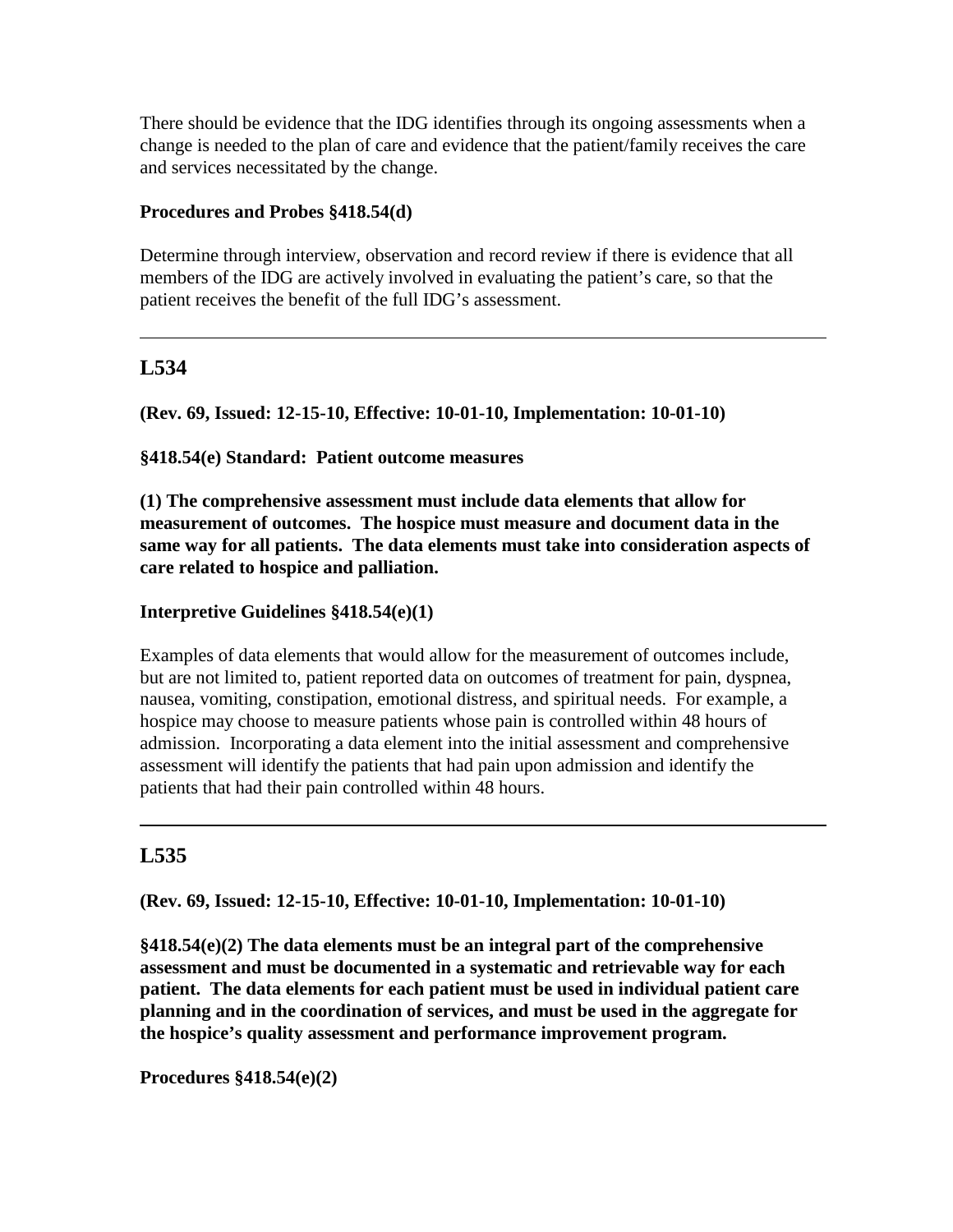There should be evidence that the IDG identifies through its ongoing assessments when a change is needed to the plan of care and evidence that the patient/family receives the care and services necessitated by the change.

**Procedures and Probes §418.54(d)**

Determine through interview, observation and record review if there is evidence that all members of the IDG are actively involved in evaluating the patient's care, so that the patient receives the benefit of the full IDG's assessment.

---

## L534

**(Rev. 69, Issued: 12-15-10, Effective: 10-01-10, Implementation: 10-01-10)**

**§418.54(e) Standard: Patient outcome measures**

**(1) The comprehensive assessment must include data elements that allow for measurement of outcomes. The hospice must measure and document data in the same way for all patients. The data elements must take into consideration aspects of care related to hospice and palliation.**

**Interpretive Guidelines §418.54(e)(1)**

Examples of data elements that would allow for the measurement of outcomes include, but are not limited to, patient reported data on outcomes of treatment for pain, dyspnea, nausea, vomiting, constipation, emotional distress, and spiritual needs. For example, a hospice may choose to measure patients whose pain is controlled within 48 hours of admission. Incorporating a data element into the initial assessment and comprehensive assessment will identify the patients that had pain upon admission and identify the patients that had their pain controlled within 48 hours.

---

## L535

**(Rev. 69, Issued: 12-15-10, Effective: 10-01-10, Implementation: 10-01-10)**

**§418.54(e)(2) The data elements must be an integral part of the comprehensive assessment and must be documented in a systematic and retrievable way for each patient. The data elements for each patient must be used in individual patient care planning and in the coordination of services, and must be used in the aggregate for the hospice's quality assessment and performance improvement program.**

**Procedures §418.54(e)(2)**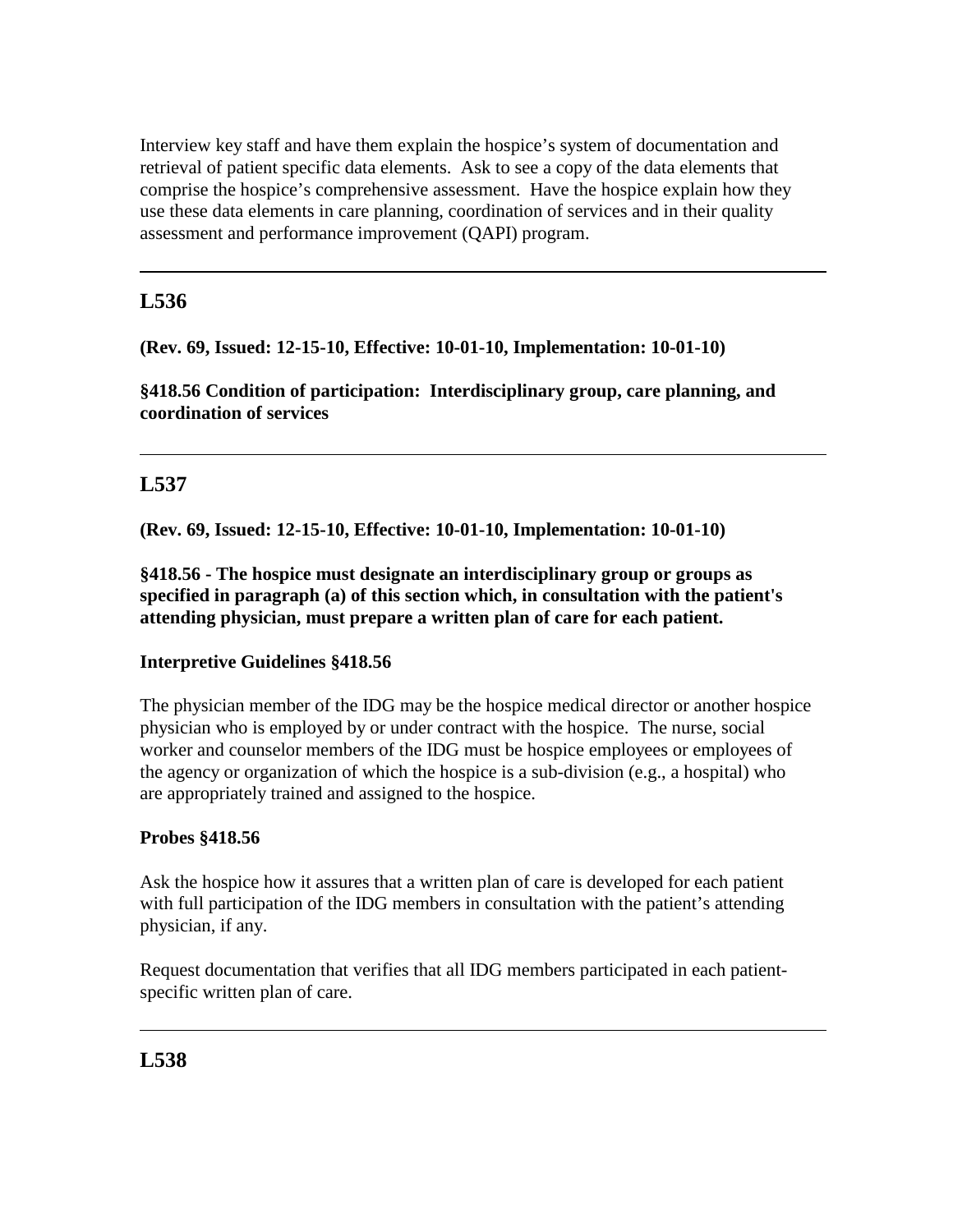Interview key staff and have them explain the hospice's system of documentation and retrieval of patient specific data elements. Ask to see a copy of the data elements that comprise the hospice's comprehensive assessment. Have the hospice explain how they use these data elements in care planning, coordination of services and in their quality assessment and performance improvement (QAPI) program.

---

## L536

**(Rev. 69, Issued: 12-15-10, Effective: 10-01-10, Implementation: 10-01-10)**

**§418.56 Condition of participation: Interdisciplinary group, care planning, and coordination of services**

---

## L537

**(Rev. 69, Issued: 12-15-10, Effective: 10-01-10, Implementation: 10-01-10)**

**§418.56 - The hospice must designate an interdisciplinary group or groups as specified in paragraph (a) of this section which, in consultation with the patient's attending physician, must prepare a written plan of care for each patient.**

**Interpretive Guidelines §418.56**

The physician member of the IDG may be the hospice medical director or another hospice physician who is employed by or under contract with the hospice. The nurse, social worker and counselor members of the IDG must be hospice employees or employees of the agency or organization of which the hospice is a sub-division (e.g., a hospital) who are appropriately trained and assigned to the hospice.

**Probes §418.56**

Ask the hospice how it assures that a written plan of care is developed for each patient with full participation of the IDG members in consultation with the patient's attending physician, if any.

Request documentation that verifies that all IDG members participated in each patient-specific written plan of care.

---

## L538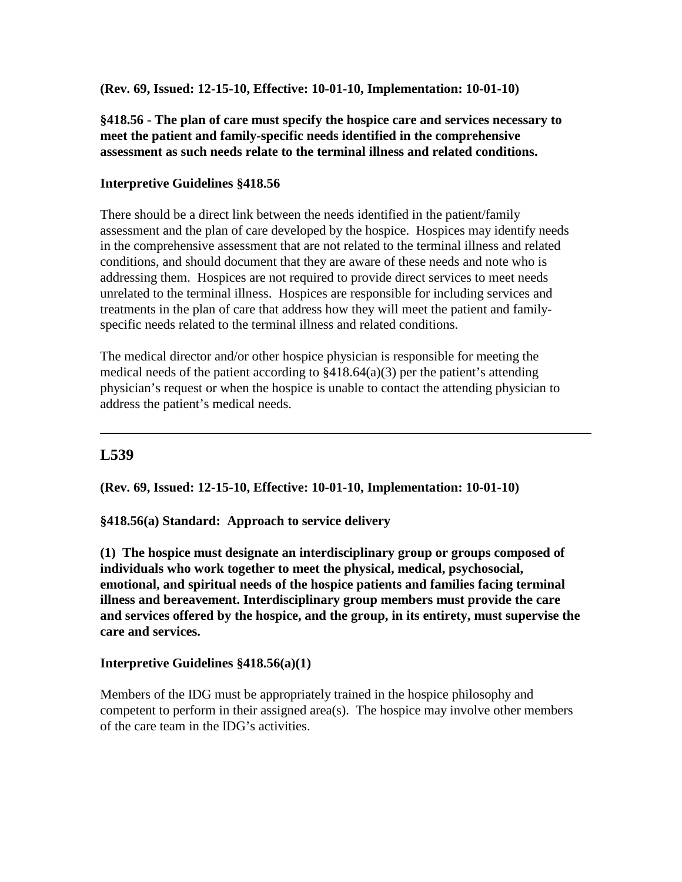**(Rev. 69, Issued: 12-15-10, Effective: 10-01-10, Implementation: 10-01-10)**

**§418.56 - The plan of care must specify the hospice care and services necessary to meet the patient and family-specific needs identified in the comprehensive assessment as such needs relate to the terminal illness and related conditions.**

**Interpretive Guidelines §418.56**

There should be a direct link between the needs identified in the patient/family assessment and the plan of care developed by the hospice. Hospices may identify needs in the comprehensive assessment that are not related to the terminal illness and related conditions, and should document that they are aware of these needs and note who is addressing them. Hospices are not required to provide direct services to meet needs unrelated to the terminal illness. Hospices are responsible for including services and treatments in the plan of care that address how they will meet the patient and family-specific needs related to the terminal illness and related conditions.

The medical director and/or other hospice physician is responsible for meeting the medical needs of the patient according to §418.64(a)(3) per the patient's attending physician's request or when the hospice is unable to contact the attending physician to address the patient's medical needs.

---

## L539

**(Rev. 69, Issued: 12-15-10, Effective: 10-01-10, Implementation: 10-01-10)**

**§418.56(a) Standard: Approach to service delivery**

**(1) The hospice must designate an interdisciplinary group or groups composed of individuals who work together to meet the physical, medical, psychosocial, emotional, and spiritual needs of the hospice patients and families facing terminal illness and bereavement. Interdisciplinary group members must provide the care and services offered by the hospice, and the group, in its entirety, must supervise the care and services.**

**Interpretive Guidelines §418.56(a)(1)**

Members of the IDG must be appropriately trained in the hospice philosophy and competent to perform in their assigned area(s). The hospice may involve other members of the care team in the IDG's activities.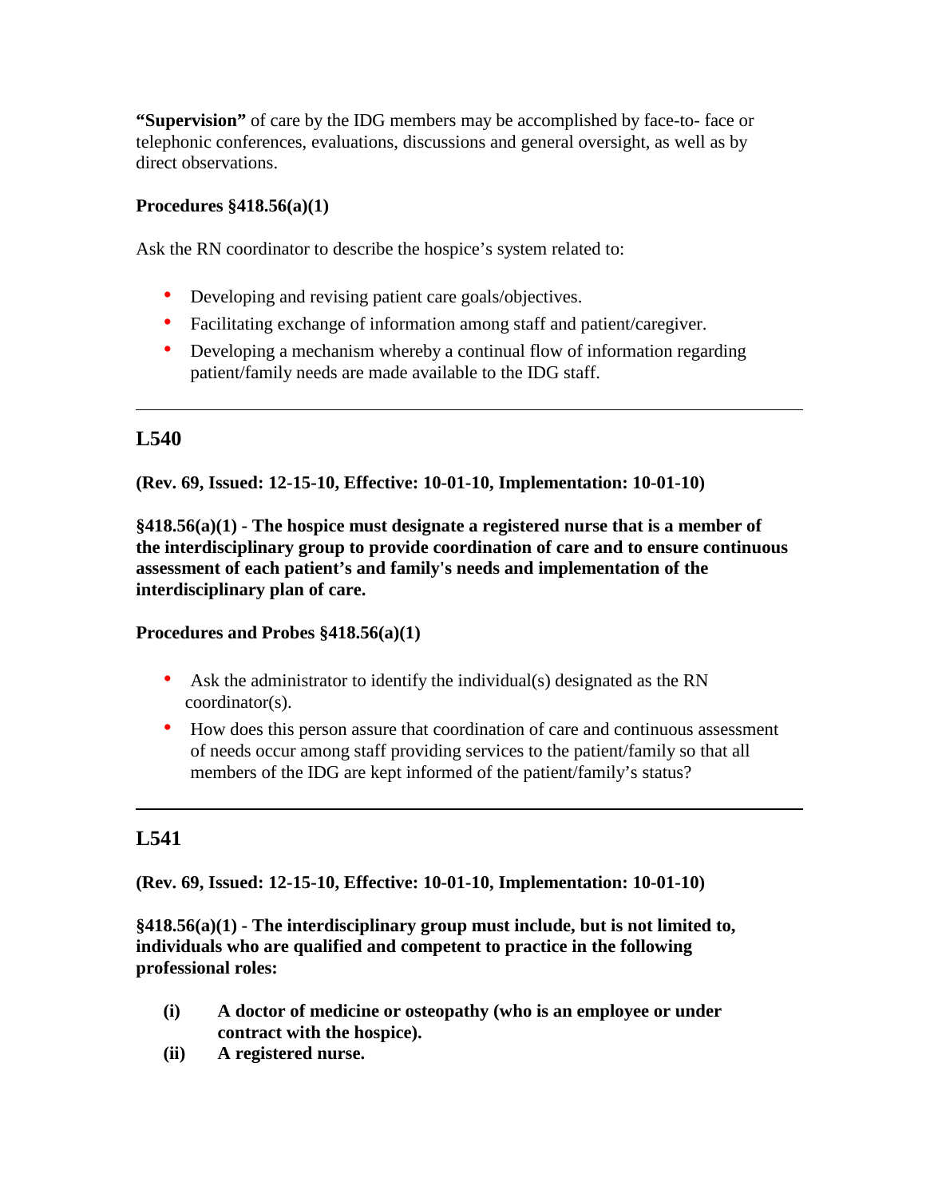**"Supervision"** of care by the IDG members may be accomplished by face-to- face or telephonic conferences, evaluations, discussions and general oversight, as well as by direct observations.

**Procedures §418.56(a)(1)**

Ask the RN coordinator to describe the hospice's system related to:

- Developing and revising patient care goals/objectives.
- Facilitating exchange of information among staff and patient/caregiver.
- Developing a mechanism whereby a continual flow of information regarding patient/family needs are made available to the IDG staff.

---

## L540

**(Rev. 69, Issued: 12-15-10, Effective: 10-01-10, Implementation: 10-01-10)**

**§418.56(a)(1) - The hospice must designate a registered nurse that is a member of the interdisciplinary group to provide coordination of care and to ensure continuous assessment of each patient's and family's needs and implementation of the interdisciplinary plan of care.**

**Procedures and Probes §418.56(a)(1)**

- Ask the administrator to identify the individual(s) designated as the RN coordinator(s).
- How does this person assure that coordination of care and continuous assessment of needs occur among staff providing services to the patient/family so that all members of the IDG are kept informed of the patient/family's status?

---

## L541

**(Rev. 69, Issued: 12-15-10, Effective: 10-01-10, Implementation: 10-01-10)**

**§418.56(a)(1) - The interdisciplinary group must include, but is not limited to, individuals who are qualified and competent to practice in the following professional roles:**

**(i) A doctor of medicine or osteopathy (who is an employee or under contract with the hospice).**

**(ii) A registered nurse.**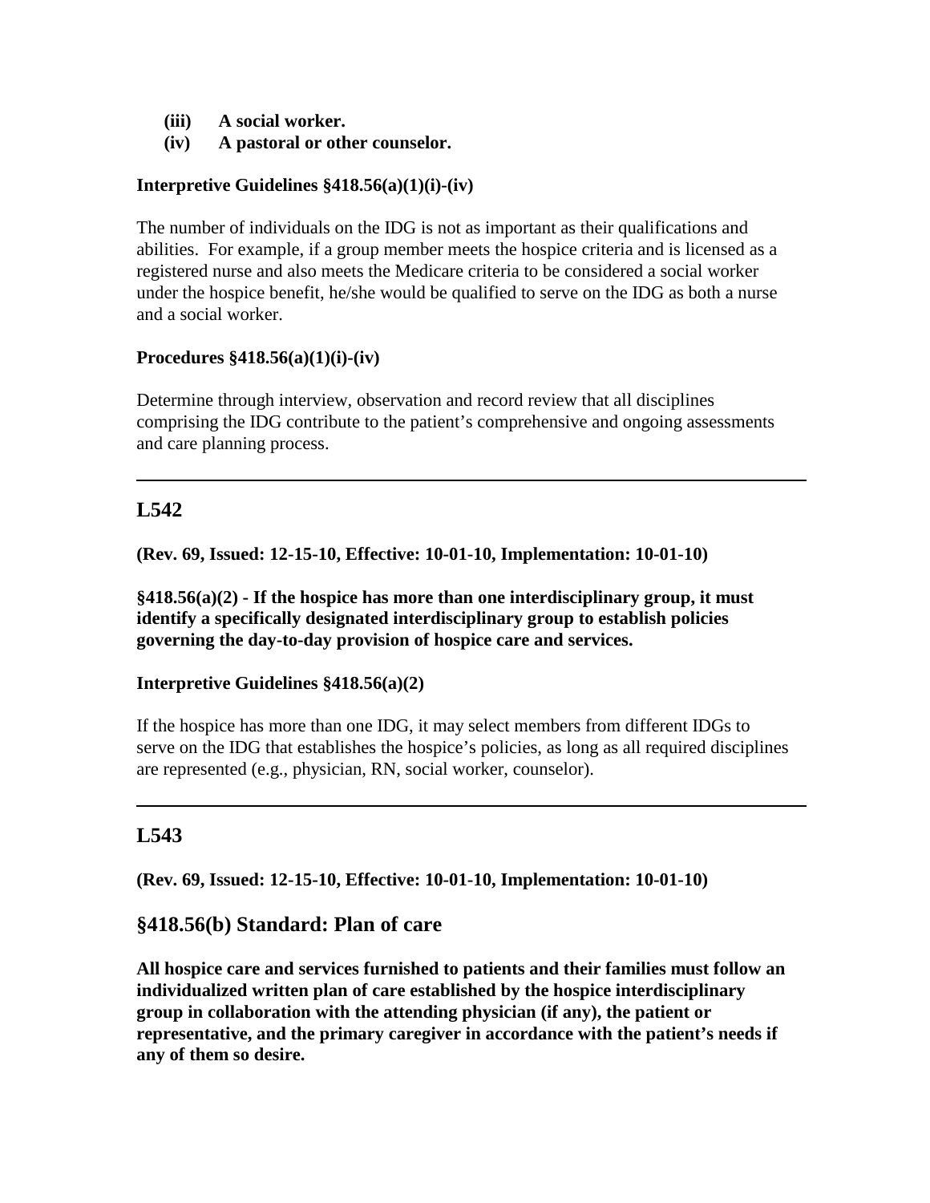**(iii) A social worker.**

**(iv) A pastoral or other counselor.**

**Interpretive Guidelines §418.56(a)(1)(i)-(iv)**

The number of individuals on the IDG is not as important as their qualifications and abilities. For example, if a group member meets the hospice criteria and is licensed as a registered nurse and also meets the Medicare criteria to be considered a social worker under the hospice benefit, he/she would be qualified to serve on the IDG as both a nurse and a social worker.

**Procedures §418.56(a)(1)(i)-(iv)**

Determine through interview, observation and record review that all disciplines comprising the IDG contribute to the patient's comprehensive and ongoing assessments and care planning process.

---

## L542

**(Rev. 69, Issued: 12-15-10, Effective: 10-01-10, Implementation: 10-01-10)**

**§418.56(a)(2) - If the hospice has more than one interdisciplinary group, it must identify a specifically designated interdisciplinary group to establish policies governing the day-to-day provision of hospice care and services.**

**Interpretive Guidelines §418.56(a)(2)**

If the hospice has more than one IDG, it may select members from different IDGs to serve on the IDG that establishes the hospice's policies, as long as all required disciplines are represented (e.g., physician, RN, social worker, counselor).

---

## L543

**(Rev. 69, Issued: 12-15-10, Effective: 10-01-10, Implementation: 10-01-10)**

### §418.56(b) Standard: Plan of care

**All hospice care and services furnished to patients and their families must follow an individualized written plan of care established by the hospice interdisciplinary group in collaboration with the attending physician (if any), the patient or representative, and the primary caregiver in accordance with the patient's needs if any of them so desire.**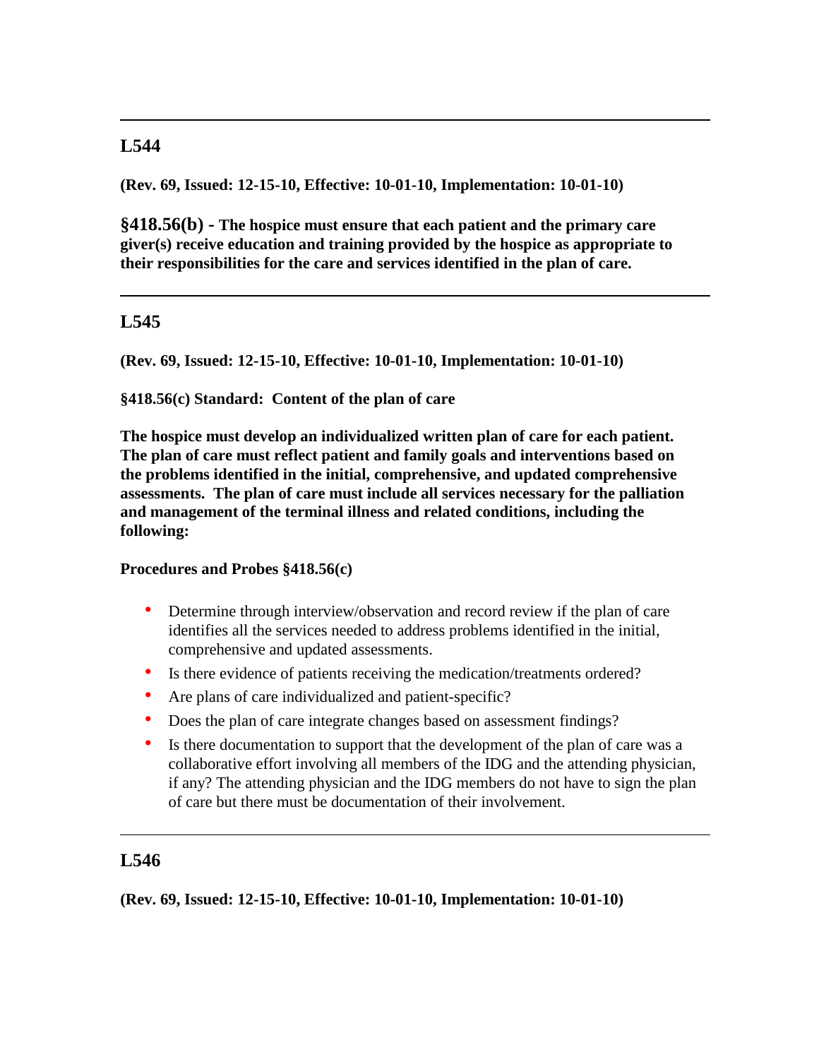---

## L544

**(Rev. 69, Issued: 12-15-10, Effective: 10-01-10, Implementation: 10-01-10)**

**§418.56(b) - The hospice must ensure that each patient and the primary care giver(s) receive education and training provided by the hospice as appropriate to their responsibilities for the care and services identified in the plan of care.**

---

## L545

**(Rev. 69, Issued: 12-15-10, Effective: 10-01-10, Implementation: 10-01-10)**

**§418.56(c) Standard: Content of the plan of care**

**The hospice must develop an individualized written plan of care for each patient. The plan of care must reflect patient and family goals and interventions based on the problems identified in the initial, comprehensive, and updated comprehensive assessments. The plan of care must include all services necessary for the palliation and management of the terminal illness and related conditions, including the following:**

**Procedures and Probes §418.56(c)**

- Determine through interview/observation and record review if the plan of care identifies all the services needed to address problems identified in the initial, comprehensive and updated assessments.
- Is there evidence of patients receiving the medication/treatments ordered?
- Are plans of care individualized and patient-specific?
- Does the plan of care integrate changes based on assessment findings?
- Is there documentation to support that the development of the plan of care was a collaborative effort involving all members of the IDG and the attending physician, if any? The attending physician and the IDG members do not have to sign the plan of care but there must be documentation of their involvement.

---

## L546

**(Rev. 69, Issued: 12-15-10, Effective: 10-01-10, Implementation: 10-01-10)**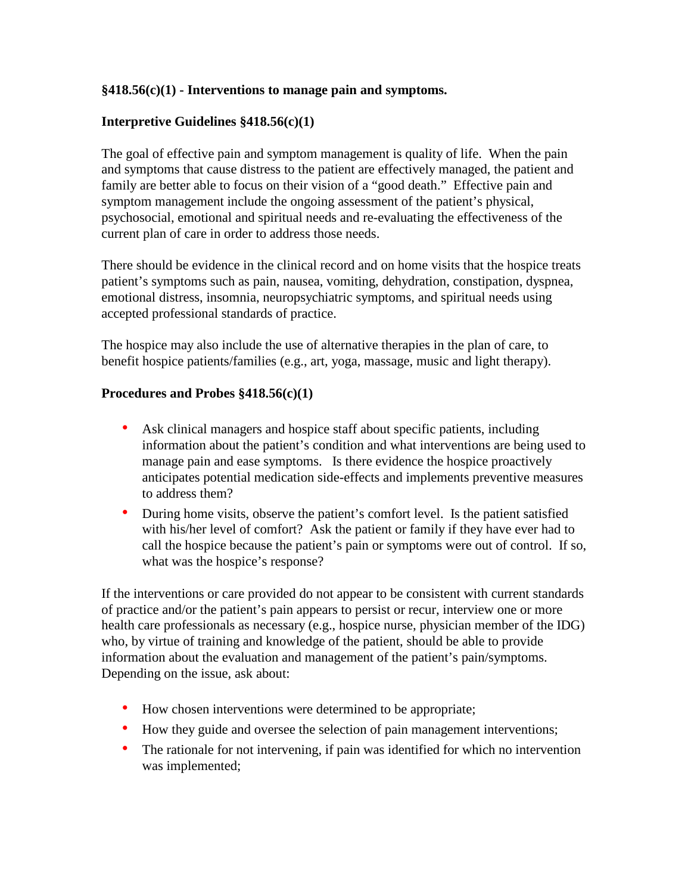**§418.56(c)(1) - Interventions to manage pain and symptoms.**

**Interpretive Guidelines §418.56(c)(1)**

The goal of effective pain and symptom management is quality of life. When the pain and symptoms that cause distress to the patient are effectively managed, the patient and family are better able to focus on their vision of a "good death." Effective pain and symptom management include the ongoing assessment of the patient's physical, psychosocial, emotional and spiritual needs and re-evaluating the effectiveness of the current plan of care in order to address those needs.

There should be evidence in the clinical record and on home visits that the hospice treats patient's symptoms such as pain, nausea, vomiting, dehydration, constipation, dyspnea, emotional distress, insomnia, neuropsychiatric symptoms, and spiritual needs using accepted professional standards of practice.

The hospice may also include the use of alternative therapies in the plan of care, to benefit hospice patients/families (e.g., art, yoga, massage, music and light therapy).

**Procedures and Probes §418.56(c)(1)**

- Ask clinical managers and hospice staff about specific patients, including information about the patient's condition and what interventions are being used to manage pain and ease symptoms. Is there evidence the hospice proactively anticipates potential medication side-effects and implements preventive measures to address them?
- During home visits, observe the patient's comfort level. Is the patient satisfied with his/her level of comfort? Ask the patient or family if they have ever had to call the hospice because the patient's pain or symptoms were out of control. If so, what was the hospice's response?

If the interventions or care provided do not appear to be consistent with current standards of practice and/or the patient's pain appears to persist or recur, interview one or more health care professionals as necessary (e.g., hospice nurse, physician member of the IDG) who, by virtue of training and knowledge of the patient, should be able to provide information about the evaluation and management of the patient's pain/symptoms. Depending on the issue, ask about:

- How chosen interventions were determined to be appropriate;
- How they guide and oversee the selection of pain management interventions;
- The rationale for not intervening, if pain was identified for which no intervention was implemented;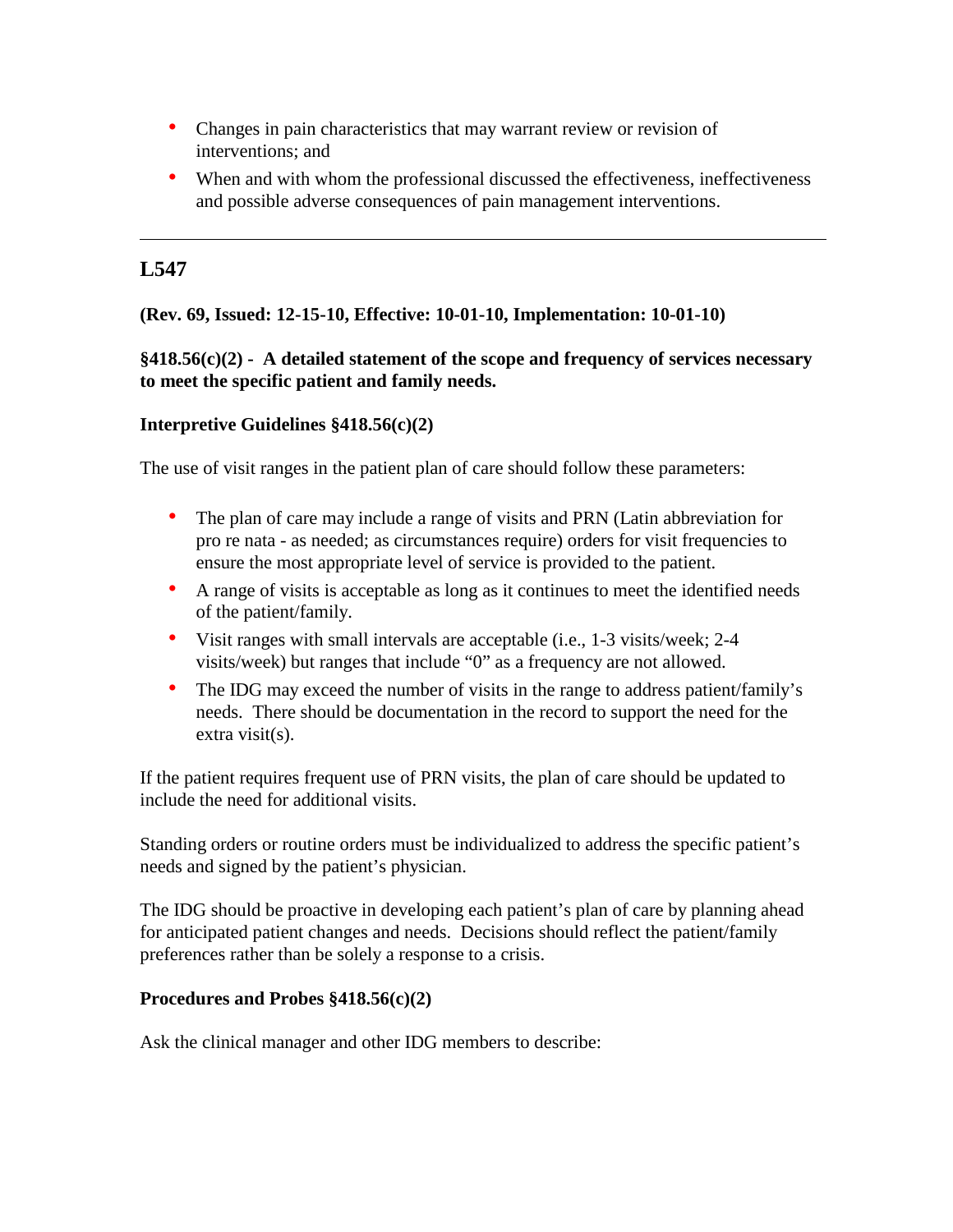- Changes in pain characteristics that may warrant review or revision of interventions; and
- When and with whom the professional discussed the effectiveness, ineffectiveness and possible adverse consequences of pain management interventions.

---

## L547

**(Rev. 69, Issued: 12-15-10, Effective: 10-01-10, Implementation: 10-01-10)**

**§418.56(c)(2) - A detailed statement of the scope and frequency of services necessary to meet the specific patient and family needs.**

**Interpretive Guidelines §418.56(c)(2)**

The use of visit ranges in the patient plan of care should follow these parameters:

- The plan of care may include a range of visits and PRN (Latin abbreviation for pro re nata - as needed; as circumstances require) orders for visit frequencies to ensure the most appropriate level of service is provided to the patient.
- A range of visits is acceptable as long as it continues to meet the identified needs of the patient/family.
- Visit ranges with small intervals are acceptable (i.e., 1-3 visits/week; 2-4 visits/week) but ranges that include "0" as a frequency are not allowed.
- The IDG may exceed the number of visits in the range to address patient/family's needs. There should be documentation in the record to support the need for the extra visit(s).

If the patient requires frequent use of PRN visits, the plan of care should be updated to include the need for additional visits.

Standing orders or routine orders must be individualized to address the specific patient's needs and signed by the patient's physician.

The IDG should be proactive in developing each patient's plan of care by planning ahead for anticipated patient changes and needs. Decisions should reflect the patient/family preferences rather than be solely a response to a crisis.

**Procedures and Probes §418.56(c)(2)**

Ask the clinical manager and other IDG members to describe: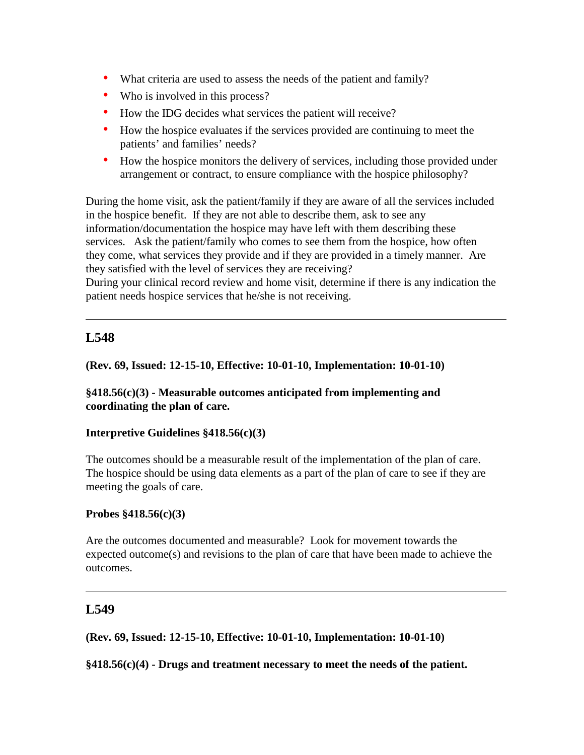- What criteria are used to assess the needs of the patient and family?
- Who is involved in this process?
- How the IDG decides what services the patient will receive?
- How the hospice evaluates if the services provided are continuing to meet the patients' and families' needs?
- How the hospice monitors the delivery of services, including those provided under arrangement or contract, to ensure compliance with the hospice philosophy?

During the home visit, ask the patient/family if they are aware of all the services included in the hospice benefit. If they are not able to describe them, ask to see any information/documentation the hospice may have left with them describing these services. Ask the patient/family who comes to see them from the hospice, how often they come, what services they provide and if they are provided in a timely manner. Are they satisfied with the level of services they are receiving?
During your clinical record review and home visit, determine if there is any indication the patient needs hospice services that he/she is not receiving.

---

## L548

**(Rev. 69, Issued: 12-15-10, Effective: 10-01-10, Implementation: 10-01-10)**

**§418.56(c)(3) - Measurable outcomes anticipated from implementing and coordinating the plan of care.**

**Interpretive Guidelines §418.56(c)(3)**

The outcomes should be a measurable result of the implementation of the plan of care. The hospice should be using data elements as a part of the plan of care to see if they are meeting the goals of care.

**Probes §418.56(c)(3)**

Are the outcomes documented and measurable? Look for movement towards the expected outcome(s) and revisions to the plan of care that have been made to achieve the outcomes.

---

## L549

**(Rev. 69, Issued: 12-15-10, Effective: 10-01-10, Implementation: 10-01-10)**

**§418.56(c)(4) - Drugs and treatment necessary to meet the needs of the patient.**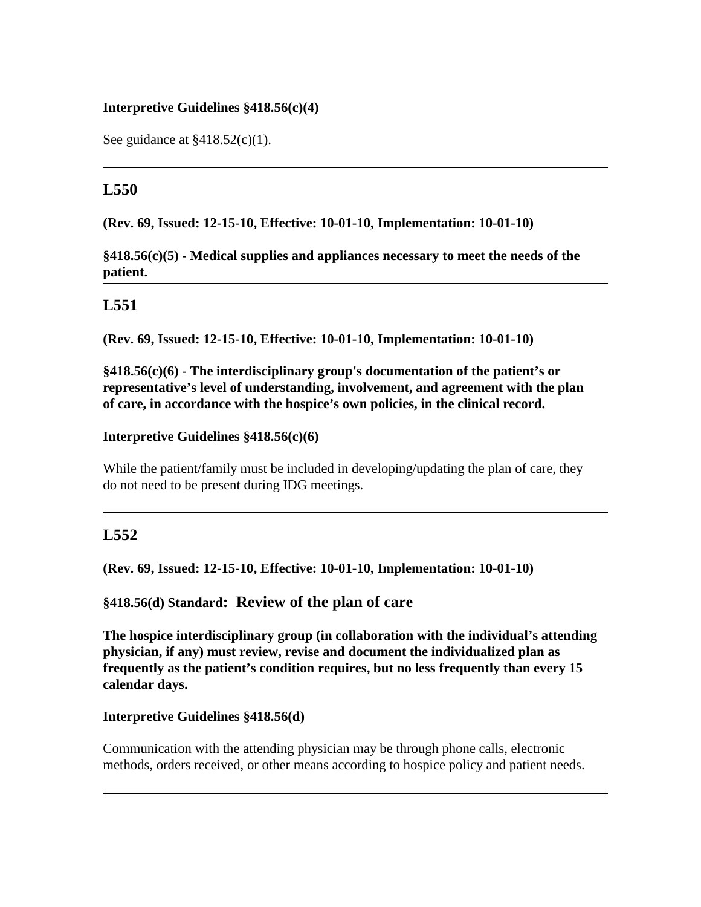**Interpretive Guidelines §418.56(c)(4)**

See guidance at §418.52(c)(1).

---

## L550

**(Rev. 69, Issued: 12-15-10, Effective: 10-01-10, Implementation: 10-01-10)**

**§418.56(c)(5) - Medical supplies and appliances necessary to meet the needs of the patient.**

---

## L551

**(Rev. 69, Issued: 12-15-10, Effective: 10-01-10, Implementation: 10-01-10)**

**§418.56(c)(6) - The interdisciplinary group's documentation of the patient's or representative's level of understanding, involvement, and agreement with the plan of care, in accordance with the hospice's own policies, in the clinical record.**

**Interpretive Guidelines §418.56(c)(6)**

While the patient/family must be included in developing/updating the plan of care, they do not need to be present during IDG meetings.

---

## L552

**(Rev. 69, Issued: 12-15-10, Effective: 10-01-10, Implementation: 10-01-10)**

**§418.56(d) Standard: Review of the plan of care**

**The hospice interdisciplinary group (in collaboration with the individual's attending physician, if any) must review, revise and document the individualized plan as frequently as the patient's condition requires, but no less frequently than every 15 calendar days.**

**Interpretive Guidelines §418.56(d)**

Communication with the attending physician may be through phone calls, electronic methods, orders received, or other means according to hospice policy and patient needs.

---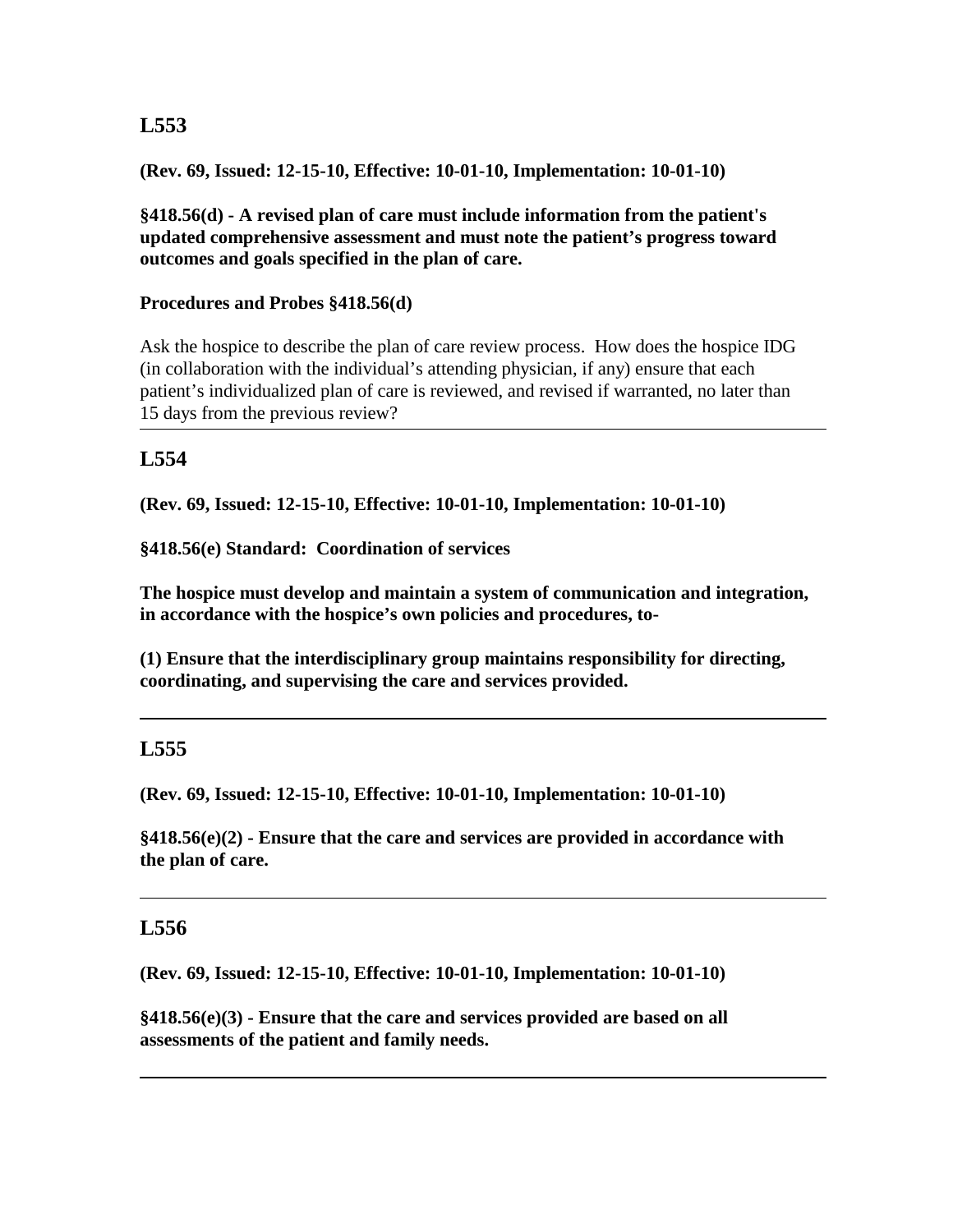## L553

**(Rev. 69, Issued: 12-15-10, Effective: 10-01-10, Implementation: 10-01-10)**

**§418.56(d) - A revised plan of care must include information from the patient's updated comprehensive assessment and must note the patient's progress toward outcomes and goals specified in the plan of care.**

**Procedures and Probes §418.56(d)**

Ask the hospice to describe the plan of care review process. How does the hospice IDG (in collaboration with the individual's attending physician, if any) ensure that each patient's individualized plan of care is reviewed, and revised if warranted, no later than 15 days from the previous review?

---

## L554

**(Rev. 69, Issued: 12-15-10, Effective: 10-01-10, Implementation: 10-01-10)**

**§418.56(e) Standard: Coordination of services**

**The hospice must develop and maintain a system of communication and integration, in accordance with the hospice's own policies and procedures, to-**

**(1) Ensure that the interdisciplinary group maintains responsibility for directing, coordinating, and supervising the care and services provided.**

---

## L555

**(Rev. 69, Issued: 12-15-10, Effective: 10-01-10, Implementation: 10-01-10)**

**§418.56(e)(2) - Ensure that the care and services are provided in accordance with the plan of care.**

---

## L556

**(Rev. 69, Issued: 12-15-10, Effective: 10-01-10, Implementation: 10-01-10)**

**§418.56(e)(3) - Ensure that the care and services provided are based on all assessments of the patient and family needs.**

---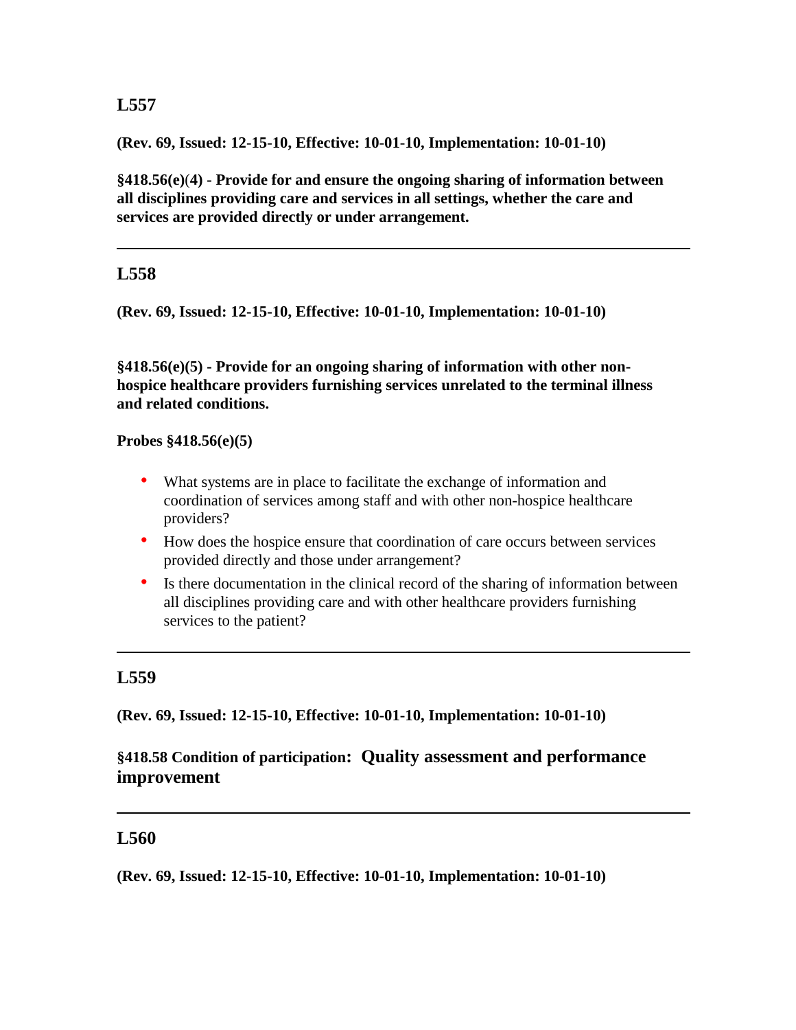### L557

**(Rev. 69, Issued: 12-15-10, Effective: 10-01-10, Implementation: 10-01-10)**

**§418.56(e)(4) - Provide for and ensure the ongoing sharing of information between all disciplines providing care and services in all settings, whether the care and services are provided directly or under arrangement.**

---

### L558

**(Rev. 69, Issued: 12-15-10, Effective: 10-01-10, Implementation: 10-01-10)**

**§418.56(e)(5) - Provide for an ongoing sharing of information with other non-hospice healthcare providers furnishing services unrelated to the terminal illness and related conditions.**

**Probes §418.56(e)(5)**

- What systems are in place to facilitate the exchange of information and coordination of services among staff and with other non-hospice healthcare providers?
- How does the hospice ensure that coordination of care occurs between services provided directly and those under arrangement?
- Is there documentation in the clinical record of the sharing of information between all disciplines providing care and with other healthcare providers furnishing services to the patient?

---

### L559

**(Rev. 69, Issued: 12-15-10, Effective: 10-01-10, Implementation: 10-01-10)**

**§418.58 Condition of participation: Quality assessment and performance improvement**

---

### L560

**(Rev. 69, Issued: 12-15-10, Effective: 10-01-10, Implementation: 10-01-10)**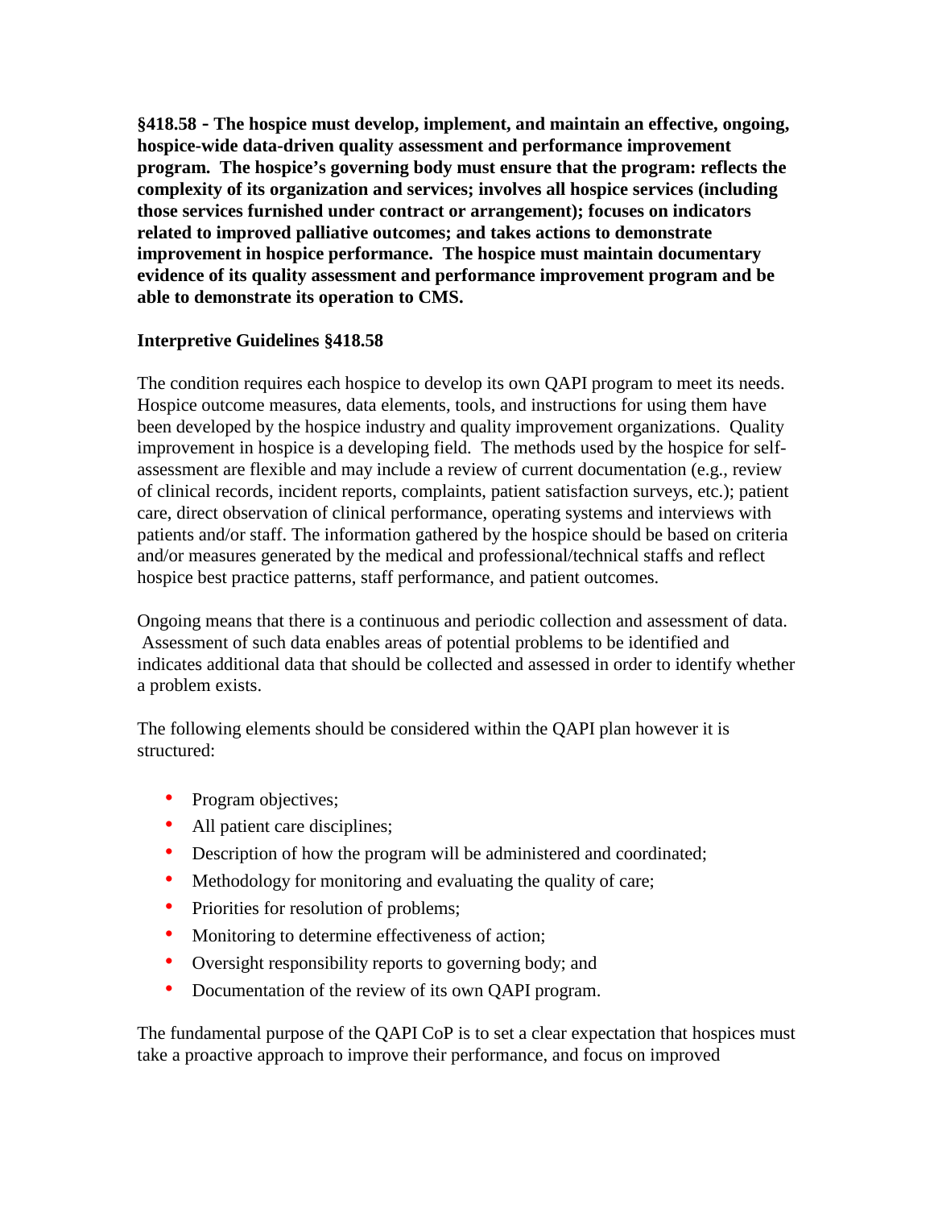**§418.58 - The hospice must develop, implement, and maintain an effective, ongoing, hospice-wide data-driven quality assessment and performance improvement program. The hospice's governing body must ensure that the program: reflects the complexity of its organization and services; involves all hospice services (including those services furnished under contract or arrangement); focuses on indicators related to improved palliative outcomes; and takes actions to demonstrate improvement in hospice performance. The hospice must maintain documentary evidence of its quality assessment and performance improvement program and be able to demonstrate its operation to CMS.**

**Interpretive Guidelines §418.58**

The condition requires each hospice to develop its own QAPI program to meet its needs. Hospice outcome measures, data elements, tools, and instructions for using them have been developed by the hospice industry and quality improvement organizations. Quality improvement in hospice is a developing field. The methods used by the hospice for self-assessment are flexible and may include a review of current documentation (e.g., review of clinical records, incident reports, complaints, patient satisfaction surveys, etc.); patient care, direct observation of clinical performance, operating systems and interviews with patients and/or staff. The information gathered by the hospice should be based on criteria and/or measures generated by the medical and professional/technical staffs and reflect hospice best practice patterns, staff performance, and patient outcomes.

Ongoing means that there is a continuous and periodic collection and assessment of data. Assessment of such data enables areas of potential problems to be identified and indicates additional data that should be collected and assessed in order to identify whether a problem exists.

The following elements should be considered within the QAPI plan however it is structured:

- Program objectives;
- All patient care disciplines;
- Description of how the program will be administered and coordinated;
- Methodology for monitoring and evaluating the quality of care;
- Priorities for resolution of problems;
- Monitoring to determine effectiveness of action;
- Oversight responsibility reports to governing body; and
- Documentation of the review of its own QAPI program.

The fundamental purpose of the QAPI CoP is to set a clear expectation that hospices must take a proactive approach to improve their performance, and focus on improved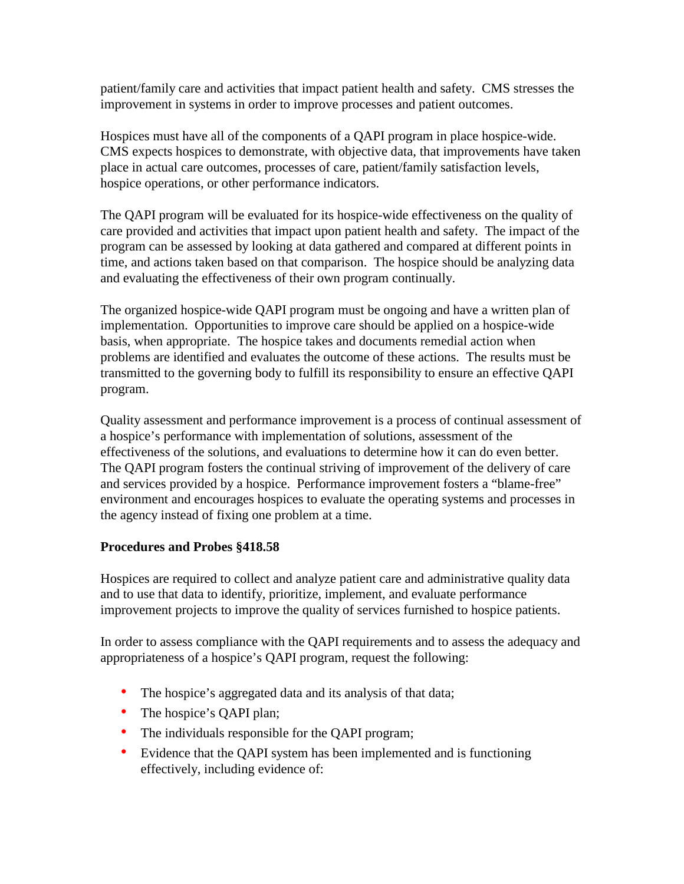patient/family care and activities that impact patient health and safety. CMS stresses the improvement in systems in order to improve processes and patient outcomes.

Hospices must have all of the components of a QAPI program in place hospice-wide. CMS expects hospices to demonstrate, with objective data, that improvements have taken place in actual care outcomes, processes of care, patient/family satisfaction levels, hospice operations, or other performance indicators.

The QAPI program will be evaluated for its hospice-wide effectiveness on the quality of care provided and activities that impact upon patient health and safety. The impact of the program can be assessed by looking at data gathered and compared at different points in time, and actions taken based on that comparison. The hospice should be analyzing data and evaluating the effectiveness of their own program continually.

The organized hospice-wide QAPI program must be ongoing and have a written plan of implementation. Opportunities to improve care should be applied on a hospice-wide basis, when appropriate. The hospice takes and documents remedial action when problems are identified and evaluates the outcome of these actions. The results must be transmitted to the governing body to fulfill its responsibility to ensure an effective QAPI program.

Quality assessment and performance improvement is a process of continual assessment of a hospice's performance with implementation of solutions, assessment of the effectiveness of the solutions, and evaluations to determine how it can do even better. The QAPI program fosters the continual striving of improvement of the delivery of care and services provided by a hospice. Performance improvement fosters a "blame-free" environment and encourages hospices to evaluate the operating systems and processes in the agency instead of fixing one problem at a time.

**Procedures and Probes §418.58**

Hospices are required to collect and analyze patient care and administrative quality data and to use that data to identify, prioritize, implement, and evaluate performance improvement projects to improve the quality of services furnished to hospice patients.

In order to assess compliance with the QAPI requirements and to assess the adequacy and appropriateness of a hospice's QAPI program, request the following:

- The hospice's aggregated data and its analysis of that data;
- The hospice's QAPI plan;
- The individuals responsible for the QAPI program;
- Evidence that the QAPI system has been implemented and is functioning effectively, including evidence of: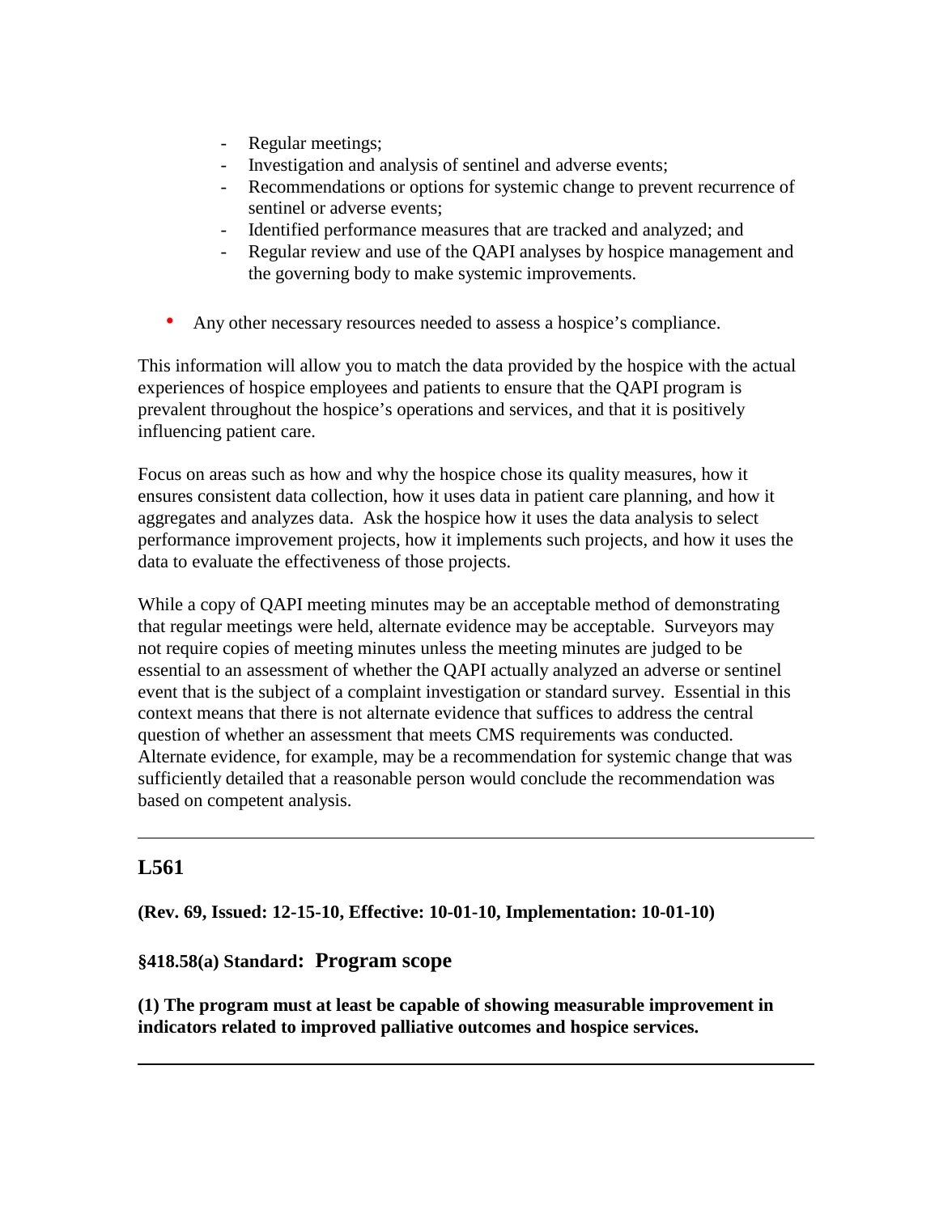- Regular meetings;
- Investigation and analysis of sentinel and adverse events;
- Recommendations or options for systemic change to prevent recurrence of sentinel or adverse events;
- Identified performance measures that are tracked and analyzed; and
- Regular review and use of the QAPI analyses by hospice management and the governing body to make systemic improvements.

- Any other necessary resources needed to assess a hospice's compliance.

This information will allow you to match the data provided by the hospice with the actual experiences of hospice employees and patients to ensure that the QAPI program is prevalent throughout the hospice's operations and services, and that it is positively influencing patient care.

Focus on areas such as how and why the hospice chose its quality measures, how it ensures consistent data collection, how it uses data in patient care planning, and how it aggregates and analyzes data. Ask the hospice how it uses the data analysis to select performance improvement projects, how it implements such projects, and how it uses the data to evaluate the effectiveness of those projects.

While a copy of QAPI meeting minutes may be an acceptable method of demonstrating that regular meetings were held, alternate evidence may be acceptable. Surveyors may not require copies of meeting minutes unless the meeting minutes are judged to be essential to an assessment of whether the QAPI actually analyzed an adverse or sentinel event that is the subject of a complaint investigation or standard survey. Essential in this context means that there is not alternate evidence that suffices to address the central question of whether an assessment that meets CMS requirements was conducted. Alternate evidence, for example, may be a recommendation for systemic change that was sufficiently detailed that a reasonable person would conclude the recommendation was based on competent analysis.

---

## L561

**(Rev. 69, Issued: 12-15-10, Effective: 10-01-10, Implementation: 10-01-10)**

### §418.58(a) Standard: Program scope

**(1) The program must at least be capable of showing measurable improvement in indicators related to improved palliative outcomes and hospice services.**

---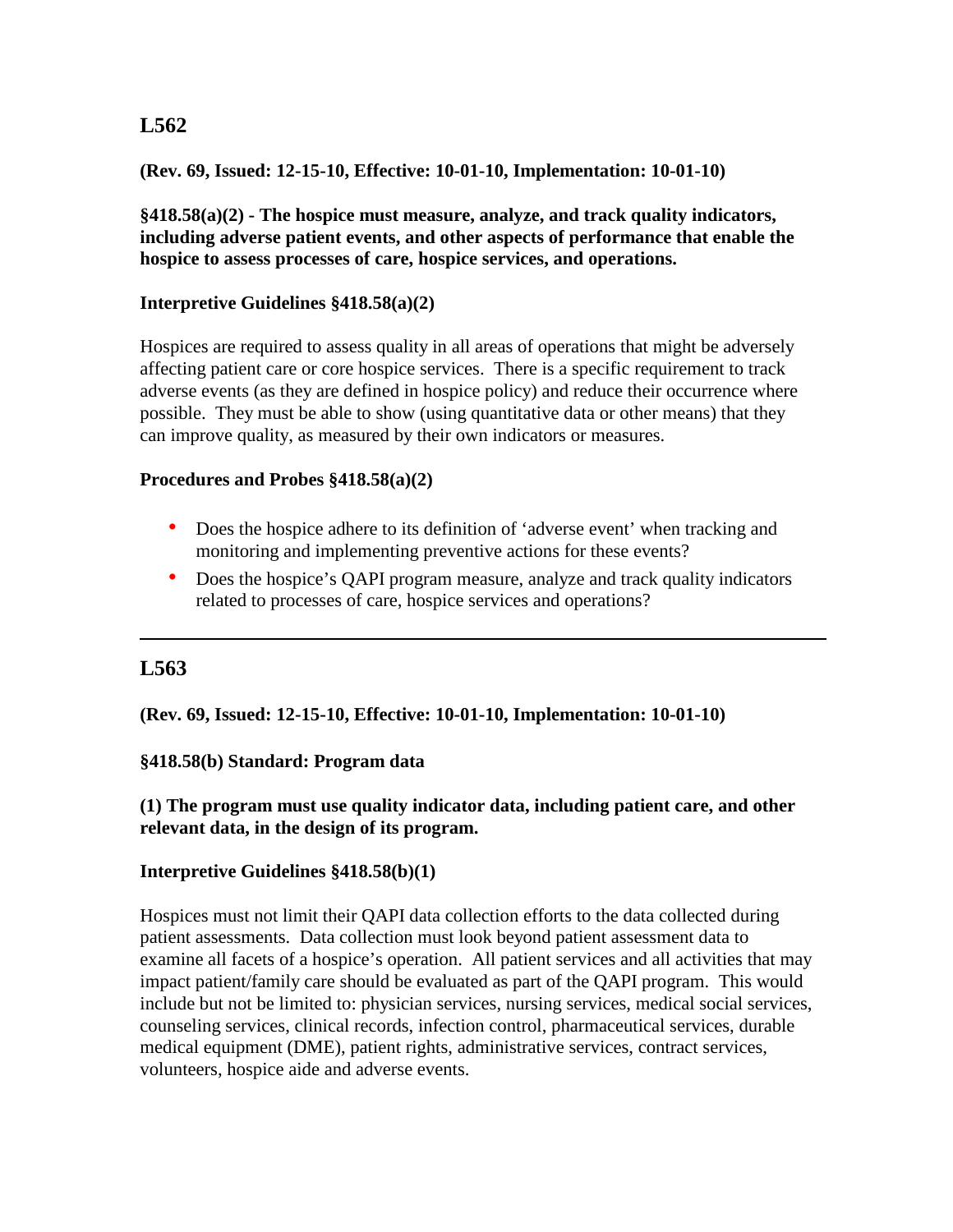## L562

**(Rev. 69, Issued: 12-15-10, Effective: 10-01-10, Implementation: 10-01-10)**

**§418.58(a)(2) - The hospice must measure, analyze, and track quality indicators, including adverse patient events, and other aspects of performance that enable the hospice to assess processes of care, hospice services, and operations.**

**Interpretive Guidelines §418.58(a)(2)**

Hospices are required to assess quality in all areas of operations that might be adversely affecting patient care or core hospice services. There is a specific requirement to track adverse events (as they are defined in hospice policy) and reduce their occurrence where possible. They must be able to show (using quantitative data or other means) that they can improve quality, as measured by their own indicators or measures.

**Procedures and Probes §418.58(a)(2)**

- Does the hospice adhere to its definition of 'adverse event' when tracking and monitoring and implementing preventive actions for these events?
- Does the hospice's QAPI program measure, analyze and track quality indicators related to processes of care, hospice services and operations?

---

## L563

**(Rev. 69, Issued: 12-15-10, Effective: 10-01-10, Implementation: 10-01-10)**

**§418.58(b) Standard: Program data**

**(1) The program must use quality indicator data, including patient care, and other relevant data, in the design of its program.**

**Interpretive Guidelines §418.58(b)(1)**

Hospices must not limit their QAPI data collection efforts to the data collected during patient assessments. Data collection must look beyond patient assessment data to examine all facets of a hospice's operation. All patient services and all activities that may impact patient/family care should be evaluated as part of the QAPI program. This would include but not be limited to: physician services, nursing services, medical social services, counseling services, clinical records, infection control, pharmaceutical services, durable medical equipment (DME), patient rights, administrative services, contract services, volunteers, hospice aide and adverse events.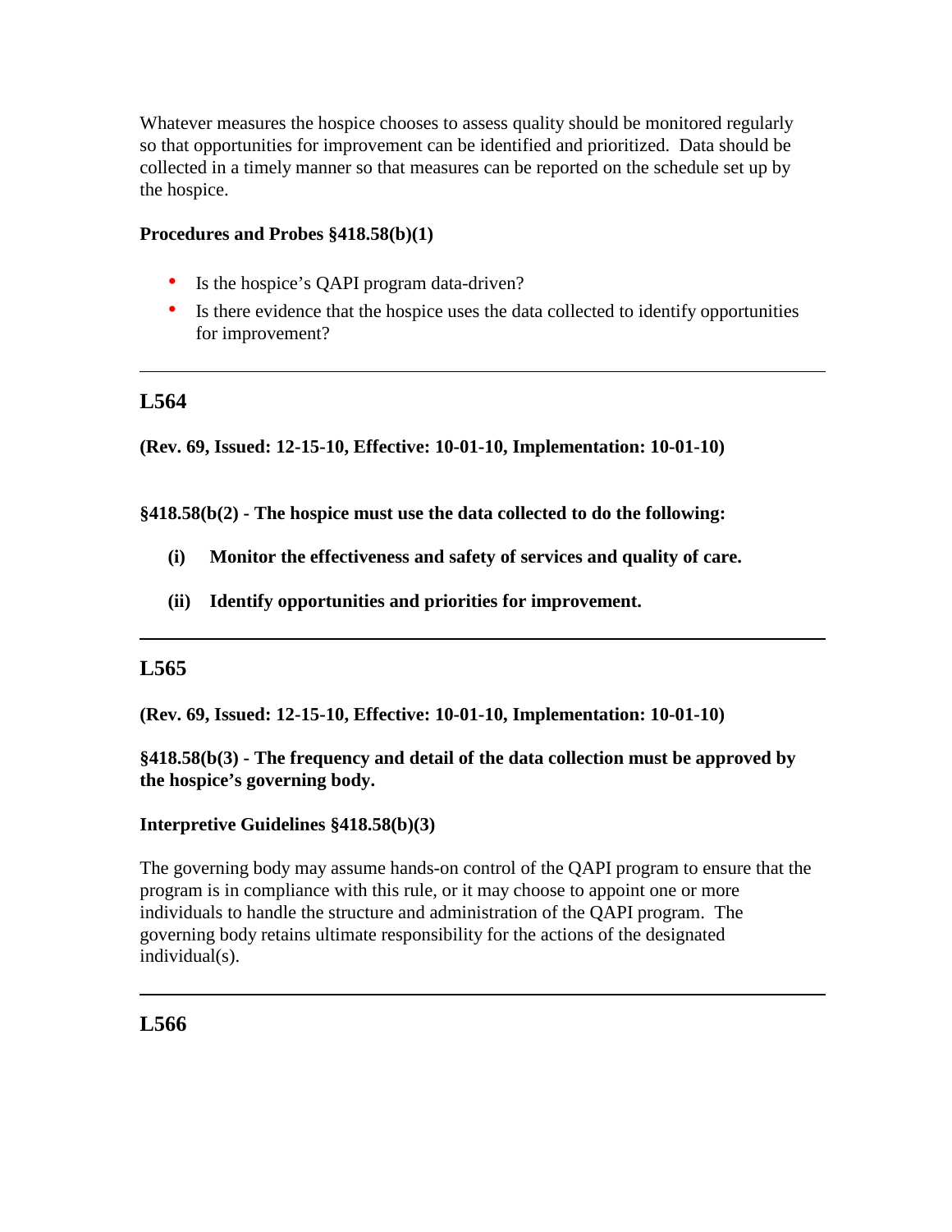Whatever measures the hospice chooses to assess quality should be monitored regularly so that opportunities for improvement can be identified and prioritized. Data should be collected in a timely manner so that measures can be reported on the schedule set up by the hospice.

**Procedures and Probes §418.58(b)(1)**

- Is the hospice's QAPI program data-driven?
- Is there evidence that the hospice uses the data collected to identify opportunities for improvement?

---

## L564

**(Rev. 69, Issued: 12-15-10, Effective: 10-01-10, Implementation: 10-01-10)**

**§418.58(b(2) - The hospice must use the data collected to do the following:**

**(i) Monitor the effectiveness and safety of services and quality of care.**

**(ii) Identify opportunities and priorities for improvement.**

---

## L565

**(Rev. 69, Issued: 12-15-10, Effective: 10-01-10, Implementation: 10-01-10)**

**§418.58(b(3) - The frequency and detail of the data collection must be approved by the hospice's governing body.**

**Interpretive Guidelines §418.58(b)(3)**

The governing body may assume hands-on control of the QAPI program to ensure that the program is in compliance with this rule, or it may choose to appoint one or more individuals to handle the structure and administration of the QAPI program. The governing body retains ultimate responsibility for the actions of the designated individual(s).

---

## L566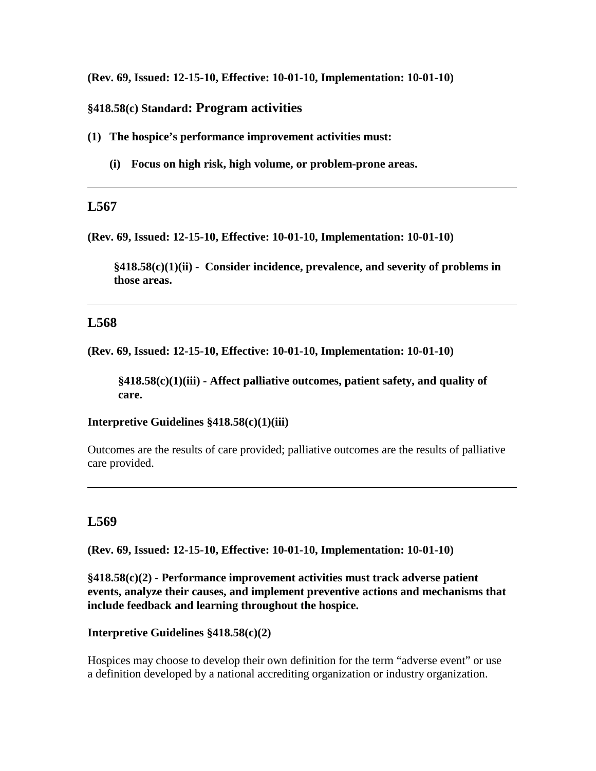**(Rev. 69, Issued: 12-15-10, Effective: 10-01-10, Implementation: 10-01-10)**

**§418.58(c) Standard: Program activities**

**(1) The hospice's performance improvement activities must:**

**(i) Focus on high risk, high volume, or problem-prone areas.**

---

## L567

**(Rev. 69, Issued: 12-15-10, Effective: 10-01-10, Implementation: 10-01-10)**

**§418.58(c)(1)(ii) - Consider incidence, prevalence, and severity of problems in those areas.**

---

## L568

**(Rev. 69, Issued: 12-15-10, Effective: 10-01-10, Implementation: 10-01-10)**

**§418.58(c)(1)(iii) - Affect palliative outcomes, patient safety, and quality of care.**

**Interpretive Guidelines §418.58(c)(1)(iii)**

Outcomes are the results of care provided; palliative outcomes are the results of palliative care provided.

---

## L569

**(Rev. 69, Issued: 12-15-10, Effective: 10-01-10, Implementation: 10-01-10)**

**§418.58(c)(2) - Performance improvement activities must track adverse patient events, analyze their causes, and implement preventive actions and mechanisms that include feedback and learning throughout the hospice.**

**Interpretive Guidelines §418.58(c)(2)**

Hospices may choose to develop their own definition for the term "adverse event" or use a definition developed by a national accrediting organization or industry organization.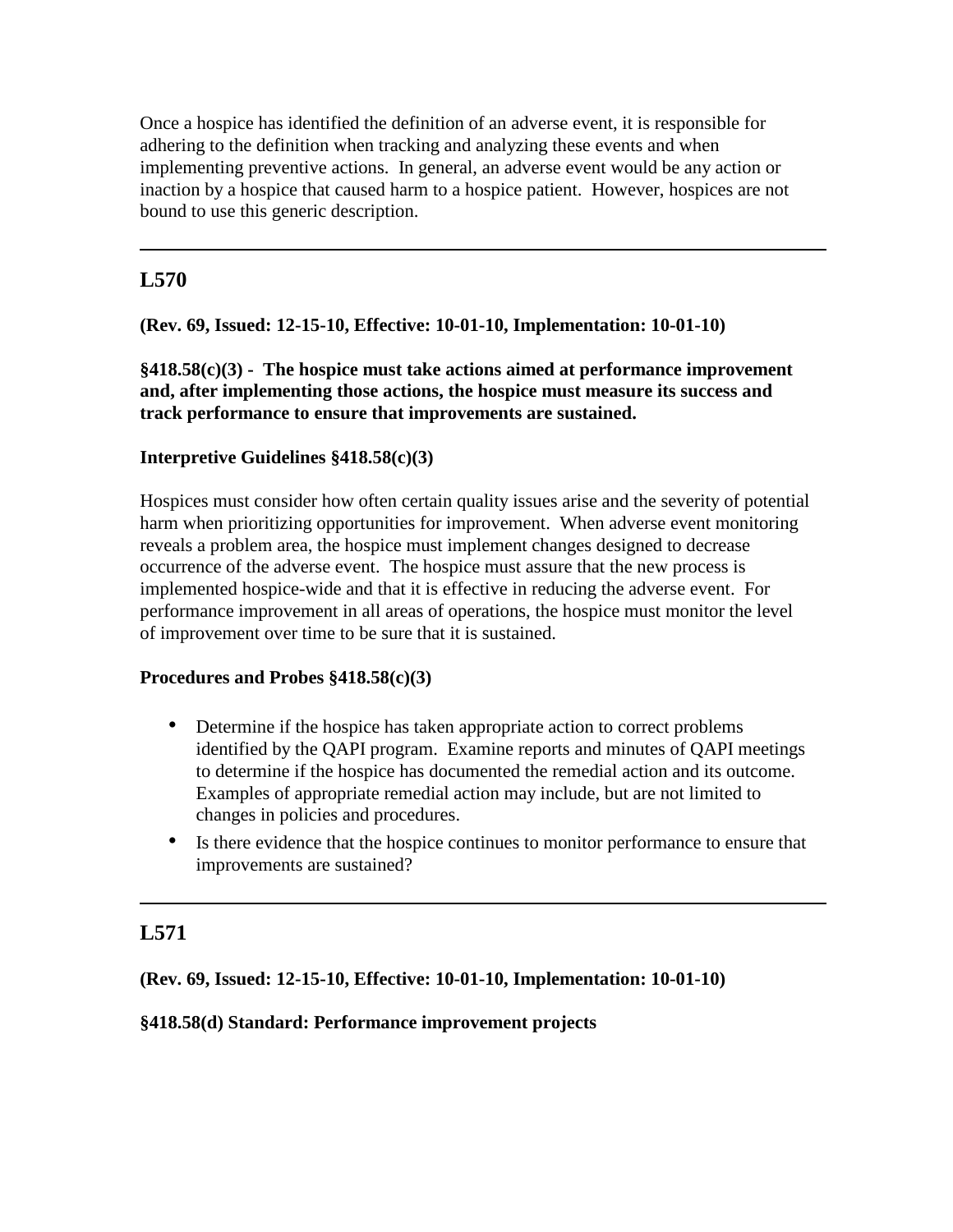Once a hospice has identified the definition of an adverse event, it is responsible for adhering to the definition when tracking and analyzing these events and when implementing preventive actions. In general, an adverse event would be any action or inaction by a hospice that caused harm to a hospice patient. However, hospices are not bound to use this generic description.

---

## L570

**(Rev. 69, Issued: 12-15-10, Effective: 10-01-10, Implementation: 10-01-10)**

**§418.58(c)(3) - The hospice must take actions aimed at performance improvement and, after implementing those actions, the hospice must measure its success and track performance to ensure that improvements are sustained.**

**Interpretive Guidelines §418.58(c)(3)**

Hospices must consider how often certain quality issues arise and the severity of potential harm when prioritizing opportunities for improvement. When adverse event monitoring reveals a problem area, the hospice must implement changes designed to decrease occurrence of the adverse event. The hospice must assure that the new process is implemented hospice-wide and that it is effective in reducing the adverse event. For performance improvement in all areas of operations, the hospice must monitor the level of improvement over time to be sure that it is sustained.

**Procedures and Probes §418.58(c)(3)**

- Determine if the hospice has taken appropriate action to correct problems identified by the QAPI program. Examine reports and minutes of QAPI meetings to determine if the hospice has documented the remedial action and its outcome. Examples of appropriate remedial action may include, but are not limited to changes in policies and procedures.
- Is there evidence that the hospice continues to monitor performance to ensure that improvements are sustained?

---

## L571

**(Rev. 69, Issued: 12-15-10, Effective: 10-01-10, Implementation: 10-01-10)**

**§418.58(d) Standard: Performance improvement projects**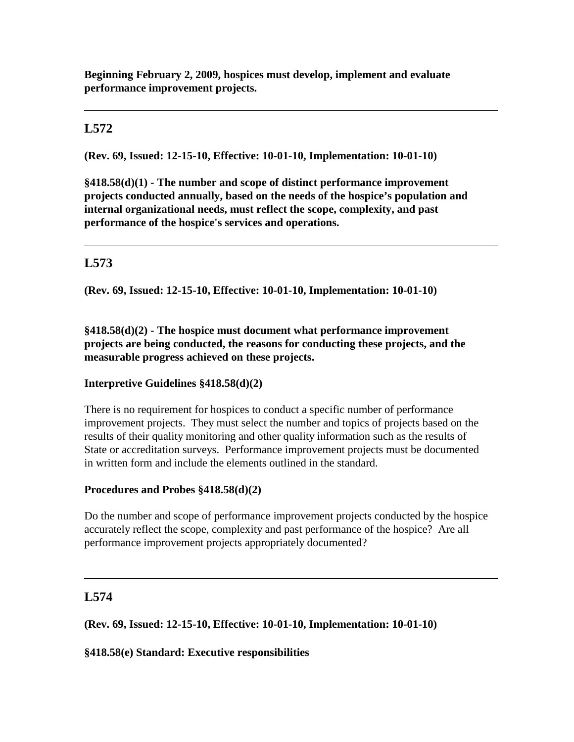**Beginning February 2, 2009, hospices must develop, implement and evaluate performance improvement projects.**

---

## L572

**(Rev. 69, Issued: 12-15-10, Effective: 10-01-10, Implementation: 10-01-10)**

**§418.58(d)(1) - The number and scope of distinct performance improvement projects conducted annually, based on the needs of the hospice's population and internal organizational needs, must reflect the scope, complexity, and past performance of the hospice's services and operations.**

---

## L573

**(Rev. 69, Issued: 12-15-10, Effective: 10-01-10, Implementation: 10-01-10)**

**§418.58(d)(2) - The hospice must document what performance improvement projects are being conducted, the reasons for conducting these projects, and the measurable progress achieved on these projects.**

**Interpretive Guidelines §418.58(d)(2)**

There is no requirement for hospices to conduct a specific number of performance improvement projects. They must select the number and topics of projects based on the results of their quality monitoring and other quality information such as the results of State or accreditation surveys. Performance improvement projects must be documented in written form and include the elements outlined in the standard.

**Procedures and Probes §418.58(d)(2)**

Do the number and scope of performance improvement projects conducted by the hospice accurately reflect the scope, complexity and past performance of the hospice? Are all performance improvement projects appropriately documented?

---

## L574

**(Rev. 69, Issued: 12-15-10, Effective: 10-01-10, Implementation: 10-01-10)**

**§418.58(e) Standard: Executive responsibilities**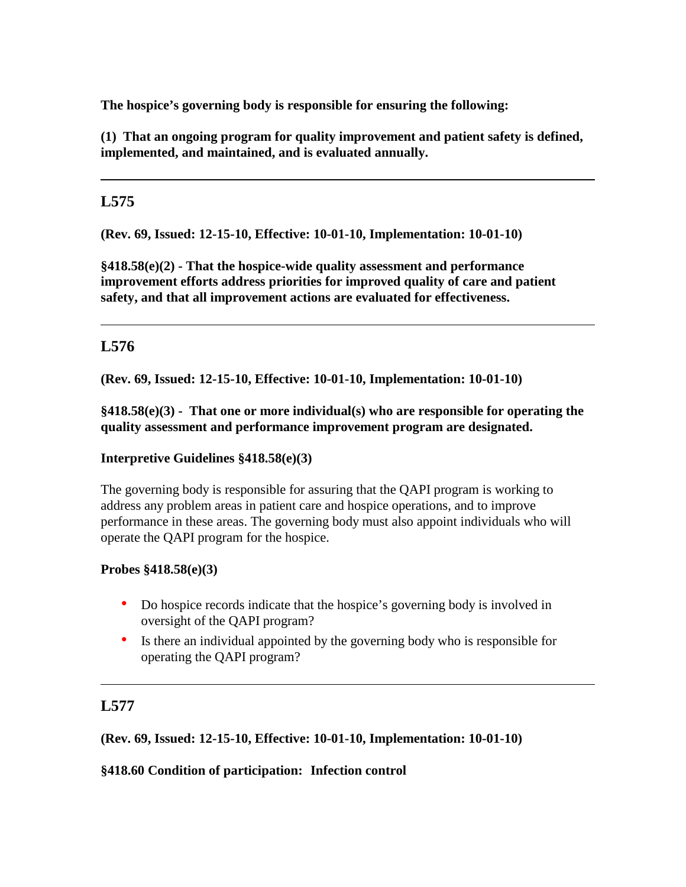**The hospice's governing body is responsible for ensuring the following:**

**(1) That an ongoing program for quality improvement and patient safety is defined, implemented, and maintained, and is evaluated annually.**

---

## L575

**(Rev. 69, Issued: 12-15-10, Effective: 10-01-10, Implementation: 10-01-10)**

**§418.58(e)(2) - That the hospice-wide quality assessment and performance improvement efforts address priorities for improved quality of care and patient safety, and that all improvement actions are evaluated for effectiveness.**

---

## L576

**(Rev. 69, Issued: 12-15-10, Effective: 10-01-10, Implementation: 10-01-10)**

**§418.58(e)(3) - That one or more individual(s) who are responsible for operating the quality assessment and performance improvement program are designated.**

**Interpretive Guidelines §418.58(e)(3)**

The governing body is responsible for assuring that the QAPI program is working to address any problem areas in patient care and hospice operations, and to improve performance in these areas. The governing body must also appoint individuals who will operate the QAPI program for the hospice.

**Probes §418.58(e)(3)**

- Do hospice records indicate that the hospice's governing body is involved in oversight of the QAPI program?
- Is there an individual appointed by the governing body who is responsible for operating the QAPI program?

---

## L577

**(Rev. 69, Issued: 12-15-10, Effective: 10-01-10, Implementation: 10-01-10)**

**§418.60 Condition of participation: Infection control**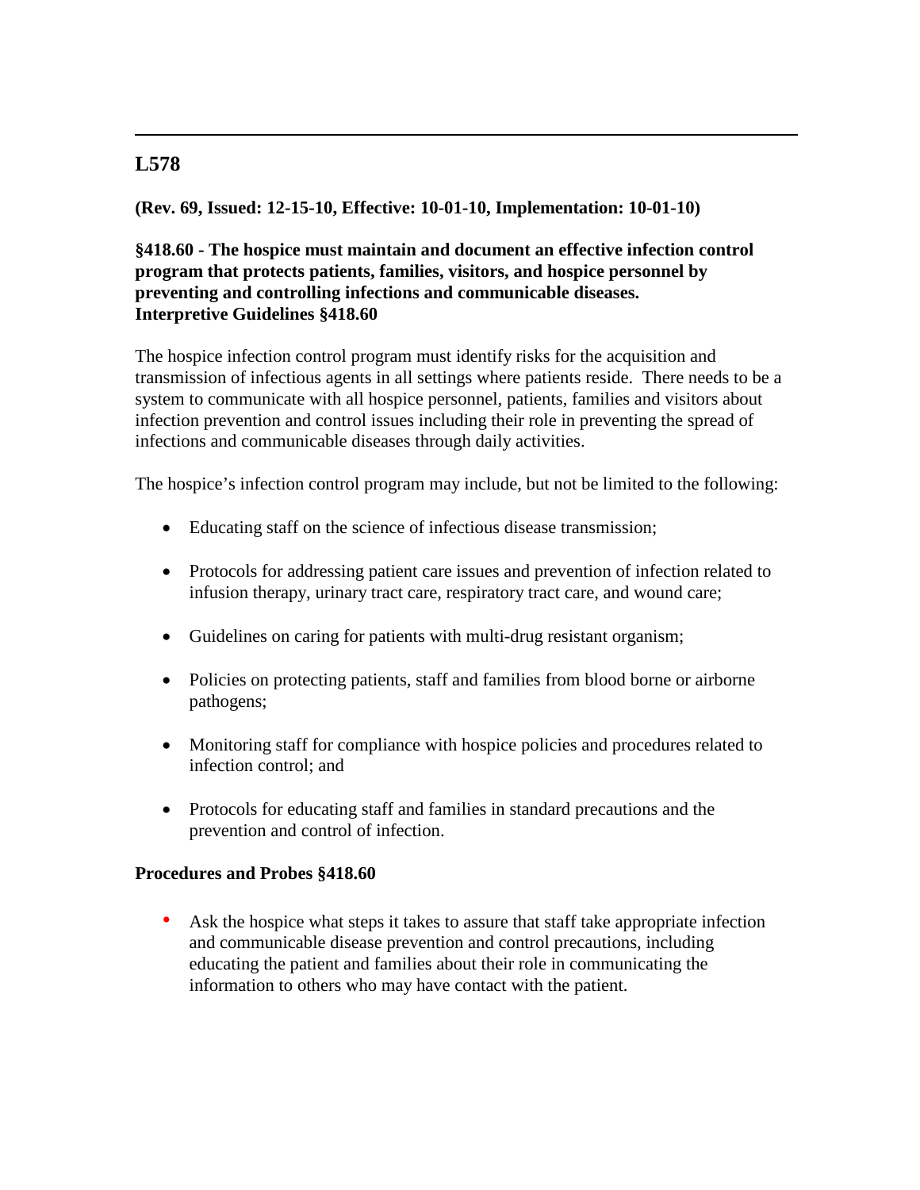---

## L578

**(Rev. 69, Issued: 12-15-10, Effective: 10-01-10, Implementation: 10-01-10)**

**§418.60 - The hospice must maintain and document an effective infection control program that protects patients, families, visitors, and hospice personnel by preventing and controlling infections and communicable diseases.**
**Interpretive Guidelines §418.60**

The hospice infection control program must identify risks for the acquisition and transmission of infectious agents in all settings where patients reside. There needs to be a system to communicate with all hospice personnel, patients, families and visitors about infection prevention and control issues including their role in preventing the spread of infections and communicable diseases through daily activities.

The hospice's infection control program may include, but not be limited to the following:

- Educating staff on the science of infectious disease transmission;
- Protocols for addressing patient care issues and prevention of infection related to infusion therapy, urinary tract care, respiratory tract care, and wound care;
- Guidelines on caring for patients with multi-drug resistant organism;
- Policies on protecting patients, staff and families from blood borne or airborne pathogens;
- Monitoring staff for compliance with hospice policies and procedures related to infection control; and
- Protocols for educating staff and families in standard precautions and the prevention and control of infection.

**Procedures and Probes §418.60**

- Ask the hospice what steps it takes to assure that staff take appropriate infection and communicable disease prevention and control precautions, including educating the patient and families about their role in communicating the information to others who may have contact with the patient.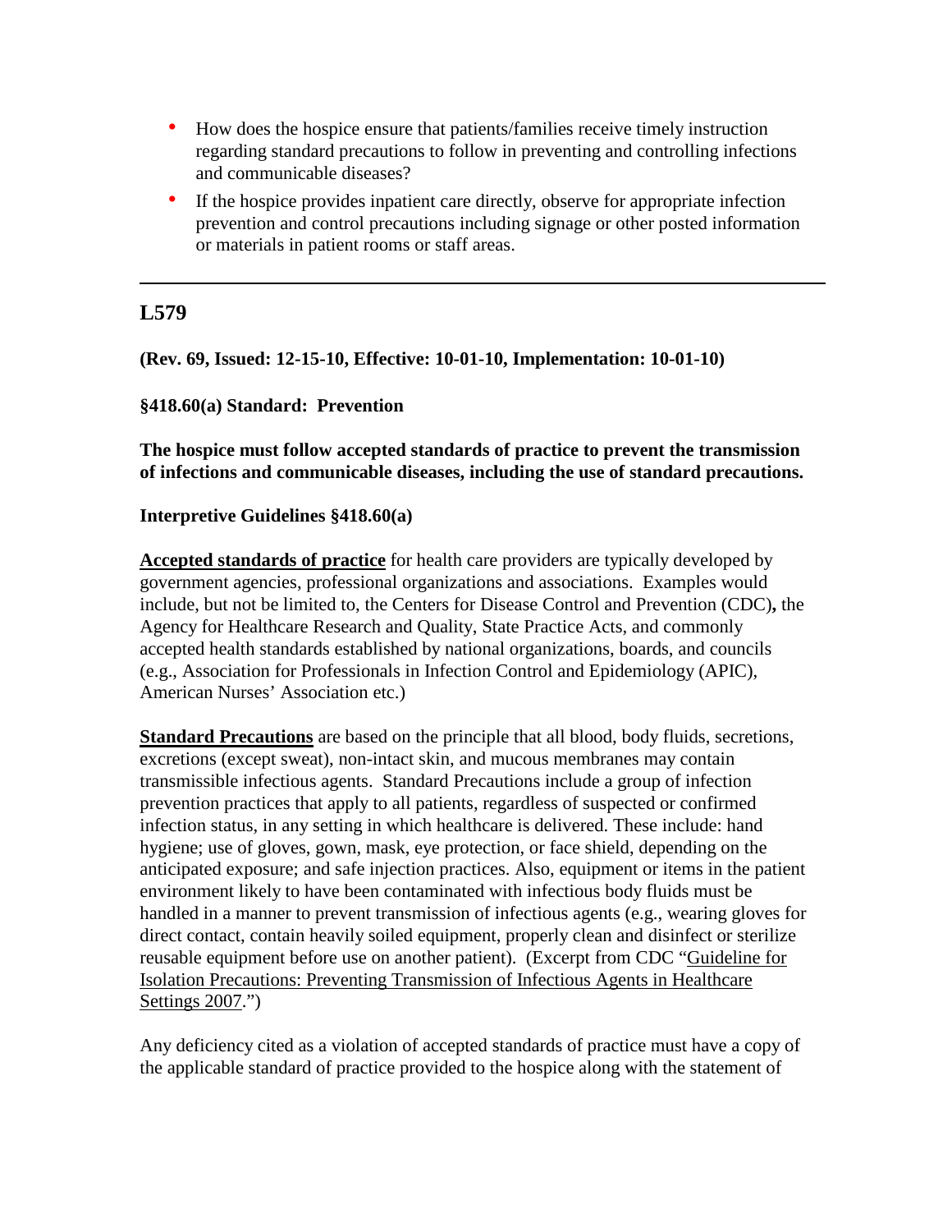- How does the hospice ensure that patients/families receive timely instruction regarding standard precautions to follow in preventing and controlling infections and communicable diseases?
- If the hospice provides inpatient care directly, observe for appropriate infection prevention and control precautions including signage or other posted information or materials in patient rooms or staff areas.

---

## L579

**(Rev. 69, Issued: 12-15-10, Effective: 10-01-10, Implementation: 10-01-10)**

**§418.60(a) Standard: Prevention**

**The hospice must follow accepted standards of practice to prevent the transmission of infections and communicable diseases, including the use of standard precautions.**

**Interpretive Guidelines §418.60(a)**

**Accepted standards of practice** for health care providers are typically developed by government agencies, professional organizations and associations. Examples would include, but not be limited to, the Centers for Disease Control and Prevention (CDC)**,** the Agency for Healthcare Research and Quality, State Practice Acts, and commonly accepted health standards established by national organizations, boards, and councils (e.g., Association for Professionals in Infection Control and Epidemiology (APIC), American Nurses' Association etc.)

**Standard Precautions** are based on the principle that all blood, body fluids, secretions, excretions (except sweat), non-intact skin, and mucous membranes may contain transmissible infectious agents. Standard Precautions include a group of infection prevention practices that apply to all patients, regardless of suspected or confirmed infection status, in any setting in which healthcare is delivered. These include: hand hygiene; use of gloves, gown, mask, eye protection, or face shield, depending on the anticipated exposure; and safe injection practices. Also, equipment or items in the patient environment likely to have been contaminated with infectious body fluids must be handled in a manner to prevent transmission of infectious agents (e.g., wearing gloves for direct contact, contain heavily soiled equipment, properly clean and disinfect or sterilize reusable equipment before use on another patient). (Excerpt from CDC "Guideline for Isolation Precautions: Preventing Transmission of Infectious Agents in Healthcare Settings 2007.")

Any deficiency cited as a violation of accepted standards of practice must have a copy of the applicable standard of practice provided to the hospice along with the statement of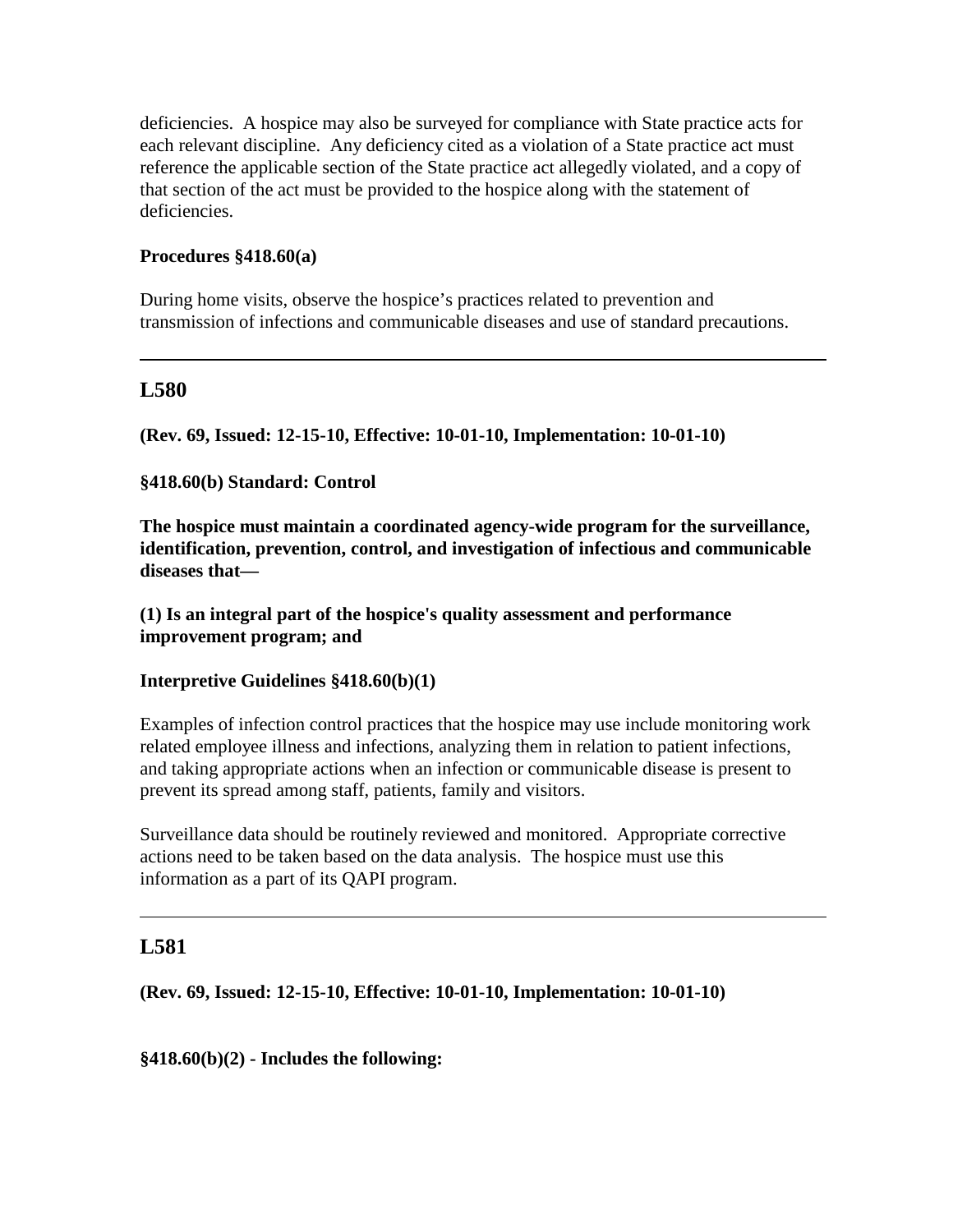deficiencies. A hospice may also be surveyed for compliance with State practice acts for each relevant discipline. Any deficiency cited as a violation of a State practice act must reference the applicable section of the State practice act allegedly violated, and a copy of that section of the act must be provided to the hospice along with the statement of deficiencies.

**Procedures §418.60(a)**

During home visits, observe the hospice's practices related to prevention and transmission of infections and communicable diseases and use of standard precautions.

---

## L580

**(Rev. 69, Issued: 12-15-10, Effective: 10-01-10, Implementation: 10-01-10)**

**§418.60(b) Standard: Control**

**The hospice must maintain a coordinated agency-wide program for the surveillance, identification, prevention, control, and investigation of infectious and communicable diseases that—**

**(1) Is an integral part of the hospice's quality assessment and performance improvement program; and**

**Interpretive Guidelines §418.60(b)(1)**

Examples of infection control practices that the hospice may use include monitoring work related employee illness and infections, analyzing them in relation to patient infections, and taking appropriate actions when an infection or communicable disease is present to prevent its spread among staff, patients, family and visitors.

Surveillance data should be routinely reviewed and monitored. Appropriate corrective actions need to be taken based on the data analysis. The hospice must use this information as a part of its QAPI program.

---

## L581

**(Rev. 69, Issued: 12-15-10, Effective: 10-01-10, Implementation: 10-01-10)**

**§418.60(b)(2) - Includes the following:**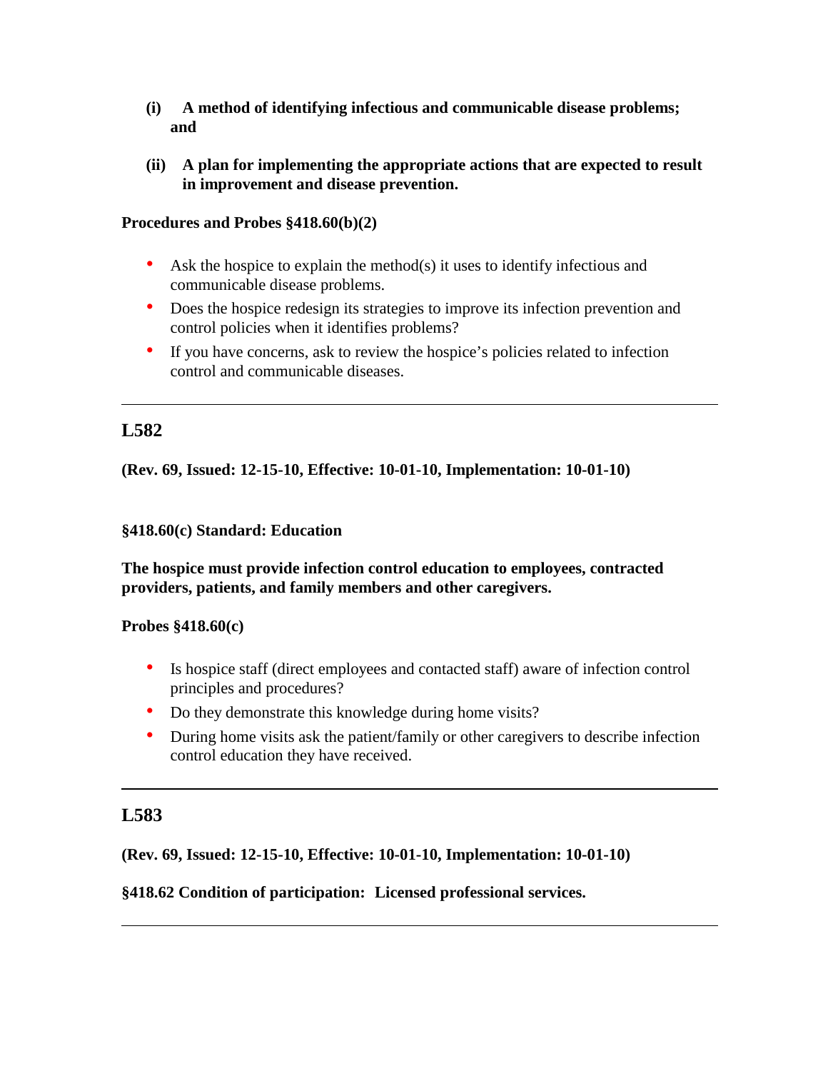**(i) A method of identifying infectious and communicable disease problems; and**

**(ii) A plan for implementing the appropriate actions that are expected to result in improvement and disease prevention.**

**Procedures and Probes §418.60(b)(2)**

- Ask the hospice to explain the method(s) it uses to identify infectious and communicable disease problems.
- Does the hospice redesign its strategies to improve its infection prevention and control policies when it identifies problems?
- If you have concerns, ask to review the hospice's policies related to infection control and communicable diseases.

---

## L582

**(Rev. 69, Issued: 12-15-10, Effective: 10-01-10, Implementation: 10-01-10)**

**§418.60(c) Standard: Education**

**The hospice must provide infection control education to employees, contracted providers, patients, and family members and other caregivers.**

**Probes §418.60(c)**

- Is hospice staff (direct employees and contacted staff) aware of infection control principles and procedures?
- Do they demonstrate this knowledge during home visits?
- During home visits ask the patient/family or other caregivers to describe infection control education they have received.

---

## L583

**(Rev. 69, Issued: 12-15-10, Effective: 10-01-10, Implementation: 10-01-10)**

**§418.62 Condition of participation: Licensed professional services.**

---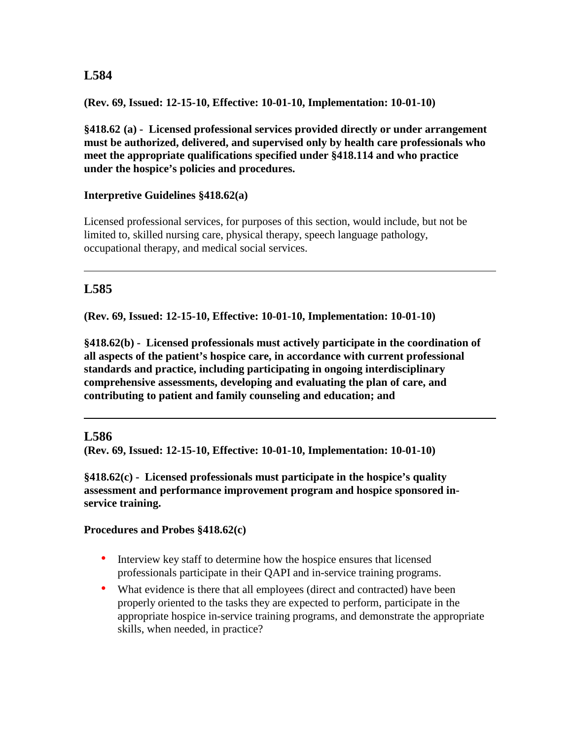## L584

**(Rev. 69, Issued: 12-15-10, Effective: 10-01-10, Implementation: 10-01-10)**

**§418.62 (a) - Licensed professional services provided directly or under arrangement must be authorized, delivered, and supervised only by health care professionals who meet the appropriate qualifications specified under §418.114 and who practice under the hospice's policies and procedures.**

**Interpretive Guidelines §418.62(a)**

Licensed professional services, for purposes of this section, would include, but not be limited to, skilled nursing care, physical therapy, speech language pathology, occupational therapy, and medical social services.

---

## L585

**(Rev. 69, Issued: 12-15-10, Effective: 10-01-10, Implementation: 10-01-10)**

**§418.62(b) - Licensed professionals must actively participate in the coordination of all aspects of the patient's hospice care, in accordance with current professional standards and practice, including participating in ongoing interdisciplinary comprehensive assessments, developing and evaluating the plan of care, and contributing to patient and family counseling and education; and**

---

## L586

**(Rev. 69, Issued: 12-15-10, Effective: 10-01-10, Implementation: 10-01-10)**

**§418.62(c) - Licensed professionals must participate in the hospice's quality assessment and performance improvement program and hospice sponsored in-service training.**

**Procedures and Probes §418.62(c)**

- Interview key staff to determine how the hospice ensures that licensed professionals participate in their QAPI and in-service training programs.
- What evidence is there that all employees (direct and contracted) have been properly oriented to the tasks they are expected to perform, participate in the appropriate hospice in-service training programs, and demonstrate the appropriate skills, when needed, in practice?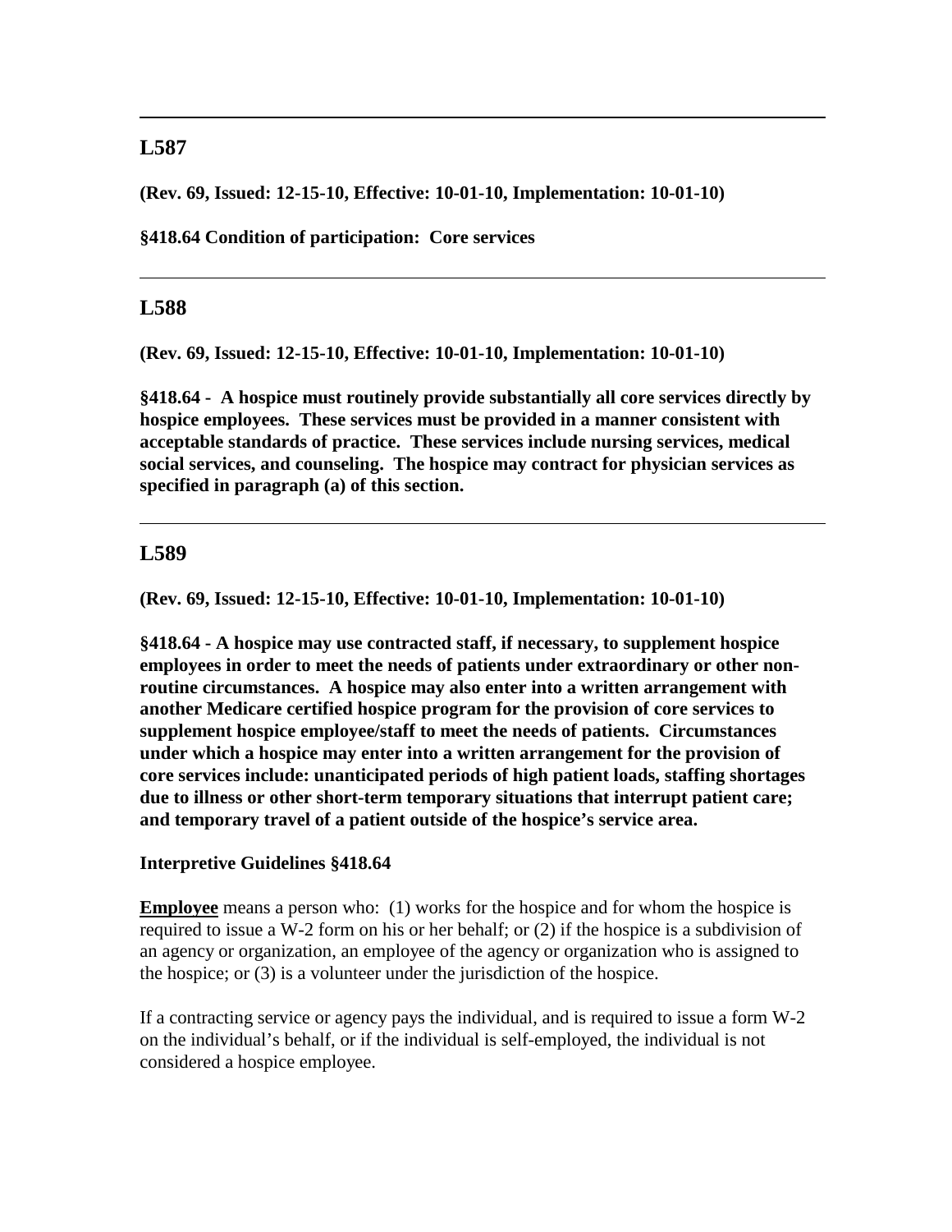---

## L587

**(Rev. 69, Issued: 12-15-10, Effective: 10-01-10, Implementation: 10-01-10)**

**§418.64 Condition of participation: Core services**

---

## L588

**(Rev. 69, Issued: 12-15-10, Effective: 10-01-10, Implementation: 10-01-10)**

**§418.64 - A hospice must routinely provide substantially all core services directly by hospice employees. These services must be provided in a manner consistent with acceptable standards of practice. These services include nursing services, medical social services, and counseling. The hospice may contract for physician services as specified in paragraph (a) of this section.**

---

## L589

**(Rev. 69, Issued: 12-15-10, Effective: 10-01-10, Implementation: 10-01-10)**

**§418.64 - A hospice may use contracted staff, if necessary, to supplement hospice employees in order to meet the needs of patients under extraordinary or other non-routine circumstances. A hospice may also enter into a written arrangement with another Medicare certified hospice program for the provision of core services to supplement hospice employee/staff to meet the needs of patients. Circumstances under which a hospice may enter into a written arrangement for the provision of core services include: unanticipated periods of high patient loads, staffing shortages due to illness or other short-term temporary situations that interrupt patient care; and temporary travel of a patient outside of the hospice's service area.**

**Interpretive Guidelines §418.64**

**Employee** means a person who: (1) works for the hospice and for whom the hospice is required to issue a W-2 form on his or her behalf; or (2) if the hospice is a subdivision of an agency or organization, an employee of the agency or organization who is assigned to the hospice; or (3) is a volunteer under the jurisdiction of the hospice.

If a contracting service or agency pays the individual, and is required to issue a form W-2 on the individual's behalf, or if the individual is self-employed, the individual is not considered a hospice employee.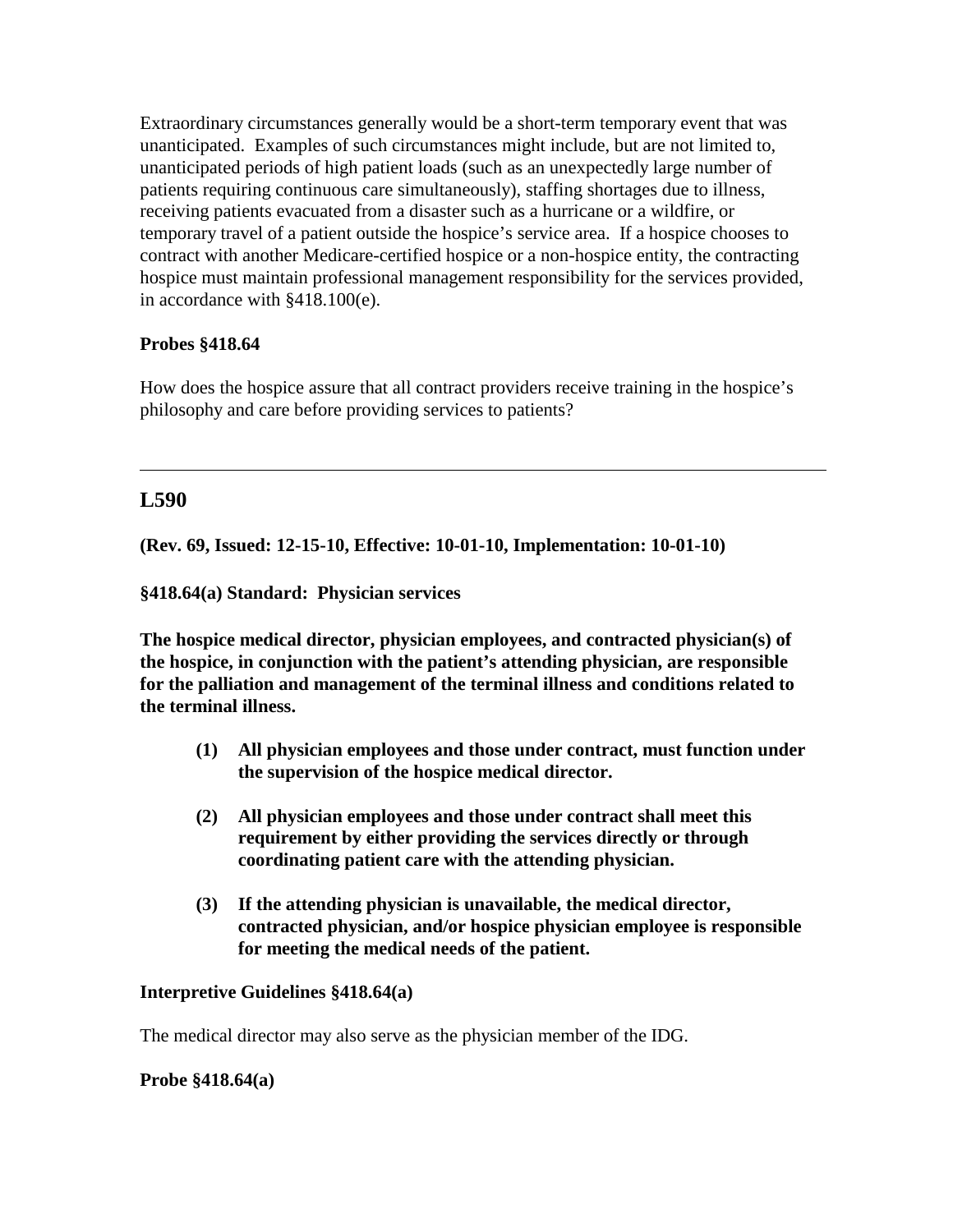Extraordinary circumstances generally would be a short-term temporary event that was unanticipated. Examples of such circumstances might include, but are not limited to, unanticipated periods of high patient loads (such as an unexpectedly large number of patients requiring continuous care simultaneously), staffing shortages due to illness, receiving patients evacuated from a disaster such as a hurricane or a wildfire, or temporary travel of a patient outside the hospice's service area. If a hospice chooses to contract with another Medicare-certified hospice or a non-hospice entity, the contracting hospice must maintain professional management responsibility for the services provided, in accordance with §418.100(e).

**Probes §418.64**

How does the hospice assure that all contract providers receive training in the hospice's philosophy and care before providing services to patients?

---

## L590

**(Rev. 69, Issued: 12-15-10, Effective: 10-01-10, Implementation: 10-01-10)**

**§418.64(a) Standard: Physician services**

**The hospice medical director, physician employees, and contracted physician(s) of the hospice, in conjunction with the patient's attending physician, are responsible for the palliation and management of the terminal illness and conditions related to the terminal illness.**

> **(1) All physician employees and those under contract, must function under the supervision of the hospice medical director.**
>
> **(2) All physician employees and those under contract shall meet this requirement by either providing the services directly or through coordinating patient care with the attending physician.**
>
> **(3) If the attending physician is unavailable, the medical director, contracted physician, and/or hospice physician employee is responsible for meeting the medical needs of the patient.**

**Interpretive Guidelines §418.64(a)**

The medical director may also serve as the physician member of the IDG.

**Probe §418.64(a)**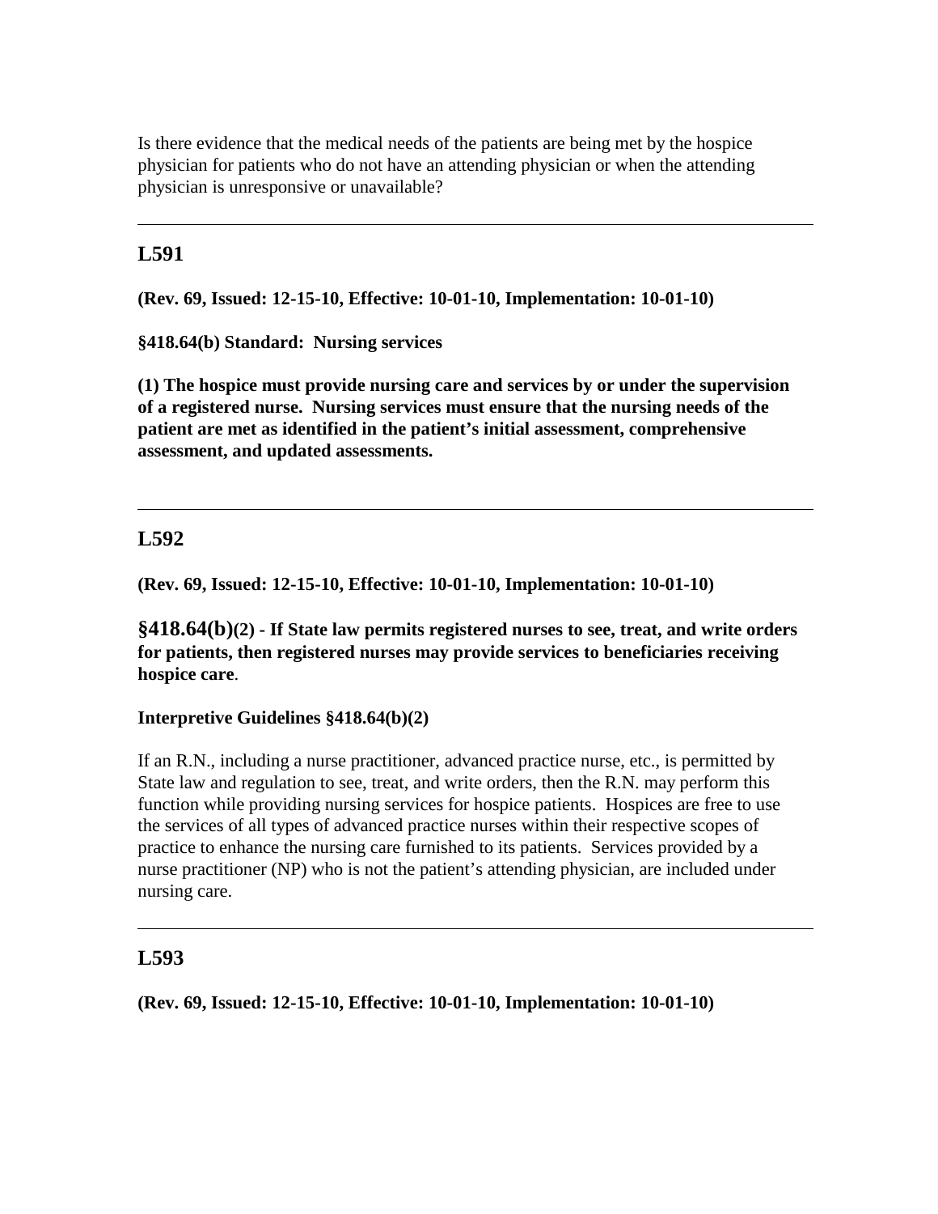Is there evidence that the medical needs of the patients are being met by the hospice physician for patients who do not have an attending physician or when the attending physician is unresponsive or unavailable?

---

## L591

**(Rev. 69, Issued: 12-15-10, Effective: 10-01-10, Implementation: 10-01-10)**

**§418.64(b) Standard: Nursing services**

**(1) The hospice must provide nursing care and services by or under the supervision of a registered nurse. Nursing services must ensure that the nursing needs of the patient are met as identified in the patient's initial assessment, comprehensive assessment, and updated assessments.**

---

## L592

**(Rev. 69, Issued: 12-15-10, Effective: 10-01-10, Implementation: 10-01-10)**

**§418.64(b)(2) - If State law permits registered nurses to see, treat, and write orders for patients, then registered nurses may provide services to beneficiaries receiving hospice care**.

**Interpretive Guidelines §418.64(b)(2)**

If an R.N., including a nurse practitioner, advanced practice nurse, etc., is permitted by State law and regulation to see, treat, and write orders, then the R.N. may perform this function while providing nursing services for hospice patients. Hospices are free to use the services of all types of advanced practice nurses within their respective scopes of practice to enhance the nursing care furnished to its patients. Services provided by a nurse practitioner (NP) who is not the patient's attending physician, are included under nursing care.

---

## L593

**(Rev. 69, Issued: 12-15-10, Effective: 10-01-10, Implementation: 10-01-10)**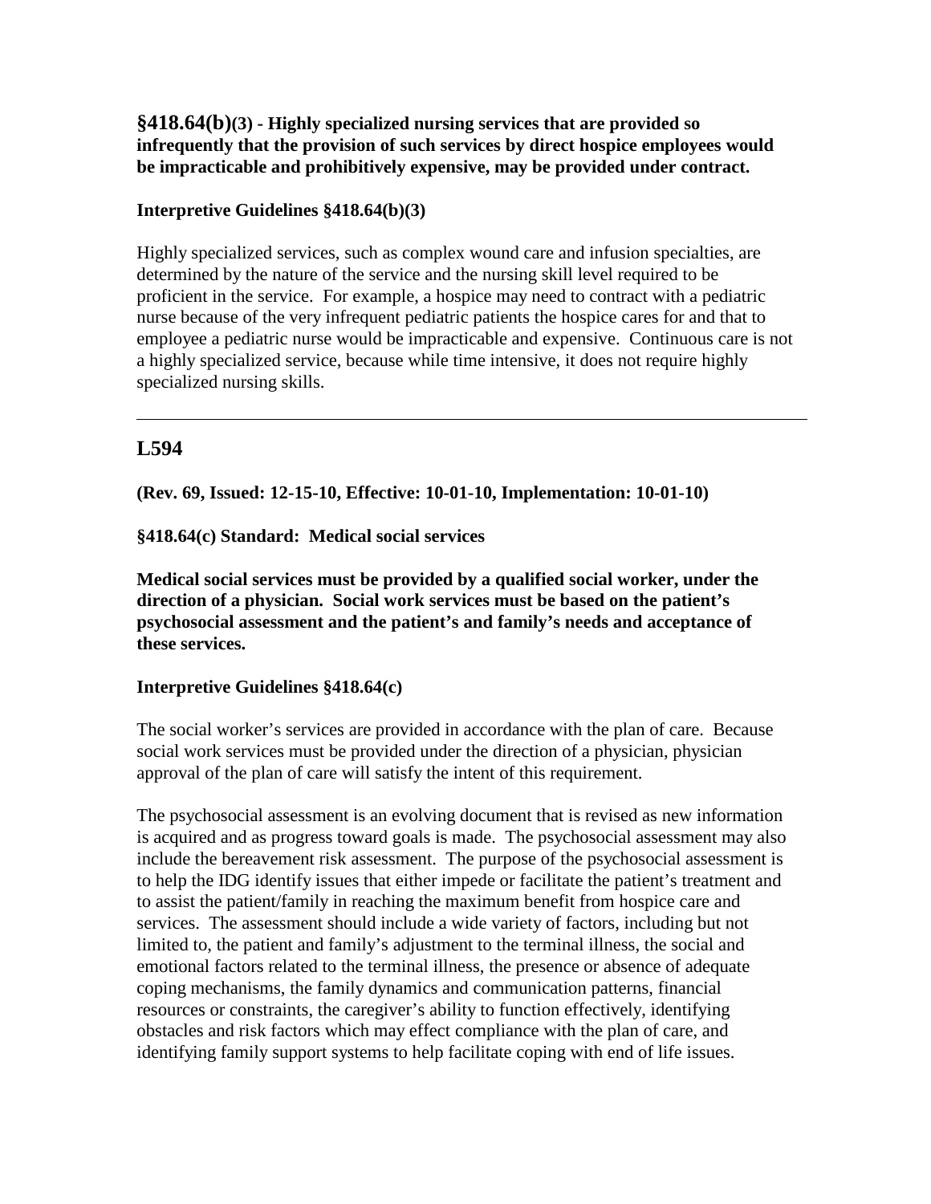**§418.64(b)(3) - Highly specialized nursing services that are provided so infrequently that the provision of such services by direct hospice employees would be impracticable and prohibitively expensive, may be provided under contract.**

**Interpretive Guidelines §418.64(b)(3)**

Highly specialized services, such as complex wound care and infusion specialties, are determined by the nature of the service and the nursing skill level required to be proficient in the service. For example, a hospice may need to contract with a pediatric nurse because of the very infrequent pediatric patients the hospice cares for and that to employee a pediatric nurse would be impracticable and expensive. Continuous care is not a highly specialized service, because while time intensive, it does not require highly specialized nursing skills.

---

## L594

**(Rev. 69, Issued: 12-15-10, Effective: 10-01-10, Implementation: 10-01-10)**

**§418.64(c) Standard: Medical social services**

**Medical social services must be provided by a qualified social worker, under the direction of a physician. Social work services must be based on the patient's psychosocial assessment and the patient's and family's needs and acceptance of these services.**

**Interpretive Guidelines §418.64(c)**

The social worker's services are provided in accordance with the plan of care. Because social work services must be provided under the direction of a physician, physician approval of the plan of care will satisfy the intent of this requirement.

The psychosocial assessment is an evolving document that is revised as new information is acquired and as progress toward goals is made. The psychosocial assessment may also include the bereavement risk assessment. The purpose of the psychosocial assessment is to help the IDG identify issues that either impede or facilitate the patient's treatment and to assist the patient/family in reaching the maximum benefit from hospice care and services. The assessment should include a wide variety of factors, including but not limited to, the patient and family's adjustment to the terminal illness, the social and emotional factors related to the terminal illness, the presence or absence of adequate coping mechanisms, the family dynamics and communication patterns, financial resources or constraints, the caregiver's ability to function effectively, identifying obstacles and risk factors which may effect compliance with the plan of care, and identifying family support systems to help facilitate coping with end of life issues.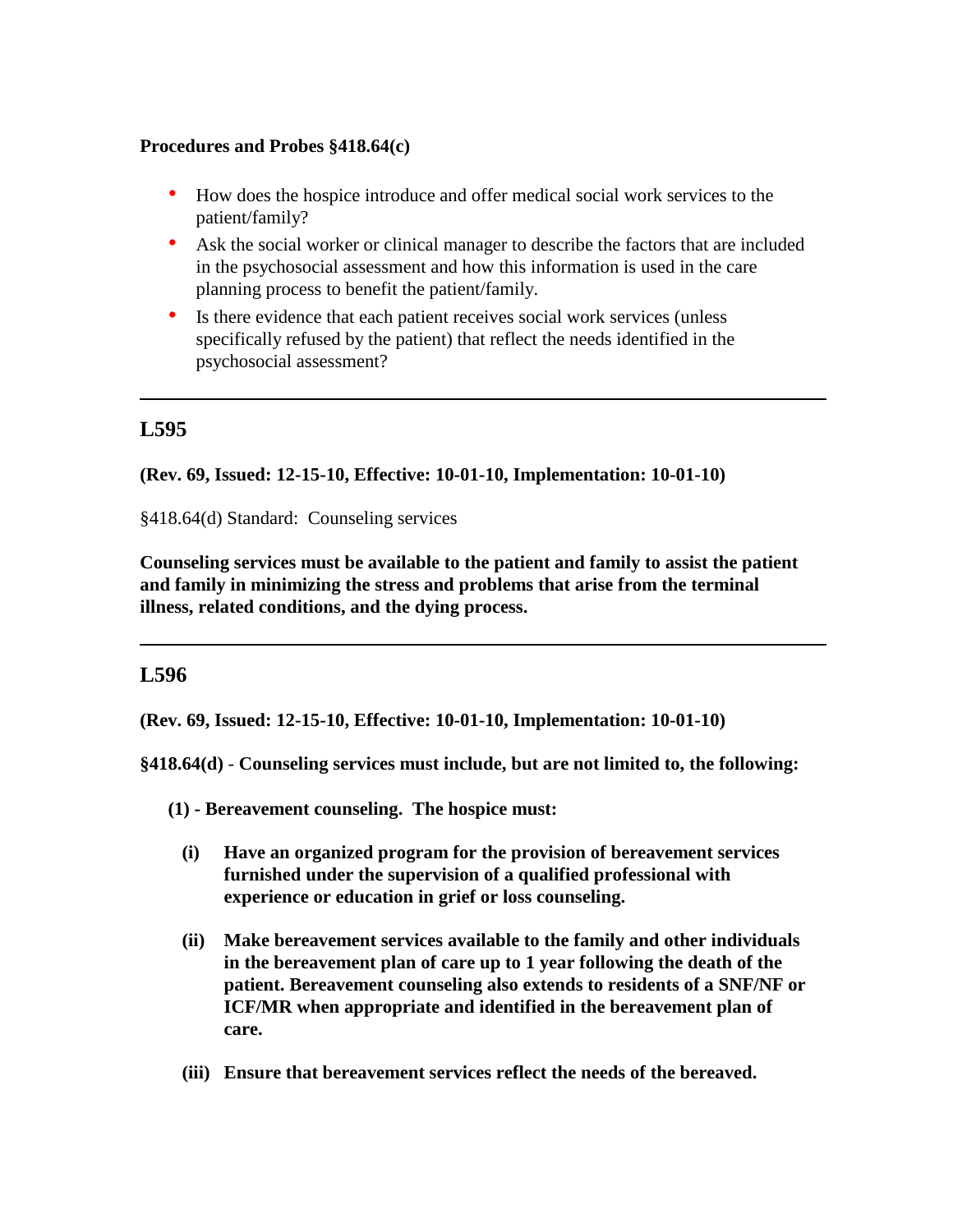**Procedures and Probes §418.64(c)**

- How does the hospice introduce and offer medical social work services to the patient/family?
- Ask the social worker or clinical manager to describe the factors that are included in the psychosocial assessment and how this information is used in the care planning process to benefit the patient/family.
- Is there evidence that each patient receives social work services (unless specifically refused by the patient) that reflect the needs identified in the psychosocial assessment?

---

## L595

**(Rev. 69, Issued: 12-15-10, Effective: 10-01-10, Implementation: 10-01-10)**

§418.64(d) Standard: Counseling services

**Counseling services must be available to the patient and family to assist the patient and family in minimizing the stress and problems that arise from the terminal illness, related conditions, and the dying process.**

---

## L596

**(Rev. 69, Issued: 12-15-10, Effective: 10-01-10, Implementation: 10-01-10)**

**§418.64(d) - Counseling services must include, but are not limited to, the following:**

**(1) - Bereavement counseling. The hospice must:**

**(i) Have an organized program for the provision of bereavement services furnished under the supervision of a qualified professional with experience or education in grief or loss counseling.**

**(ii) Make bereavement services available to the family and other individuals in the bereavement plan of care up to 1 year following the death of the patient. Bereavement counseling also extends to residents of a SNF/NF or ICF/MR when appropriate and identified in the bereavement plan of care.**

**(iii) Ensure that bereavement services reflect the needs of the bereaved.**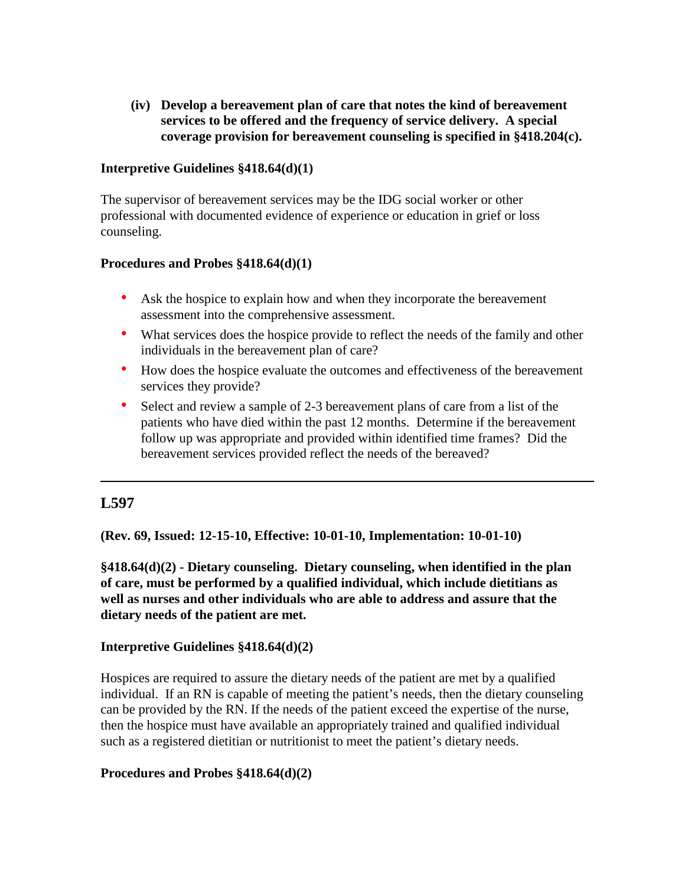**(iv) Develop a bereavement plan of care that notes the kind of bereavement services to be offered and the frequency of service delivery. A special coverage provision for bereavement counseling is specified in §418.204(c).**

**Interpretive Guidelines §418.64(d)(1)**

The supervisor of bereavement services may be the IDG social worker or other professional with documented evidence of experience or education in grief or loss counseling.

**Procedures and Probes §418.64(d)(1)**

- Ask the hospice to explain how and when they incorporate the bereavement assessment into the comprehensive assessment.
- What services does the hospice provide to reflect the needs of the family and other individuals in the bereavement plan of care?
- How does the hospice evaluate the outcomes and effectiveness of the bereavement services they provide?
- Select and review a sample of 2-3 bereavement plans of care from a list of the patients who have died within the past 12 months. Determine if the bereavement follow up was appropriate and provided within identified time frames? Did the bereavement services provided reflect the needs of the bereaved?

---

## L597

**(Rev. 69, Issued: 12-15-10, Effective: 10-01-10, Implementation: 10-01-10)**

**§418.64(d)(2) - Dietary counseling. Dietary counseling, when identified in the plan of care, must be performed by a qualified individual, which include dietitians as well as nurses and other individuals who are able to address and assure that the dietary needs of the patient are met.**

**Interpretive Guidelines §418.64(d)(2)**

Hospices are required to assure the dietary needs of the patient are met by a qualified individual. If an RN is capable of meeting the patient's needs, then the dietary counseling can be provided by the RN. If the needs of the patient exceed the expertise of the nurse, then the hospice must have available an appropriately trained and qualified individual such as a registered dietitian or nutritionist to meet the patient's dietary needs.

**Procedures and Probes §418.64(d)(2)**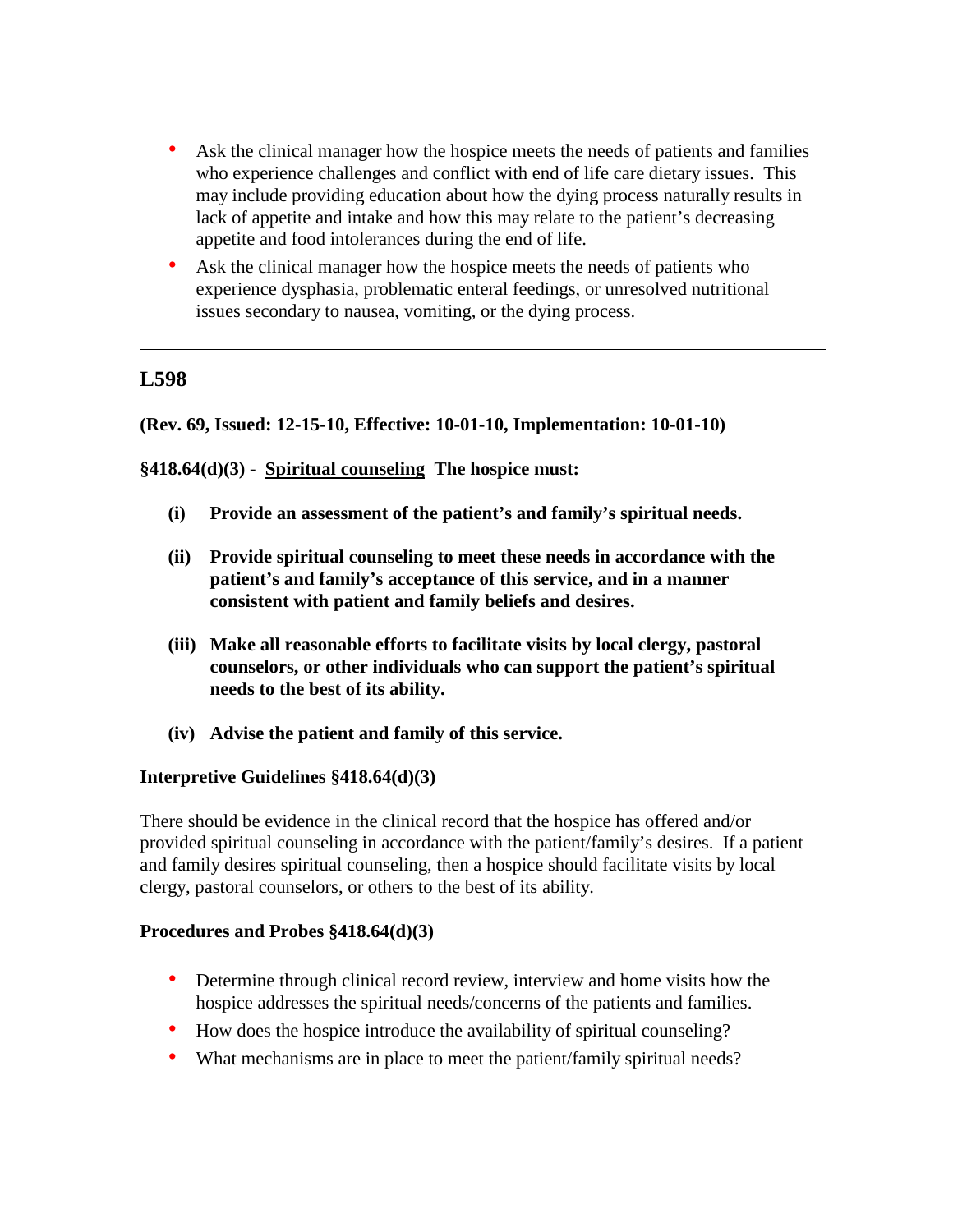- Ask the clinical manager how the hospice meets the needs of patients and families who experience challenges and conflict with end of life care dietary issues. This may include providing education about how the dying process naturally results in lack of appetite and intake and how this may relate to the patient's decreasing appetite and food intolerances during the end of life.
- Ask the clinical manager how the hospice meets the needs of patients who experience dysphasia, problematic enteral feedings, or unresolved nutritional issues secondary to nausea, vomiting, or the dying process.

---

## L598

**(Rev. 69, Issued: 12-15-10, Effective: 10-01-10, Implementation: 10-01-10)**

**§418.64(d)(3) - Spiritual counseling The hospice must:**

**(i) Provide an assessment of the patient's and family's spiritual needs.**

**(ii) Provide spiritual counseling to meet these needs in accordance with the patient's and family's acceptance of this service, and in a manner consistent with patient and family beliefs and desires.**

**(iii) Make all reasonable efforts to facilitate visits by local clergy, pastoral counselors, or other individuals who can support the patient's spiritual needs to the best of its ability.**

**(iv) Advise the patient and family of this service.**

**Interpretive Guidelines §418.64(d)(3)**

There should be evidence in the clinical record that the hospice has offered and/or provided spiritual counseling in accordance with the patient/family's desires. If a patient and family desires spiritual counseling, then a hospice should facilitate visits by local clergy, pastoral counselors, or others to the best of its ability.

**Procedures and Probes §418.64(d)(3)**

- Determine through clinical record review, interview and home visits how the hospice addresses the spiritual needs/concerns of the patients and families.
- How does the hospice introduce the availability of spiritual counseling?
- What mechanisms are in place to meet the patient/family spiritual needs?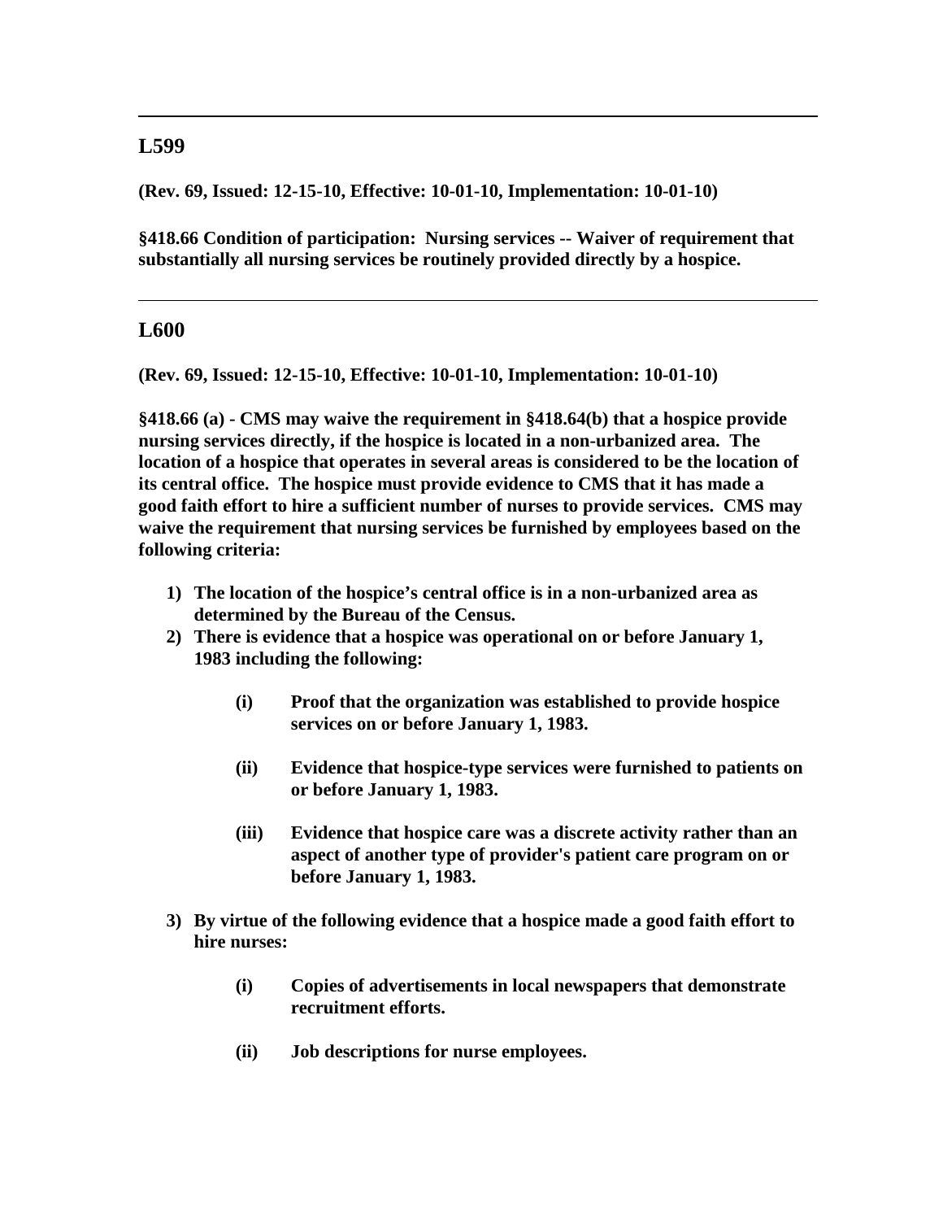---

## L599

**(Rev. 69, Issued: 12-15-10, Effective: 10-01-10, Implementation: 10-01-10)**

**§418.66 Condition of participation: Nursing services -- Waiver of requirement that substantially all nursing services be routinely provided directly by a hospice.**

---

## L600

**(Rev. 69, Issued: 12-15-10, Effective: 10-01-10, Implementation: 10-01-10)**

**§418.66 (a) - CMS may waive the requirement in §418.64(b) that a hospice provide nursing services directly, if the hospice is located in a non-urbanized area. The location of a hospice that operates in several areas is considered to be the location of its central office. The hospice must provide evidence to CMS that it has made a good faith effort to hire a sufficient number of nurses to provide services. CMS may waive the requirement that nursing services be furnished by employees based on the following criteria:**

1) **The location of the hospice's central office is in a non-urbanized area as determined by the Bureau of the Census.**
2) **There is evidence that a hospice was operational on or before January 1, 1983 including the following:**

    **(i) Proof that the organization was established to provide hospice services on or before January 1, 1983.**

    **(ii) Evidence that hospice-type services were furnished to patients on or before January 1, 1983.**

    **(iii) Evidence that hospice care was a discrete activity rather than an aspect of another type of provider's patient care program on or before January 1, 1983.**

3) **By virtue of the following evidence that a hospice made a good faith effort to hire nurses:**

    **(i) Copies of advertisements in local newspapers that demonstrate recruitment efforts.**

    **(ii) Job descriptions for nurse employees.**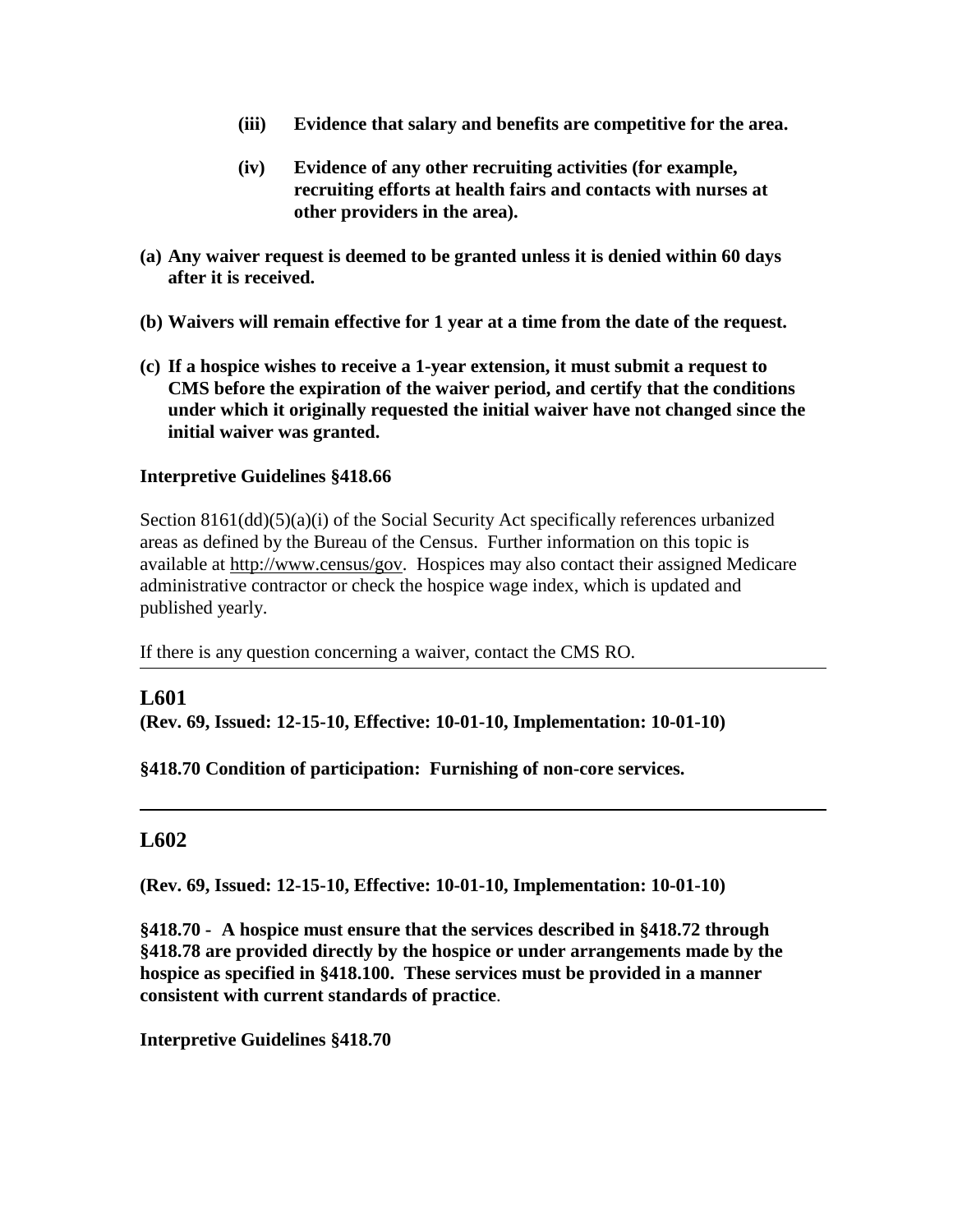**(iii) Evidence that salary and benefits are competitive for the area.**

**(iv) Evidence of any other recruiting activities (for example, recruiting efforts at health fairs and contacts with nurses at other providers in the area).**

**(a) Any waiver request is deemed to be granted unless it is denied within 60 days after it is received.**

**(b) Waivers will remain effective for 1 year at a time from the date of the request.**

**(c) If a hospice wishes to receive a 1-year extension, it must submit a request to CMS before the expiration of the waiver period, and certify that the conditions under which it originally requested the initial waiver have not changed since the initial waiver was granted.**

**Interpretive Guidelines §418.66**

Section 8161(dd)(5)(a)(i) of the Social Security Act specifically references urbanized areas as defined by the Bureau of the Census. Further information on this topic is available at http://www.census/gov. Hospices may also contact their assigned Medicare administrative contractor or check the hospice wage index, which is updated and published yearly.

If there is any question concerning a waiver, contact the CMS RO.

---

## L601

**(Rev. 69, Issued: 12-15-10, Effective: 10-01-10, Implementation: 10-01-10)**

**§418.70 Condition of participation: Furnishing of non-core services.**

---

## L602

**(Rev. 69, Issued: 12-15-10, Effective: 10-01-10, Implementation: 10-01-10)**

**§418.70 - A hospice must ensure that the services described in §418.72 through §418.78 are provided directly by the hospice or under arrangements made by the hospice as specified in §418.100. These services must be provided in a manner consistent with current standards of practice**.

**Interpretive Guidelines §418.70**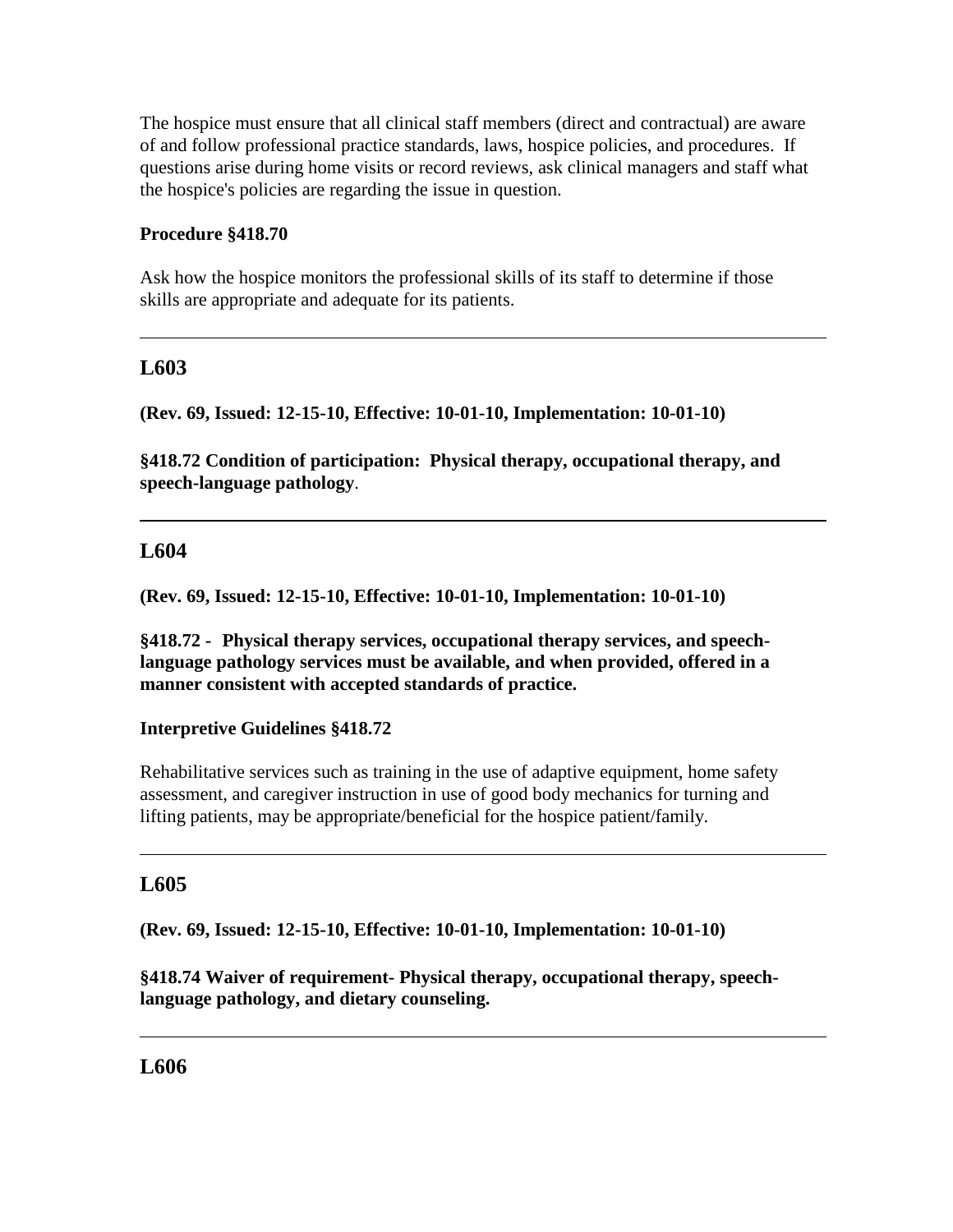The hospice must ensure that all clinical staff members (direct and contractual) are aware of and follow professional practice standards, laws, hospice policies, and procedures. If questions arise during home visits or record reviews, ask clinical managers and staff what the hospice's policies are regarding the issue in question.

**Procedure §418.70**

Ask how the hospice monitors the professional skills of its staff to determine if those skills are appropriate and adequate for its patients.

---

## L603

**(Rev. 69, Issued: 12-15-10, Effective: 10-01-10, Implementation: 10-01-10)**

**§418.72 Condition of participation: Physical therapy, occupational therapy, and speech-language pathology**.

---

## L604

**(Rev. 69, Issued: 12-15-10, Effective: 10-01-10, Implementation: 10-01-10)**

**§418.72 - Physical therapy services, occupational therapy services, and speech-language pathology services must be available, and when provided, offered in a manner consistent with accepted standards of practice.**

**Interpretive Guidelines §418.72**

Rehabilitative services such as training in the use of adaptive equipment, home safety assessment, and caregiver instruction in use of good body mechanics for turning and lifting patients, may be appropriate/beneficial for the hospice patient/family.

---

## L605

**(Rev. 69, Issued: 12-15-10, Effective: 10-01-10, Implementation: 10-01-10)**

**§418.74 Waiver of requirement- Physical therapy, occupational therapy, speech-language pathology, and dietary counseling.**

---

## L606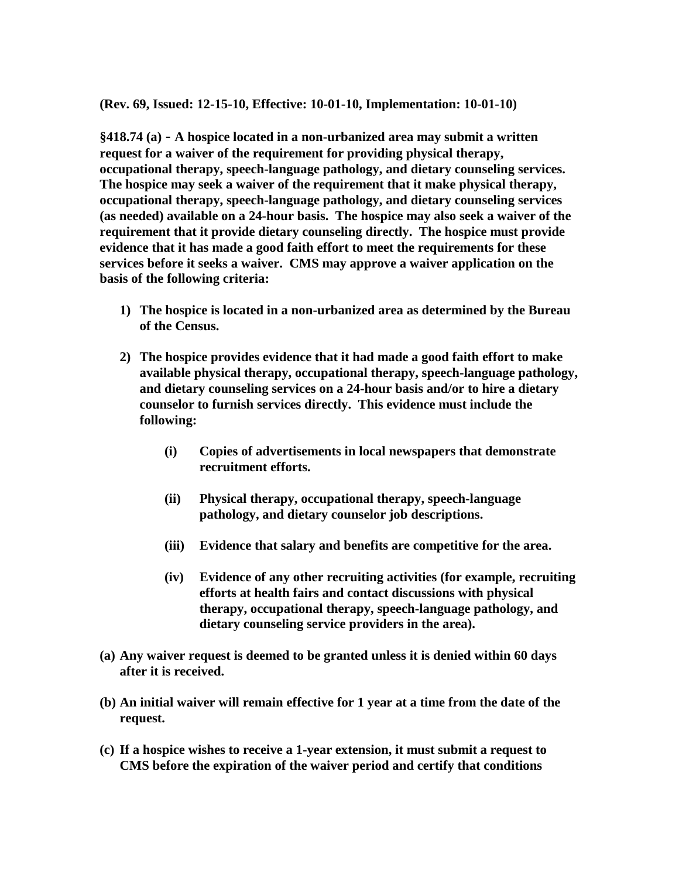**(Rev. 69, Issued: 12-15-10, Effective: 10-01-10, Implementation: 10-01-10)**

**§418.74 (a) - A hospice located in a non-urbanized area may submit a written request for a waiver of the requirement for providing physical therapy, occupational therapy, speech-language pathology, and dietary counseling services. The hospice may seek a waiver of the requirement that it make physical therapy, occupational therapy, speech-language pathology, and dietary counseling services (as needed) available on a 24-hour basis. The hospice may also seek a waiver of the requirement that it provide dietary counseling directly. The hospice must provide evidence that it has made a good faith effort to meet the requirements for these services before it seeks a waiver. CMS may approve a waiver application on the basis of the following criteria:**

1) **The hospice is located in a non-urbanized area as determined by the Bureau of the Census.**

2) **The hospice provides evidence that it had made a good faith effort to make available physical therapy, occupational therapy, speech-language pathology, and dietary counseling services on a 24-hour basis and/or to hire a dietary counselor to furnish services directly. This evidence must include the following:**

   **(i) Copies of advertisements in local newspapers that demonstrate recruitment efforts.**

   **(ii) Physical therapy, occupational therapy, speech-language pathology, and dietary counselor job descriptions.**

   **(iii) Evidence that salary and benefits are competitive for the area.**

   **(iv) Evidence of any other recruiting activities (for example, recruiting efforts at health fairs and contact discussions with physical therapy, occupational therapy, speech-language pathology, and dietary counseling service providers in the area).**

**(a) Any waiver request is deemed to be granted unless it is denied within 60 days after it is received.**

**(b) An initial waiver will remain effective for 1 year at a time from the date of the request.**

**(c) If a hospice wishes to receive a 1-year extension, it must submit a request to CMS before the expiration of the waiver period and certify that conditions**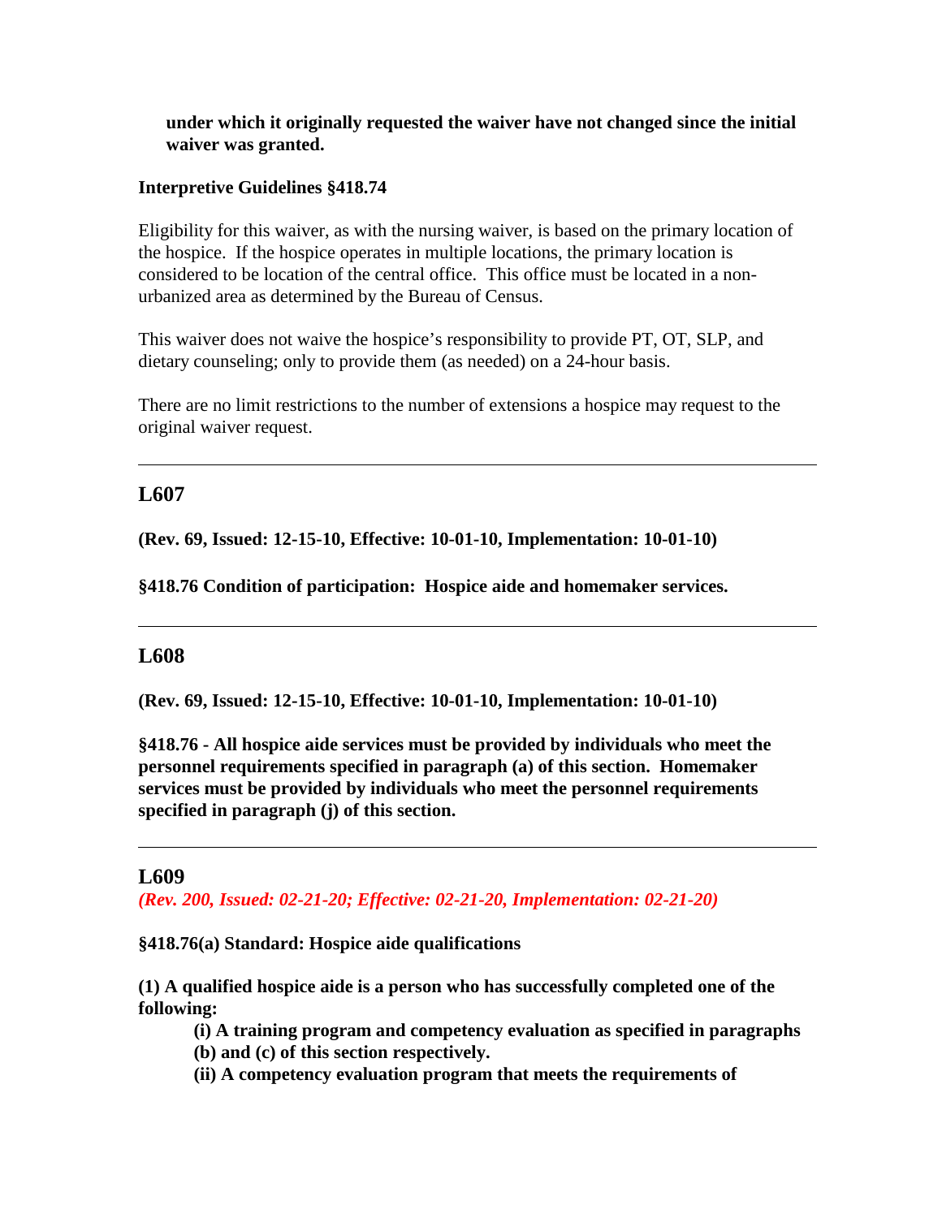**under which it originally requested the waiver have not changed since the initial waiver was granted.**

**Interpretive Guidelines §418.74**

Eligibility for this waiver, as with the nursing waiver, is based on the primary location of the hospice. If the hospice operates in multiple locations, the primary location is considered to be location of the central office. This office must be located in a non-urbanized area as determined by the Bureau of Census.

This waiver does not waive the hospice's responsibility to provide PT, OT, SLP, and dietary counseling; only to provide them (as needed) on a 24-hour basis.

There are no limit restrictions to the number of extensions a hospice may request to the original waiver request.

---

## L607

**(Rev. 69, Issued: 12-15-10, Effective: 10-01-10, Implementation: 10-01-10)**

**§418.76 Condition of participation: Hospice aide and homemaker services.**

---

## L608

**(Rev. 69, Issued: 12-15-10, Effective: 10-01-10, Implementation: 10-01-10)**

**§418.76 - All hospice aide services must be provided by individuals who meet the personnel requirements specified in paragraph (a) of this section. Homemaker services must be provided by individuals who meet the personnel requirements specified in paragraph (j) of this section.**

---

## L609

***(Rev. 200, Issued: 02-21-20; Effective: 02-21-20, Implementation: 02-21-20)***

**§418.76(a) Standard: Hospice aide qualifications**

**(1) A qualified hospice aide is a person who has successfully completed one of the following:**

**(i) A training program and competency evaluation as specified in paragraphs (b) and (c) of this section respectively.**

**(ii) A competency evaluation program that meets the requirements of**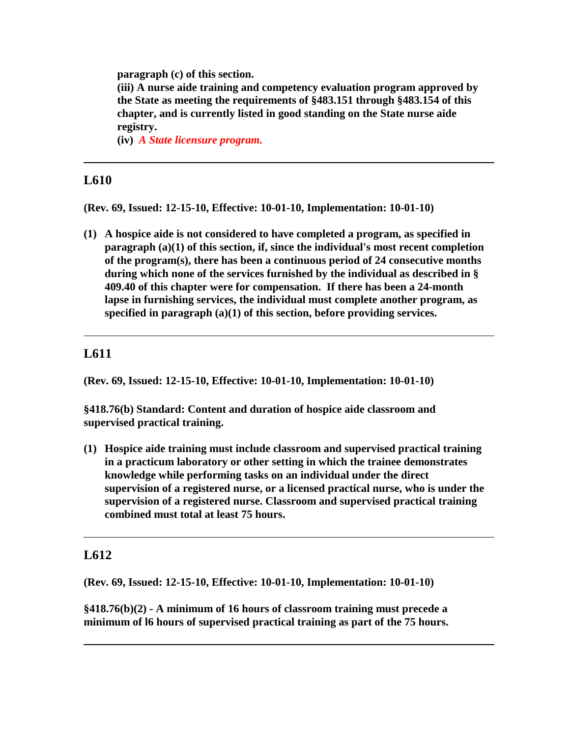**paragraph (c) of this section.**
**(iii) A nurse aide training and competency evaluation program approved by the State as meeting the requirements of §483.151 through §483.154 of this chapter, and is currently listed in good standing on the State nurse aide registry.**
**(iv)** ***A State licensure program.***

---

## L610

**(Rev. 69, Issued: 12-15-10, Effective: 10-01-10, Implementation: 10-01-10)**

**(1) A hospice aide is not considered to have completed a program, as specified in paragraph (a)(1) of this section, if, since the individual's most recent completion of the program(s), there has been a continuous period of 24 consecutive months during which none of the services furnished by the individual as described in § 409.40 of this chapter were for compensation. If there has been a 24-month lapse in furnishing services, the individual must complete another program, as specified in paragraph (a)(1) of this section, before providing services.**

---

## L611

**(Rev. 69, Issued: 12-15-10, Effective: 10-01-10, Implementation: 10-01-10)**

**§418.76(b) Standard: Content and duration of hospice aide classroom and supervised practical training.**

**(1) Hospice aide training must include classroom and supervised practical training in a practicum laboratory or other setting in which the trainee demonstrates knowledge while performing tasks on an individual under the direct supervision of a registered nurse, or a licensed practical nurse, who is under the supervision of a registered nurse. Classroom and supervised practical training combined must total at least 75 hours.**

---

## L612

**(Rev. 69, Issued: 12-15-10, Effective: 10-01-10, Implementation: 10-01-10)**

**§418.76(b)(2) - A minimum of 16 hours of classroom training must precede a minimum of l6 hours of supervised practical training as part of the 75 hours.**

---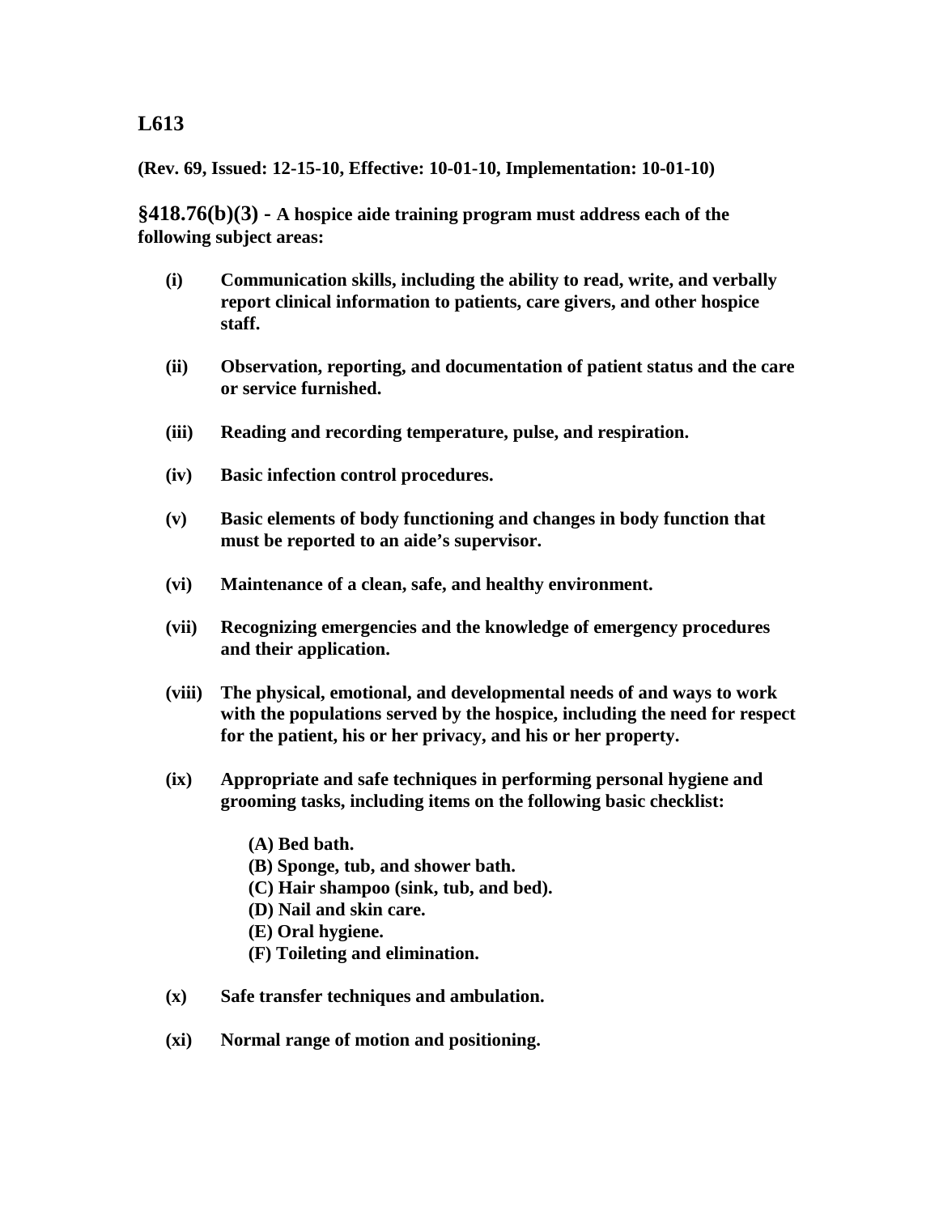## L613

**(Rev. 69, Issued: 12-15-10, Effective: 10-01-10, Implementation: 10-01-10)**

**§418.76(b)(3) - A hospice aide training program must address each of the following subject areas:**

**(i)** **Communication skills, including the ability to read, write, and verbally report clinical information to patients, care givers, and other hospice staff.**

**(ii)** **Observation, reporting, and documentation of patient status and the care or service furnished.**

**(iii)** **Reading and recording temperature, pulse, and respiration.**

**(iv)** **Basic infection control procedures.**

**(v)** **Basic elements of body functioning and changes in body function that must be reported to an aide's supervisor.**

**(vi)** **Maintenance of a clean, safe, and healthy environment.**

**(vii)** **Recognizing emergencies and the knowledge of emergency procedures and their application.**

**(viii)** **The physical, emotional, and developmental needs of and ways to work with the populations served by the hospice, including the need for respect for the patient, his or her privacy, and his or her property.**

**(ix)** **Appropriate and safe techniques in performing personal hygiene and grooming tasks, including items on the following basic checklist:**

**(A) Bed bath.**
**(B) Sponge, tub, and shower bath.**
**(C) Hair shampoo (sink, tub, and bed).**
**(D) Nail and skin care.**
**(E) Oral hygiene.**
**(F) Toileting and elimination.**

**(x)** **Safe transfer techniques and ambulation.**

**(xi)** **Normal range of motion and positioning.**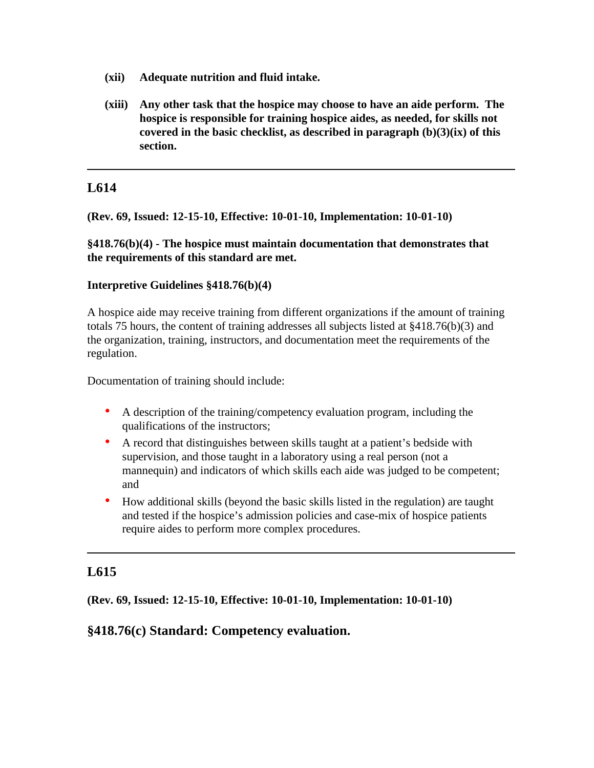**(xii) Adequate nutrition and fluid intake.**

**(xiii) Any other task that the hospice may choose to have an aide perform. The hospice is responsible for training hospice aides, as needed, for skills not covered in the basic checklist, as described in paragraph (b)(3)(ix) of this section.**

---

## L614

**(Rev. 69, Issued: 12-15-10, Effective: 10-01-10, Implementation: 10-01-10)**

**§418.76(b)(4) - The hospice must maintain documentation that demonstrates that the requirements of this standard are met.**

**Interpretive Guidelines §418.76(b)(4)**

A hospice aide may receive training from different organizations if the amount of training totals 75 hours, the content of training addresses all subjects listed at §418.76(b)(3) and the organization, training, instructors, and documentation meet the requirements of the regulation.

Documentation of training should include:

- A description of the training/competency evaluation program, including the qualifications of the instructors;
- A record that distinguishes between skills taught at a patient's bedside with supervision, and those taught in a laboratory using a real person (not a mannequin) and indicators of which skills each aide was judged to be competent; and
- How additional skills (beyond the basic skills listed in the regulation) are taught and tested if the hospice's admission policies and case-mix of hospice patients require aides to perform more complex procedures.

---

## L615

**(Rev. 69, Issued: 12-15-10, Effective: 10-01-10, Implementation: 10-01-10)**

### §418.76(c) Standard: Competency evaluation.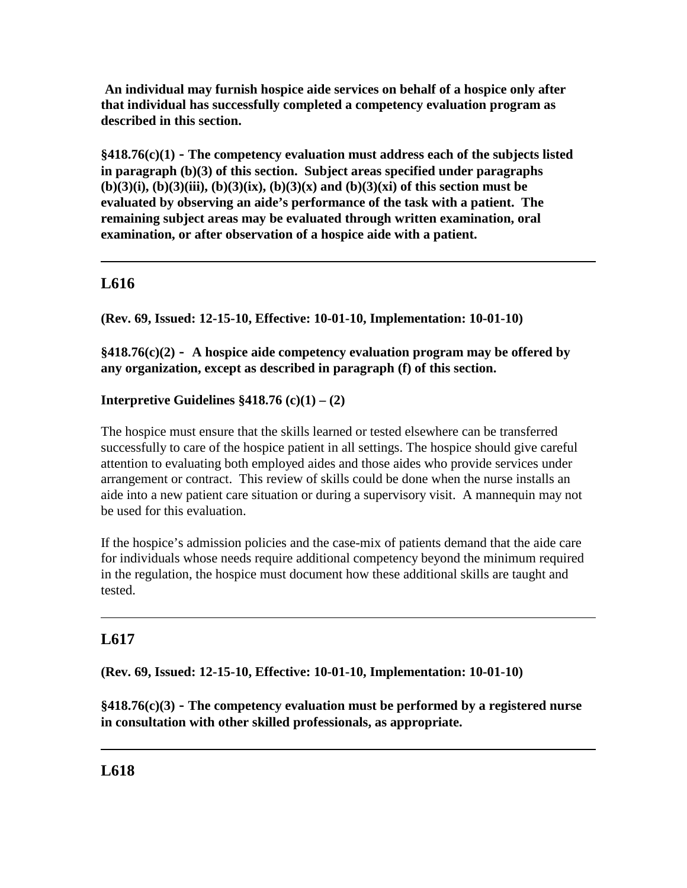**An individual may furnish hospice aide services on behalf of a hospice only after that individual has successfully completed a competency evaluation program as described in this section.**

**§418.76(c)(1) - The competency evaluation must address each of the subjects listed in paragraph (b)(3) of this section. Subject areas specified under paragraphs (b)(3)(i), (b)(3)(iii), (b)(3)(ix), (b)(3)(x) and (b)(3)(xi) of this section must be evaluated by observing an aide's performance of the task with a patient. The remaining subject areas may be evaluated through written examination, oral examination, or after observation of a hospice aide with a patient.**

---

## L616

**(Rev. 69, Issued: 12-15-10, Effective: 10-01-10, Implementation: 10-01-10)**

**§418.76(c)(2) - A hospice aide competency evaluation program may be offered by any organization, except as described in paragraph (f) of this section.**

**Interpretive Guidelines §418.76 (c)(1) – (2)**

The hospice must ensure that the skills learned or tested elsewhere can be transferred successfully to care of the hospice patient in all settings. The hospice should give careful attention to evaluating both employed aides and those aides who provide services under arrangement or contract. This review of skills could be done when the nurse installs an aide into a new patient care situation or during a supervisory visit. A mannequin may not be used for this evaluation.

If the hospice's admission policies and the case-mix of patients demand that the aide care for individuals whose needs require additional competency beyond the minimum required in the regulation, the hospice must document how these additional skills are taught and tested.

---

## L617

**(Rev. 69, Issued: 12-15-10, Effective: 10-01-10, Implementation: 10-01-10)**

**§418.76(c)(3) - The competency evaluation must be performed by a registered nurse in consultation with other skilled professionals, as appropriate.**

---

## L618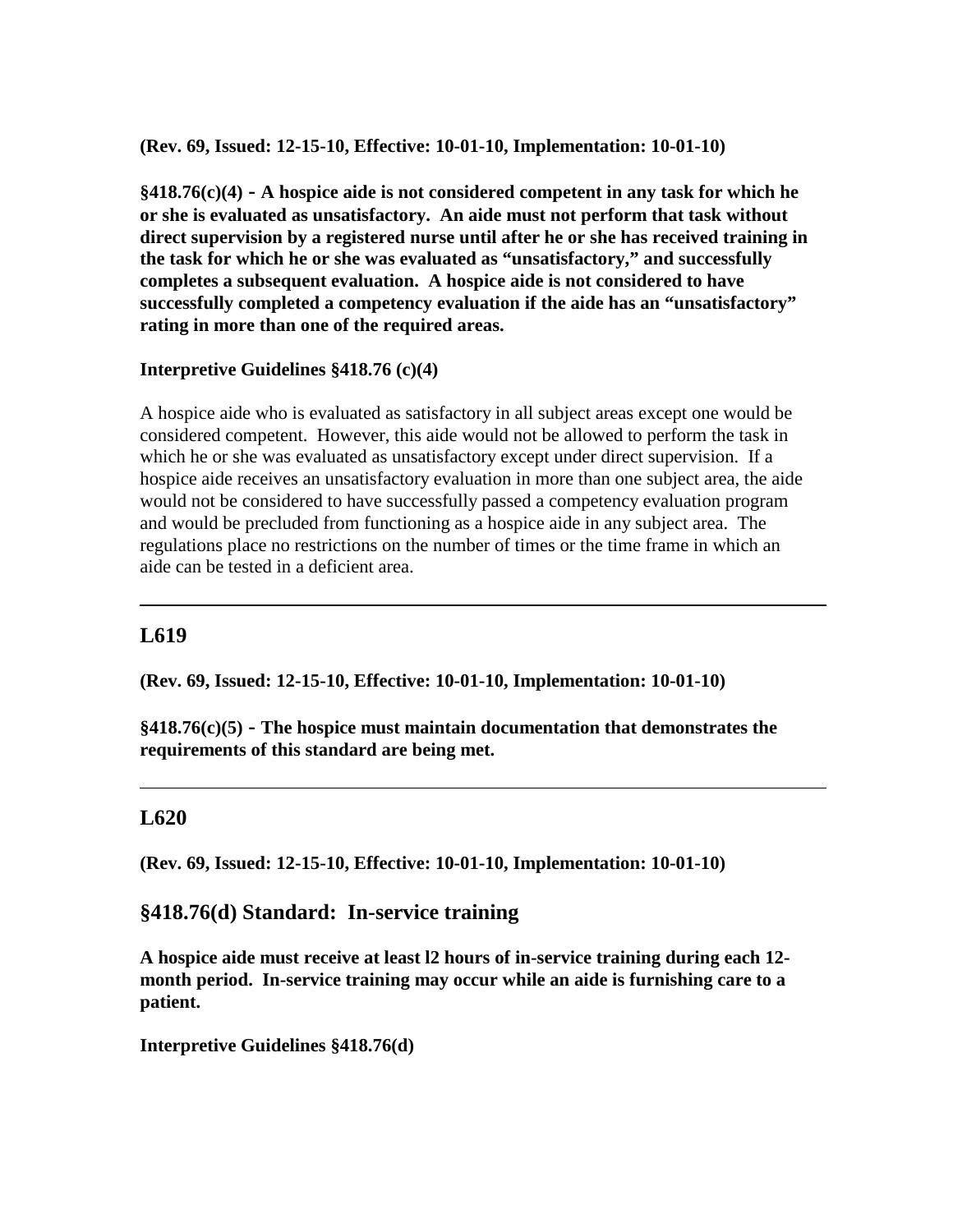**(Rev. 69, Issued: 12-15-10, Effective: 10-01-10, Implementation: 10-01-10)**

**§418.76(c)(4) - A hospice aide is not considered competent in any task for which he or she is evaluated as unsatisfactory. An aide must not perform that task without direct supervision by a registered nurse until after he or she has received training in the task for which he or she was evaluated as "unsatisfactory," and successfully completes a subsequent evaluation. A hospice aide is not considered to have successfully completed a competency evaluation if the aide has an "unsatisfactory" rating in more than one of the required areas.**

**Interpretive Guidelines §418.76 (c)(4)**

A hospice aide who is evaluated as satisfactory in all subject areas except one would be considered competent. However, this aide would not be allowed to perform the task in which he or she was evaluated as unsatisfactory except under direct supervision. If a hospice aide receives an unsatisfactory evaluation in more than one subject area, the aide would not be considered to have successfully passed a competency evaluation program and would be precluded from functioning as a hospice aide in any subject area. The regulations place no restrictions on the number of times or the time frame in which an aide can be tested in a deficient area.

---

## L619

**(Rev. 69, Issued: 12-15-10, Effective: 10-01-10, Implementation: 10-01-10)**

**§418.76(c)(5) - The hospice must maintain documentation that demonstrates the requirements of this standard are being met.**

---

## L620

**(Rev. 69, Issued: 12-15-10, Effective: 10-01-10, Implementation: 10-01-10)**

## §418.76(d) Standard: In-service training

**A hospice aide must receive at least l2 hours of in-service training during each 12-month period. In-service training may occur while an aide is furnishing care to a patient.**

**Interpretive Guidelines §418.76(d)**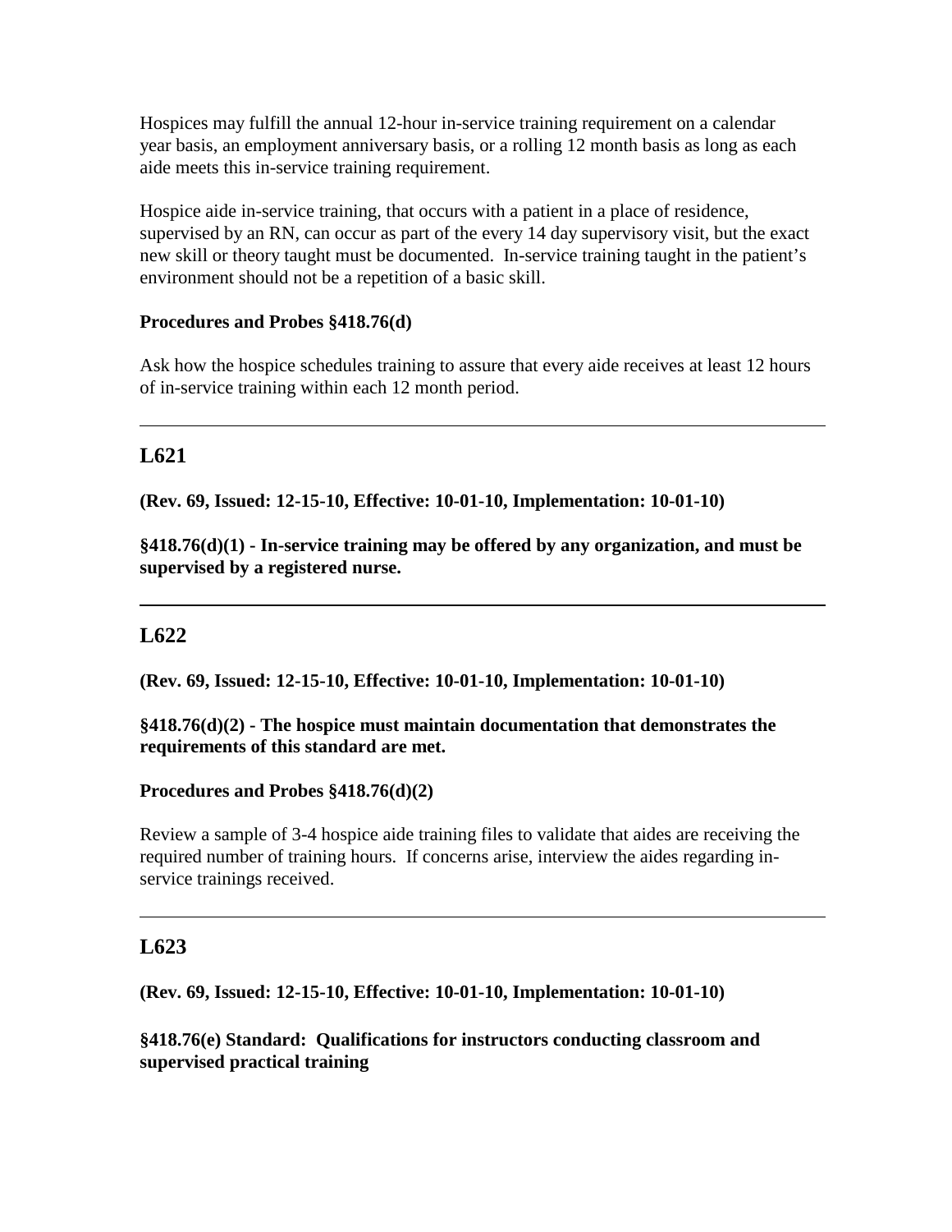Hospices may fulfill the annual 12-hour in-service training requirement on a calendar year basis, an employment anniversary basis, or a rolling 12 month basis as long as each aide meets this in-service training requirement.

Hospice aide in-service training, that occurs with a patient in a place of residence, supervised by an RN, can occur as part of the every 14 day supervisory visit, but the exact new skill or theory taught must be documented. In-service training taught in the patient's environment should not be a repetition of a basic skill.

**Procedures and Probes §418.76(d)**

Ask how the hospice schedules training to assure that every aide receives at least 12 hours of in-service training within each 12 month period.

---

## L621

**(Rev. 69, Issued: 12-15-10, Effective: 10-01-10, Implementation: 10-01-10)**

**§418.76(d)(1) - In-service training may be offered by any organization, and must be supervised by a registered nurse.**

---

## L622

**(Rev. 69, Issued: 12-15-10, Effective: 10-01-10, Implementation: 10-01-10)**

**§418.76(d)(2) - The hospice must maintain documentation that demonstrates the requirements of this standard are met.**

**Procedures and Probes §418.76(d)(2)**

Review a sample of 3-4 hospice aide training files to validate that aides are receiving the required number of training hours. If concerns arise, interview the aides regarding in-service trainings received.

---

## L623

**(Rev. 69, Issued: 12-15-10, Effective: 10-01-10, Implementation: 10-01-10)**

**§418.76(e) Standard: Qualifications for instructors conducting classroom and supervised practical training**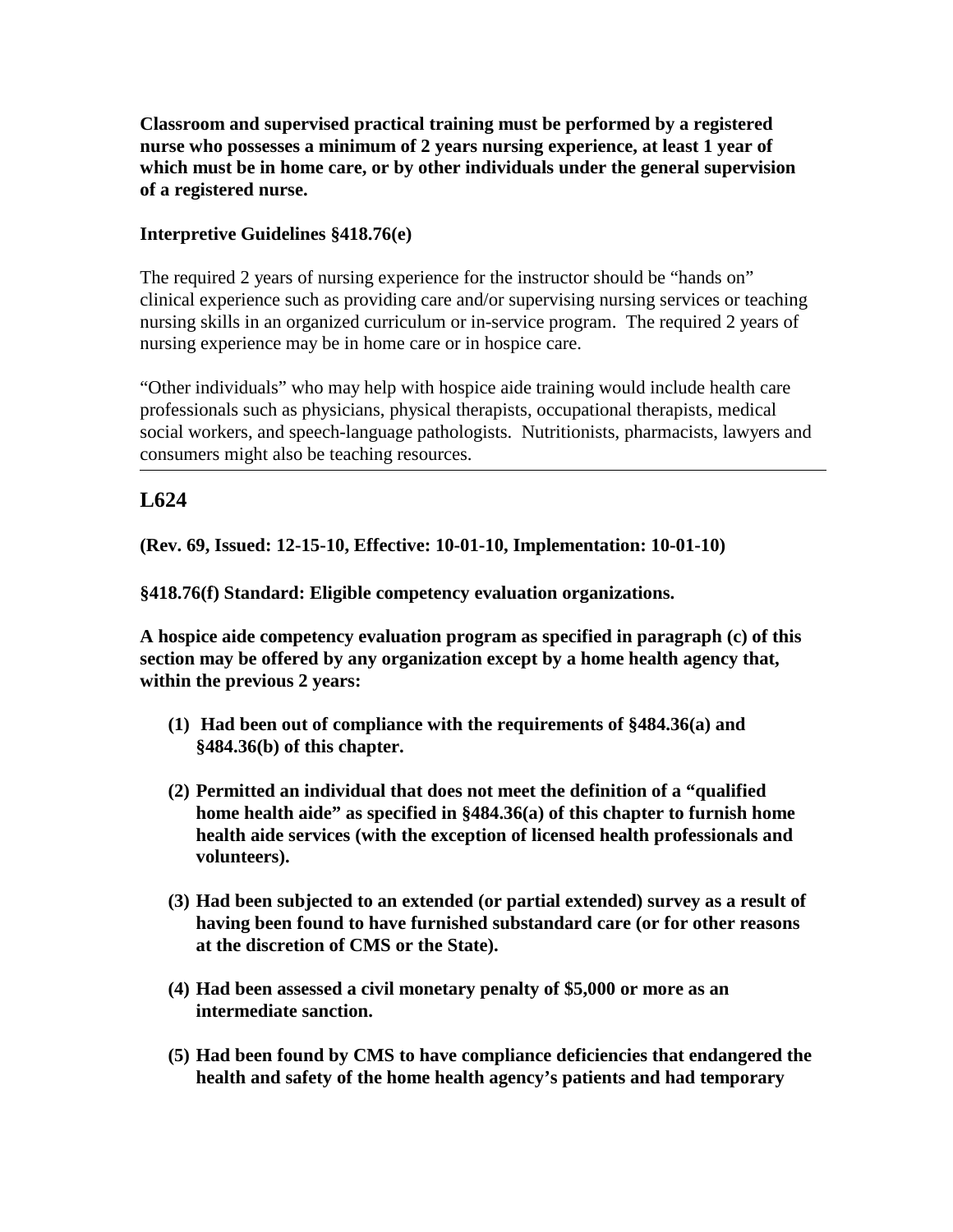**Classroom and supervised practical training must be performed by a registered nurse who possesses a minimum of 2 years nursing experience, at least 1 year of which must be in home care, or by other individuals under the general supervision of a registered nurse.**

**Interpretive Guidelines §418.76(e)**

The required 2 years of nursing experience for the instructor should be "hands on" clinical experience such as providing care and/or supervising nursing services or teaching nursing skills in an organized curriculum or in-service program. The required 2 years of nursing experience may be in home care or in hospice care.

"Other individuals" who may help with hospice aide training would include health care professionals such as physicians, physical therapists, occupational therapists, medical social workers, and speech-language pathologists. Nutritionists, pharmacists, lawyers and consumers might also be teaching resources.

---

## L624

**(Rev. 69, Issued: 12-15-10, Effective: 10-01-10, Implementation: 10-01-10)**

**§418.76(f) Standard: Eligible competency evaluation organizations.**

**A hospice aide competency evaluation program as specified in paragraph (c) of this section may be offered by any organization except by a home health agency that, within the previous 2 years:**

1. **Had been out of compliance with the requirements of §484.36(a) and §484.36(b) of this chapter.**
2. **Permitted an individual that does not meet the definition of a "qualified home health aide" as specified in §484.36(a) of this chapter to furnish home health aide services (with the exception of licensed health professionals and volunteers).**
3. **Had been subjected to an extended (or partial extended) survey as a result of having been found to have furnished substandard care (or for other reasons at the discretion of CMS or the State).**
4. **Had been assessed a civil monetary penalty of $5,000 or more as an intermediate sanction.**
5. **Had been found by CMS to have compliance deficiencies that endangered the health and safety of the home health agency's patients and had temporary**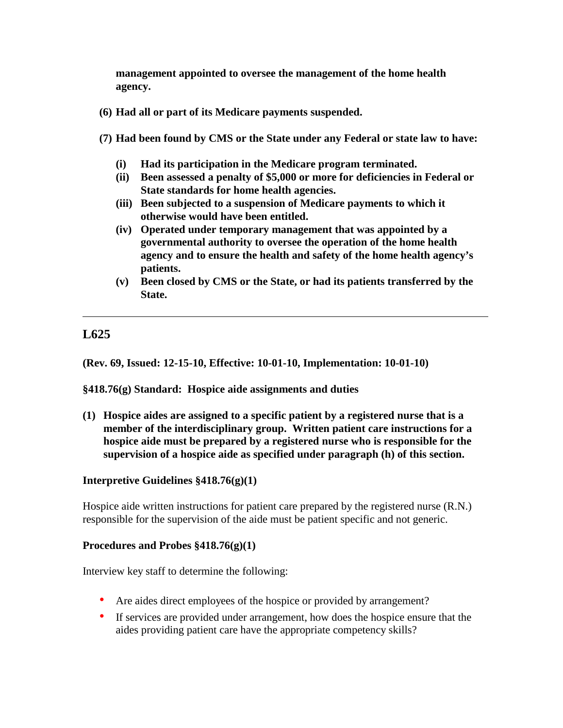**management appointed to oversee the management of the home health agency.**

**(6) Had all or part of its Medicare payments suspended.**

**(7) Had been found by CMS or the State under any Federal or state law to have:**

- **(i) Had its participation in the Medicare program terminated.**
- **(ii) Been assessed a penalty of $5,000 or more for deficiencies in Federal or State standards for home health agencies.**
- **(iii) Been subjected to a suspension of Medicare payments to which it otherwise would have been entitled.**
- **(iv) Operated under temporary management that was appointed by a governmental authority to oversee the operation of the home health agency and to ensure the health and safety of the home health agency's patients.**
- **(v) Been closed by CMS or the State, or had its patients transferred by the State.**

---

## L625

**(Rev. 69, Issued: 12-15-10, Effective: 10-01-10, Implementation: 10-01-10)**

**§418.76(g) Standard: Hospice aide assignments and duties**

**(1) Hospice aides are assigned to a specific patient by a registered nurse that is a member of the interdisciplinary group. Written patient care instructions for a hospice aide must be prepared by a registered nurse who is responsible for the supervision of a hospice aide as specified under paragraph (h) of this section.**

**Interpretive Guidelines §418.76(g)(1)**

Hospice aide written instructions for patient care prepared by the registered nurse (R.N.) responsible for the supervision of the aide must be patient specific and not generic.

**Procedures and Probes §418.76(g)(1)**

Interview key staff to determine the following:

- Are aides direct employees of the hospice or provided by arrangement?
- If services are provided under arrangement, how does the hospice ensure that the aides providing patient care have the appropriate competency skills?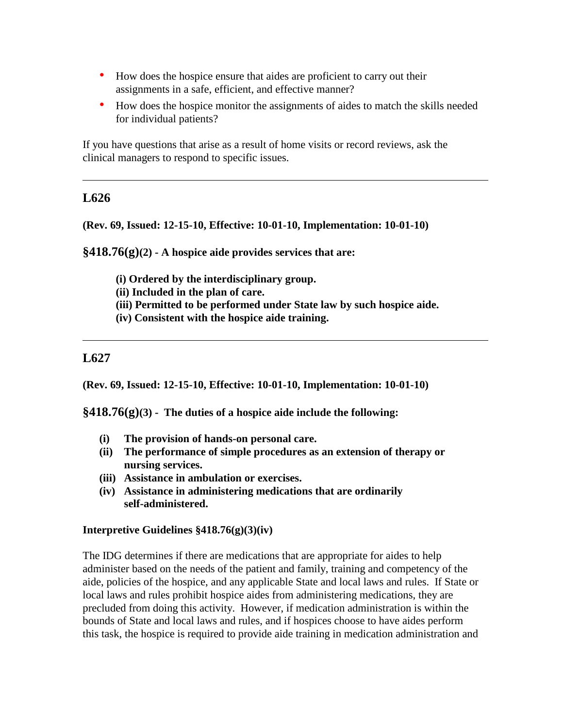- How does the hospice ensure that aides are proficient to carry out their assignments in a safe, efficient, and effective manner?
- How does the hospice monitor the assignments of aides to match the skills needed for individual patients?

If you have questions that arise as a result of home visits or record reviews, ask the clinical managers to respond to specific issues.

---

## L626

**(Rev. 69, Issued: 12-15-10, Effective: 10-01-10, Implementation: 10-01-10)**

**§418.76(g)(2) - A hospice aide provides services that are:**

> **(i) Ordered by the interdisciplinary group.**
> **(ii) Included in the plan of care.**
> **(iii) Permitted to be performed under State law by such hospice aide.**
> **(iv) Consistent with the hospice aide training.**

---

## L627

**(Rev. 69, Issued: 12-15-10, Effective: 10-01-10, Implementation: 10-01-10)**

**§418.76(g)(3) - The duties of a hospice aide include the following:**

- **(i) The provision of hands-on personal care.**
- **(ii) The performance of simple procedures as an extension of therapy or nursing services.**
- **(iii) Assistance in ambulation or exercises.**
- **(iv) Assistance in administering medications that are ordinarily self-administered.**

**Interpretive Guidelines §418.76(g)(3)(iv)**

The IDG determines if there are medications that are appropriate for aides to help administer based on the needs of the patient and family, training and competency of the aide, policies of the hospice, and any applicable State and local laws and rules. If State or local laws and rules prohibit hospice aides from administering medications, they are precluded from doing this activity. However, if medication administration is within the bounds of State and local laws and rules, and if hospices choose to have aides perform this task, the hospice is required to provide aide training in medication administration and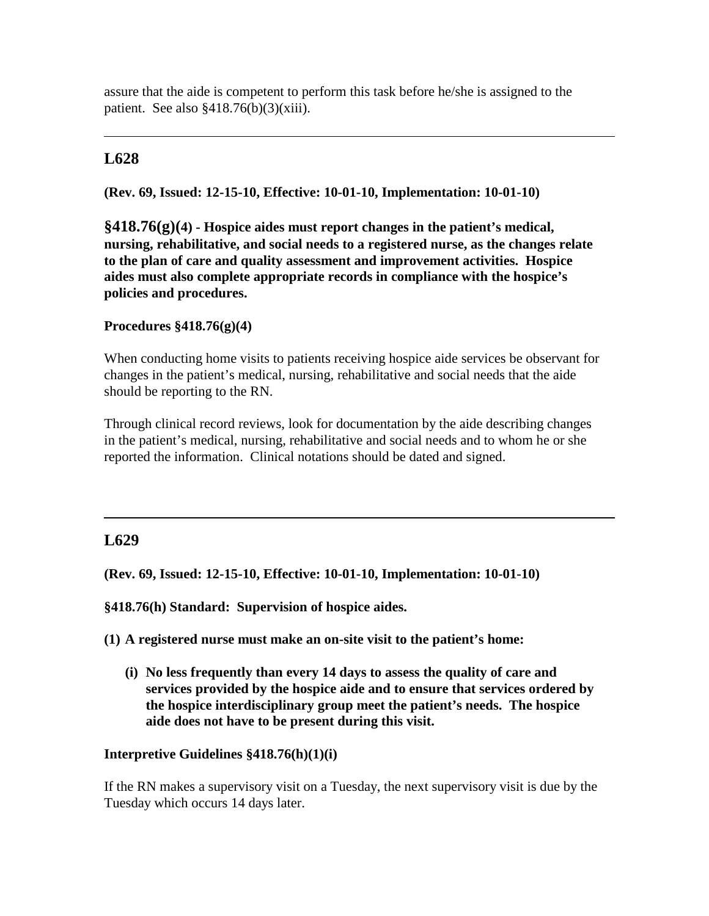assure that the aide is competent to perform this task before he/she is assigned to the patient. See also §418.76(b)(3)(xiii).

---

## L628

**(Rev. 69, Issued: 12-15-10, Effective: 10-01-10, Implementation: 10-01-10)**

**§418.76(g)(4) - Hospice aides must report changes in the patient's medical, nursing, rehabilitative, and social needs to a registered nurse, as the changes relate to the plan of care and quality assessment and improvement activities. Hospice aides must also complete appropriate records in compliance with the hospice's policies and procedures.**

**Procedures §418.76(g)(4)**

When conducting home visits to patients receiving hospice aide services be observant for changes in the patient's medical, nursing, rehabilitative and social needs that the aide should be reporting to the RN.

Through clinical record reviews, look for documentation by the aide describing changes in the patient's medical, nursing, rehabilitative and social needs and to whom he or she reported the information. Clinical notations should be dated and signed.

---

## L629

**(Rev. 69, Issued: 12-15-10, Effective: 10-01-10, Implementation: 10-01-10)**

**§418.76(h) Standard: Supervision of hospice aides.**

**(1) A registered nurse must make an on-site visit to the patient's home:**

> **(i) No less frequently than every 14 days to assess the quality of care and services provided by the hospice aide and to ensure that services ordered by the hospice interdisciplinary group meet the patient's needs. The hospice aide does not have to be present during this visit.**

**Interpretive Guidelines §418.76(h)(1)(i)**

If the RN makes a supervisory visit on a Tuesday, the next supervisory visit is due by the Tuesday which occurs 14 days later.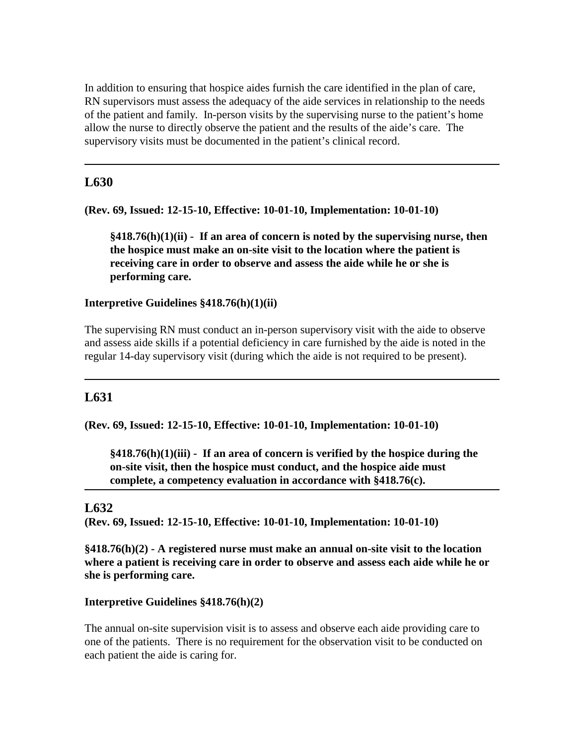In addition to ensuring that hospice aides furnish the care identified in the plan of care, RN supervisors must assess the adequacy of the aide services in relationship to the needs of the patient and family. In-person visits by the supervising nurse to the patient's home allow the nurse to directly observe the patient and the results of the aide's care. The supervisory visits must be documented in the patient's clinical record.

---

## L630

**(Rev. 69, Issued: 12-15-10, Effective: 10-01-10, Implementation: 10-01-10)**

> **§418.76(h)(1)(ii) - If an area of concern is noted by the supervising nurse, then the hospice must make an on-site visit to the location where the patient is receiving care in order to observe and assess the aide while he or she is performing care.**

**Interpretive Guidelines §418.76(h)(1)(ii)**

The supervising RN must conduct an in-person supervisory visit with the aide to observe and assess aide skills if a potential deficiency in care furnished by the aide is noted in the regular 14-day supervisory visit (during which the aide is not required to be present).

---

## L631

**(Rev. 69, Issued: 12-15-10, Effective: 10-01-10, Implementation: 10-01-10)**

> **§418.76(h)(1)(iii) - If an area of concern is verified by the hospice during the on-site visit, then the hospice must conduct, and the hospice aide must complete, a competency evaluation in accordance with §418.76(c).**

---

## L632

**(Rev. 69, Issued: 12-15-10, Effective: 10-01-10, Implementation: 10-01-10)**

**§418.76(h)(2) - A registered nurse must make an annual on-site visit to the location where a patient is receiving care in order to observe and assess each aide while he or she is performing care.**

**Interpretive Guidelines §418.76(h)(2)**

The annual on-site supervision visit is to assess and observe each aide providing care to one of the patients. There is no requirement for the observation visit to be conducted on each patient the aide is caring for.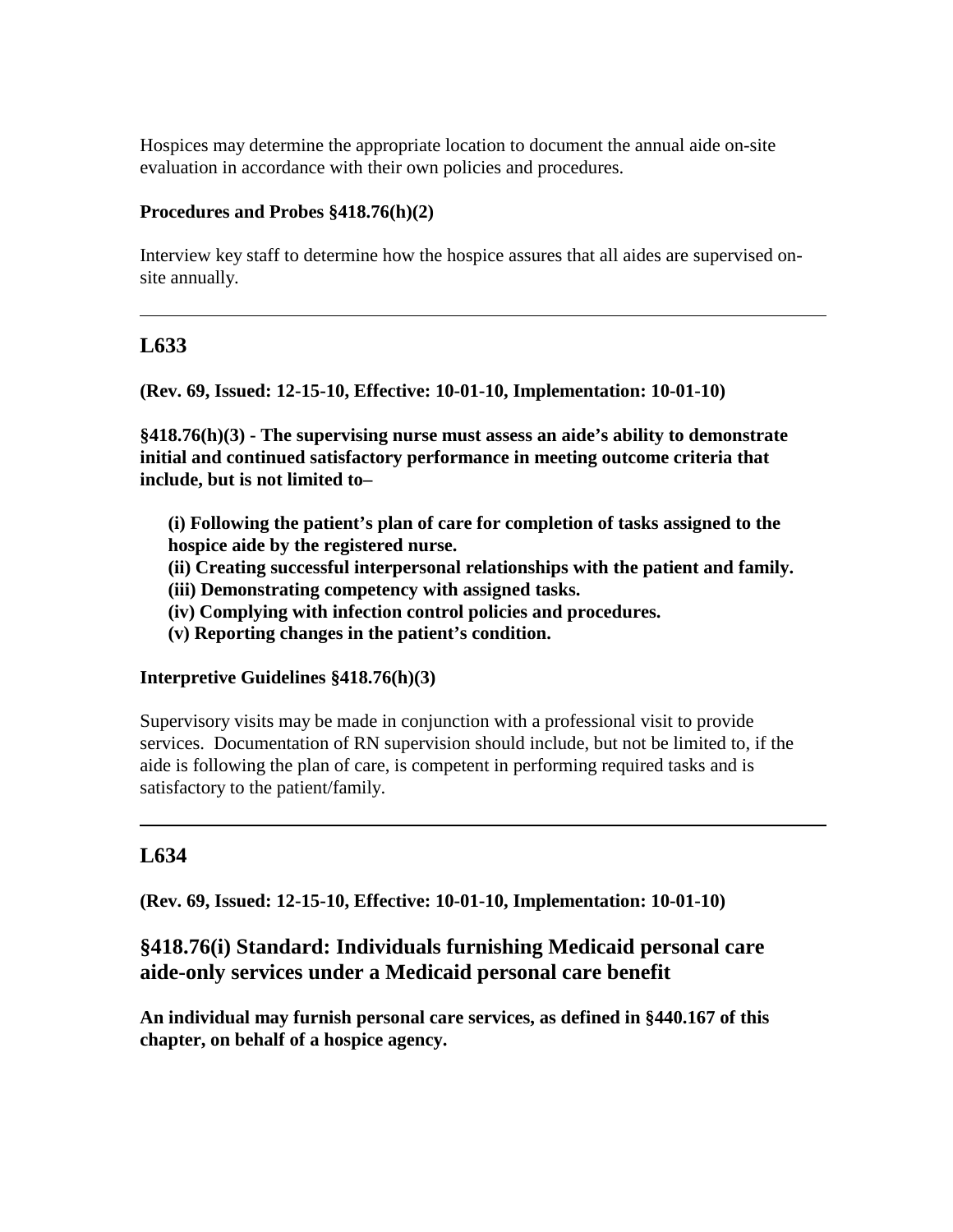Hospices may determine the appropriate location to document the annual aide on-site evaluation in accordance with their own policies and procedures.

**Procedures and Probes §418.76(h)(2)**

Interview key staff to determine how the hospice assures that all aides are supervised on-site annually.

---

## L633

**(Rev. 69, Issued: 12-15-10, Effective: 10-01-10, Implementation: 10-01-10)**

**§418.76(h)(3) - The supervising nurse must assess an aide's ability to demonstrate initial and continued satisfactory performance in meeting outcome criteria that include, but is not limited to–**

> **(i) Following the patient's plan of care for completion of tasks assigned to the hospice aide by the registered nurse.**
> **(ii) Creating successful interpersonal relationships with the patient and family.**
> **(iii) Demonstrating competency with assigned tasks.**
> **(iv) Complying with infection control policies and procedures.**
> **(v) Reporting changes in the patient's condition.**

**Interpretive Guidelines §418.76(h)(3)**

Supervisory visits may be made in conjunction with a professional visit to provide services. Documentation of RN supervision should include, but not be limited to, if the aide is following the plan of care, is competent in performing required tasks and is satisfactory to the patient/family.

---

## L634

**(Rev. 69, Issued: 12-15-10, Effective: 10-01-10, Implementation: 10-01-10)**

### §418.76(i) Standard: Individuals furnishing Medicaid personal care aide-only services under a Medicaid personal care benefit

**An individual may furnish personal care services, as defined in §440.167 of this chapter, on behalf of a hospice agency.**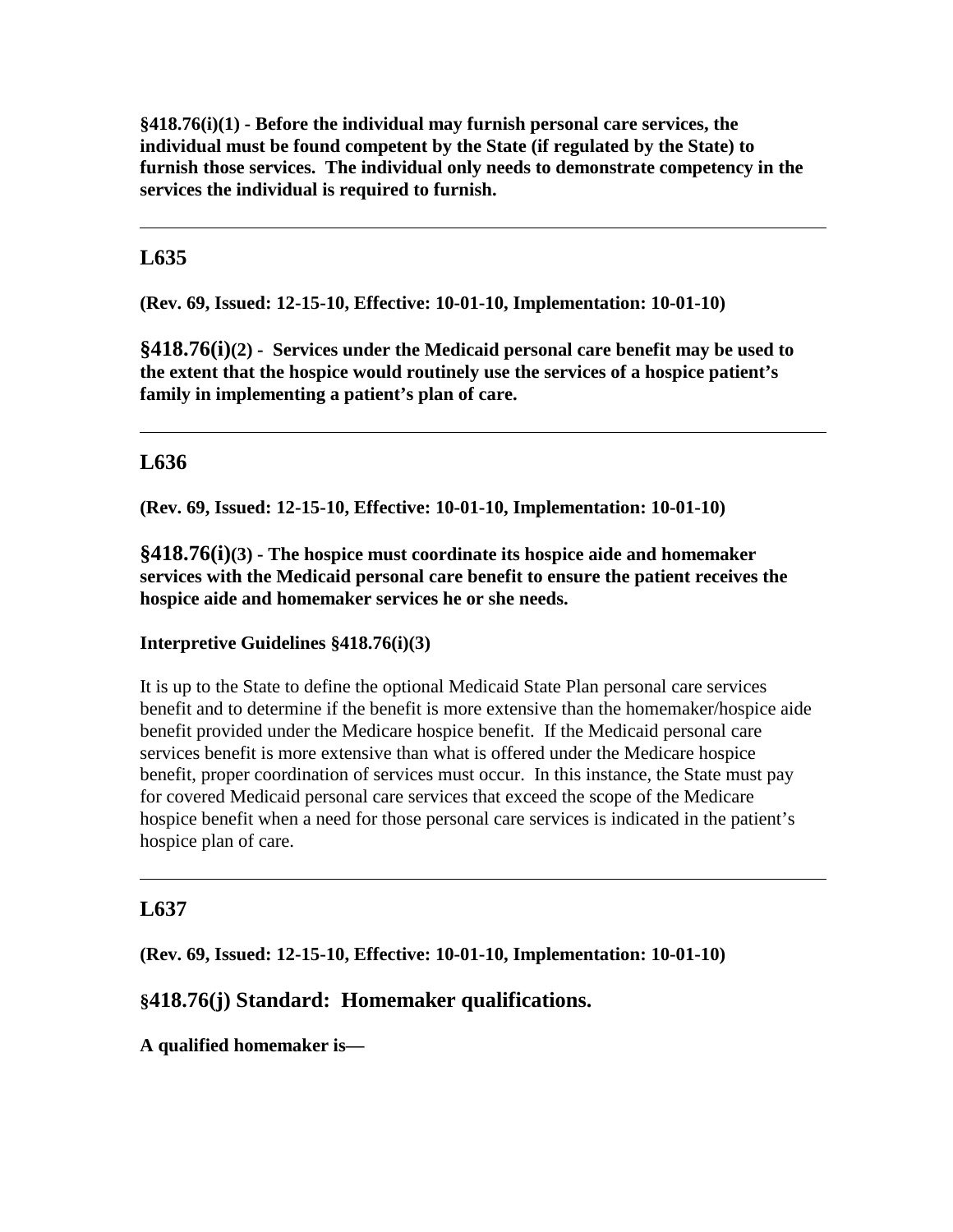**§418.76(i)(1) - Before the individual may furnish personal care services, the individual must be found competent by the State (if regulated by the State) to furnish those services. The individual only needs to demonstrate competency in the services the individual is required to furnish.**

---

## L635

**(Rev. 69, Issued: 12-15-10, Effective: 10-01-10, Implementation: 10-01-10)**

**§418.76(i)(2) - Services under the Medicaid personal care benefit may be used to the extent that the hospice would routinely use the services of a hospice patient's family in implementing a patient's plan of care.**

---

## L636

**(Rev. 69, Issued: 12-15-10, Effective: 10-01-10, Implementation: 10-01-10)**

**§418.76(i)(3) - The hospice must coordinate its hospice aide and homemaker services with the Medicaid personal care benefit to ensure the patient receives the hospice aide and homemaker services he or she needs.**

**Interpretive Guidelines §418.76(i)(3)**

It is up to the State to define the optional Medicaid State Plan personal care services benefit and to determine if the benefit is more extensive than the homemaker/hospice aide benefit provided under the Medicare hospice benefit. If the Medicaid personal care services benefit is more extensive than what is offered under the Medicare hospice benefit, proper coordination of services must occur. In this instance, the State must pay for covered Medicaid personal care services that exceed the scope of the Medicare hospice benefit when a need for those personal care services is indicated in the patient's hospice plan of care.

---

## L637

**(Rev. 69, Issued: 12-15-10, Effective: 10-01-10, Implementation: 10-01-10)**

### §418.76(j) Standard: Homemaker qualifications.

**A qualified homemaker is—**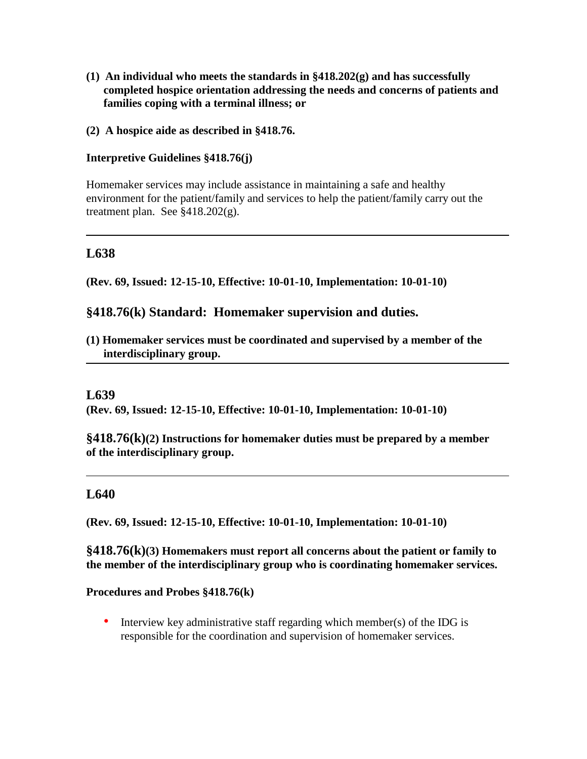**(1) An individual who meets the standards in §418.202(g) and has successfully completed hospice orientation addressing the needs and concerns of patients and families coping with a terminal illness; or**

**(2) A hospice aide as described in §418.76.**

**Interpretive Guidelines §418.76(j)**

Homemaker services may include assistance in maintaining a safe and healthy environment for the patient/family and services to help the patient/family carry out the treatment plan. See §418.202(g).

---

## L638

**(Rev. 69, Issued: 12-15-10, Effective: 10-01-10, Implementation: 10-01-10)**

### §418.76(k) Standard: Homemaker supervision and duties.

**(1) Homemaker services must be coordinated and supervised by a member of the interdisciplinary group.**

---

## L639

**(Rev. 69, Issued: 12-15-10, Effective: 10-01-10, Implementation: 10-01-10)**

**§418.76(k)(2) Instructions for homemaker duties must be prepared by a member of the interdisciplinary group.**

---

## L640

**(Rev. 69, Issued: 12-15-10, Effective: 10-01-10, Implementation: 10-01-10)**

**§418.76(k)(3) Homemakers must report all concerns about the patient or family to the member of the interdisciplinary group who is coordinating homemaker services.**

**Procedures and Probes §418.76(k)**

- Interview key administrative staff regarding which member(s) of the IDG is responsible for the coordination and supervision of homemaker services.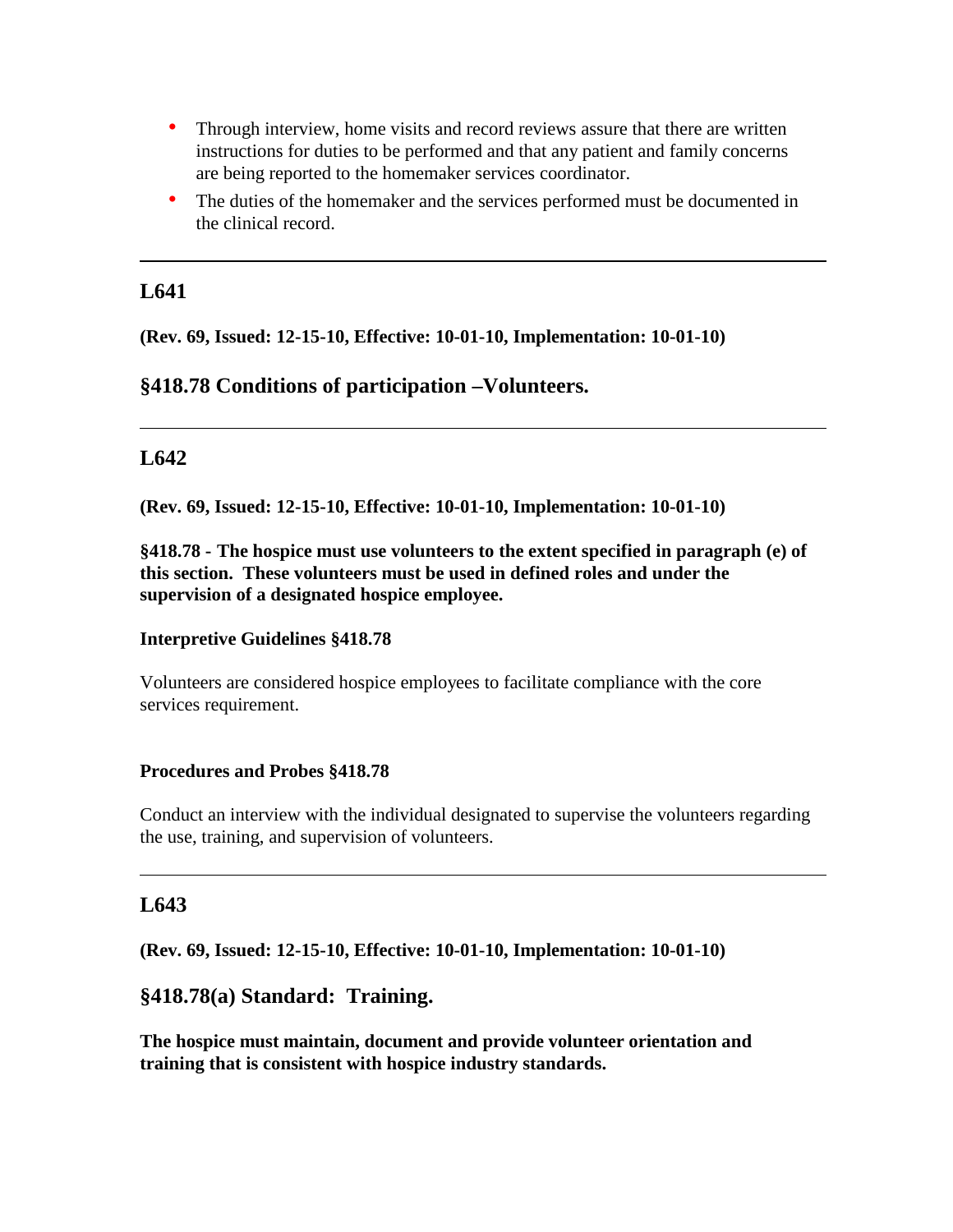- Through interview, home visits and record reviews assure that there are written instructions for duties to be performed and that any patient and family concerns are being reported to the homemaker services coordinator.
- The duties of the homemaker and the services performed must be documented in the clinical record.

---

## L641

**(Rev. 69, Issued: 12-15-10, Effective: 10-01-10, Implementation: 10-01-10)**

### §418.78 Conditions of participation –Volunteers.

---

## L642

**(Rev. 69, Issued: 12-15-10, Effective: 10-01-10, Implementation: 10-01-10)**

**§418.78 - The hospice must use volunteers to the extent specified in paragraph (e) of this section. These volunteers must be used in defined roles and under the supervision of a designated hospice employee.**

**Interpretive Guidelines §418.78**

Volunteers are considered hospice employees to facilitate compliance with the core services requirement.

**Procedures and Probes §418.78**

Conduct an interview with the individual designated to supervise the volunteers regarding the use, training, and supervision of volunteers.

---

## L643

**(Rev. 69, Issued: 12-15-10, Effective: 10-01-10, Implementation: 10-01-10)**

### §418.78(a) Standard: Training.

**The hospice must maintain, document and provide volunteer orientation and training that is consistent with hospice industry standards.**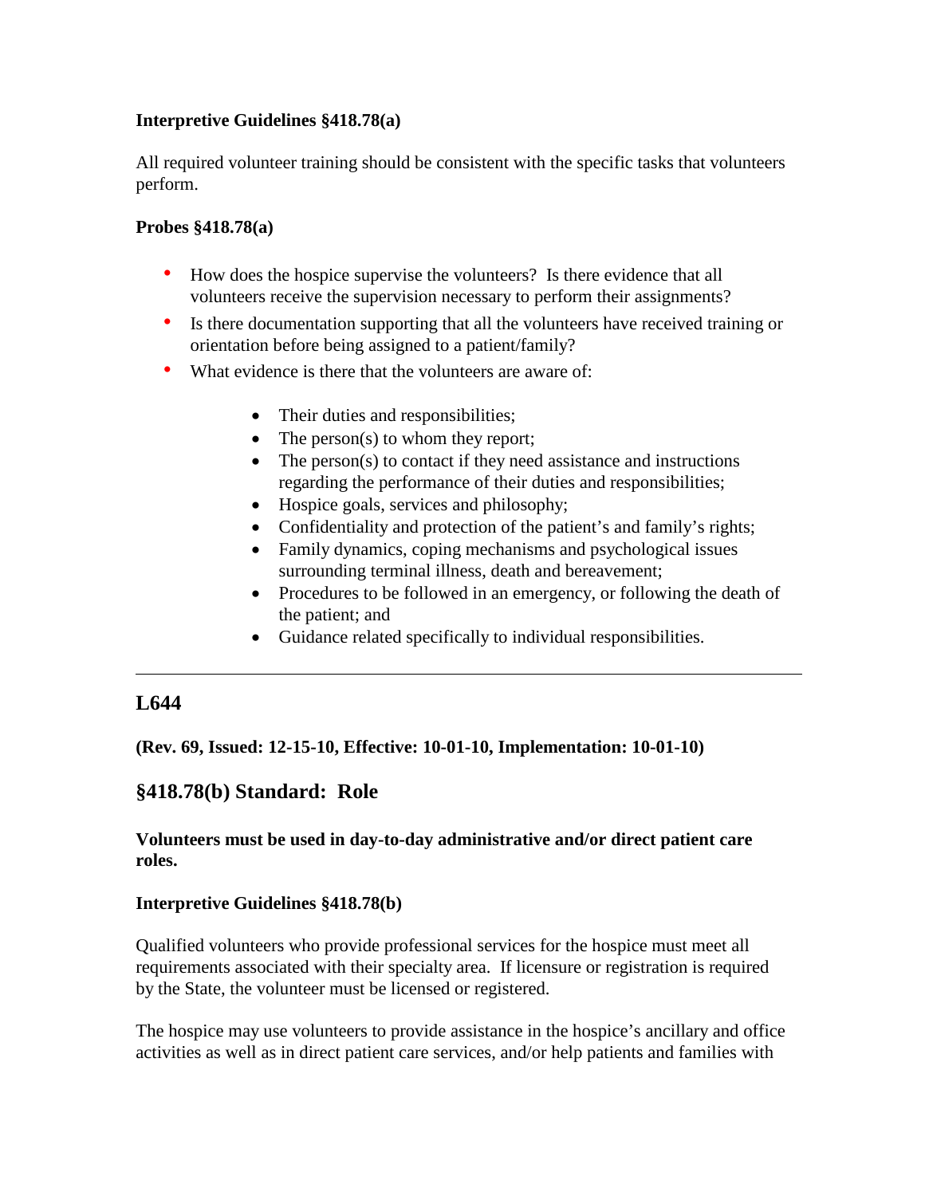**Interpretive Guidelines §418.78(a)**

All required volunteer training should be consistent with the specific tasks that volunteers perform.

**Probes §418.78(a)**

- How does the hospice supervise the volunteers? Is there evidence that all volunteers receive the supervision necessary to perform their assignments?
- Is there documentation supporting that all the volunteers have received training or orientation before being assigned to a patient/family?
- What evidence is there that the volunteers are aware of:
    - Their duties and responsibilities;
    - The person(s) to whom they report;
    - The person(s) to contact if they need assistance and instructions regarding the performance of their duties and responsibilities;
    - Hospice goals, services and philosophy;
    - Confidentiality and protection of the patient's and family's rights;
    - Family dynamics, coping mechanisms and psychological issues surrounding terminal illness, death and bereavement;
    - Procedures to be followed in an emergency, or following the death of the patient; and
    - Guidance related specifically to individual responsibilities.

---

## L644

**(Rev. 69, Issued: 12-15-10, Effective: 10-01-10, Implementation: 10-01-10)**

## §418.78(b) Standard: Role

**Volunteers must be used in day-to-day administrative and/or direct patient care roles.**

**Interpretive Guidelines §418.78(b)**

Qualified volunteers who provide professional services for the hospice must meet all requirements associated with their specialty area. If licensure or registration is required by the State, the volunteer must be licensed or registered.

The hospice may use volunteers to provide assistance in the hospice's ancillary and office activities as well as in direct patient care services, and/or help patients and families with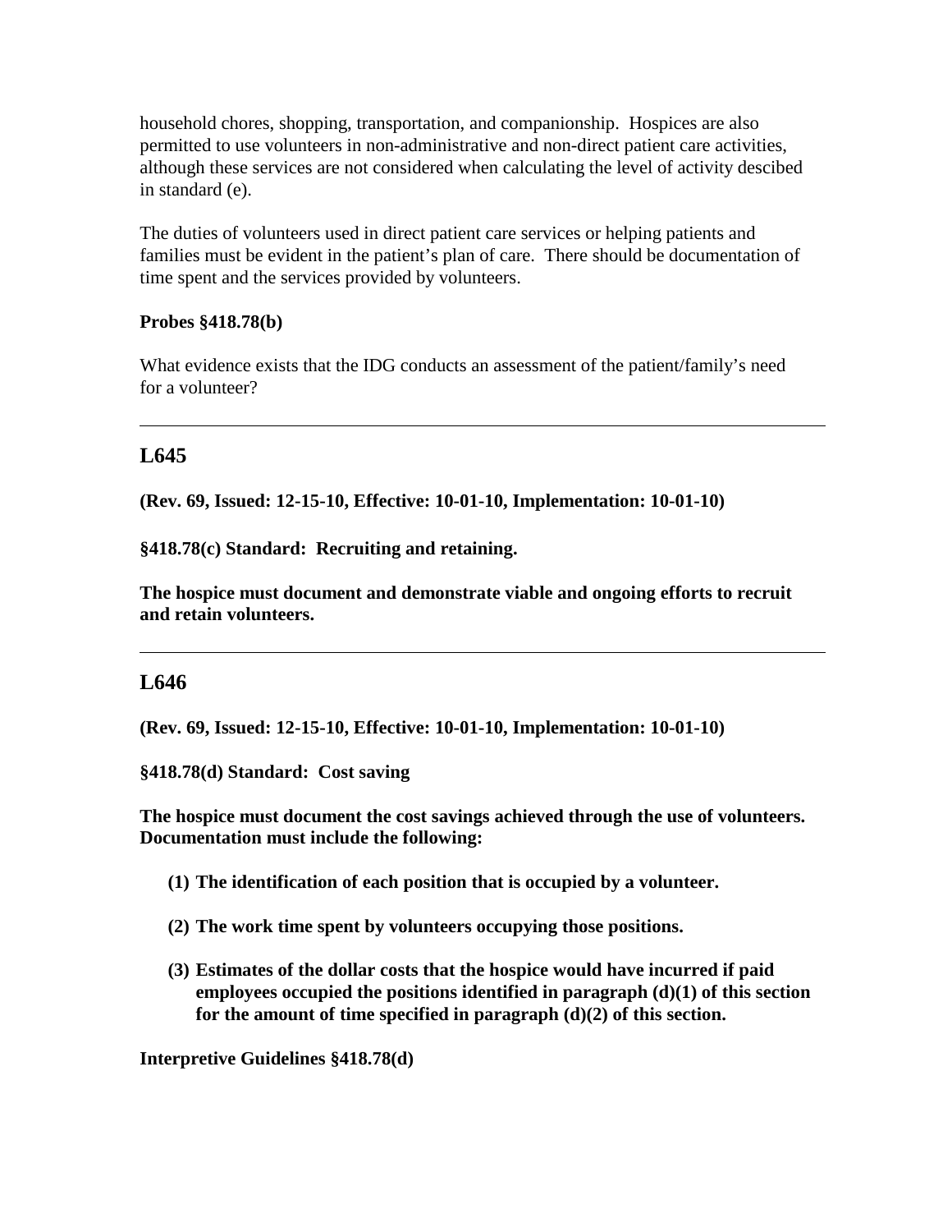household chores, shopping, transportation, and companionship. Hospices are also permitted to use volunteers in non-administrative and non-direct patient care activities, although these services are not considered when calculating the level of activity descibed in standard (e).

The duties of volunteers used in direct patient care services or helping patients and families must be evident in the patient's plan of care. There should be documentation of time spent and the services provided by volunteers.

**Probes §418.78(b)**

What evidence exists that the IDG conducts an assessment of the patient/family's need for a volunteer?

---

## L645

**(Rev. 69, Issued: 12-15-10, Effective: 10-01-10, Implementation: 10-01-10)**

**§418.78(c) Standard: Recruiting and retaining.**

**The hospice must document and demonstrate viable and ongoing efforts to recruit and retain volunteers.**

---

## L646

**(Rev. 69, Issued: 12-15-10, Effective: 10-01-10, Implementation: 10-01-10)**

**§418.78(d) Standard: Cost saving**

**The hospice must document the cost savings achieved through the use of volunteers. Documentation must include the following:**

**(1) The identification of each position that is occupied by a volunteer.**

**(2) The work time spent by volunteers occupying those positions.**

**(3) Estimates of the dollar costs that the hospice would have incurred if paid employees occupied the positions identified in paragraph (d)(1) of this section for the amount of time specified in paragraph (d)(2) of this section.**

**Interpretive Guidelines §418.78(d)**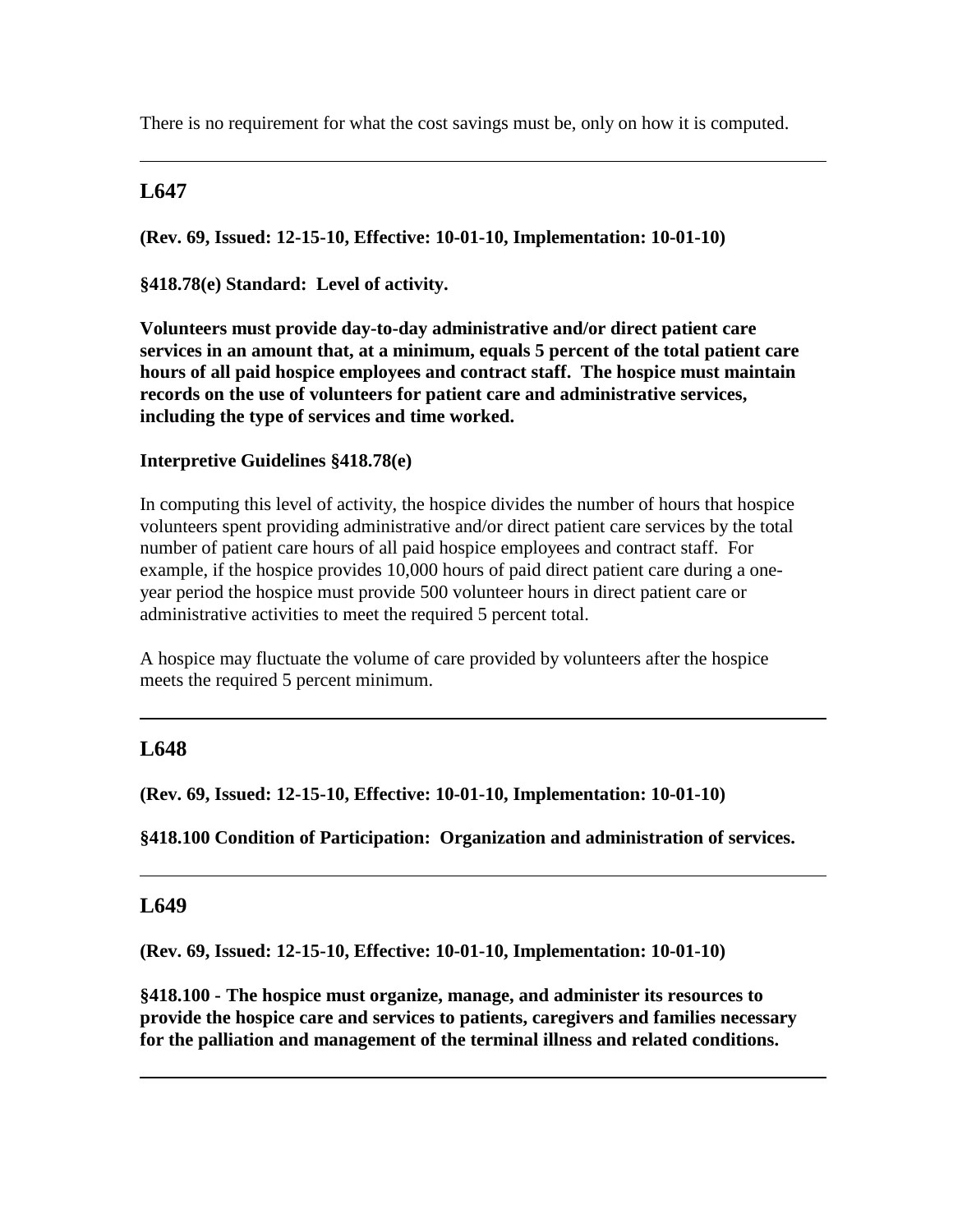There is no requirement for what the cost savings must be, only on how it is computed.

---

## L647

**(Rev. 69, Issued: 12-15-10, Effective: 10-01-10, Implementation: 10-01-10)**

**§418.78(e) Standard: Level of activity.**

**Volunteers must provide day-to-day administrative and/or direct patient care services in an amount that, at a minimum, equals 5 percent of the total patient care hours of all paid hospice employees and contract staff. The hospice must maintain records on the use of volunteers for patient care and administrative services, including the type of services and time worked.**

**Interpretive Guidelines §418.78(e)**

In computing this level of activity, the hospice divides the number of hours that hospice volunteers spent providing administrative and/or direct patient care services by the total number of patient care hours of all paid hospice employees and contract staff. For example, if the hospice provides 10,000 hours of paid direct patient care during a one-year period the hospice must provide 500 volunteer hours in direct patient care or administrative activities to meet the required 5 percent total.

A hospice may fluctuate the volume of care provided by volunteers after the hospice meets the required 5 percent minimum.

---

## L648

**(Rev. 69, Issued: 12-15-10, Effective: 10-01-10, Implementation: 10-01-10)**

**§418.100 Condition of Participation: Organization and administration of services.**

---

## L649

**(Rev. 69, Issued: 12-15-10, Effective: 10-01-10, Implementation: 10-01-10)**

**§418.100 - The hospice must organize, manage, and administer its resources to provide the hospice care and services to patients, caregivers and families necessary for the palliation and management of the terminal illness and related conditions.**

---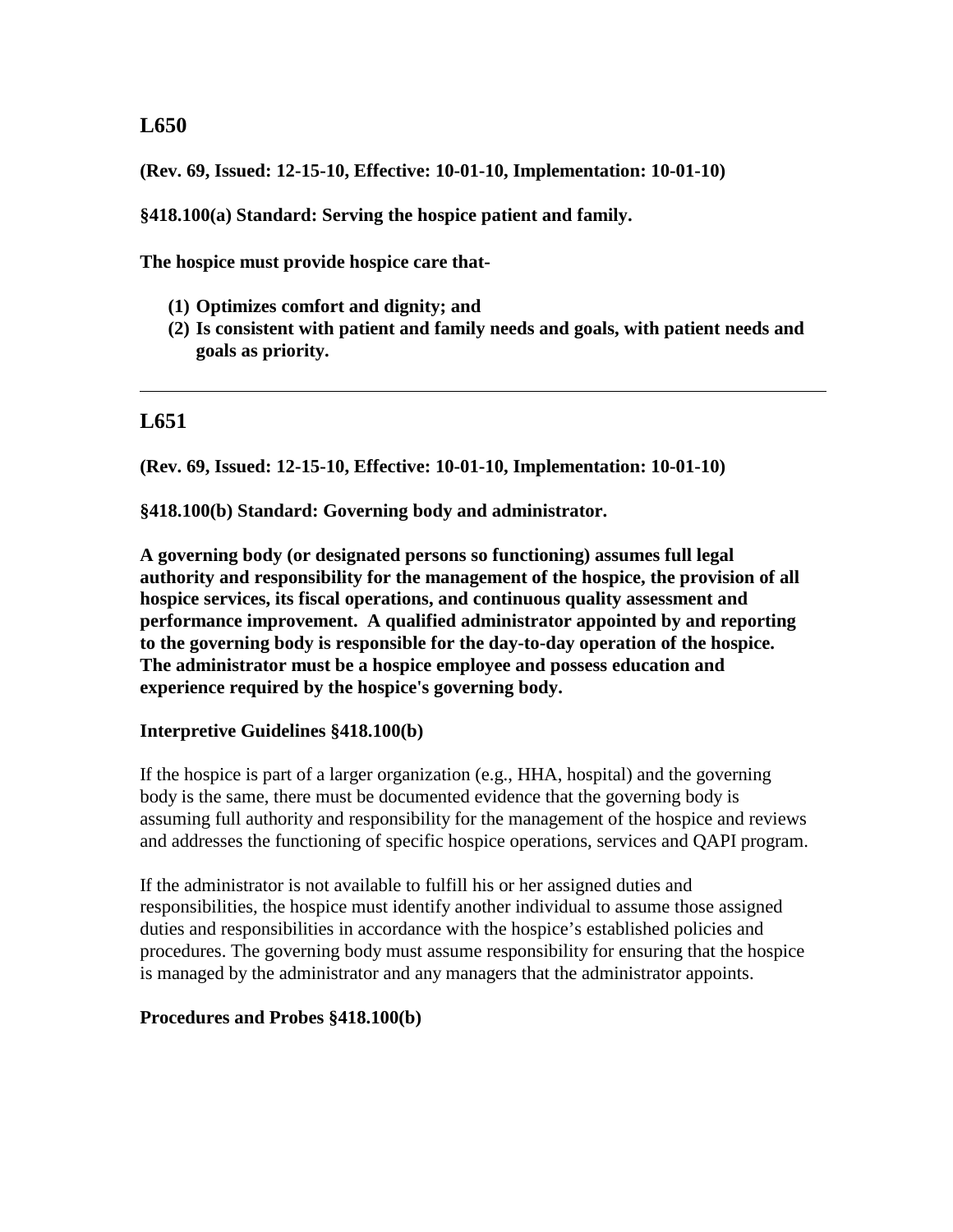## L650

**(Rev. 69, Issued: 12-15-10, Effective: 10-01-10, Implementation: 10-01-10)**

**§418.100(a) Standard: Serving the hospice patient and family.**

**The hospice must provide hospice care that-**

**(1) Optimizes comfort and dignity; and**
**(2) Is consistent with patient and family needs and goals, with patient needs and goals as priority.**

---

## L651

**(Rev. 69, Issued: 12-15-10, Effective: 10-01-10, Implementation: 10-01-10)**

**§418.100(b) Standard: Governing body and administrator.**

**A governing body (or designated persons so functioning) assumes full legal authority and responsibility for the management of the hospice, the provision of all hospice services, its fiscal operations, and continuous quality assessment and performance improvement. A qualified administrator appointed by and reporting to the governing body is responsible for the day-to-day operation of the hospice. The administrator must be a hospice employee and possess education and experience required by the hospice's governing body.**

**Interpretive Guidelines §418.100(b)**

If the hospice is part of a larger organization (e.g., HHA, hospital) and the governing body is the same, there must be documented evidence that the governing body is assuming full authority and responsibility for the management of the hospice and reviews and addresses the functioning of specific hospice operations, services and QAPI program.

If the administrator is not available to fulfill his or her assigned duties and responsibilities, the hospice must identify another individual to assume those assigned duties and responsibilities in accordance with the hospice's established policies and procedures. The governing body must assume responsibility for ensuring that the hospice is managed by the administrator and any managers that the administrator appoints.

**Procedures and Probes §418.100(b)**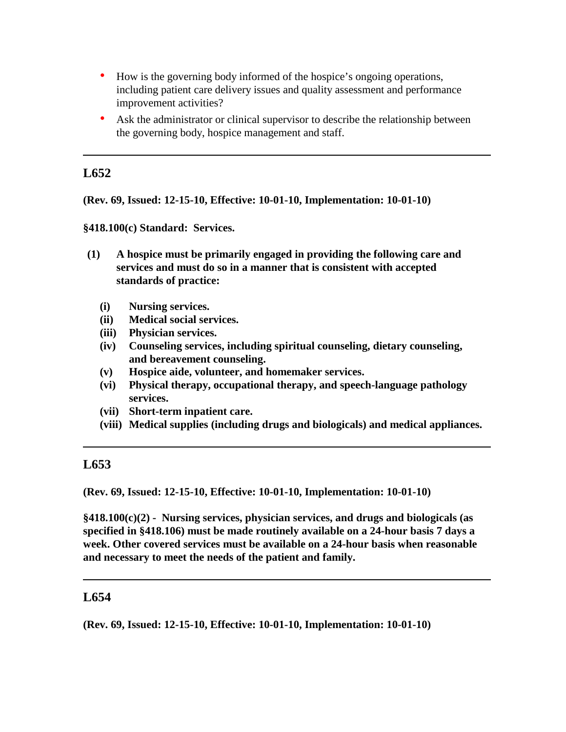- How is the governing body informed of the hospice's ongoing operations, including patient care delivery issues and quality assessment and performance improvement activities?
- Ask the administrator or clinical supervisor to describe the relationship between the governing body, hospice management and staff.

---

## L652

**(Rev. 69, Issued: 12-15-10, Effective: 10-01-10, Implementation: 10-01-10)**

**§418.100(c) Standard: Services.**

**(1) A hospice must be primarily engaged in providing the following care and services and must do so in a manner that is consistent with accepted standards of practice:**

- **(i) Nursing services.**
- **(ii) Medical social services.**
- **(iii) Physician services.**
- **(iv) Counseling services, including spiritual counseling, dietary counseling, and bereavement counseling.**
- **(v) Hospice aide, volunteer, and homemaker services.**
- **(vi) Physical therapy, occupational therapy, and speech-language pathology services.**
- **(vii) Short-term inpatient care.**
- **(viii) Medical supplies (including drugs and biologicals) and medical appliances.**

---

## L653

**(Rev. 69, Issued: 12-15-10, Effective: 10-01-10, Implementation: 10-01-10)**

**§418.100(c)(2) - Nursing services, physician services, and drugs and biologicals (as specified in §418.106) must be made routinely available on a 24-hour basis 7 days a week. Other covered services must be available on a 24-hour basis when reasonable and necessary to meet the needs of the patient and family.**

---

## L654

**(Rev. 69, Issued: 12-15-10, Effective: 10-01-10, Implementation: 10-01-10)**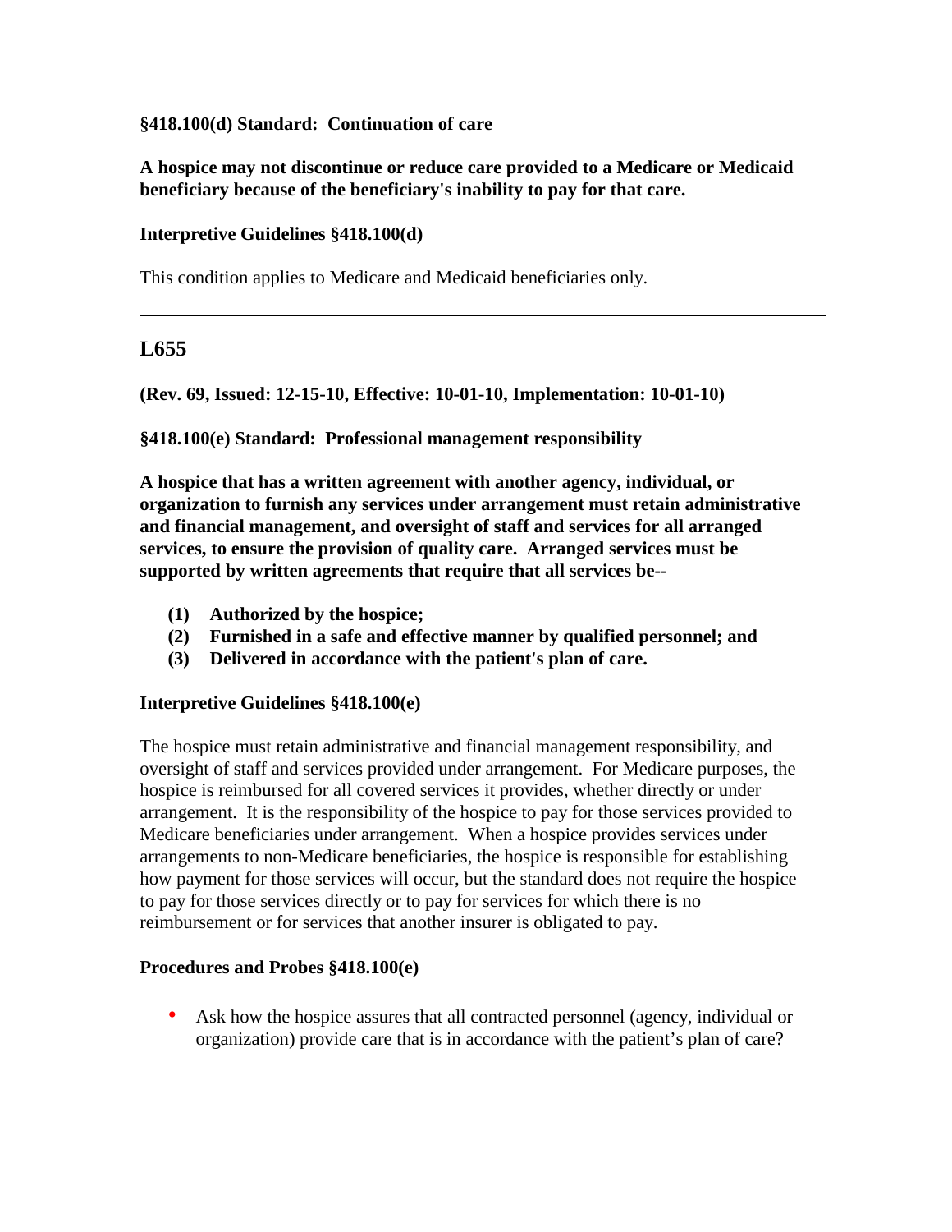**§418.100(d) Standard: Continuation of care**

**A hospice may not discontinue or reduce care provided to a Medicare or Medicaid beneficiary because of the beneficiary's inability to pay for that care.**

**Interpretive Guidelines §418.100(d)**

This condition applies to Medicare and Medicaid beneficiaries only.

---

## L655

**(Rev. 69, Issued: 12-15-10, Effective: 10-01-10, Implementation: 10-01-10)**

**§418.100(e) Standard: Professional management responsibility**

**A hospice that has a written agreement with another agency, individual, or organization to furnish any services under arrangement must retain administrative and financial management, and oversight of staff and services for all arranged services, to ensure the provision of quality care. Arranged services must be supported by written agreements that require that all services be--**

- **(1) Authorized by the hospice;**
- **(2) Furnished in a safe and effective manner by qualified personnel; and**
- **(3) Delivered in accordance with the patient's plan of care.**

**Interpretive Guidelines §418.100(e)**

The hospice must retain administrative and financial management responsibility, and oversight of staff and services provided under arrangement. For Medicare purposes, the hospice is reimbursed for all covered services it provides, whether directly or under arrangement. It is the responsibility of the hospice to pay for those services provided to Medicare beneficiaries under arrangement. When a hospice provides services under arrangements to non-Medicare beneficiaries, the hospice is responsible for establishing how payment for those services will occur, but the standard does not require the hospice to pay for those services directly or to pay for services for which there is no reimbursement or for services that another insurer is obligated to pay.

**Procedures and Probes §418.100(e)**

- Ask how the hospice assures that all contracted personnel (agency, individual or organization) provide care that is in accordance with the patient's plan of care?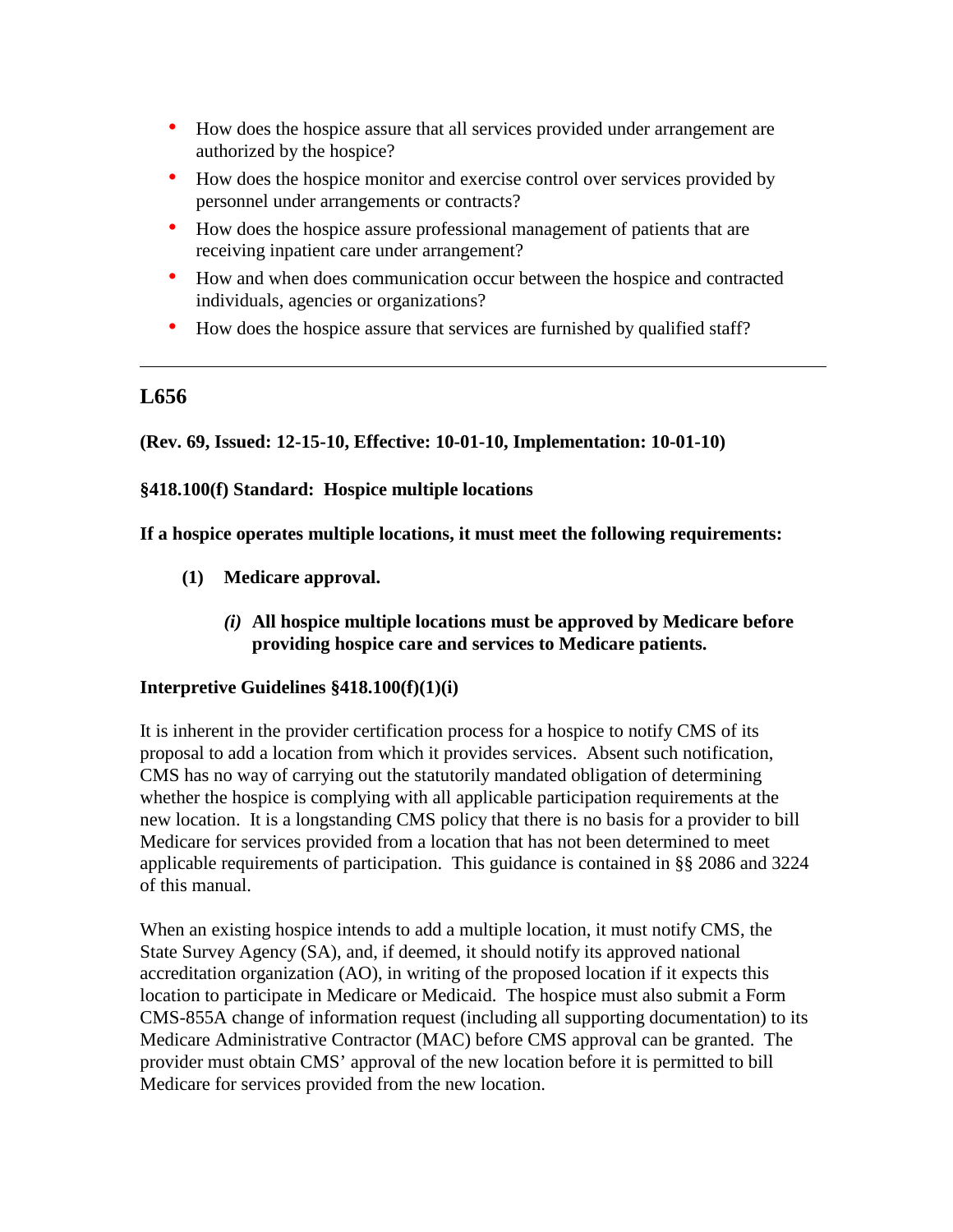- How does the hospice assure that all services provided under arrangement are authorized by the hospice?
- How does the hospice monitor and exercise control over services provided by personnel under arrangements or contracts?
- How does the hospice assure professional management of patients that are receiving inpatient care under arrangement?
- How and when does communication occur between the hospice and contracted individuals, agencies or organizations?
- How does the hospice assure that services are furnished by qualified staff?

---

## L656

**(Rev. 69, Issued: 12-15-10, Effective: 10-01-10, Implementation: 10-01-10)**

**§418.100(f) Standard: Hospice multiple locations**

**If a hospice operates multiple locations, it must meet the following requirements:**

**(1) Medicare approval.**

***(i)*** **All hospice multiple locations must be approved by Medicare before providing hospice care and services to Medicare patients.**

**Interpretive Guidelines §418.100(f)(1)(i)**

It is inherent in the provider certification process for a hospice to notify CMS of its proposal to add a location from which it provides services. Absent such notification, CMS has no way of carrying out the statutorily mandated obligation of determining whether the hospice is complying with all applicable participation requirements at the new location. It is a longstanding CMS policy that there is no basis for a provider to bill Medicare for services provided from a location that has not been determined to meet applicable requirements of participation. This guidance is contained in §§ 2086 and 3224 of this manual.

When an existing hospice intends to add a multiple location, it must notify CMS, the State Survey Agency (SA), and, if deemed, it should notify its approved national accreditation organization (AO), in writing of the proposed location if it expects this location to participate in Medicare or Medicaid. The hospice must also submit a Form CMS-855A change of information request (including all supporting documentation) to its Medicare Administrative Contractor (MAC) before CMS approval can be granted. The provider must obtain CMS' approval of the new location before it is permitted to bill Medicare for services provided from the new location.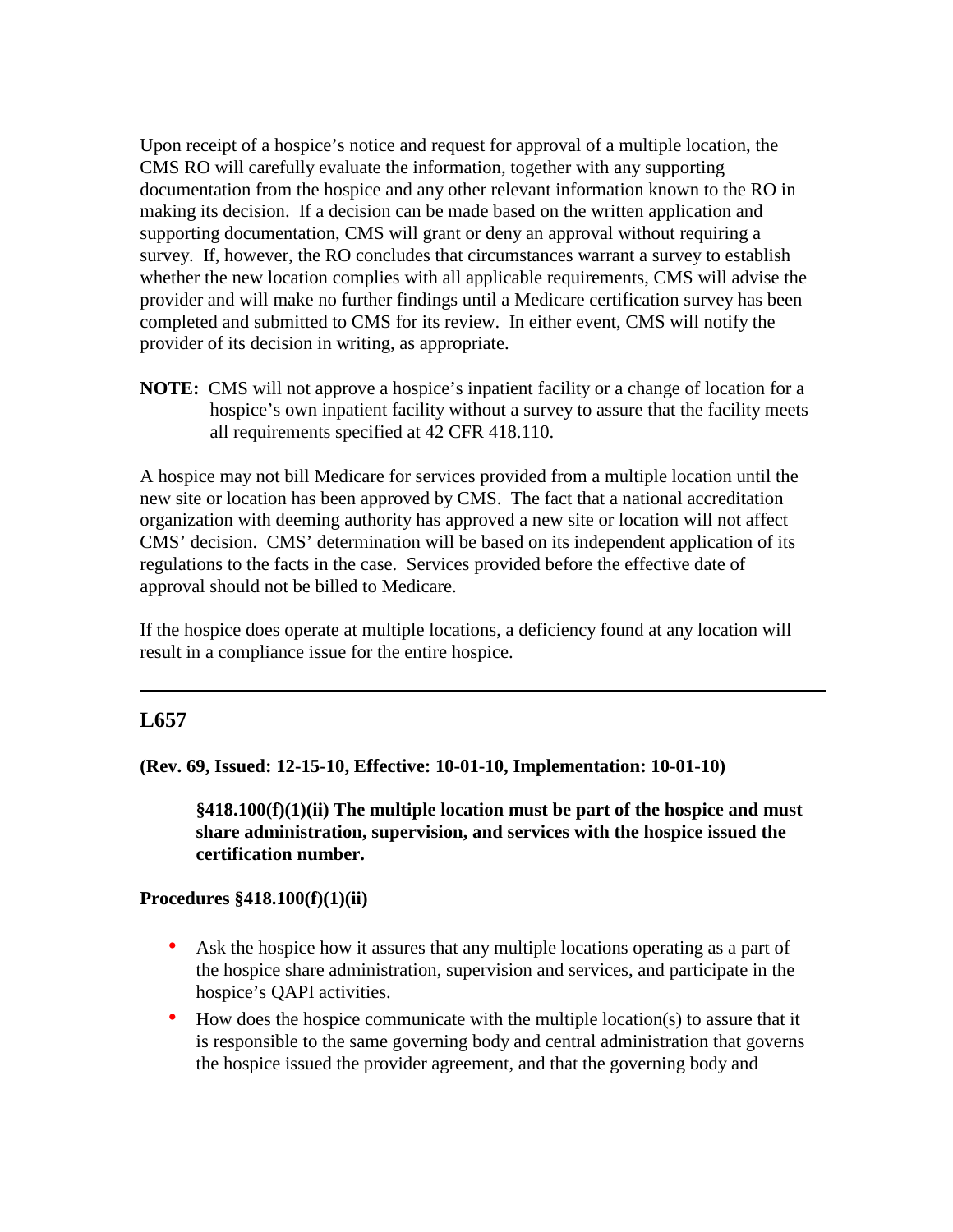Upon receipt of a hospice's notice and request for approval of a multiple location, the CMS RO will carefully evaluate the information, together with any supporting documentation from the hospice and any other relevant information known to the RO in making its decision. If a decision can be made based on the written application and supporting documentation, CMS will grant or deny an approval without requiring a survey. If, however, the RO concludes that circumstances warrant a survey to establish whether the new location complies with all applicable requirements, CMS will advise the provider and will make no further findings until a Medicare certification survey has been completed and submitted to CMS for its review. In either event, CMS will notify the provider of its decision in writing, as appropriate.

**NOTE:** CMS will not approve a hospice's inpatient facility or a change of location for a hospice's own inpatient facility without a survey to assure that the facility meets all requirements specified at 42 CFR 418.110.

A hospice may not bill Medicare for services provided from a multiple location until the new site or location has been approved by CMS. The fact that a national accreditation organization with deeming authority has approved a new site or location will not affect CMS' decision. CMS' determination will be based on its independent application of its regulations to the facts in the case. Services provided before the effective date of approval should not be billed to Medicare.

If the hospice does operate at multiple locations, a deficiency found at any location will result in a compliance issue for the entire hospice.

---

## L657

**(Rev. 69, Issued: 12-15-10, Effective: 10-01-10, Implementation: 10-01-10)**

**§418.100(f)(1)(ii) The multiple location must be part of the hospice and must share administration, supervision, and services with the hospice issued the certification number.**

**Procedures §418.100(f)(1)(ii)**

- Ask the hospice how it assures that any multiple locations operating as a part of the hospice share administration, supervision and services, and participate in the hospice's QAPI activities.
- How does the hospice communicate with the multiple location(s) to assure that it is responsible to the same governing body and central administration that governs the hospice issued the provider agreement, and that the governing body and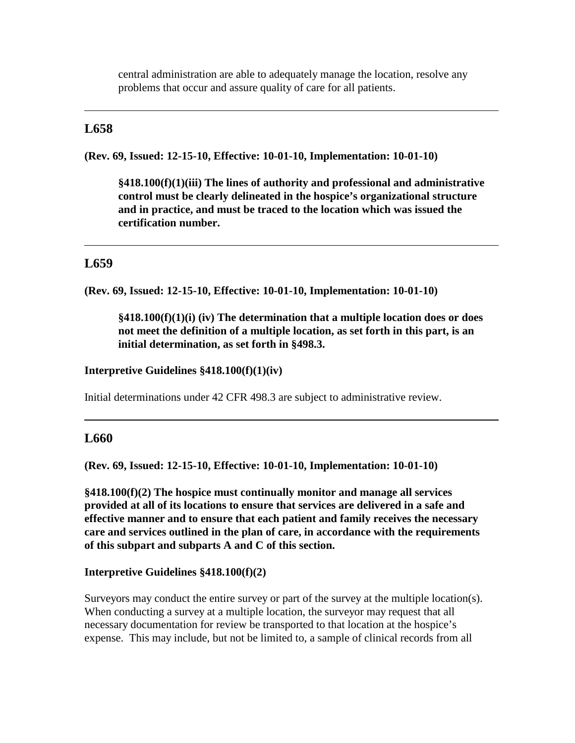central administration are able to adequately manage the location, resolve any problems that occur and assure quality of care for all patients.

---

## L658

**(Rev. 69, Issued: 12-15-10, Effective: 10-01-10, Implementation: 10-01-10)**

> **§418.100(f)(1)(iii) The lines of authority and professional and administrative control must be clearly delineated in the hospice's organizational structure and in practice, and must be traced to the location which was issued the certification number.**

---

## L659

**(Rev. 69, Issued: 12-15-10, Effective: 10-01-10, Implementation: 10-01-10)**

> **§418.100(f)(1)(i) (iv) The determination that a multiple location does or does not meet the definition of a multiple location, as set forth in this part, is an initial determination, as set forth in §498.3.**

**Interpretive Guidelines §418.100(f)(1)(iv)**

Initial determinations under 42 CFR 498.3 are subject to administrative review.

---

## L660

**(Rev. 69, Issued: 12-15-10, Effective: 10-01-10, Implementation: 10-01-10)**

**§418.100(f)(2) The hospice must continually monitor and manage all services provided at all of its locations to ensure that services are delivered in a safe and effective manner and to ensure that each patient and family receives the necessary care and services outlined in the plan of care, in accordance with the requirements of this subpart and subparts A and C of this section.**

**Interpretive Guidelines §418.100(f)(2)**

Surveyors may conduct the entire survey or part of the survey at the multiple location(s). When conducting a survey at a multiple location, the surveyor may request that all necessary documentation for review be transported to that location at the hospice's expense. This may include, but not be limited to, a sample of clinical records from all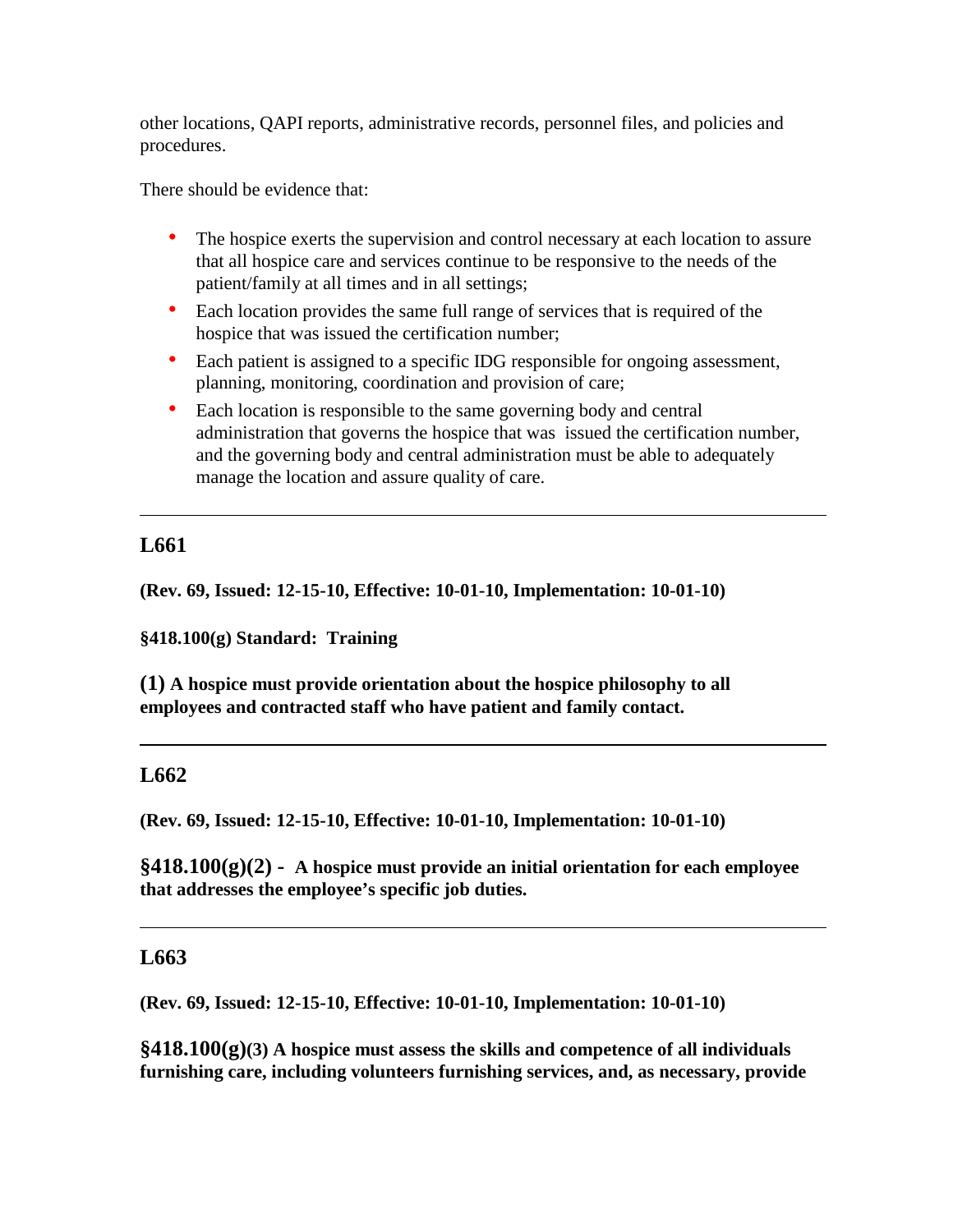other locations, QAPI reports, administrative records, personnel files, and policies and procedures.

There should be evidence that:

- The hospice exerts the supervision and control necessary at each location to assure that all hospice care and services continue to be responsive to the needs of the patient/family at all times and in all settings;
- Each location provides the same full range of services that is required of the hospice that was issued the certification number;
- Each patient is assigned to a specific IDG responsible for ongoing assessment, planning, monitoring, coordination and provision of care;
- Each location is responsible to the same governing body and central administration that governs the hospice that was issued the certification number, and the governing body and central administration must be able to adequately manage the location and assure quality of care.

---

## L661

**(Rev. 69, Issued: 12-15-10, Effective: 10-01-10, Implementation: 10-01-10)**

**§418.100(g) Standard: Training**

**(1) A hospice must provide orientation about the hospice philosophy to all employees and contracted staff who have patient and family contact.**

---

## L662

**(Rev. 69, Issued: 12-15-10, Effective: 10-01-10, Implementation: 10-01-10)**

**§418.100(g)(2) - A hospice must provide an initial orientation for each employee that addresses the employee's specific job duties.**

---

## L663

**(Rev. 69, Issued: 12-15-10, Effective: 10-01-10, Implementation: 10-01-10)**

**§418.100(g)(3) A hospice must assess the skills and competence of all individuals furnishing care, including volunteers furnishing services, and, as necessary, provide**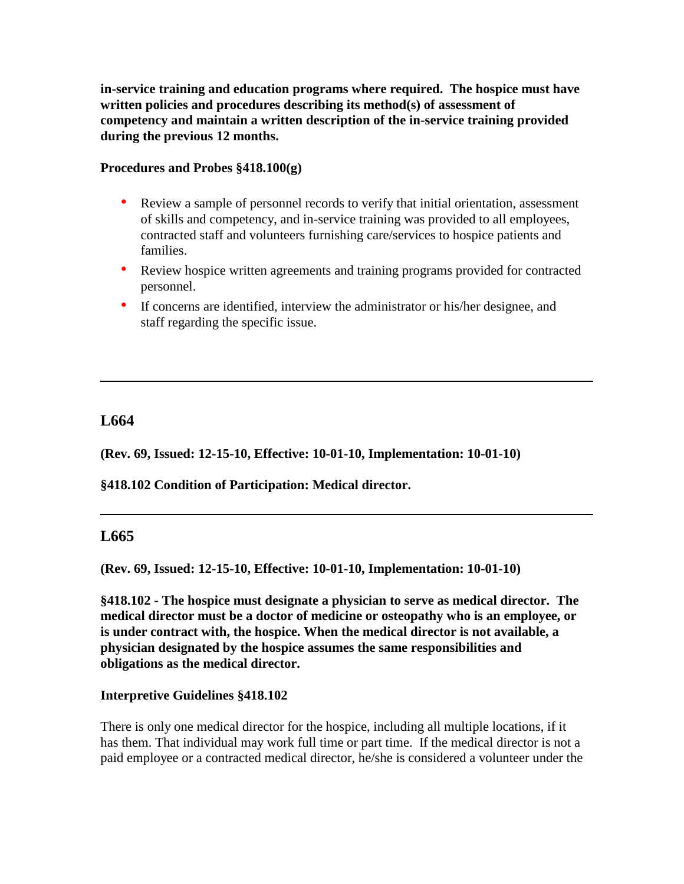**in-service training and education programs where required. The hospice must have written policies and procedures describing its method(s) of assessment of competency and maintain a written description of the in-service training provided during the previous 12 months.**

**Procedures and Probes §418.100(g)**

- Review a sample of personnel records to verify that initial orientation, assessment of skills and competency, and in-service training was provided to all employees, contracted staff and volunteers furnishing care/services to hospice patients and families.
- Review hospice written agreements and training programs provided for contracted personnel.
- If concerns are identified, interview the administrator or his/her designee, and staff regarding the specific issue.

---

## L664

**(Rev. 69, Issued: 12-15-10, Effective: 10-01-10, Implementation: 10-01-10)**

**§418.102 Condition of Participation: Medical director.**

---

## L665

**(Rev. 69, Issued: 12-15-10, Effective: 10-01-10, Implementation: 10-01-10)**

**§418.102 - The hospice must designate a physician to serve as medical director. The medical director must be a doctor of medicine or osteopathy who is an employee, or is under contract with, the hospice. When the medical director is not available, a physician designated by the hospice assumes the same responsibilities and obligations as the medical director.**

**Interpretive Guidelines §418.102**

There is only one medical director for the hospice, including all multiple locations, if it has them. That individual may work full time or part time. If the medical director is not a paid employee or a contracted medical director, he/she is considered a volunteer under the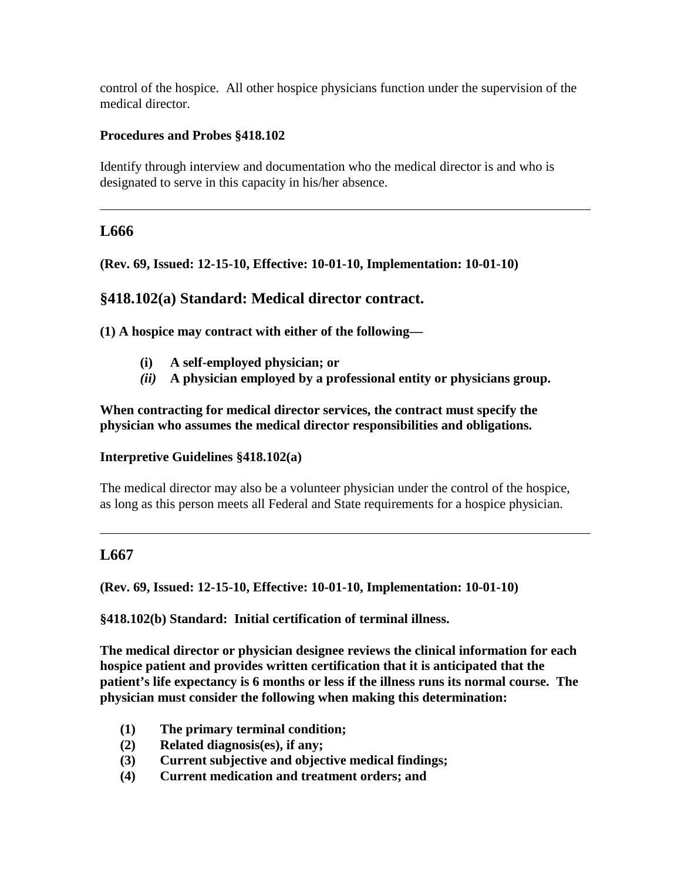control of the hospice. All other hospice physicians function under the supervision of the medical director.

**Procedures and Probes §418.102**

Identify through interview and documentation who the medical director is and who is designated to serve in this capacity in his/her absence.

---

## L666

**(Rev. 69, Issued: 12-15-10, Effective: 10-01-10, Implementation: 10-01-10)**

## §418.102(a) Standard: Medical director contract.

**(1) A hospice may contract with either of the following—**

- **(i) A self-employed physician; or**
- ***(ii)* A physician employed by a professional entity or physicians group.**

**When contracting for medical director services, the contract must specify the physician who assumes the medical director responsibilities and obligations.**

**Interpretive Guidelines §418.102(a)**

The medical director may also be a volunteer physician under the control of the hospice, as long as this person meets all Federal and State requirements for a hospice physician.

---

## L667

**(Rev. 69, Issued: 12-15-10, Effective: 10-01-10, Implementation: 10-01-10)**

**§418.102(b) Standard: Initial certification of terminal illness.**

**The medical director or physician designee reviews the clinical information for each hospice patient and provides written certification that it is anticipated that the patient's life expectancy is 6 months or less if the illness runs its normal course. The physician must consider the following when making this determination:**

- **(1) The primary terminal condition;**
- **(2) Related diagnosis(es), if any;**
- **(3) Current subjective and objective medical findings;**
- **(4) Current medication and treatment orders; and**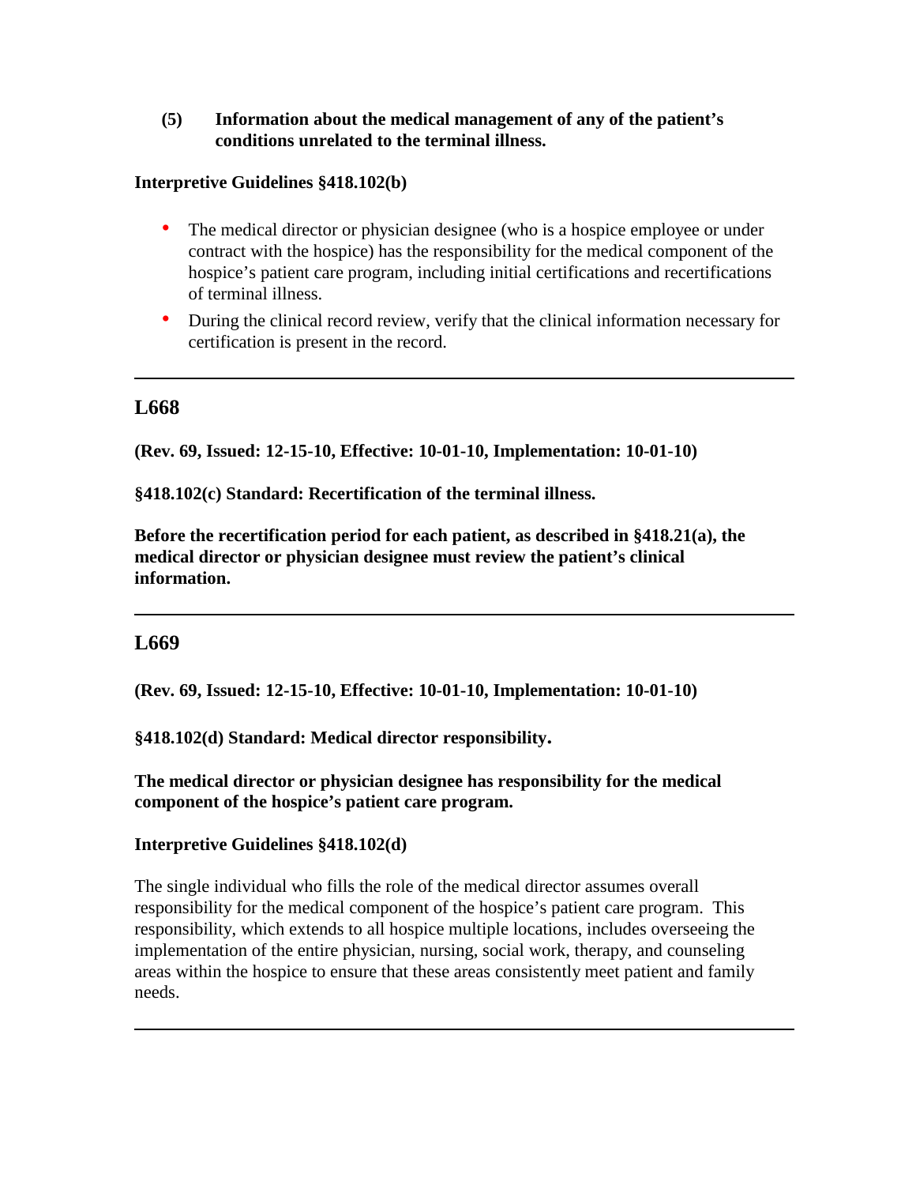**(5) Information about the medical management of any of the patient's conditions unrelated to the terminal illness.**

**Interpretive Guidelines §418.102(b)**

- The medical director or physician designee (who is a hospice employee or under contract with the hospice) has the responsibility for the medical component of the hospice's patient care program, including initial certifications and recertifications of terminal illness.
- During the clinical record review, verify that the clinical information necessary for certification is present in the record.

---

## L668

**(Rev. 69, Issued: 12-15-10, Effective: 10-01-10, Implementation: 10-01-10)**

**§418.102(c) Standard: Recertification of the terminal illness.**

**Before the recertification period for each patient, as described in §418.21(a), the medical director or physician designee must review the patient's clinical information.**

---

## L669

**(Rev. 69, Issued: 12-15-10, Effective: 10-01-10, Implementation: 10-01-10)**

**§418.102(d) Standard: Medical director responsibility.**

**The medical director or physician designee has responsibility for the medical component of the hospice's patient care program.**

**Interpretive Guidelines §418.102(d)**

The single individual who fills the role of the medical director assumes overall responsibility for the medical component of the hospice's patient care program. This responsibility, which extends to all hospice multiple locations, includes overseeing the implementation of the entire physician, nursing, social work, therapy, and counseling areas within the hospice to ensure that these areas consistently meet patient and family needs.

---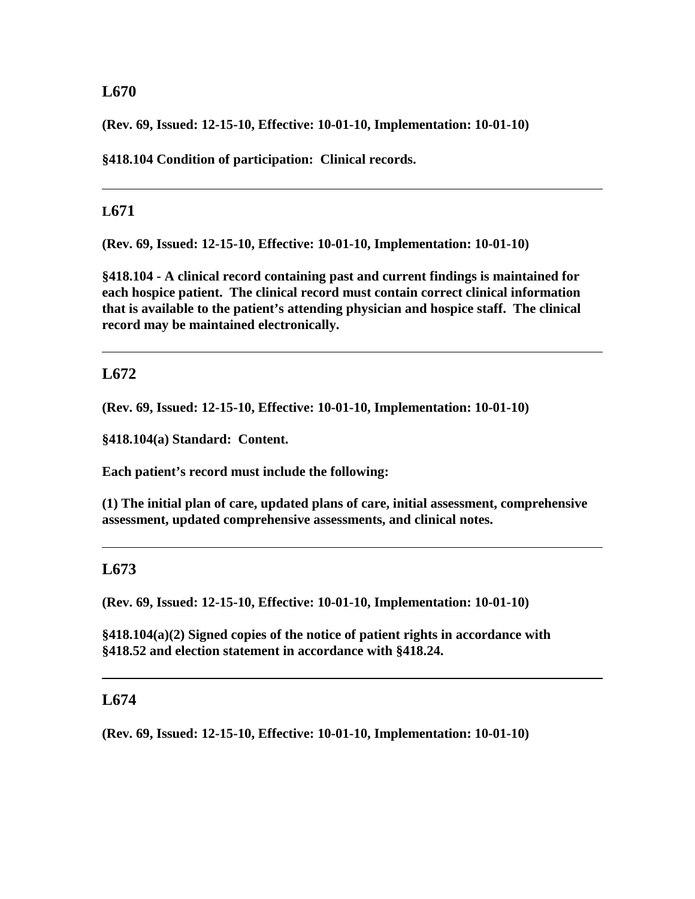## L670

**(Rev. 69, Issued: 12-15-10, Effective: 10-01-10, Implementation: 10-01-10)**

**§418.104 Condition of participation: Clinical records.**

---

## L671

**(Rev. 69, Issued: 12-15-10, Effective: 10-01-10, Implementation: 10-01-10)**

**§418.104 - A clinical record containing past and current findings is maintained for each hospice patient. The clinical record must contain correct clinical information that is available to the patient's attending physician and hospice staff. The clinical record may be maintained electronically.**

---

## L672

**(Rev. 69, Issued: 12-15-10, Effective: 10-01-10, Implementation: 10-01-10)**

**§418.104(a) Standard: Content.**

**Each patient's record must include the following:**

**(1) The initial plan of care, updated plans of care, initial assessment, comprehensive assessment, updated comprehensive assessments, and clinical notes.**

---

## L673

**(Rev. 69, Issued: 12-15-10, Effective: 10-01-10, Implementation: 10-01-10)**

**§418.104(a)(2) Signed copies of the notice of patient rights in accordance with §418.52 and election statement in accordance with §418.24.**

---

## L674

**(Rev. 69, Issued: 12-15-10, Effective: 10-01-10, Implementation: 10-01-10)**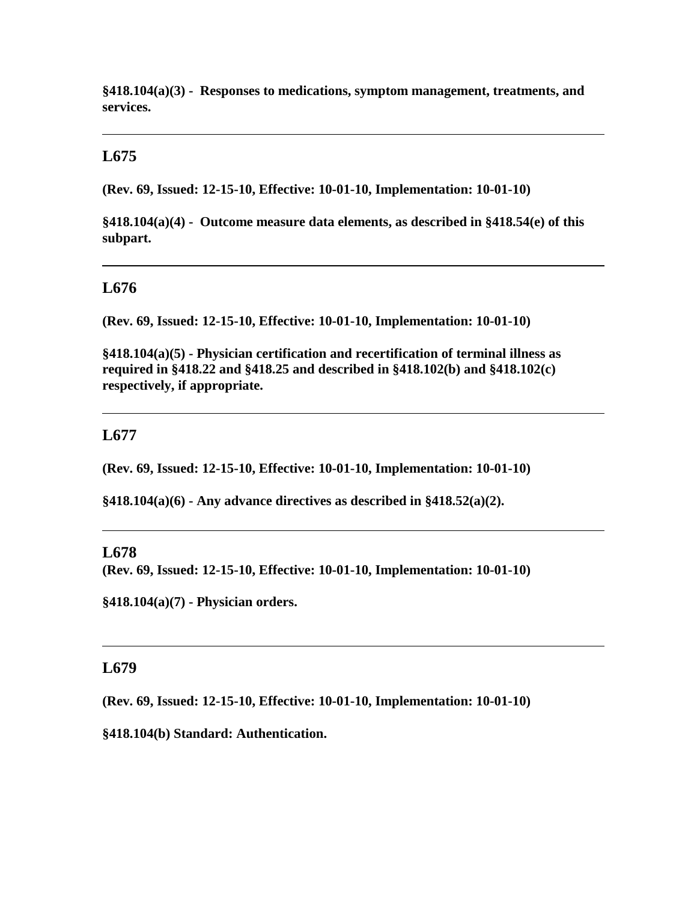**§418.104(a)(3) - Responses to medications, symptom management, treatments, and services.**

---

## L675

**(Rev. 69, Issued: 12-15-10, Effective: 10-01-10, Implementation: 10-01-10)**

**§418.104(a)(4) - Outcome measure data elements, as described in §418.54(e) of this subpart.**

---

## L676

**(Rev. 69, Issued: 12-15-10, Effective: 10-01-10, Implementation: 10-01-10)**

**§418.104(a)(5) - Physician certification and recertification of terminal illness as required in §418.22 and §418.25 and described in §418.102(b) and §418.102(c) respectively, if appropriate.**

---

## L677

**(Rev. 69, Issued: 12-15-10, Effective: 10-01-10, Implementation: 10-01-10)**

**§418.104(a)(6) - Any advance directives as described in §418.52(a)(2).**

---

## L678

**(Rev. 69, Issued: 12-15-10, Effective: 10-01-10, Implementation: 10-01-10)**

**§418.104(a)(7) - Physician orders.**

---

## L679

**(Rev. 69, Issued: 12-15-10, Effective: 10-01-10, Implementation: 10-01-10)**

**§418.104(b) Standard: Authentication.**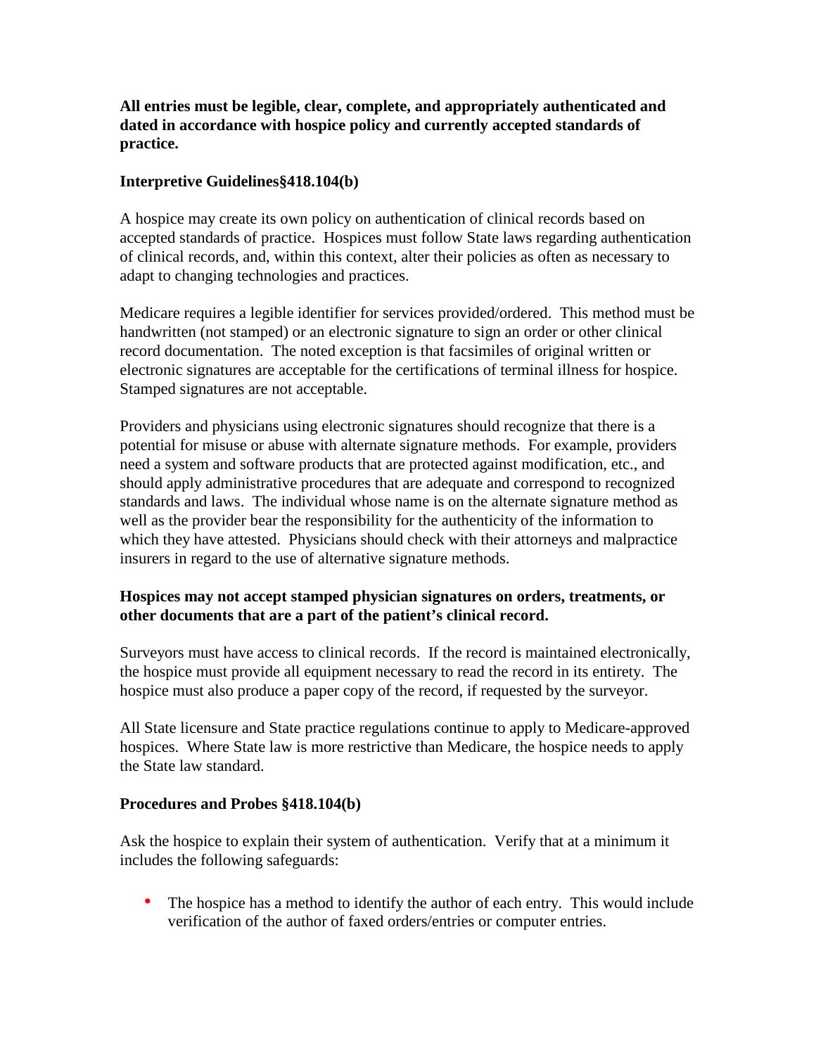**All entries must be legible, clear, complete, and appropriately authenticated and dated in accordance with hospice policy and currently accepted standards of practice.**

**Interpretive Guidelines§418.104(b)**

A hospice may create its own policy on authentication of clinical records based on accepted standards of practice. Hospices must follow State laws regarding authentication of clinical records, and, within this context, alter their policies as often as necessary to adapt to changing technologies and practices.

Medicare requires a legible identifier for services provided/ordered. This method must be handwritten (not stamped) or an electronic signature to sign an order or other clinical record documentation. The noted exception is that facsimiles of original written or electronic signatures are acceptable for the certifications of terminal illness for hospice. Stamped signatures are not acceptable.

Providers and physicians using electronic signatures should recognize that there is a potential for misuse or abuse with alternate signature methods. For example, providers need a system and software products that are protected against modification, etc., and should apply administrative procedures that are adequate and correspond to recognized standards and laws. The individual whose name is on the alternate signature method as well as the provider bear the responsibility for the authenticity of the information to which they have attested. Physicians should check with their attorneys and malpractice insurers in regard to the use of alternative signature methods.

**Hospices may not accept stamped physician signatures on orders, treatments, or other documents that are a part of the patient's clinical record.**

Surveyors must have access to clinical records. If the record is maintained electronically, the hospice must provide all equipment necessary to read the record in its entirety. The hospice must also produce a paper copy of the record, if requested by the surveyor.

All State licensure and State practice regulations continue to apply to Medicare-approved hospices. Where State law is more restrictive than Medicare, the hospice needs to apply the State law standard.

**Procedures and Probes §418.104(b)**

Ask the hospice to explain their system of authentication. Verify that at a minimum it includes the following safeguards:

- The hospice has a method to identify the author of each entry. This would include verification of the author of faxed orders/entries or computer entries.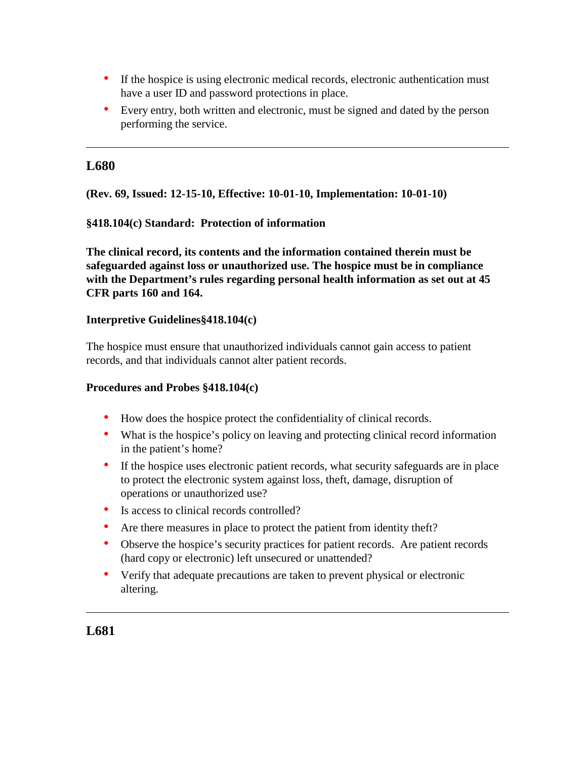- If the hospice is using electronic medical records, electronic authentication must have a user ID and password protections in place.
- Every entry, both written and electronic, must be signed and dated by the person performing the service.

---

## L680

**(Rev. 69, Issued: 12-15-10, Effective: 10-01-10, Implementation: 10-01-10)**

**§418.104(c) Standard: Protection of information**

**The clinical record, its contents and the information contained therein must be safeguarded against loss or unauthorized use. The hospice must be in compliance with the Department's rules regarding personal health information as set out at 45 CFR parts 160 and 164.**

**Interpretive Guidelines§418.104(c)**

The hospice must ensure that unauthorized individuals cannot gain access to patient records, and that individuals cannot alter patient records.

**Procedures and Probes §418.104(c)**

- How does the hospice protect the confidentiality of clinical records.
- What is the hospice's policy on leaving and protecting clinical record information in the patient's home?
- If the hospice uses electronic patient records, what security safeguards are in place to protect the electronic system against loss, theft, damage, disruption of operations or unauthorized use?
- Is access to clinical records controlled?
- Are there measures in place to protect the patient from identity theft?
- Observe the hospice's security practices for patient records. Are patient records (hard copy or electronic) left unsecured or unattended?
- Verify that adequate precautions are taken to prevent physical or electronic altering.

---

## L681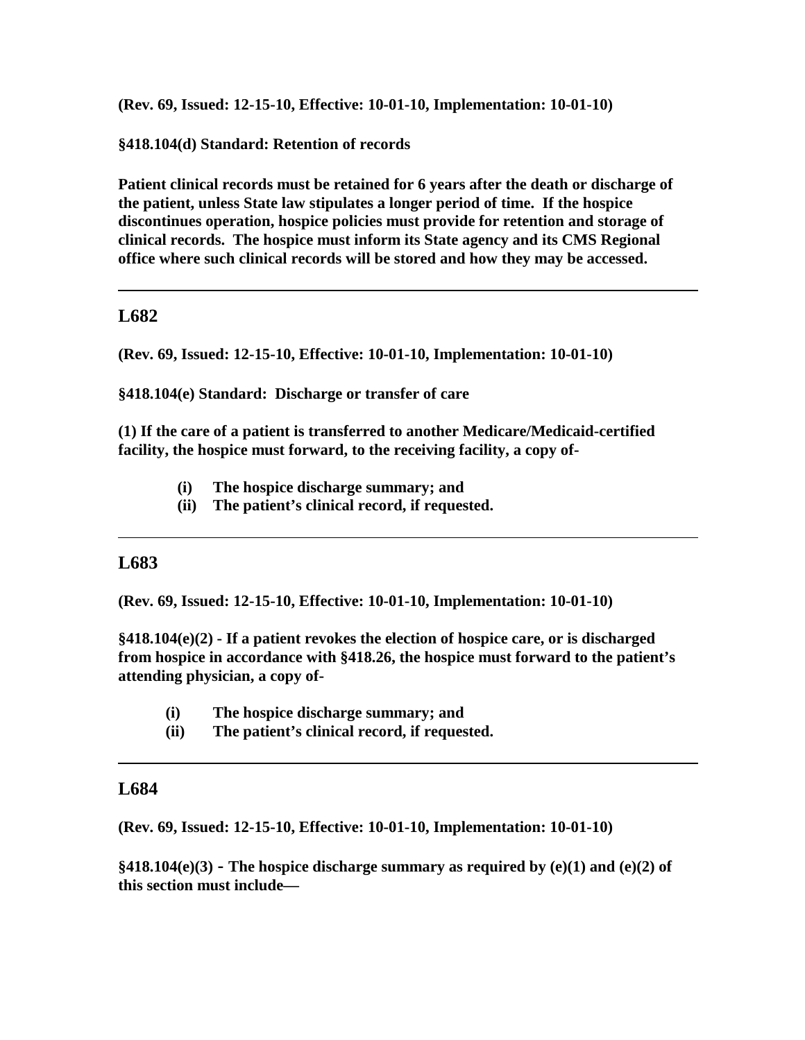**(Rev. 69, Issued: 12-15-10, Effective: 10-01-10, Implementation: 10-01-10)**

**§418.104(d) Standard: Retention of records**

**Patient clinical records must be retained for 6 years after the death or discharge of the patient, unless State law stipulates a longer period of time. If the hospice discontinues operation, hospice policies must provide for retention and storage of clinical records. The hospice must inform its State agency and its CMS Regional office where such clinical records will be stored and how they may be accessed.**

---

## L682

**(Rev. 69, Issued: 12-15-10, Effective: 10-01-10, Implementation: 10-01-10)**

**§418.104(e) Standard: Discharge or transfer of care**

**(1) If the care of a patient is transferred to another Medicare/Medicaid-certified facility, the hospice must forward, to the receiving facility, a copy of-**

- **(i) The hospice discharge summary; and**
- **(ii) The patient's clinical record, if requested.**

---

## L683

**(Rev. 69, Issued: 12-15-10, Effective: 10-01-10, Implementation: 10-01-10)**

**§418.104(e)(2) - If a patient revokes the election of hospice care, or is discharged from hospice in accordance with §418.26, the hospice must forward to the patient's attending physician, a copy of-**

- **(i) The hospice discharge summary; and**
- **(ii) The patient's clinical record, if requested.**

---

## L684

**(Rev. 69, Issued: 12-15-10, Effective: 10-01-10, Implementation: 10-01-10)**

**§418.104(e)(3) - The hospice discharge summary as required by (e)(1) and (e)(2) of this section must include—**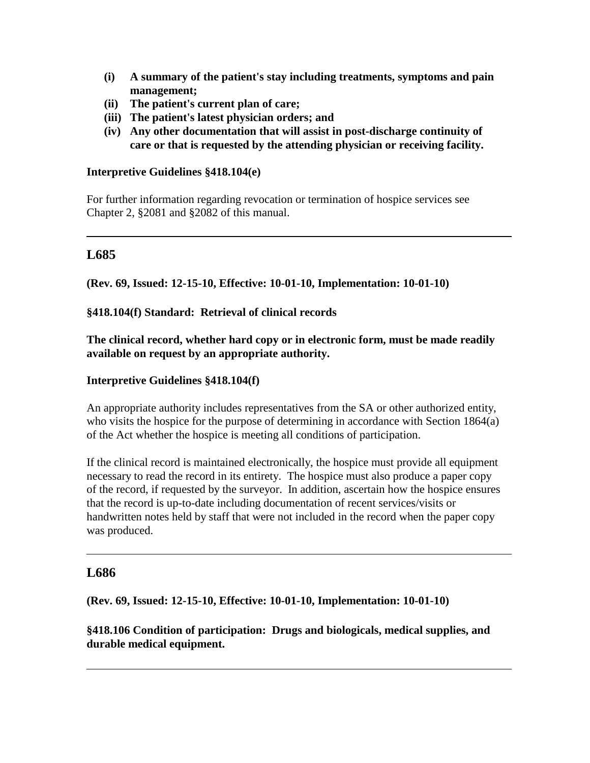- **(i) A summary of the patient's stay including treatments, symptoms and pain management;**
- **(ii) The patient's current plan of care;**
- **(iii) The patient's latest physician orders; and**
- **(iv) Any other documentation that will assist in post-discharge continuity of care or that is requested by the attending physician or receiving facility.**

**Interpretive Guidelines §418.104(e)**

For further information regarding revocation or termination of hospice services see Chapter 2, §2081 and §2082 of this manual.

---

## L685

**(Rev. 69, Issued: 12-15-10, Effective: 10-01-10, Implementation: 10-01-10)**

**§418.104(f) Standard: Retrieval of clinical records**

**The clinical record, whether hard copy or in electronic form, must be made readily available on request by an appropriate authority.**

**Interpretive Guidelines §418.104(f)**

An appropriate authority includes representatives from the SA or other authorized entity, who visits the hospice for the purpose of determining in accordance with Section 1864(a) of the Act whether the hospice is meeting all conditions of participation.

If the clinical record is maintained electronically, the hospice must provide all equipment necessary to read the record in its entirety. The hospice must also produce a paper copy of the record, if requested by the surveyor. In addition, ascertain how the hospice ensures that the record is up-to-date including documentation of recent services/visits or handwritten notes held by staff that were not included in the record when the paper copy was produced.

---

## L686

**(Rev. 69, Issued: 12-15-10, Effective: 10-01-10, Implementation: 10-01-10)**

**§418.106 Condition of participation: Drugs and biologicals, medical supplies, and durable medical equipment.**

---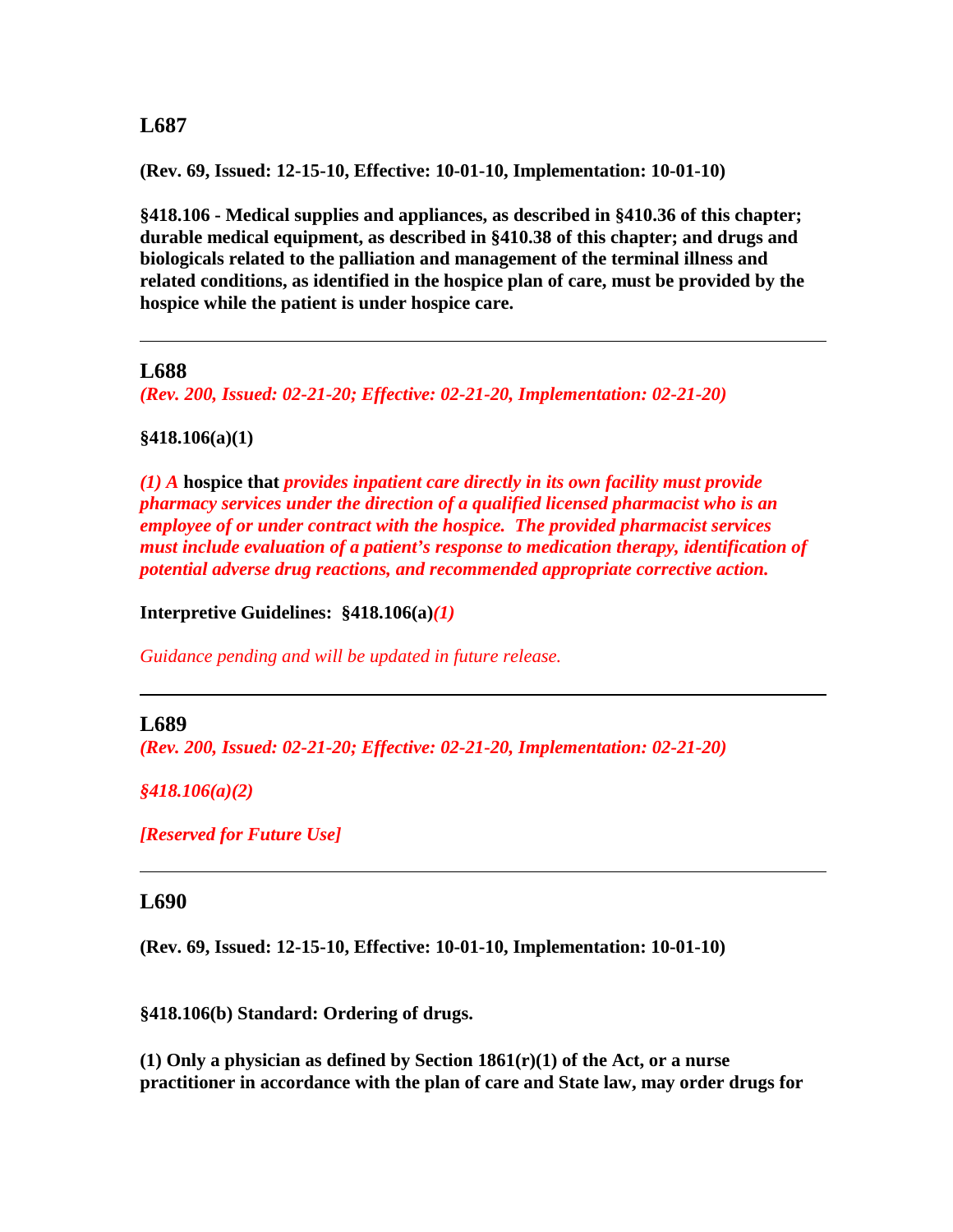## L687

**(Rev. 69, Issued: 12-15-10, Effective: 10-01-10, Implementation: 10-01-10)**

**§418.106 - Medical supplies and appliances, as described in §410.36 of this chapter; durable medical equipment, as described in §410.38 of this chapter; and drugs and biologicals related to the palliation and management of the terminal illness and related conditions, as identified in the hospice plan of care, must be provided by the hospice while the patient is under hospice care.**

---

## L688

***(Rev. 200, Issued: 02-21-20; Effective: 02-21-20, Implementation: 02-21-20)***

**§418.106(a)(1)**

***(1) A*** **hospice that** ***provides inpatient care directly in its own facility must provide pharmacy services under the direction of a qualified licensed pharmacist who is an employee of or under contract with the hospice. The provided pharmacist services must include evaluation of a patient's response to medication therapy, identification of potential adverse drug reactions, and recommended appropriate corrective action.***

**Interpretive Guidelines: §418.106(a)*(1)***

*Guidance pending and will be updated in future release.*

---

## L689

***(Rev. 200, Issued: 02-21-20; Effective: 02-21-20, Implementation: 02-21-20)***

***§418.106(a)(2)***

***[Reserved for Future Use]***

---

## L690

**(Rev. 69, Issued: 12-15-10, Effective: 10-01-10, Implementation: 10-01-10)**

**§418.106(b) Standard: Ordering of drugs.**

**(1) Only a physician as defined by Section 1861(r)(1) of the Act, or a nurse practitioner in accordance with the plan of care and State law, may order drugs for**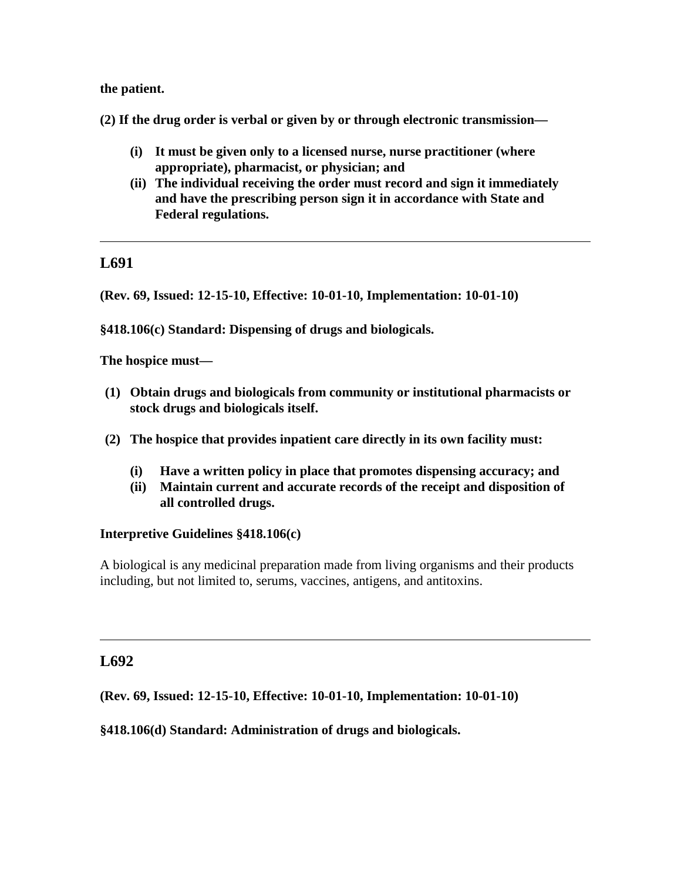**the patient.**

**(2) If the drug order is verbal or given by or through electronic transmission—**

- **(i) It must be given only to a licensed nurse, nurse practitioner (where appropriate), pharmacist, or physician; and**
- **(ii) The individual receiving the order must record and sign it immediately and have the prescribing person sign it in accordance with State and Federal regulations.**

---

## L691

**(Rev. 69, Issued: 12-15-10, Effective: 10-01-10, Implementation: 10-01-10)**

**§418.106(c) Standard: Dispensing of drugs and biologicals.**

**The hospice must—**

**(1) Obtain drugs and biologicals from community or institutional pharmacists or stock drugs and biologicals itself.**

**(2) The hospice that provides inpatient care directly in its own facility must:**

- **(i) Have a written policy in place that promotes dispensing accuracy; and**
- **(ii) Maintain current and accurate records of the receipt and disposition of all controlled drugs.**

**Interpretive Guidelines §418.106(c)**

A biological is any medicinal preparation made from living organisms and their products including, but not limited to, serums, vaccines, antigens, and antitoxins.

---

## L692

**(Rev. 69, Issued: 12-15-10, Effective: 10-01-10, Implementation: 10-01-10)**

**§418.106(d) Standard: Administration of drugs and biologicals.**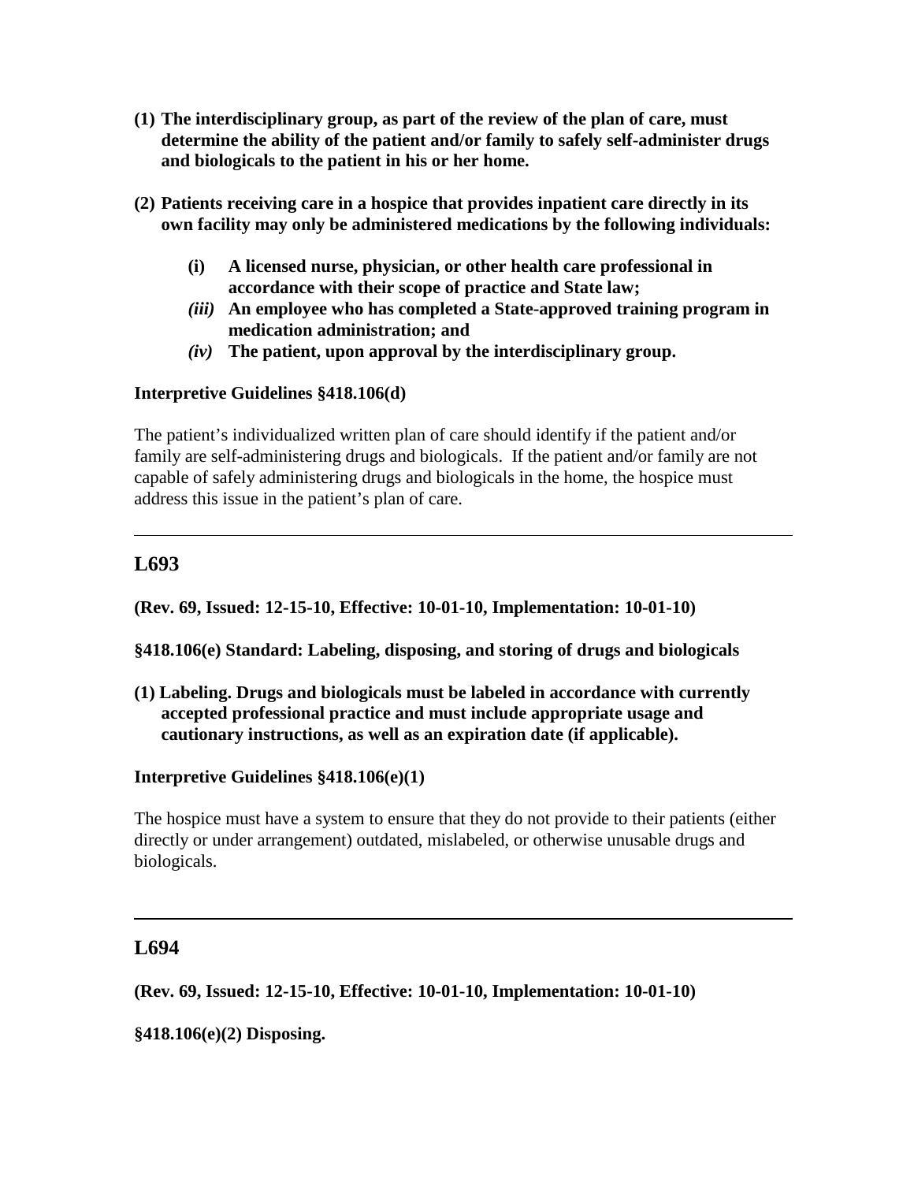**(1) The interdisciplinary group, as part of the review of the plan of care, must determine the ability of the patient and/or family to safely self-administer drugs and biologicals to the patient in his or her home.**

**(2) Patients receiving care in a hospice that provides inpatient care directly in its own facility may only be administered medications by the following individuals:**

- **(i) A licensed nurse, physician, or other health care professional in accordance with their scope of practice and State law;**
- ***(iii)*** **An employee who has completed a State-approved training program in medication administration; and**
- ***(iv)*** **The patient, upon approval by the interdisciplinary group.**

**Interpretive Guidelines §418.106(d)**

The patient's individualized written plan of care should identify if the patient and/or family are self-administering drugs and biologicals. If the patient and/or family are not capable of safely administering drugs and biologicals in the home, the hospice must address this issue in the patient's plan of care.

---

## L693

**(Rev. 69, Issued: 12-15-10, Effective: 10-01-10, Implementation: 10-01-10)**

**§418.106(e) Standard: Labeling, disposing, and storing of drugs and biologicals**

**(1) Labeling. Drugs and biologicals must be labeled in accordance with currently accepted professional practice and must include appropriate usage and cautionary instructions, as well as an expiration date (if applicable).**

**Interpretive Guidelines §418.106(e)(1)**

The hospice must have a system to ensure that they do not provide to their patients (either directly or under arrangement) outdated, mislabeled, or otherwise unusable drugs and biologicals.

---

## L694

**(Rev. 69, Issued: 12-15-10, Effective: 10-01-10, Implementation: 10-01-10)**

**§418.106(e)(2) Disposing.**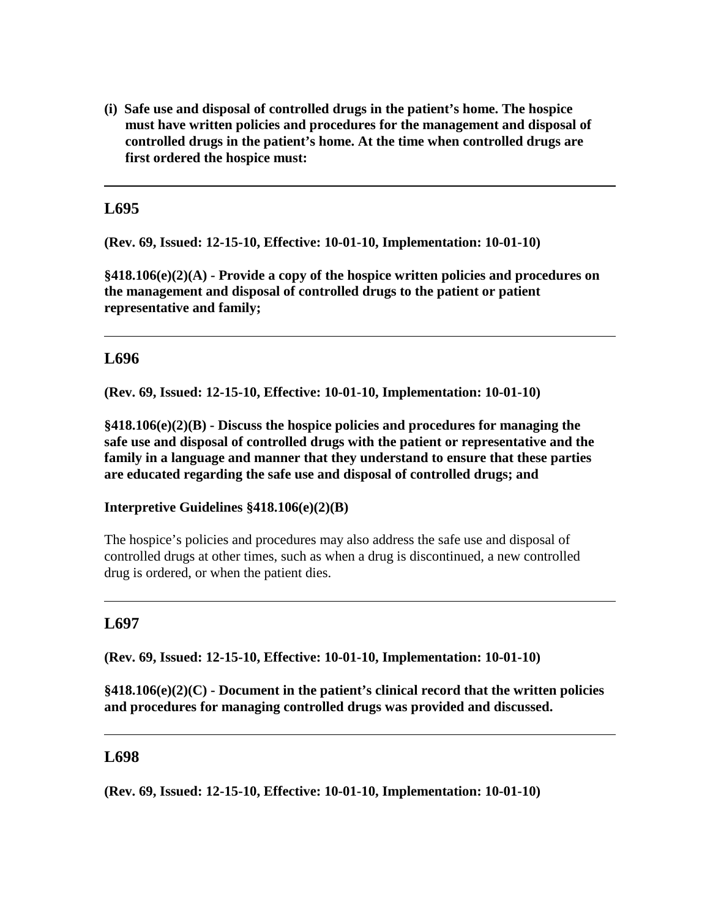**(i) Safe use and disposal of controlled drugs in the patient's home. The hospice must have written policies and procedures for the management and disposal of controlled drugs in the patient's home. At the time when controlled drugs are first ordered the hospice must:**

---

## L695

**(Rev. 69, Issued: 12-15-10, Effective: 10-01-10, Implementation: 10-01-10)**

**§418.106(e)(2)(A) - Provide a copy of the hospice written policies and procedures on the management and disposal of controlled drugs to the patient or patient representative and family;**

---

## L696

**(Rev. 69, Issued: 12-15-10, Effective: 10-01-10, Implementation: 10-01-10)**

**§418.106(e)(2)(B) - Discuss the hospice policies and procedures for managing the safe use and disposal of controlled drugs with the patient or representative and the family in a language and manner that they understand to ensure that these parties are educated regarding the safe use and disposal of controlled drugs; and**

**Interpretive Guidelines §418.106(e)(2)(B)**

The hospice's policies and procedures may also address the safe use and disposal of controlled drugs at other times, such as when a drug is discontinued, a new controlled drug is ordered, or when the patient dies.

---

## L697

**(Rev. 69, Issued: 12-15-10, Effective: 10-01-10, Implementation: 10-01-10)**

**§418.106(e)(2)(C) - Document in the patient's clinical record that the written policies and procedures for managing controlled drugs was provided and discussed.**

---

## L698

**(Rev. 69, Issued: 12-15-10, Effective: 10-01-10, Implementation: 10-01-10)**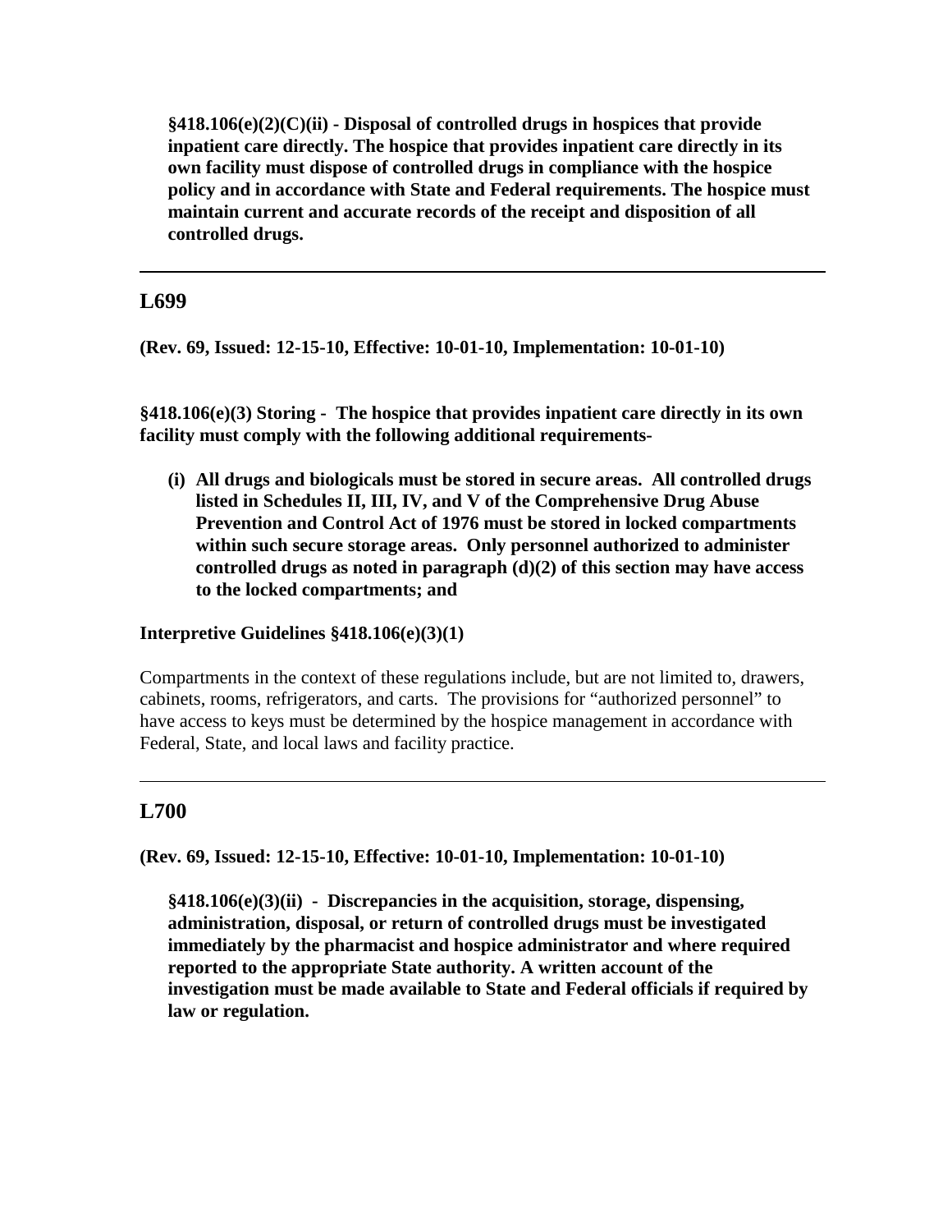**§418.106(e)(2)(C)(ii) - Disposal of controlled drugs in hospices that provide inpatient care directly. The hospice that provides inpatient care directly in its own facility must dispose of controlled drugs in compliance with the hospice policy and in accordance with State and Federal requirements. The hospice must maintain current and accurate records of the receipt and disposition of all controlled drugs.**

---

## L699

**(Rev. 69, Issued: 12-15-10, Effective: 10-01-10, Implementation: 10-01-10)**

**§418.106(e)(3) Storing - The hospice that provides inpatient care directly in its own facility must comply with the following additional requirements-**

**(i) All drugs and biologicals must be stored in secure areas. All controlled drugs listed in Schedules II, III, IV, and V of the Comprehensive Drug Abuse Prevention and Control Act of 1976 must be stored in locked compartments within such secure storage areas. Only personnel authorized to administer controlled drugs as noted in paragraph (d)(2) of this section may have access to the locked compartments; and**

**Interpretive Guidelines §418.106(e)(3)(1)**

Compartments in the context of these regulations include, but are not limited to, drawers, cabinets, rooms, refrigerators, and carts. The provisions for "authorized personnel" to have access to keys must be determined by the hospice management in accordance with Federal, State, and local laws and facility practice.

---

## L700

**(Rev. 69, Issued: 12-15-10, Effective: 10-01-10, Implementation: 10-01-10)**

**§418.106(e)(3)(ii) - Discrepancies in the acquisition, storage, dispensing, administration, disposal, or return of controlled drugs must be investigated immediately by the pharmacist and hospice administrator and where required reported to the appropriate State authority. A written account of the investigation must be made available to State and Federal officials if required by law or regulation.**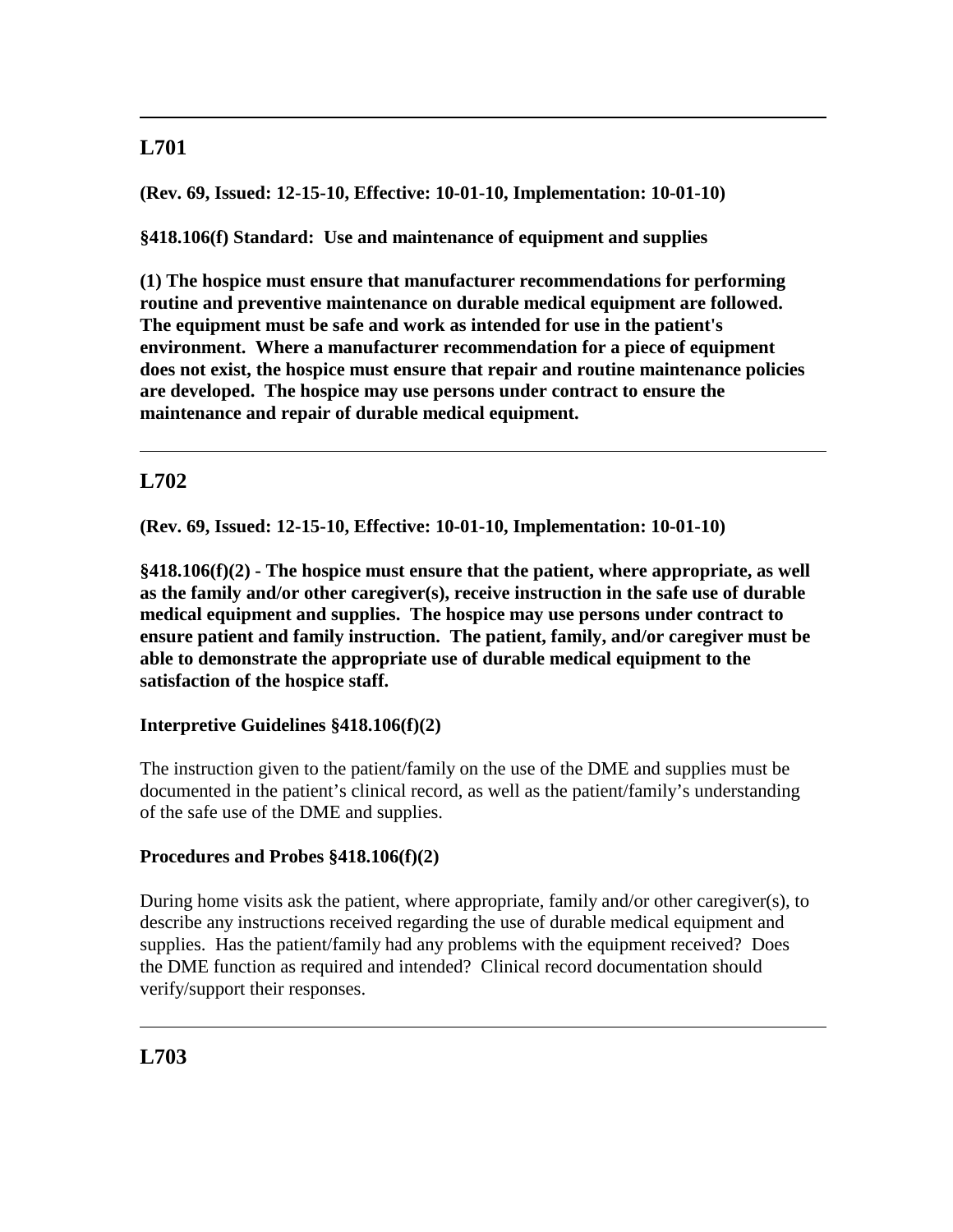---

## L701

**(Rev. 69, Issued: 12-15-10, Effective: 10-01-10, Implementation: 10-01-10)**

**§418.106(f) Standard: Use and maintenance of equipment and supplies**

**(1) The hospice must ensure that manufacturer recommendations for performing routine and preventive maintenance on durable medical equipment are followed. The equipment must be safe and work as intended for use in the patient's environment. Where a manufacturer recommendation for a piece of equipment does not exist, the hospice must ensure that repair and routine maintenance policies are developed. The hospice may use persons under contract to ensure the maintenance and repair of durable medical equipment.**

---

## L702

**(Rev. 69, Issued: 12-15-10, Effective: 10-01-10, Implementation: 10-01-10)**

**§418.106(f)(2) - The hospice must ensure that the patient, where appropriate, as well as the family and/or other caregiver(s), receive instruction in the safe use of durable medical equipment and supplies. The hospice may use persons under contract to ensure patient and family instruction. The patient, family, and/or caregiver must be able to demonstrate the appropriate use of durable medical equipment to the satisfaction of the hospice staff.**

**Interpretive Guidelines §418.106(f)(2)**

The instruction given to the patient/family on the use of the DME and supplies must be documented in the patient's clinical record, as well as the patient/family's understanding of the safe use of the DME and supplies.

**Procedures and Probes §418.106(f)(2)**

During home visits ask the patient, where appropriate, family and/or other caregiver(s), to describe any instructions received regarding the use of durable medical equipment and supplies. Has the patient/family had any problems with the equipment received? Does the DME function as required and intended? Clinical record documentation should verify/support their responses.

---

## L703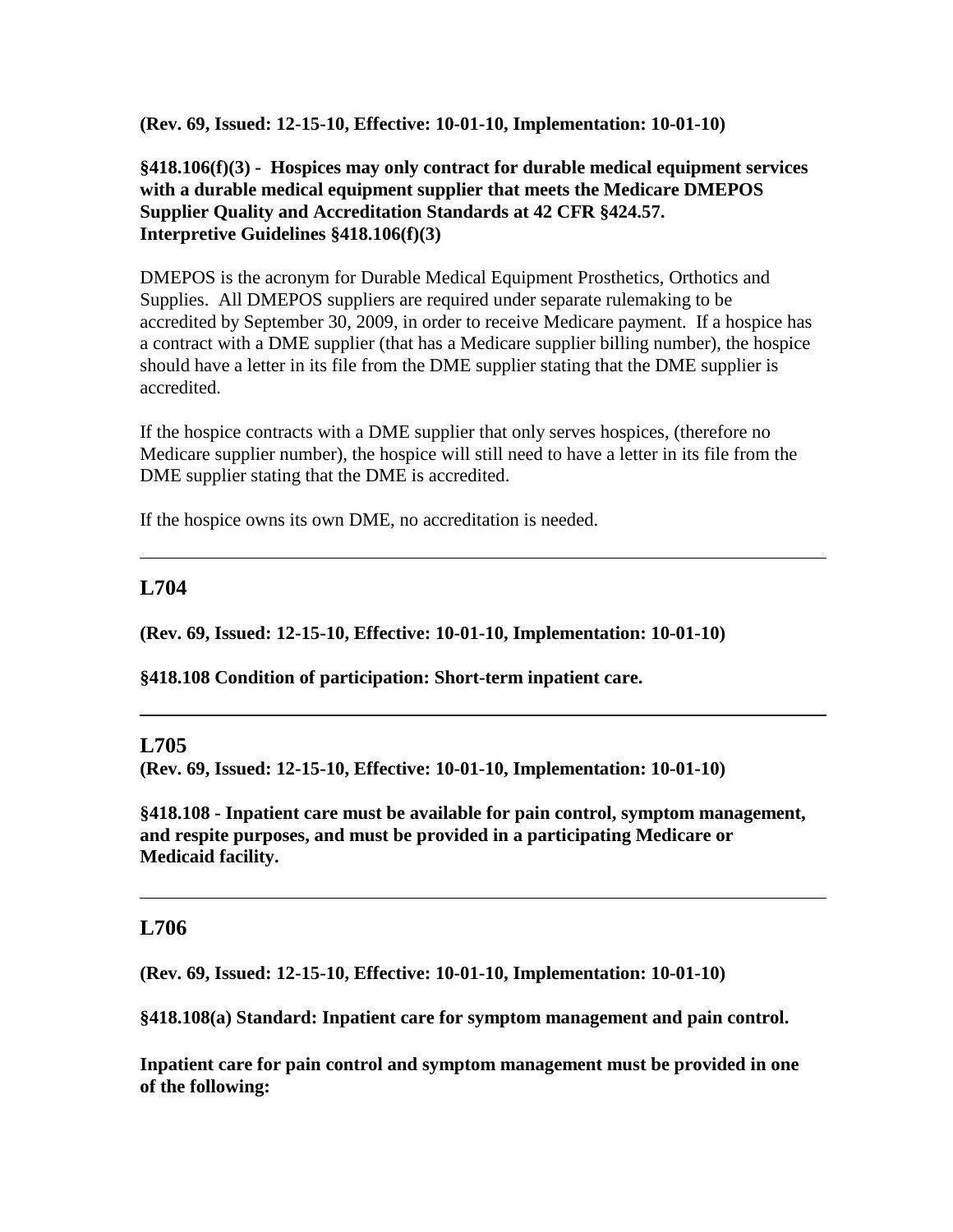**(Rev. 69, Issued: 12-15-10, Effective: 10-01-10, Implementation: 10-01-10)**

**§418.106(f)(3) - Hospices may only contract for durable medical equipment services with a durable medical equipment supplier that meets the Medicare DMEPOS Supplier Quality and Accreditation Standards at 42 CFR §424.57.**
**Interpretive Guidelines §418.106(f)(3)**

DMEPOS is the acronym for Durable Medical Equipment Prosthetics, Orthotics and Supplies. All DMEPOS suppliers are required under separate rulemaking to be accredited by September 30, 2009, in order to receive Medicare payment. If a hospice has a contract with a DME supplier (that has a Medicare supplier billing number), the hospice should have a letter in its file from the DME supplier stating that the DME supplier is accredited.

If the hospice contracts with a DME supplier that only serves hospices, (therefore no Medicare supplier number), the hospice will still need to have a letter in its file from the DME supplier stating that the DME is accredited.

If the hospice owns its own DME, no accreditation is needed.

---

## L704

**(Rev. 69, Issued: 12-15-10, Effective: 10-01-10, Implementation: 10-01-10)**

**§418.108 Condition of participation: Short-term inpatient care.**

---

## L705

**(Rev. 69, Issued: 12-15-10, Effective: 10-01-10, Implementation: 10-01-10)**

**§418.108 - Inpatient care must be available for pain control, symptom management, and respite purposes, and must be provided in a participating Medicare or Medicaid facility.**

---

## L706

**(Rev. 69, Issued: 12-15-10, Effective: 10-01-10, Implementation: 10-01-10)**

**§418.108(a) Standard: Inpatient care for symptom management and pain control.**

**Inpatient care for pain control and symptom management must be provided in one of the following:**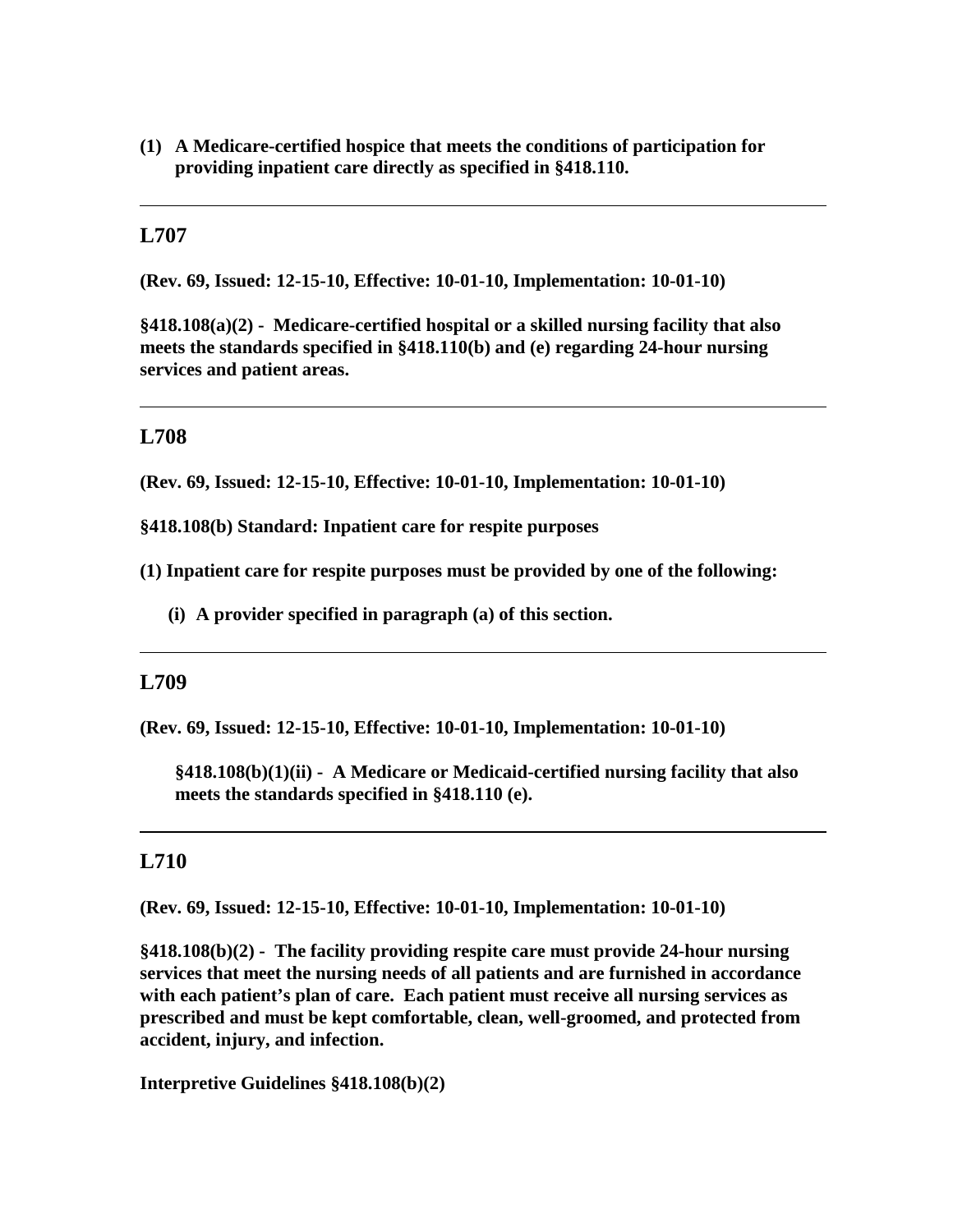**(1) A Medicare-certified hospice that meets the conditions of participation for providing inpatient care directly as specified in §418.110.**

---

## L707

**(Rev. 69, Issued: 12-15-10, Effective: 10-01-10, Implementation: 10-01-10)**

**§418.108(a)(2) - Medicare-certified hospital or a skilled nursing facility that also meets the standards specified in §418.110(b) and (e) regarding 24-hour nursing services and patient areas.**

---

## L708

**(Rev. 69, Issued: 12-15-10, Effective: 10-01-10, Implementation: 10-01-10)**

**§418.108(b) Standard: Inpatient care for respite purposes**

**(1) Inpatient care for respite purposes must be provided by one of the following:**

**(i) A provider specified in paragraph (a) of this section.**

---

## L709

**(Rev. 69, Issued: 12-15-10, Effective: 10-01-10, Implementation: 10-01-10)**

**§418.108(b)(1)(ii) - A Medicare or Medicaid-certified nursing facility that also meets the standards specified in §418.110 (e).**

---

## L710

**(Rev. 69, Issued: 12-15-10, Effective: 10-01-10, Implementation: 10-01-10)**

**§418.108(b)(2) - The facility providing respite care must provide 24-hour nursing services that meet the nursing needs of all patients and are furnished in accordance with each patient's plan of care. Each patient must receive all nursing services as prescribed and must be kept comfortable, clean, well-groomed, and protected from accident, injury, and infection.**

**Interpretive Guidelines §418.108(b)(2)**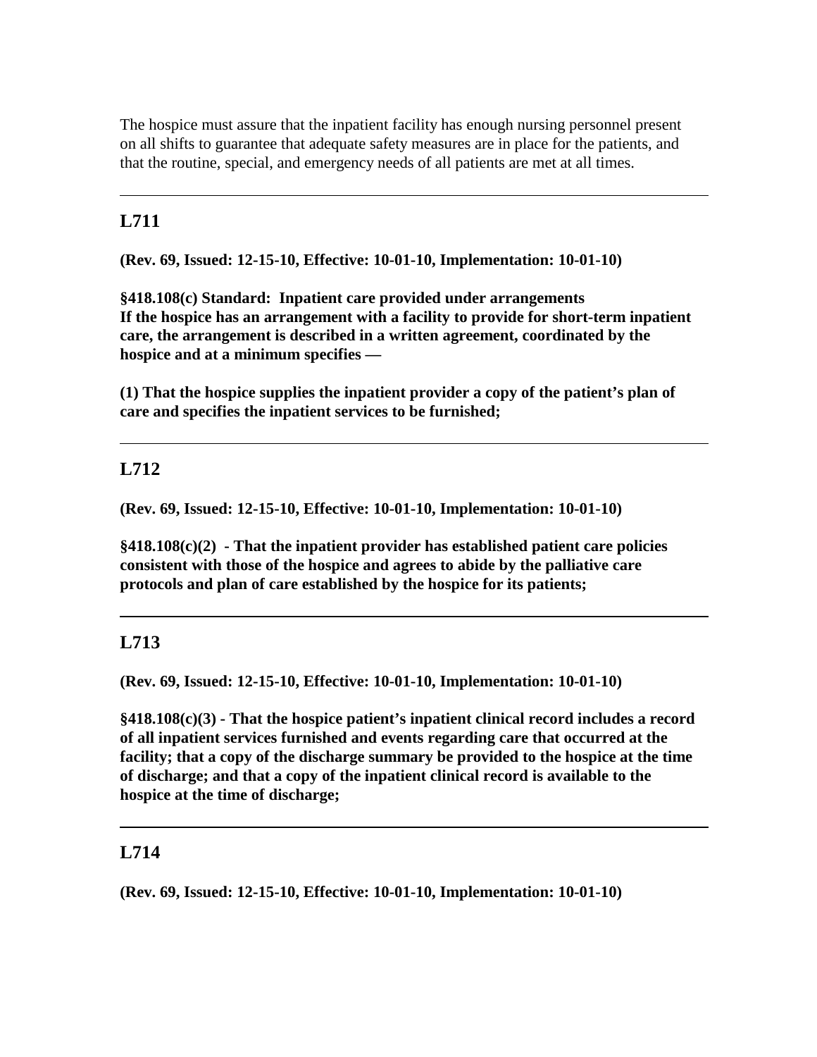The hospice must assure that the inpatient facility has enough nursing personnel present on all shifts to guarantee that adequate safety measures are in place for the patients, and that the routine, special, and emergency needs of all patients are met at all times.

---

## L711

**(Rev. 69, Issued: 12-15-10, Effective: 10-01-10, Implementation: 10-01-10)**

**§418.108(c) Standard: Inpatient care provided under arrangements**
**If the hospice has an arrangement with a facility to provide for short-term inpatient care, the arrangement is described in a written agreement, coordinated by the hospice and at a minimum specifies —**

**(1) That the hospice supplies the inpatient provider a copy of the patient's plan of care and specifies the inpatient services to be furnished;**

---

## L712

**(Rev. 69, Issued: 12-15-10, Effective: 10-01-10, Implementation: 10-01-10)**

**§418.108(c)(2) - That the inpatient provider has established patient care policies consistent with those of the hospice and agrees to abide by the palliative care protocols and plan of care established by the hospice for its patients;**

---

## L713

**(Rev. 69, Issued: 12-15-10, Effective: 10-01-10, Implementation: 10-01-10)**

**§418.108(c)(3) - That the hospice patient's inpatient clinical record includes a record of all inpatient services furnished and events regarding care that occurred at the facility; that a copy of the discharge summary be provided to the hospice at the time of discharge; and that a copy of the inpatient clinical record is available to the hospice at the time of discharge;**

---

## L714

**(Rev. 69, Issued: 12-15-10, Effective: 10-01-10, Implementation: 10-01-10)**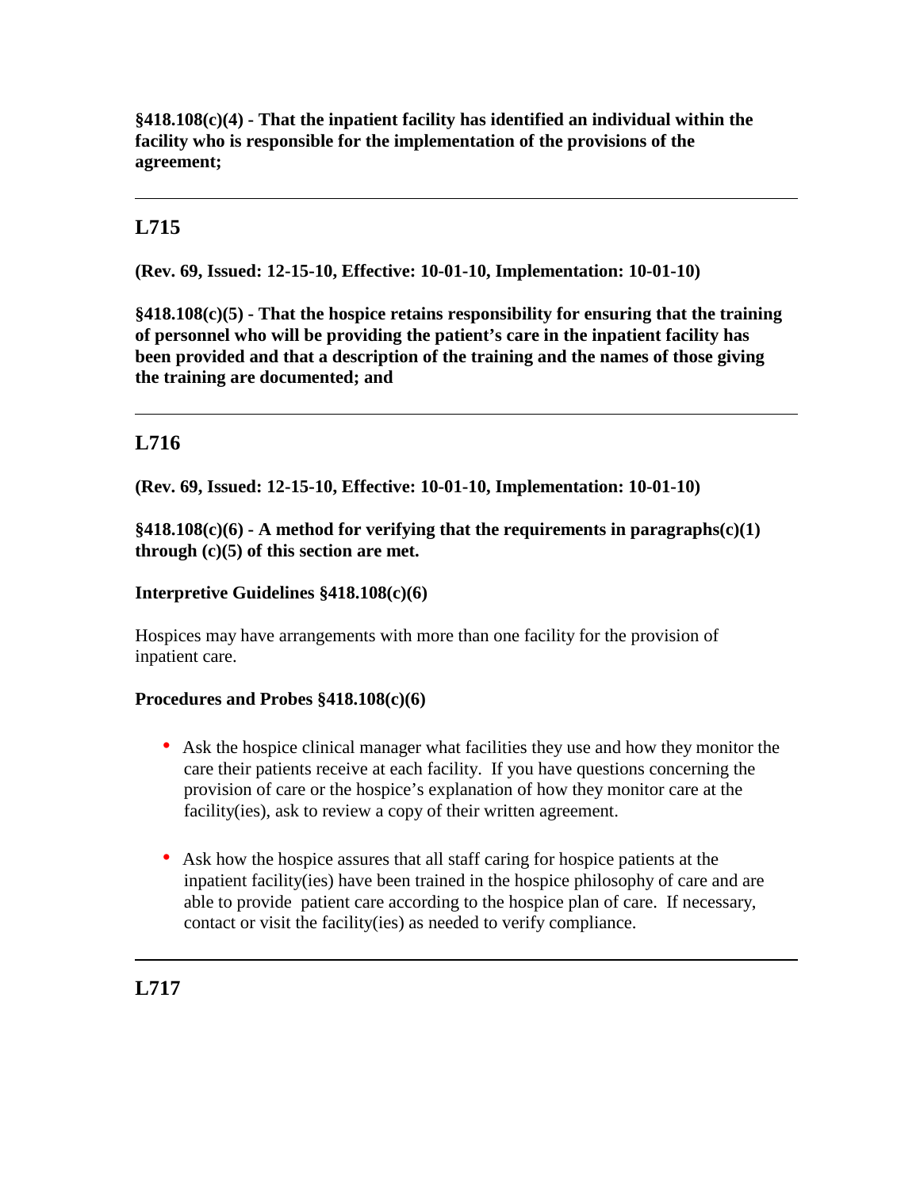**§418.108(c)(4) - That the inpatient facility has identified an individual within the facility who is responsible for the implementation of the provisions of the agreement;**

---

## L715

**(Rev. 69, Issued: 12-15-10, Effective: 10-01-10, Implementation: 10-01-10)**

**§418.108(c)(5) - That the hospice retains responsibility for ensuring that the training of personnel who will be providing the patient's care in the inpatient facility has been provided and that a description of the training and the names of those giving the training are documented; and**

---

## L716

**(Rev. 69, Issued: 12-15-10, Effective: 10-01-10, Implementation: 10-01-10)**

**§418.108(c)(6) - A method for verifying that the requirements in paragraphs(c)(1) through (c)(5) of this section are met.**

**Interpretive Guidelines §418.108(c)(6)**

Hospices may have arrangements with more than one facility for the provision of inpatient care.

**Procedures and Probes §418.108(c)(6)**

- Ask the hospice clinical manager what facilities they use and how they monitor the care their patients receive at each facility. If you have questions concerning the provision of care or the hospice's explanation of how they monitor care at the facility(ies), ask to review a copy of their written agreement.

- Ask how the hospice assures that all staff caring for hospice patients at the inpatient facility(ies) have been trained in the hospice philosophy of care and are able to provide patient care according to the hospice plan of care. If necessary, contact or visit the facility(ies) as needed to verify compliance.

---

## L717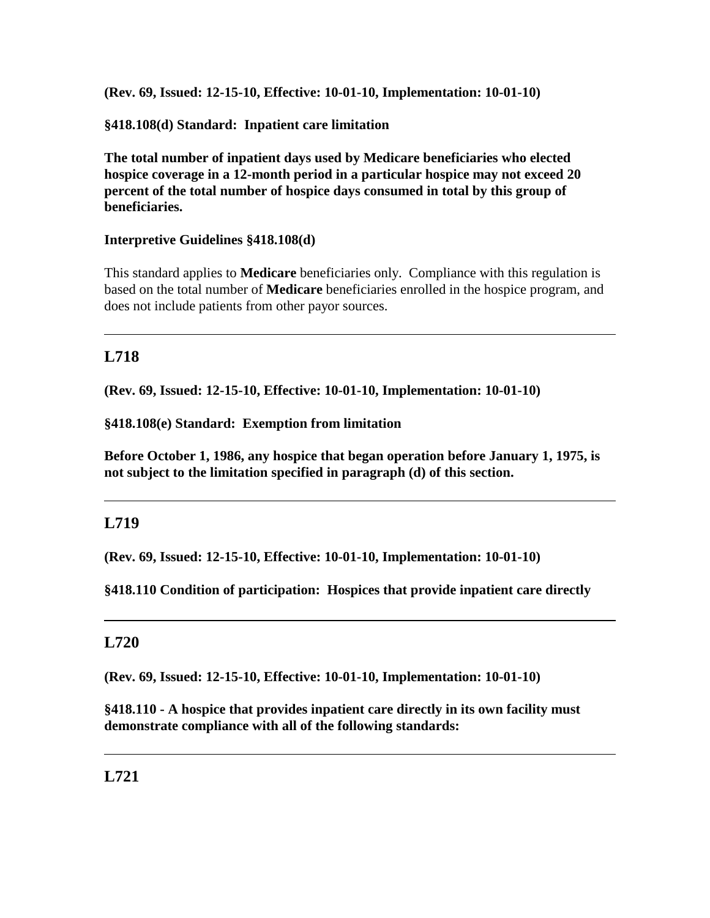**(Rev. 69, Issued: 12-15-10, Effective: 10-01-10, Implementation: 10-01-10)**

**§418.108(d) Standard: Inpatient care limitation**

**The total number of inpatient days used by Medicare beneficiaries who elected hospice coverage in a 12-month period in a particular hospice may not exceed 20 percent of the total number of hospice days consumed in total by this group of beneficiaries.**

**Interpretive Guidelines §418.108(d)**

This standard applies to **Medicare** beneficiaries only. Compliance with this regulation is based on the total number of **Medicare** beneficiaries enrolled in the hospice program, and does not include patients from other payor sources.

---

## L718

**(Rev. 69, Issued: 12-15-10, Effective: 10-01-10, Implementation: 10-01-10)**

**§418.108(e) Standard: Exemption from limitation**

**Before October 1, 1986, any hospice that began operation before January 1, 1975, is not subject to the limitation specified in paragraph (d) of this section.**

---

## L719

**(Rev. 69, Issued: 12-15-10, Effective: 10-01-10, Implementation: 10-01-10)**

**§418.110 Condition of participation: Hospices that provide inpatient care directly**

---

## L720

**(Rev. 69, Issued: 12-15-10, Effective: 10-01-10, Implementation: 10-01-10)**

**§418.110 - A hospice that provides inpatient care directly in its own facility must demonstrate compliance with all of the following standards:**

---

## L721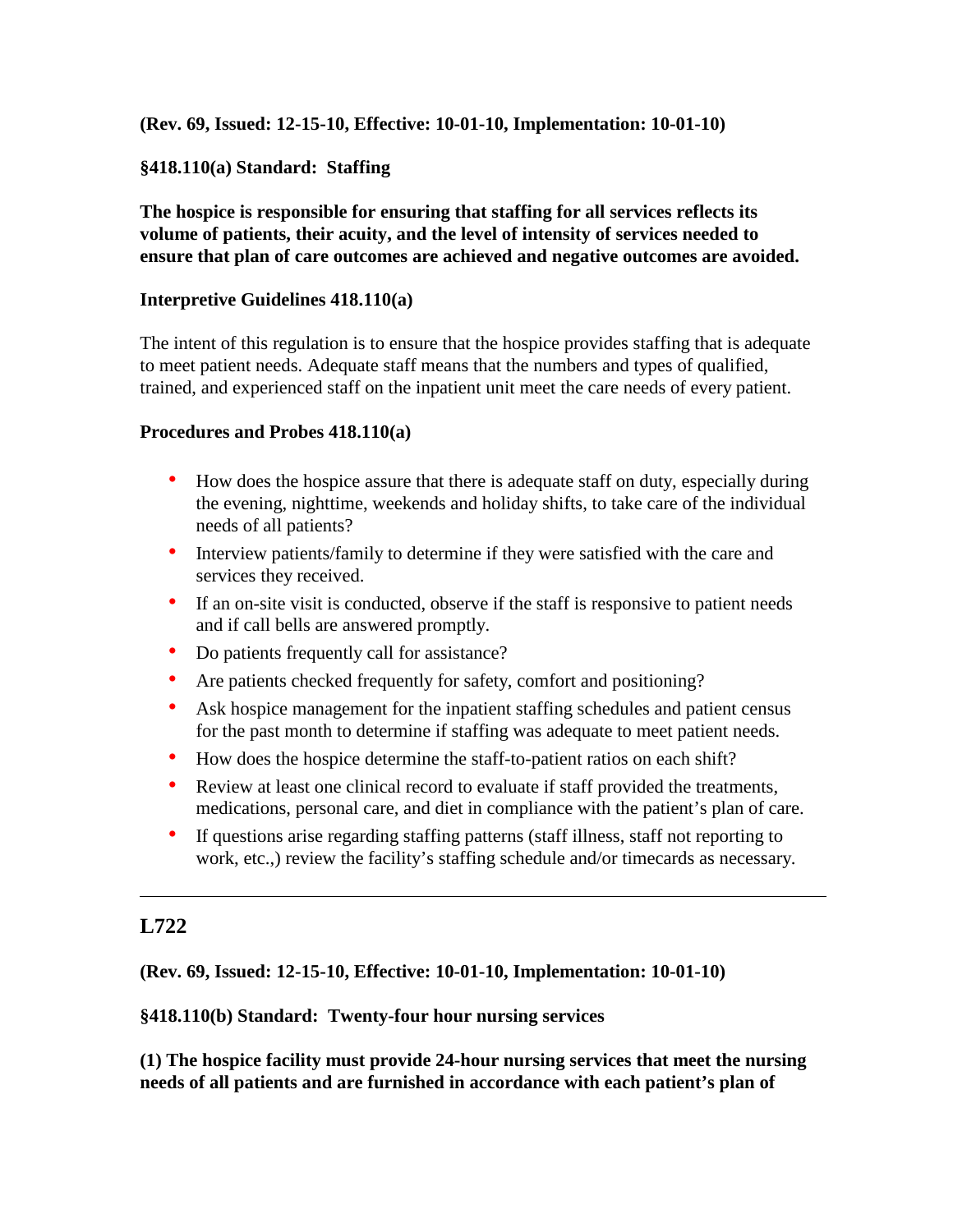**(Rev. 69, Issued: 12-15-10, Effective: 10-01-10, Implementation: 10-01-10)**

**§418.110(a) Standard: Staffing**

**The hospice is responsible for ensuring that staffing for all services reflects its volume of patients, their acuity, and the level of intensity of services needed to ensure that plan of care outcomes are achieved and negative outcomes are avoided.**

**Interpretive Guidelines 418.110(a)**

The intent of this regulation is to ensure that the hospice provides staffing that is adequate to meet patient needs. Adequate staff means that the numbers and types of qualified, trained, and experienced staff on the inpatient unit meet the care needs of every patient.

**Procedures and Probes 418.110(a)**

- How does the hospice assure that there is adequate staff on duty, especially during the evening, nighttime, weekends and holiday shifts, to take care of the individual needs of all patients?
- Interview patients/family to determine if they were satisfied with the care and services they received.
- If an on-site visit is conducted, observe if the staff is responsive to patient needs and if call bells are answered promptly.
- Do patients frequently call for assistance?
- Are patients checked frequently for safety, comfort and positioning?
- Ask hospice management for the inpatient staffing schedules and patient census for the past month to determine if staffing was adequate to meet patient needs.
- How does the hospice determine the staff-to-patient ratios on each shift?
- Review at least one clinical record to evaluate if staff provided the treatments, medications, personal care, and diet in compliance with the patient's plan of care.
- If questions arise regarding staffing patterns (staff illness, staff not reporting to work, etc.,) review the facility's staffing schedule and/or timecards as necessary.

---

## L722

**(Rev. 69, Issued: 12-15-10, Effective: 10-01-10, Implementation: 10-01-10)**

**§418.110(b) Standard: Twenty-four hour nursing services**

**(1) The hospice facility must provide 24-hour nursing services that meet the nursing needs of all patients and are furnished in accordance with each patient's plan of**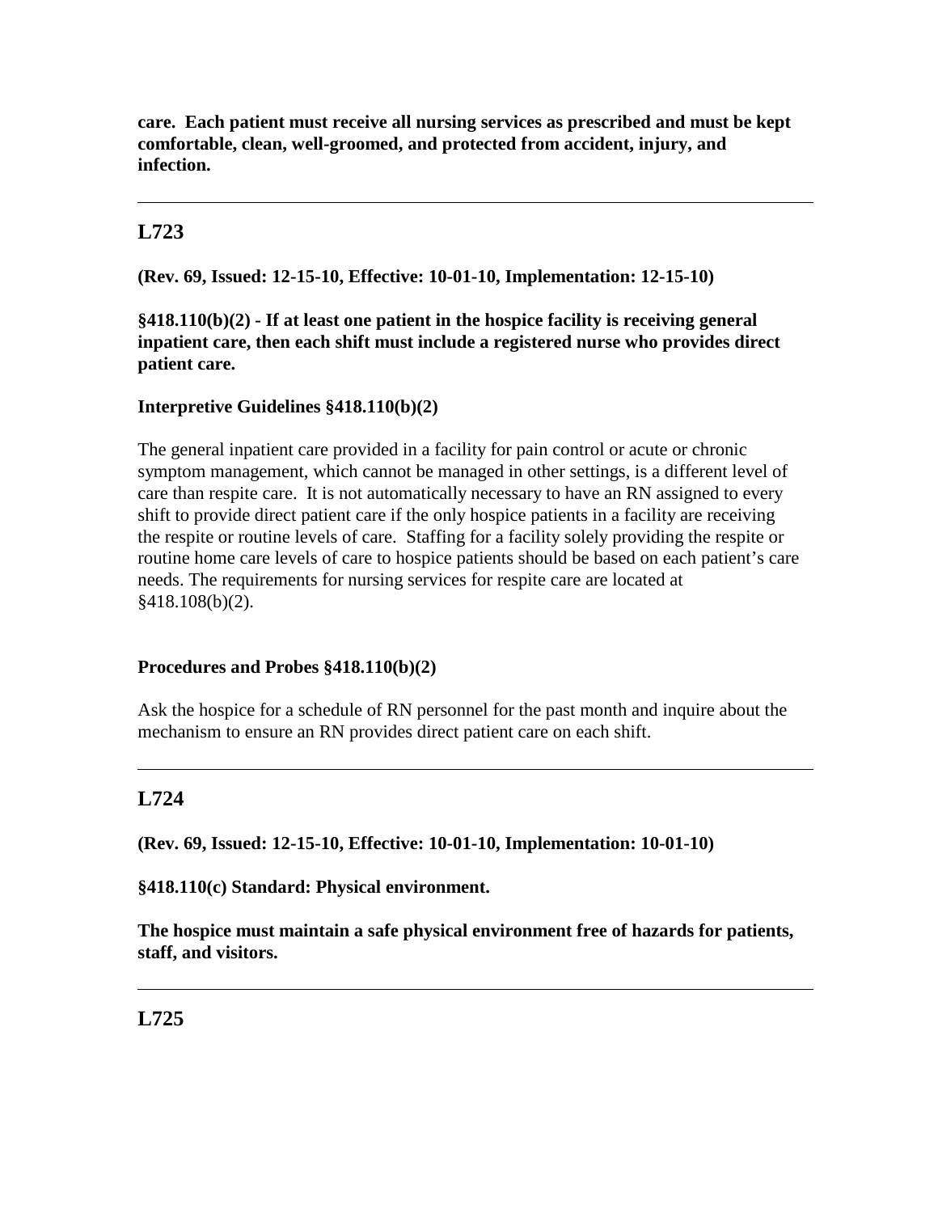**care. Each patient must receive all nursing services as prescribed and must be kept comfortable, clean, well-groomed, and protected from accident, injury, and infection.**

---

## L723

**(Rev. 69, Issued: 12-15-10, Effective: 10-01-10, Implementation: 12-15-10)**

**§418.110(b)(2) - If at least one patient in the hospice facility is receiving general inpatient care, then each shift must include a registered nurse who provides direct patient care.**

**Interpretive Guidelines §418.110(b)(2)**

The general inpatient care provided in a facility for pain control or acute or chronic symptom management, which cannot be managed in other settings, is a different level of care than respite care. It is not automatically necessary to have an RN assigned to every shift to provide direct patient care if the only hospice patients in a facility are receiving the respite or routine levels of care. Staffing for a facility solely providing the respite or routine home care levels of care to hospice patients should be based on each patient's care needs. The requirements for nursing services for respite care are located at §418.108(b)(2).

**Procedures and Probes §418.110(b)(2)**

Ask the hospice for a schedule of RN personnel for the past month and inquire about the mechanism to ensure an RN provides direct patient care on each shift.

---

## L724

**(Rev. 69, Issued: 12-15-10, Effective: 10-01-10, Implementation: 10-01-10)**

**§418.110(c) Standard: Physical environment.**

**The hospice must maintain a safe physical environment free of hazards for patients, staff, and visitors.**

---

## L725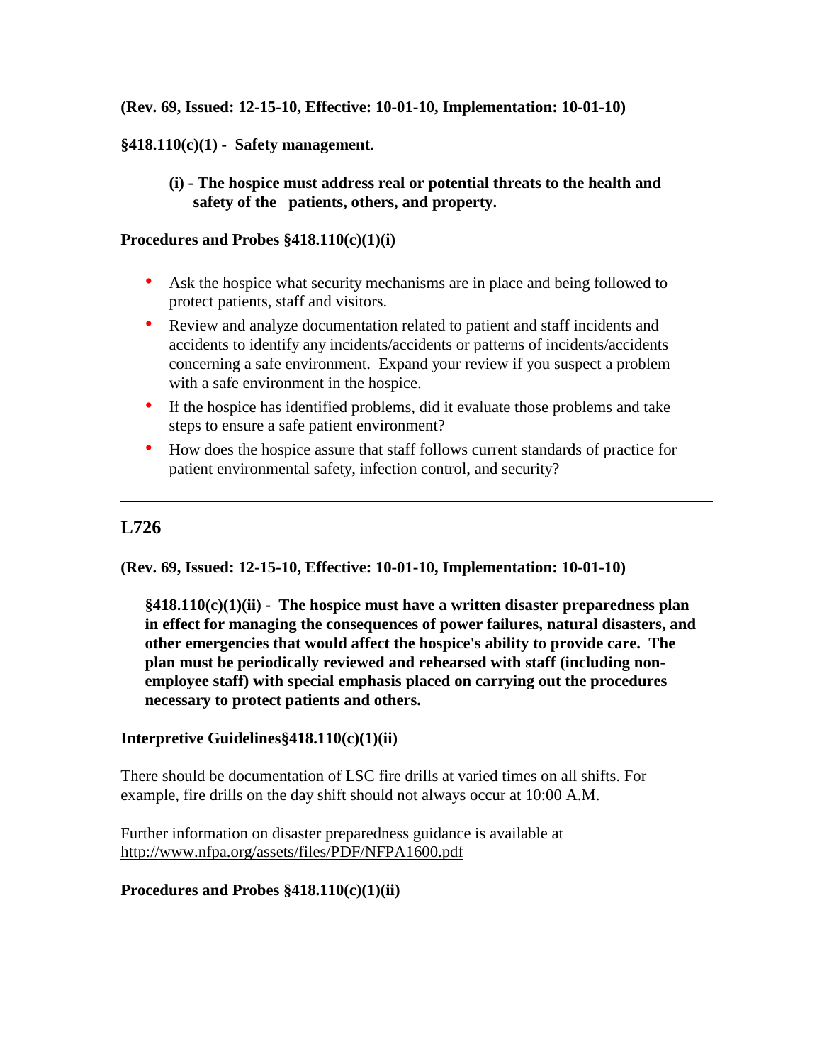**(Rev. 69, Issued: 12-15-10, Effective: 10-01-10, Implementation: 10-01-10)**

**§418.110(c)(1) - Safety management.**

> **(i) - The hospice must address real or potential threats to the health and safety of the patients, others, and property.**

**Procedures and Probes §418.110(c)(1)(i)**

- Ask the hospice what security mechanisms are in place and being followed to protect patients, staff and visitors.
- Review and analyze documentation related to patient and staff incidents and accidents to identify any incidents/accidents or patterns of incidents/accidents concerning a safe environment. Expand your review if you suspect a problem with a safe environment in the hospice.
- If the hospice has identified problems, did it evaluate those problems and take steps to ensure a safe patient environment?
- How does the hospice assure that staff follows current standards of practice for patient environmental safety, infection control, and security?

---

## L726

**(Rev. 69, Issued: 12-15-10, Effective: 10-01-10, Implementation: 10-01-10)**

> **§418.110(c)(1)(ii) - The hospice must have a written disaster preparedness plan in effect for managing the consequences of power failures, natural disasters, and other emergencies that would affect the hospice's ability to provide care. The plan must be periodically reviewed and rehearsed with staff (including non-employee staff) with special emphasis placed on carrying out the procedures necessary to protect patients and others.**

**Interpretive Guidelines§418.110(c)(1)(ii)**

There should be documentation of LSC fire drills at varied times on all shifts. For example, fire drills on the day shift should not always occur at 10:00 A.M.

Further information on disaster preparedness guidance is available at http://www.nfpa.org/assets/files/PDF/NFPA1600.pdf

**Procedures and Probes §418.110(c)(1)(ii)**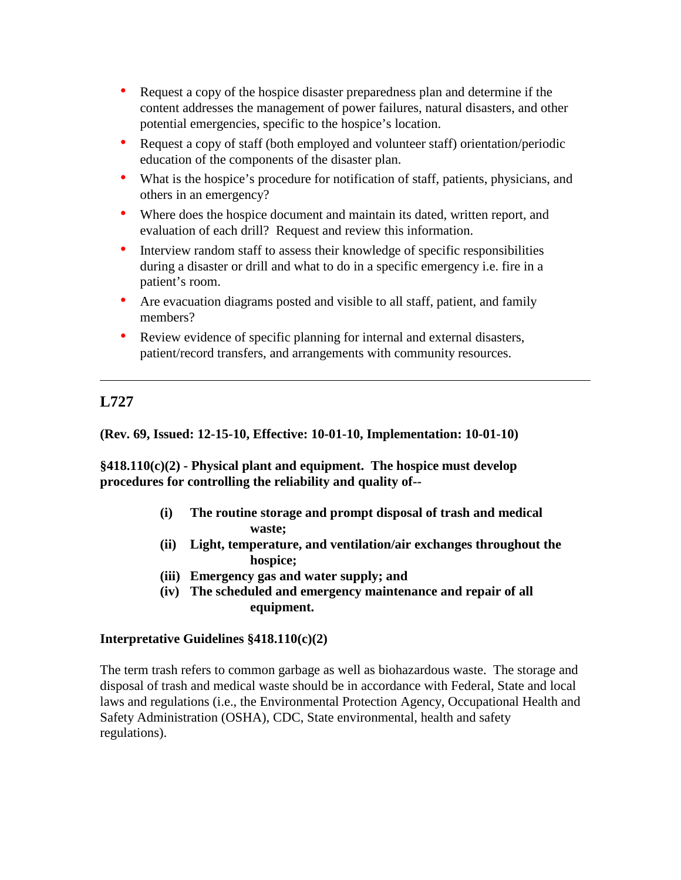- Request a copy of the hospice disaster preparedness plan and determine if the content addresses the management of power failures, natural disasters, and other potential emergencies, specific to the hospice's location.
- Request a copy of staff (both employed and volunteer staff) orientation/periodic education of the components of the disaster plan.
- What is the hospice's procedure for notification of staff, patients, physicians, and others in an emergency?
- Where does the hospice document and maintain its dated, written report, and evaluation of each drill? Request and review this information.
- Interview random staff to assess their knowledge of specific responsibilities during a disaster or drill and what to do in a specific emergency i.e. fire in a patient's room.
- Are evacuation diagrams posted and visible to all staff, patient, and family members?
- Review evidence of specific planning for internal and external disasters, patient/record transfers, and arrangements with community resources.

---

## L727

**(Rev. 69, Issued: 12-15-10, Effective: 10-01-10, Implementation: 10-01-10)**

**§418.110(c)(2) - Physical plant and equipment. The hospice must develop procedures for controlling the reliability and quality of--**

> **(i) The routine storage and prompt disposal of trash and medical waste;**
> **(ii) Light, temperature, and ventilation/air exchanges throughout the hospice;**
> **(iii) Emergency gas and water supply; and**
> **(iv) The scheduled and emergency maintenance and repair of all equipment.**

**Interpretative Guidelines §418.110(c)(2)**

The term trash refers to common garbage as well as biohazardous waste. The storage and disposal of trash and medical waste should be in accordance with Federal, State and local laws and regulations (i.e., the Environmental Protection Agency, Occupational Health and Safety Administration (OSHA), CDC, State environmental, health and safety regulations).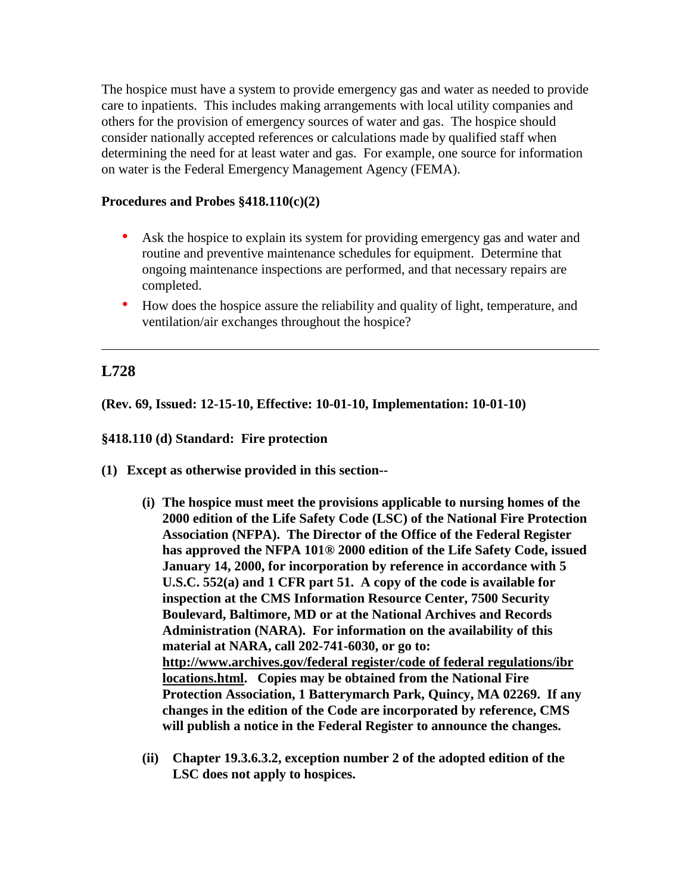The hospice must have a system to provide emergency gas and water as needed to provide care to inpatients. This includes making arrangements with local utility companies and others for the provision of emergency sources of water and gas. The hospice should consider nationally accepted references or calculations made by qualified staff when determining the need for at least water and gas. For example, one source for information on water is the Federal Emergency Management Agency (FEMA).

**Procedures and Probes §418.110(c)(2)**

- Ask the hospice to explain its system for providing emergency gas and water and routine and preventive maintenance schedules for equipment. Determine that ongoing maintenance inspections are performed, and that necessary repairs are completed.
- How does the hospice assure the reliability and quality of light, temperature, and ventilation/air exchanges throughout the hospice?

---

## L728

**(Rev. 69, Issued: 12-15-10, Effective: 10-01-10, Implementation: 10-01-10)**

**§418.110 (d) Standard: Fire protection**

**(1) Except as otherwise provided in this section--**

> **(i) The hospice must meet the provisions applicable to nursing homes of the 2000 edition of the Life Safety Code (LSC) of the National Fire Protection Association (NFPA). The Director of the Office of the Federal Register has approved the NFPA 101® 2000 edition of the Life Safety Code, issued January 14, 2000, for incorporation by reference in accordance with 5 U.S.C. 552(a) and 1 CFR part 51. A copy of the code is available for inspection at the CMS Information Resource Center, 7500 Security Boulevard, Baltimore, MD or at the National Archives and Records Administration (NARA). For information on the availability of this material at NARA, call 202-741-6030, or go to: http://www.archives.gov/federal register/code of federal regulations/ibr locations.html. Copies may be obtained from the National Fire Protection Association, 1 Batterymarch Park, Quincy, MA 02269. If any changes in the edition of the Code are incorporated by reference, CMS will publish a notice in the Federal Register to announce the changes.**
>
> **(ii) Chapter 19.3.6.3.2, exception number 2 of the adopted edition of the LSC does not apply to hospices.**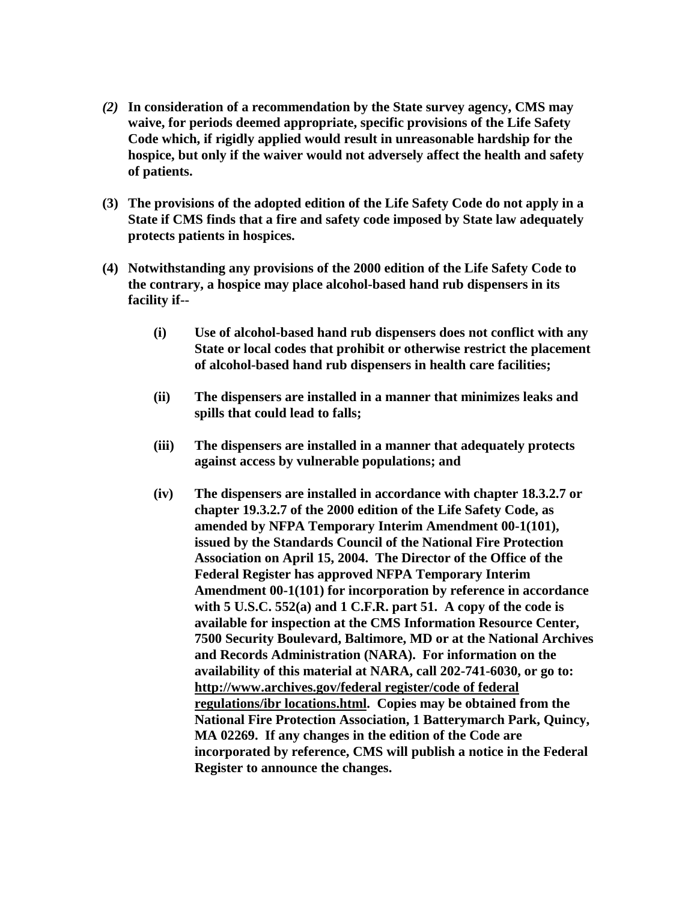**(2) In consideration of a recommendation by the State survey agency, CMS may waive, for periods deemed appropriate, specific provisions of the Life Safety Code which, if rigidly applied would result in unreasonable hardship for the hospice, but only if the waiver would not adversely affect the health and safety of patients.**

**(3) The provisions of the adopted edition of the Life Safety Code do not apply in a State if CMS finds that a fire and safety code imposed by State law adequately protects patients in hospices.**

**(4) Notwithstanding any provisions of the 2000 edition of the Life Safety Code to the contrary, a hospice may place alcohol-based hand rub dispensers in its facility if--**

**(i) Use of alcohol-based hand rub dispensers does not conflict with any State or local codes that prohibit or otherwise restrict the placement of alcohol-based hand rub dispensers in health care facilities;**

**(ii) The dispensers are installed in a manner that minimizes leaks and spills that could lead to falls;**

**(iii) The dispensers are installed in a manner that adequately protects against access by vulnerable populations; and**

**(iv) The dispensers are installed in accordance with chapter 18.3.2.7 or chapter 19.3.2.7 of the 2000 edition of the Life Safety Code, as amended by NFPA Temporary Interim Amendment 00-1(101), issued by the Standards Council of the National Fire Protection Association on April 15, 2004. The Director of the Office of the Federal Register has approved NFPA Temporary Interim Amendment 00-1(101) for incorporation by reference in accordance with 5 U.S.C. 552(a) and 1 C.F.R. part 51. A copy of the code is available for inspection at the CMS Information Resource Center, 7500 Security Boulevard, Baltimore, MD or at the National Archives and Records Administration (NARA). For information on the availability of this material at NARA, call 202-741-6030, or go to: http://www.archives.gov/federal register/code of federal regulations/ibr locations.html. Copies may be obtained from the National Fire Protection Association, 1 Batterymarch Park, Quincy, MA 02269. If any changes in the edition of the Code are incorporated by reference, CMS will publish a notice in the Federal Register to announce the changes.**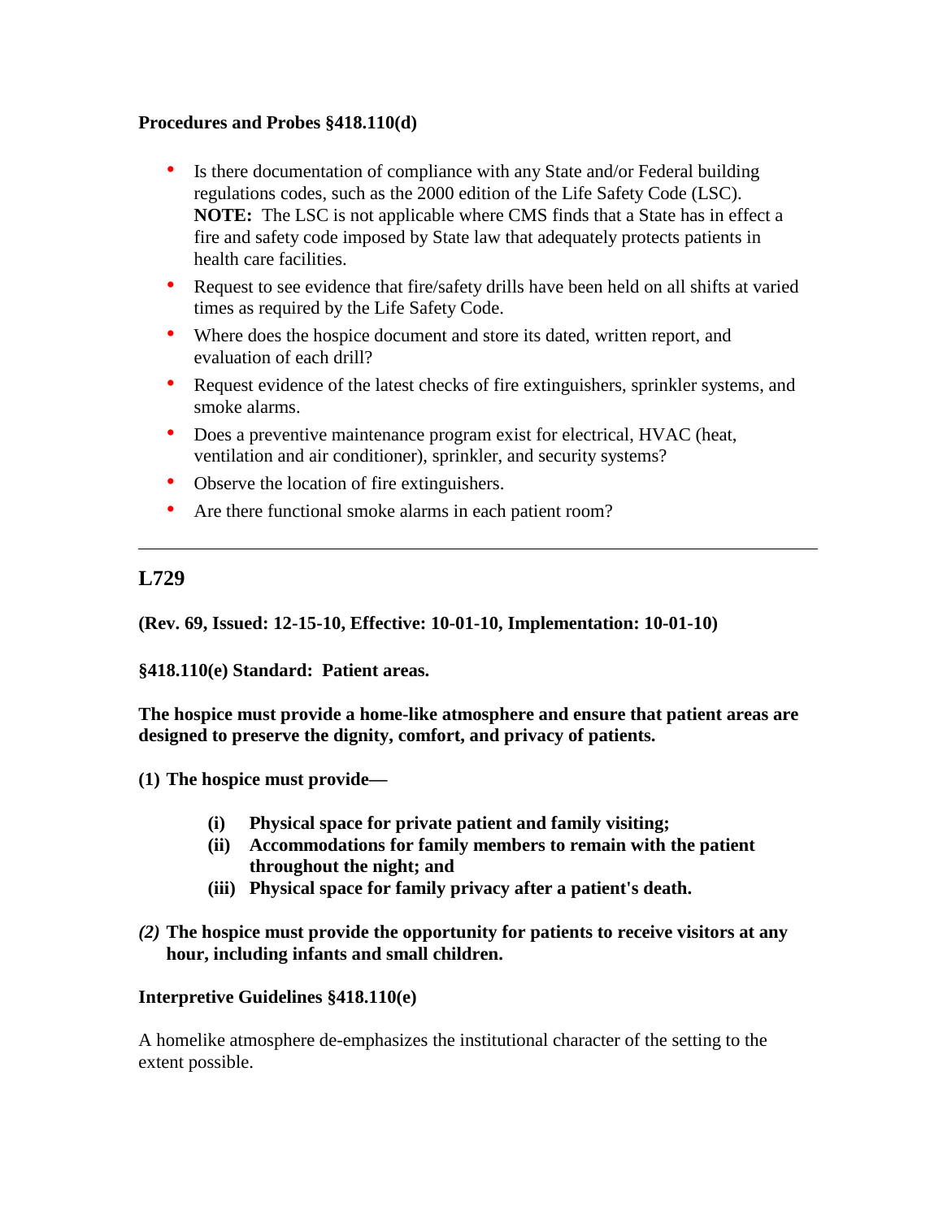**Procedures and Probes §418.110(d)**

- Is there documentation of compliance with any State and/or Federal building regulations codes, such as the 2000 edition of the Life Safety Code (LSC). **NOTE:** The LSC is not applicable where CMS finds that a State has in effect a fire and safety code imposed by State law that adequately protects patients in health care facilities.
- Request to see evidence that fire/safety drills have been held on all shifts at varied times as required by the Life Safety Code.
- Where does the hospice document and store its dated, written report, and evaluation of each drill?
- Request evidence of the latest checks of fire extinguishers, sprinkler systems, and smoke alarms.
- Does a preventive maintenance program exist for electrical, HVAC (heat, ventilation and air conditioner), sprinkler, and security systems?
- Observe the location of fire extinguishers.
- Are there functional smoke alarms in each patient room?

---

## L729

**(Rev. 69, Issued: 12-15-10, Effective: 10-01-10, Implementation: 10-01-10)**

**§418.110(e) Standard: Patient areas.**

**The hospice must provide a home-like atmosphere and ensure that patient areas are designed to preserve the dignity, comfort, and privacy of patients.**

**(1) The hospice must provide—**

> **(i) Physical space for private patient and family visiting;**
>
> **(ii) Accommodations for family members to remain with the patient throughout the night; and**
>
> **(iii) Physical space for family privacy after a patient's death.**

***(2)*** **The hospice must provide the opportunity for patients to receive visitors at any hour, including infants and small children.**

**Interpretive Guidelines §418.110(e)**

A homelike atmosphere de-emphasizes the institutional character of the setting to the extent possible.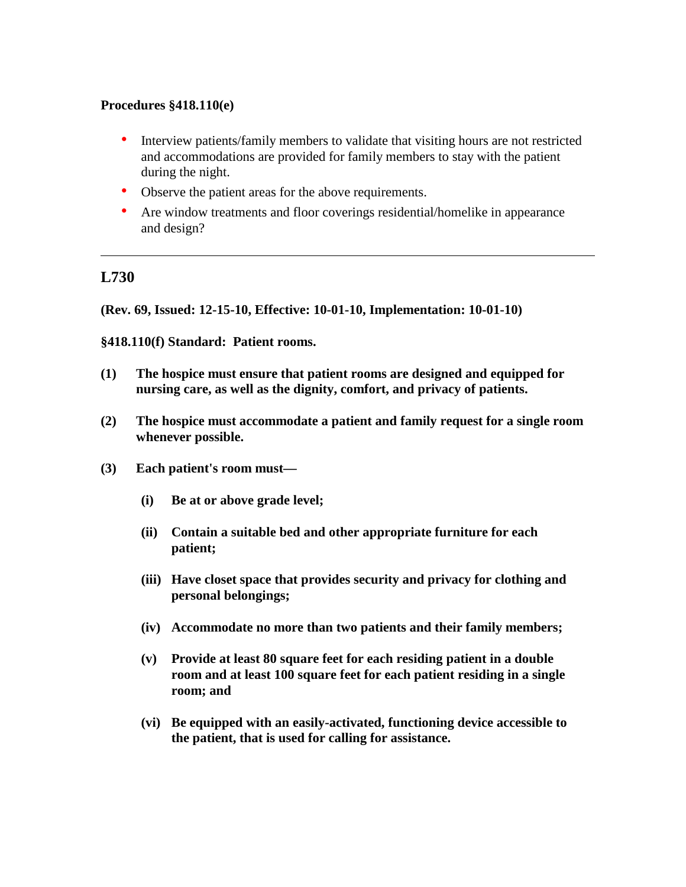**Procedures §418.110(e)**

- Interview patients/family members to validate that visiting hours are not restricted and accommodations are provided for family members to stay with the patient during the night.
- Observe the patient areas for the above requirements.
- Are window treatments and floor coverings residential/homelike in appearance and design?

---

## L730

**(Rev. 69, Issued: 12-15-10, Effective: 10-01-10, Implementation: 10-01-10)**

**§418.110(f) Standard: Patient rooms.**

**(1) The hospice must ensure that patient rooms are designed and equipped for nursing care, as well as the dignity, comfort, and privacy of patients.**

**(2) The hospice must accommodate a patient and family request for a single room whenever possible.**

**(3) Each patient's room must—**

**(i) Be at or above grade level;**

**(ii) Contain a suitable bed and other appropriate furniture for each patient;**

**(iii) Have closet space that provides security and privacy for clothing and personal belongings;**

**(iv) Accommodate no more than two patients and their family members;**

**(v) Provide at least 80 square feet for each residing patient in a double room and at least 100 square feet for each patient residing in a single room; and**

**(vi) Be equipped with an easily-activated, functioning device accessible to the patient, that is used for calling for assistance.**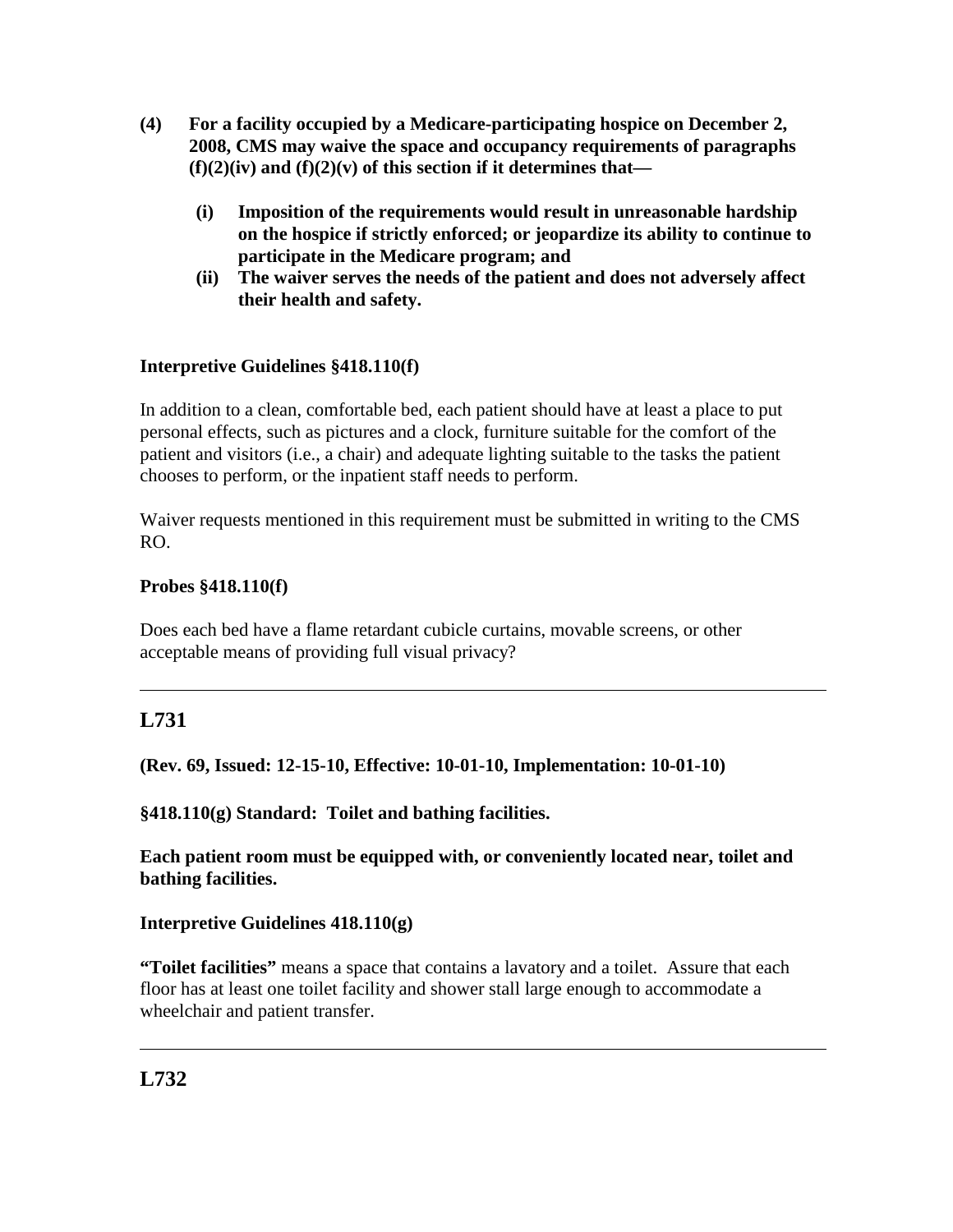**(4) For a facility occupied by a Medicare-participating hospice on December 2, 2008, CMS may waive the space and occupancy requirements of paragraphs (f)(2)(iv) and (f)(2)(v) of this section if it determines that—**

**(i) Imposition of the requirements would result in unreasonable hardship on the hospice if strictly enforced; or jeopardize its ability to continue to participate in the Medicare program; and**

**(ii) The waiver serves the needs of the patient and does not adversely affect their health and safety.**

**Interpretive Guidelines §418.110(f)**

In addition to a clean, comfortable bed, each patient should have at least a place to put personal effects, such as pictures and a clock, furniture suitable for the comfort of the patient and visitors (i.e., a chair) and adequate lighting suitable to the tasks the patient chooses to perform, or the inpatient staff needs to perform.

Waiver requests mentioned in this requirement must be submitted in writing to the CMS RO.

**Probes §418.110(f)**

Does each bed have a flame retardant cubicle curtains, movable screens, or other acceptable means of providing full visual privacy?

---

## L731

**(Rev. 69, Issued: 12-15-10, Effective: 10-01-10, Implementation: 10-01-10)**

**§418.110(g) Standard: Toilet and bathing facilities.**

**Each patient room must be equipped with, or conveniently located near, toilet and bathing facilities.**

**Interpretive Guidelines 418.110(g)**

**"Toilet facilities"** means a space that contains a lavatory and a toilet. Assure that each floor has at least one toilet facility and shower stall large enough to accommodate a wheelchair and patient transfer.

---

## L732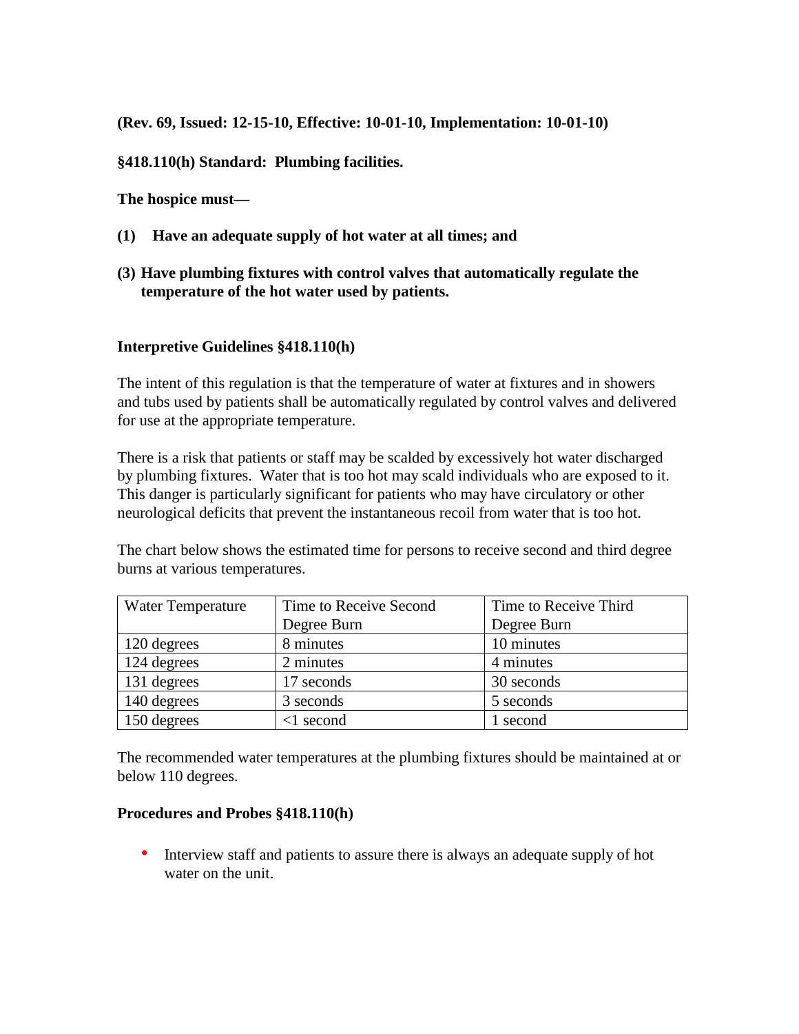**(Rev. 69, Issued: 12-15-10, Effective: 10-01-10, Implementation: 10-01-10)**

**§418.110(h) Standard: Plumbing facilities.**

**The hospice must—**

**(1) Have an adequate supply of hot water at all times; and**

**(3) Have plumbing fixtures with control valves that automatically regulate the temperature of the hot water used by patients.**

**Interpretive Guidelines §418.110(h)**

The intent of this regulation is that the temperature of water at fixtures and in showers and tubs used by patients shall be automatically regulated by control valves and delivered for use at the appropriate temperature.

There is a risk that patients or staff may be scalded by excessively hot water discharged by plumbing fixtures. Water that is too hot may scald individuals who are exposed to it. This danger is particularly significant for patients who may have circulatory or other neurological deficits that prevent the instantaneous recoil from water that is too hot.

The chart below shows the estimated time for persons to receive second and third degree burns at various temperatures.

| Water Temperature | Time to Receive Second Degree Burn | Time to Receive Third Degree Burn |
|---|---|---|
| 120 degrees | 8 minutes | 10 minutes |
| 124 degrees | 2 minutes | 4 minutes |
| 131 degrees | 17 seconds | 30 seconds |
| 140 degrees | 3 seconds | 5 seconds |
| 150 degrees | <1 second | 1 second |

The recommended water temperatures at the plumbing fixtures should be maintained at or below 110 degrees.

**Procedures and Probes §418.110(h)**

- Interview staff and patients to assure there is always an adequate supply of hot water on the unit.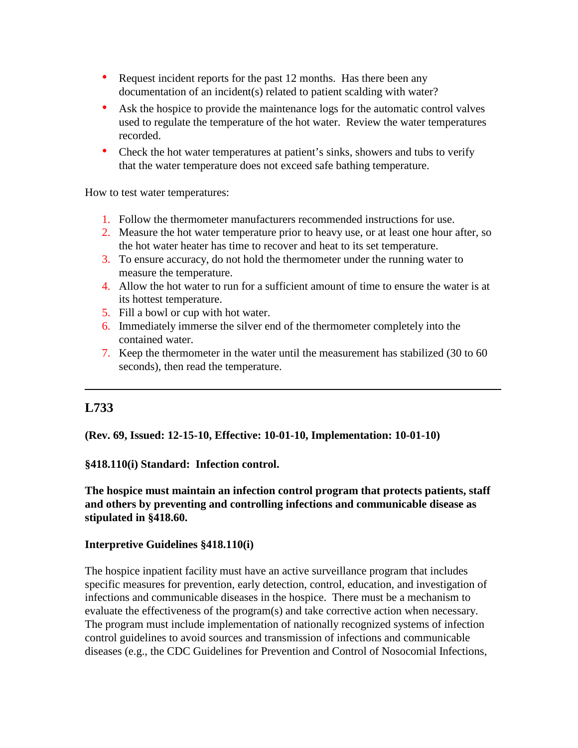- Request incident reports for the past 12 months. Has there been any documentation of an incident(s) related to patient scalding with water?
- Ask the hospice to provide the maintenance logs for the automatic control valves used to regulate the temperature of the hot water. Review the water temperatures recorded.
- Check the hot water temperatures at patient's sinks, showers and tubs to verify that the water temperature does not exceed safe bathing temperature.

How to test water temperatures:

1. Follow the thermometer manufacturers recommended instructions for use.
2. Measure the hot water temperature prior to heavy use, or at least one hour after, so the hot water heater has time to recover and heat to its set temperature.
3. To ensure accuracy, do not hold the thermometer under the running water to measure the temperature.
4. Allow the hot water to run for a sufficient amount of time to ensure the water is at its hottest temperature.
5. Fill a bowl or cup with hot water.
6. Immediately immerse the silver end of the thermometer completely into the contained water.
7. Keep the thermometer in the water until the measurement has stabilized (30 to 60 seconds), then read the temperature.

---

## L733

**(Rev. 69, Issued: 12-15-10, Effective: 10-01-10, Implementation: 10-01-10)**

**§418.110(i) Standard: Infection control.**

**The hospice must maintain an infection control program that protects patients, staff and others by preventing and controlling infections and communicable disease as stipulated in §418.60.**

**Interpretive Guidelines §418.110(i)**

The hospice inpatient facility must have an active surveillance program that includes specific measures for prevention, early detection, control, education, and investigation of infections and communicable diseases in the hospice. There must be a mechanism to evaluate the effectiveness of the program(s) and take corrective action when necessary. The program must include implementation of nationally recognized systems of infection control guidelines to avoid sources and transmission of infections and communicable diseases (e.g., the CDC Guidelines for Prevention and Control of Nosocomial Infections,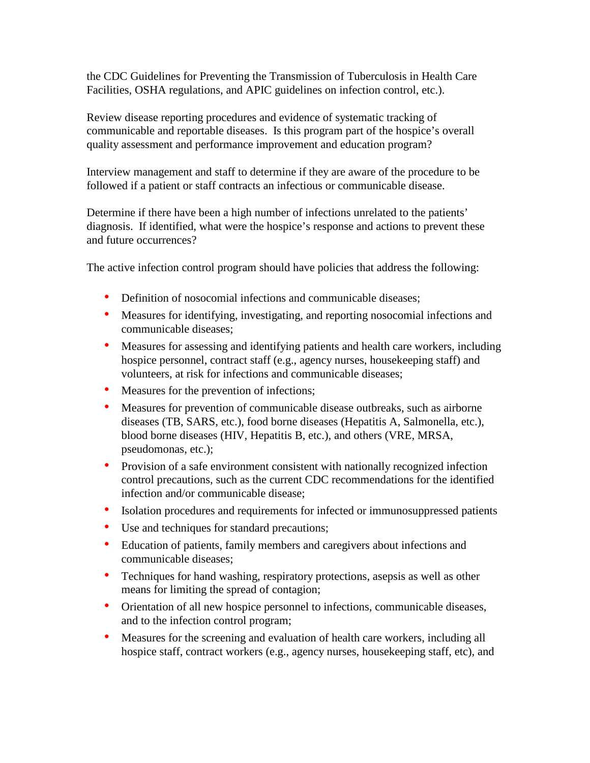the CDC Guidelines for Preventing the Transmission of Tuberculosis in Health Care Facilities, OSHA regulations, and APIC guidelines on infection control, etc.).

Review disease reporting procedures and evidence of systematic tracking of communicable and reportable diseases. Is this program part of the hospice's overall quality assessment and performance improvement and education program?

Interview management and staff to determine if they are aware of the procedure to be followed if a patient or staff contracts an infectious or communicable disease.

Determine if there have been a high number of infections unrelated to the patients' diagnosis. If identified, what were the hospice's response and actions to prevent these and future occurrences?

The active infection control program should have policies that address the following:

- Definition of nosocomial infections and communicable diseases;
- Measures for identifying, investigating, and reporting nosocomial infections and communicable diseases;
- Measures for assessing and identifying patients and health care workers, including hospice personnel, contract staff (e.g., agency nurses, housekeeping staff) and volunteers, at risk for infections and communicable diseases;
- Measures for the prevention of infections;
- Measures for prevention of communicable disease outbreaks, such as airborne diseases (TB, SARS, etc.), food borne diseases (Hepatitis A, Salmonella, etc.), blood borne diseases (HIV, Hepatitis B, etc.), and others (VRE, MRSA, pseudomonas, etc.);
- Provision of a safe environment consistent with nationally recognized infection control precautions, such as the current CDC recommendations for the identified infection and/or communicable disease;
- Isolation procedures and requirements for infected or immunosuppressed patients
- Use and techniques for standard precautions;
- Education of patients, family members and caregivers about infections and communicable diseases;
- Techniques for hand washing, respiratory protections, asepsis as well as other means for limiting the spread of contagion;
- Orientation of all new hospice personnel to infections, communicable diseases, and to the infection control program;
- Measures for the screening and evaluation of health care workers, including all hospice staff, contract workers (e.g., agency nurses, housekeeping staff, etc), and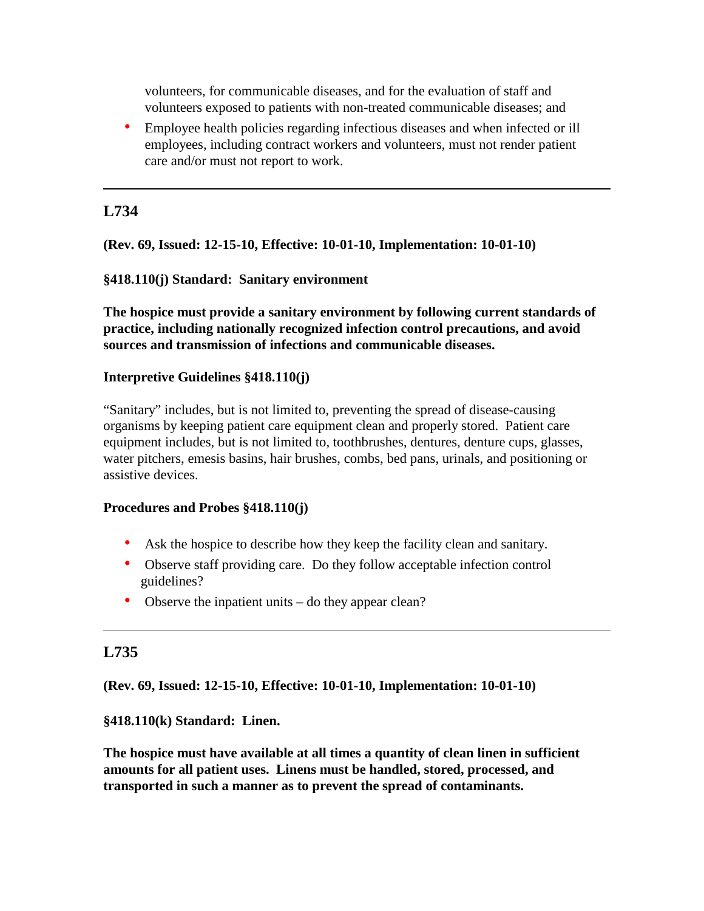volunteers, for communicable diseases, and for the evaluation of staff and volunteers exposed to patients with non-treated communicable diseases; and

- Employee health policies regarding infectious diseases and when infected or ill employees, including contract workers and volunteers, must not render patient care and/or must not report to work.

---

## L734

**(Rev. 69, Issued: 12-15-10, Effective: 10-01-10, Implementation: 10-01-10)**

**§418.110(j) Standard: Sanitary environment**

**The hospice must provide a sanitary environment by following current standards of practice, including nationally recognized infection control precautions, and avoid sources and transmission of infections and communicable diseases.**

**Interpretive Guidelines §418.110(j)**

"Sanitary" includes, but is not limited to, preventing the spread of disease-causing organisms by keeping patient care equipment clean and properly stored. Patient care equipment includes, but is not limited to, toothbrushes, dentures, denture cups, glasses, water pitchers, emesis basins, hair brushes, combs, bed pans, urinals, and positioning or assistive devices.

**Procedures and Probes §418.110(j)**

- Ask the hospice to describe how they keep the facility clean and sanitary.
- Observe staff providing care. Do they follow acceptable infection control guidelines?
- Observe the inpatient units – do they appear clean?

---

## L735

**(Rev. 69, Issued: 12-15-10, Effective: 10-01-10, Implementation: 10-01-10)**

**§418.110(k) Standard: Linen.**

**The hospice must have available at all times a quantity of clean linen in sufficient amounts for all patient uses. Linens must be handled, stored, processed, and transported in such a manner as to prevent the spread of contaminants.**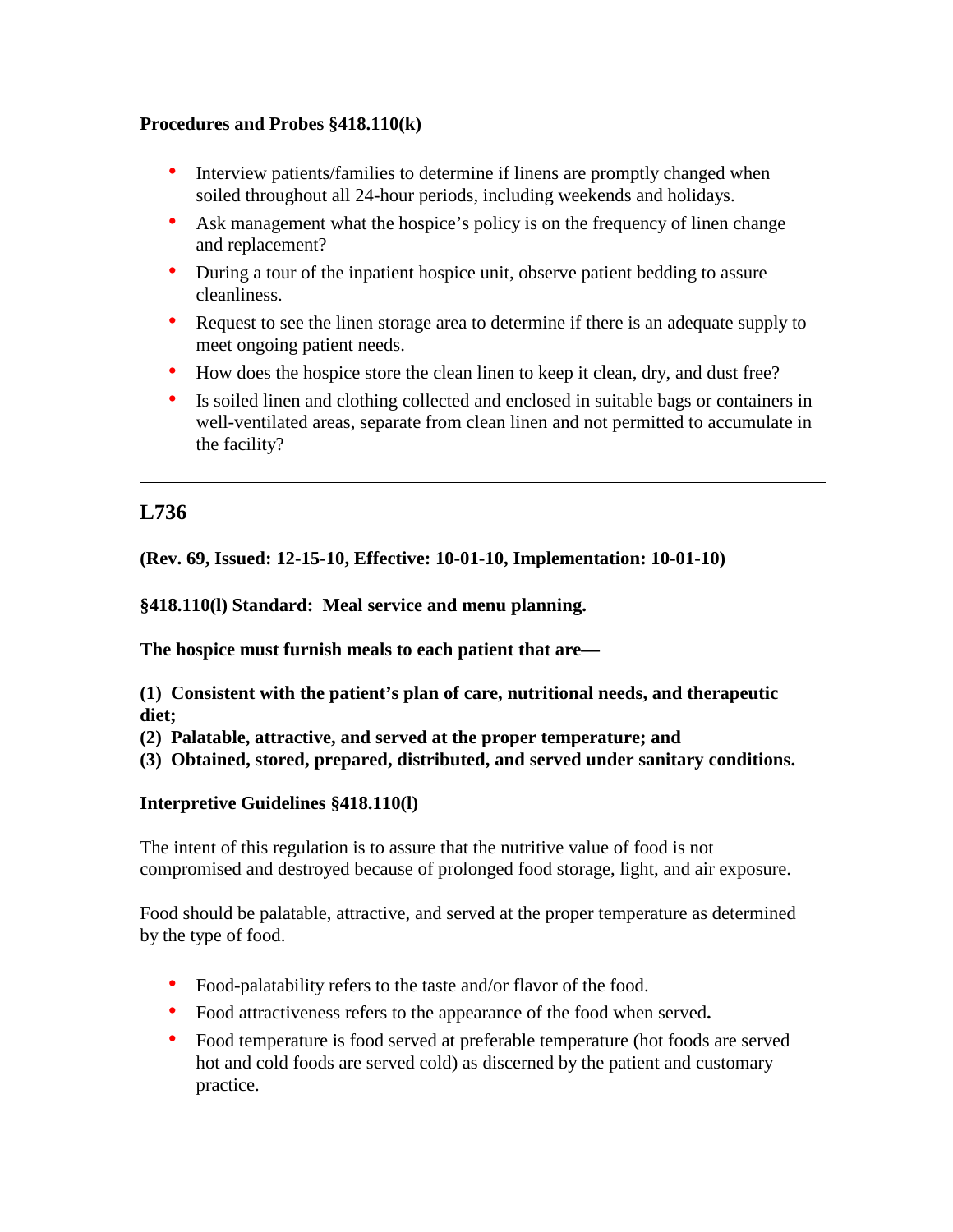**Procedures and Probes §418.110(k)**

- Interview patients/families to determine if linens are promptly changed when soiled throughout all 24-hour periods, including weekends and holidays.
- Ask management what the hospice's policy is on the frequency of linen change and replacement?
- During a tour of the inpatient hospice unit, observe patient bedding to assure cleanliness.
- Request to see the linen storage area to determine if there is an adequate supply to meet ongoing patient needs.
- How does the hospice store the clean linen to keep it clean, dry, and dust free?
- Is soiled linen and clothing collected and enclosed in suitable bags or containers in well-ventilated areas, separate from clean linen and not permitted to accumulate in the facility?

---

## L736

**(Rev. 69, Issued: 12-15-10, Effective: 10-01-10, Implementation: 10-01-10)**

**§418.110(l) Standard: Meal service and menu planning.**

**The hospice must furnish meals to each patient that are—**

**(1) Consistent with the patient's plan of care, nutritional needs, and therapeutic diet;**
**(2) Palatable, attractive, and served at the proper temperature; and**
**(3) Obtained, stored, prepared, distributed, and served under sanitary conditions.**

**Interpretive Guidelines §418.110(l)**

The intent of this regulation is to assure that the nutritive value of food is not compromised and destroyed because of prolonged food storage, light, and air exposure.

Food should be palatable, attractive, and served at the proper temperature as determined by the type of food.

- Food-palatability refers to the taste and/or flavor of the food.
- Food attractiveness refers to the appearance of the food when served**.**
- Food temperature is food served at preferable temperature (hot foods are served hot and cold foods are served cold) as discerned by the patient and customary practice.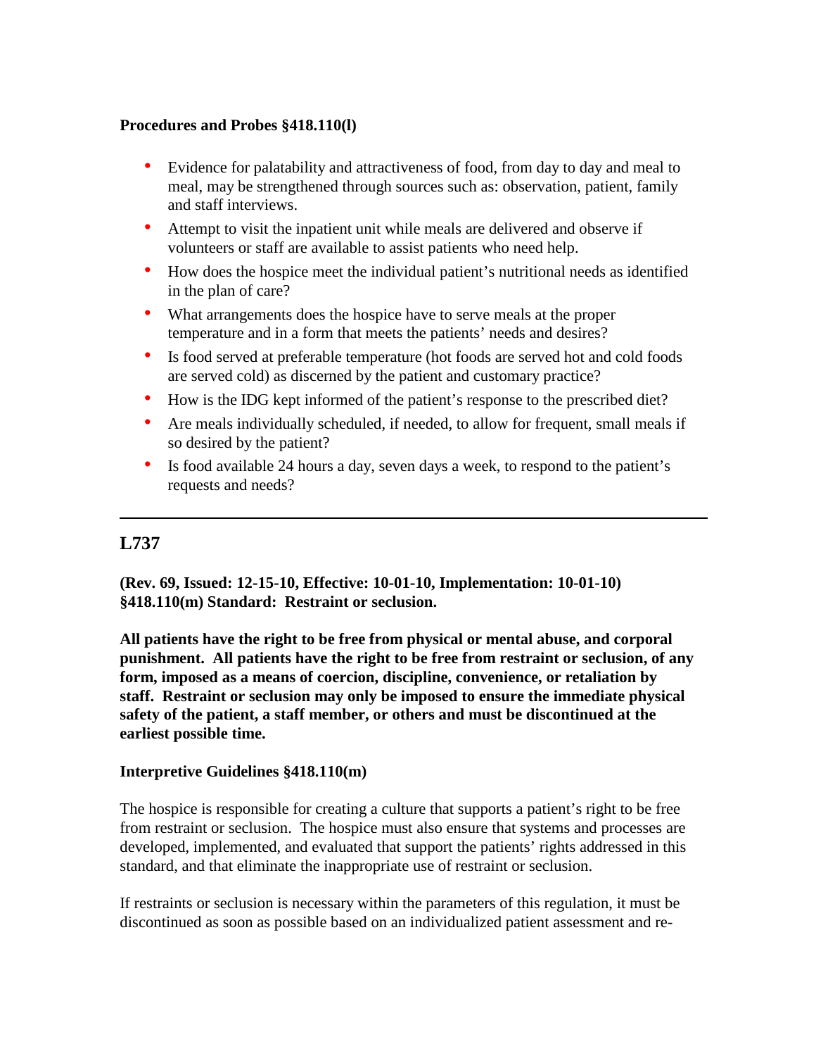**Procedures and Probes §418.110(l)**

- Evidence for palatability and attractiveness of food, from day to day and meal to meal, may be strengthened through sources such as: observation, patient, family and staff interviews.
- Attempt to visit the inpatient unit while meals are delivered and observe if volunteers or staff are available to assist patients who need help.
- How does the hospice meet the individual patient's nutritional needs as identified in the plan of care?
- What arrangements does the hospice have to serve meals at the proper temperature and in a form that meets the patients' needs and desires?
- Is food served at preferable temperature (hot foods are served hot and cold foods are served cold) as discerned by the patient and customary practice?
- How is the IDG kept informed of the patient's response to the prescribed diet?
- Are meals individually scheduled, if needed, to allow for frequent, small meals if so desired by the patient?
- Is food available 24 hours a day, seven days a week, to respond to the patient's requests and needs?

---

## L737

**(Rev. 69, Issued: 12-15-10, Effective: 10-01-10, Implementation: 10-01-10)**
**§418.110(m) Standard: Restraint or seclusion.**

**All patients have the right to be free from physical or mental abuse, and corporal punishment. All patients have the right to be free from restraint or seclusion, of any form, imposed as a means of coercion, discipline, convenience, or retaliation by staff. Restraint or seclusion may only be imposed to ensure the immediate physical safety of the patient, a staff member, or others and must be discontinued at the earliest possible time.**

**Interpretive Guidelines §418.110(m)**

The hospice is responsible for creating a culture that supports a patient's right to be free from restraint or seclusion. The hospice must also ensure that systems and processes are developed, implemented, and evaluated that support the patients' rights addressed in this standard, and that eliminate the inappropriate use of restraint or seclusion.

If restraints or seclusion is necessary within the parameters of this regulation, it must be discontinued as soon as possible based on an individualized patient assessment and re-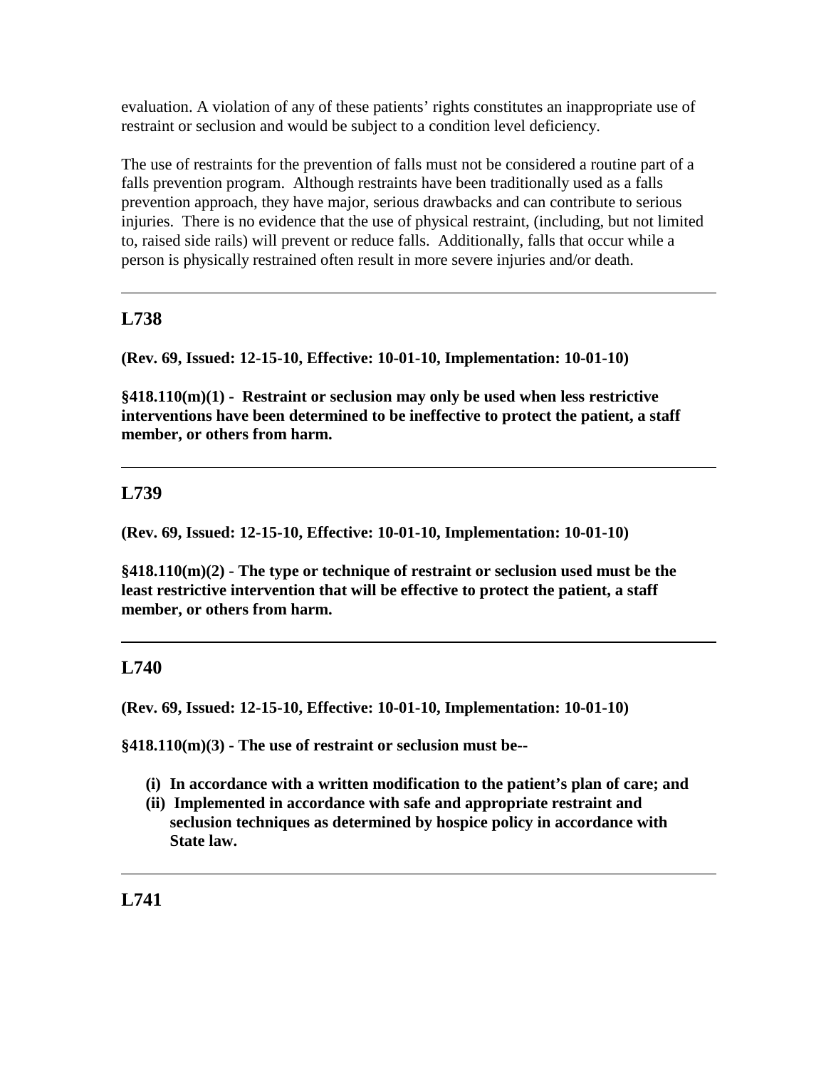evaluation. A violation of any of these patients' rights constitutes an inappropriate use of restraint or seclusion and would be subject to a condition level deficiency.

The use of restraints for the prevention of falls must not be considered a routine part of a falls prevention program. Although restraints have been traditionally used as a falls prevention approach, they have major, serious drawbacks and can contribute to serious injuries. There is no evidence that the use of physical restraint, (including, but not limited to, raised side rails) will prevent or reduce falls. Additionally, falls that occur while a person is physically restrained often result in more severe injuries and/or death.

---

## L738

**(Rev. 69, Issued: 12-15-10, Effective: 10-01-10, Implementation: 10-01-10)**

**§418.110(m)(1) - Restraint or seclusion may only be used when less restrictive interventions have been determined to be ineffective to protect the patient, a staff member, or others from harm.**

---

## L739

**(Rev. 69, Issued: 12-15-10, Effective: 10-01-10, Implementation: 10-01-10)**

**§418.110(m)(2) - The type or technique of restraint or seclusion used must be the least restrictive intervention that will be effective to protect the patient, a staff member, or others from harm.**

---

## L740

**(Rev. 69, Issued: 12-15-10, Effective: 10-01-10, Implementation: 10-01-10)**

**§418.110(m)(3) - The use of restraint or seclusion must be--**

- **(i) In accordance with a written modification to the patient's plan of care; and**
- **(ii) Implemented in accordance with safe and appropriate restraint and seclusion techniques as determined by hospice policy in accordance with State law.**

---

## L741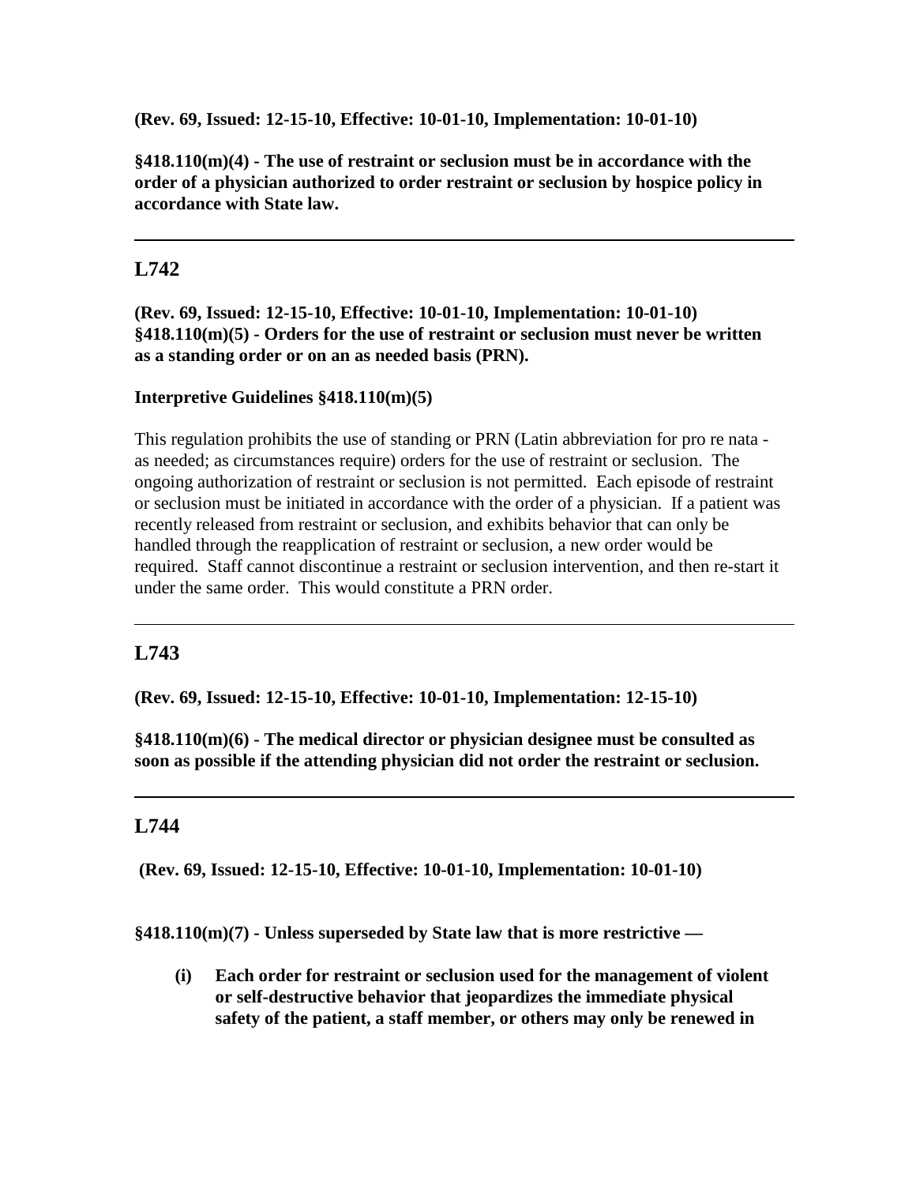**(Rev. 69, Issued: 12-15-10, Effective: 10-01-10, Implementation: 10-01-10)**

**§418.110(m)(4) - The use of restraint or seclusion must be in accordance with the order of a physician authorized to order restraint or seclusion by hospice policy in accordance with State law.**

---

## L742

**(Rev. 69, Issued: 12-15-10, Effective: 10-01-10, Implementation: 10-01-10)**
**§418.110(m)(5) - Orders for the use of restraint or seclusion must never be written as a standing order or on an as needed basis (PRN).**

**Interpretive Guidelines §418.110(m)(5)**

This regulation prohibits the use of standing or PRN (Latin abbreviation for pro re nata - as needed; as circumstances require) orders for the use of restraint or seclusion. The ongoing authorization of restraint or seclusion is not permitted. Each episode of restraint or seclusion must be initiated in accordance with the order of a physician. If a patient was recently released from restraint or seclusion, and exhibits behavior that can only be handled through the reapplication of restraint or seclusion, a new order would be required. Staff cannot discontinue a restraint or seclusion intervention, and then re-start it under the same order. This would constitute a PRN order.

---

## L743

**(Rev. 69, Issued: 12-15-10, Effective: 10-01-10, Implementation: 12-15-10)**

**§418.110(m)(6) - The medical director or physician designee must be consulted as soon as possible if the attending physician did not order the restraint or seclusion.**

---

## L744

**(Rev. 69, Issued: 12-15-10, Effective: 10-01-10, Implementation: 10-01-10)**

**§418.110(m)(7) - Unless superseded by State law that is more restrictive —**

- **(i) Each order for restraint or seclusion used for the management of violent or self-destructive behavior that jeopardizes the immediate physical safety of the patient, a staff member, or others may only be renewed in**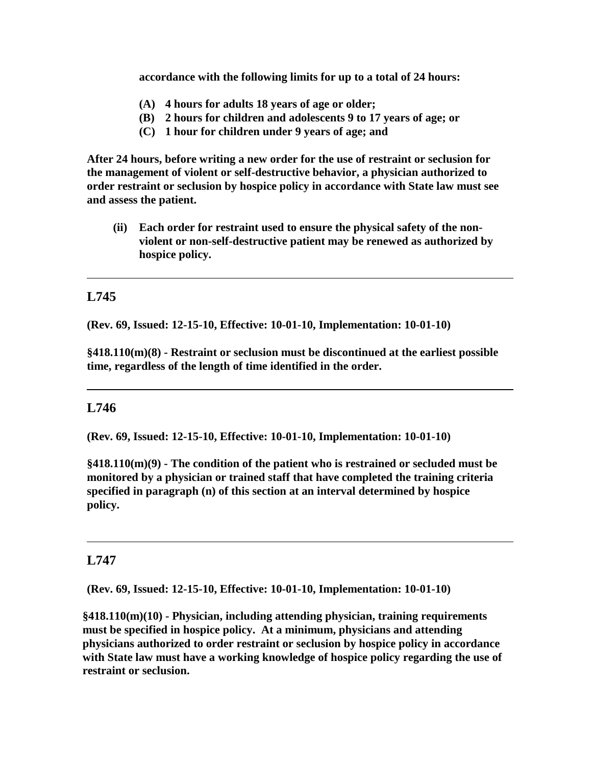**accordance with the following limits for up to a total of 24 hours:**

- **(A) 4 hours for adults 18 years of age or older;**
- **(B) 2 hours for children and adolescents 9 to 17 years of age; or**
- **(C) 1 hour for children under 9 years of age; and**

**After 24 hours, before writing a new order for the use of restraint or seclusion for the management of violent or self-destructive behavior, a physician authorized to order restraint or seclusion by hospice policy in accordance with State law must see and assess the patient.**

- **(ii) Each order for restraint used to ensure the physical safety of the non-violent or non-self-destructive patient may be renewed as authorized by hospice policy.**

---

## L745

**(Rev. 69, Issued: 12-15-10, Effective: 10-01-10, Implementation: 10-01-10)**

**§418.110(m)(8) - Restraint or seclusion must be discontinued at the earliest possible time, regardless of the length of time identified in the order.**

---

## L746

**(Rev. 69, Issued: 12-15-10, Effective: 10-01-10, Implementation: 10-01-10)**

**§418.110(m)(9) - The condition of the patient who is restrained or secluded must be monitored by a physician or trained staff that have completed the training criteria specified in paragraph (n) of this section at an interval determined by hospice policy.**

---

## L747

**(Rev. 69, Issued: 12-15-10, Effective: 10-01-10, Implementation: 10-01-10)**

**§418.110(m)(10) - Physician, including attending physician, training requirements must be specified in hospice policy. At a minimum, physicians and attending physicians authorized to order restraint or seclusion by hospice policy in accordance with State law must have a working knowledge of hospice policy regarding the use of restraint or seclusion.**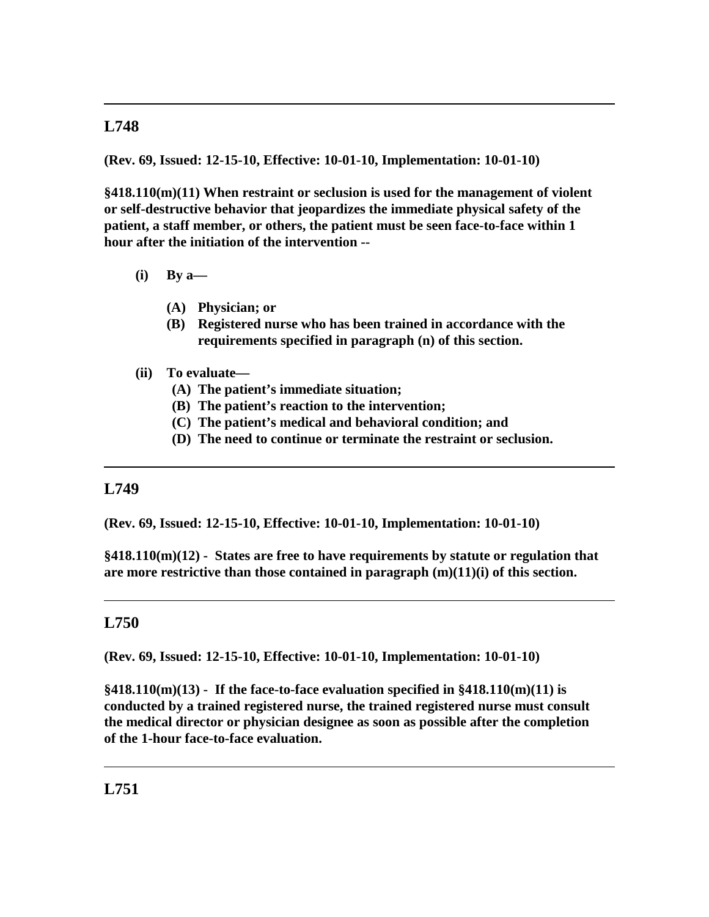---

## L748

**(Rev. 69, Issued: 12-15-10, Effective: 10-01-10, Implementation: 10-01-10)**

**§418.110(m)(11) When restraint or seclusion is used for the management of violent or self-destructive behavior that jeopardizes the immediate physical safety of the patient, a staff member, or others, the patient must be seen face-to-face within 1 hour after the initiation of the intervention --**

- **(i) By a—**
  - **(A) Physician; or**
  - **(B) Registered nurse who has been trained in accordance with the requirements specified in paragraph (n) of this section.**
- **(ii) To evaluate—**
  - **(A) The patient's immediate situation;**
  - **(B) The patient's reaction to the intervention;**
  - **(C) The patient's medical and behavioral condition; and**
  - **(D) The need to continue or terminate the restraint or seclusion.**

---

## L749

**(Rev. 69, Issued: 12-15-10, Effective: 10-01-10, Implementation: 10-01-10)**

**§418.110(m)(12) - States are free to have requirements by statute or regulation that are more restrictive than those contained in paragraph (m)(11)(i) of this section.**

---

## L750

**(Rev. 69, Issued: 12-15-10, Effective: 10-01-10, Implementation: 10-01-10)**

**§418.110(m)(13) - If the face-to-face evaluation specified in §418.110(m)(11) is conducted by a trained registered nurse, the trained registered nurse must consult the medical director or physician designee as soon as possible after the completion of the 1-hour face-to-face evaluation.**

---

## L751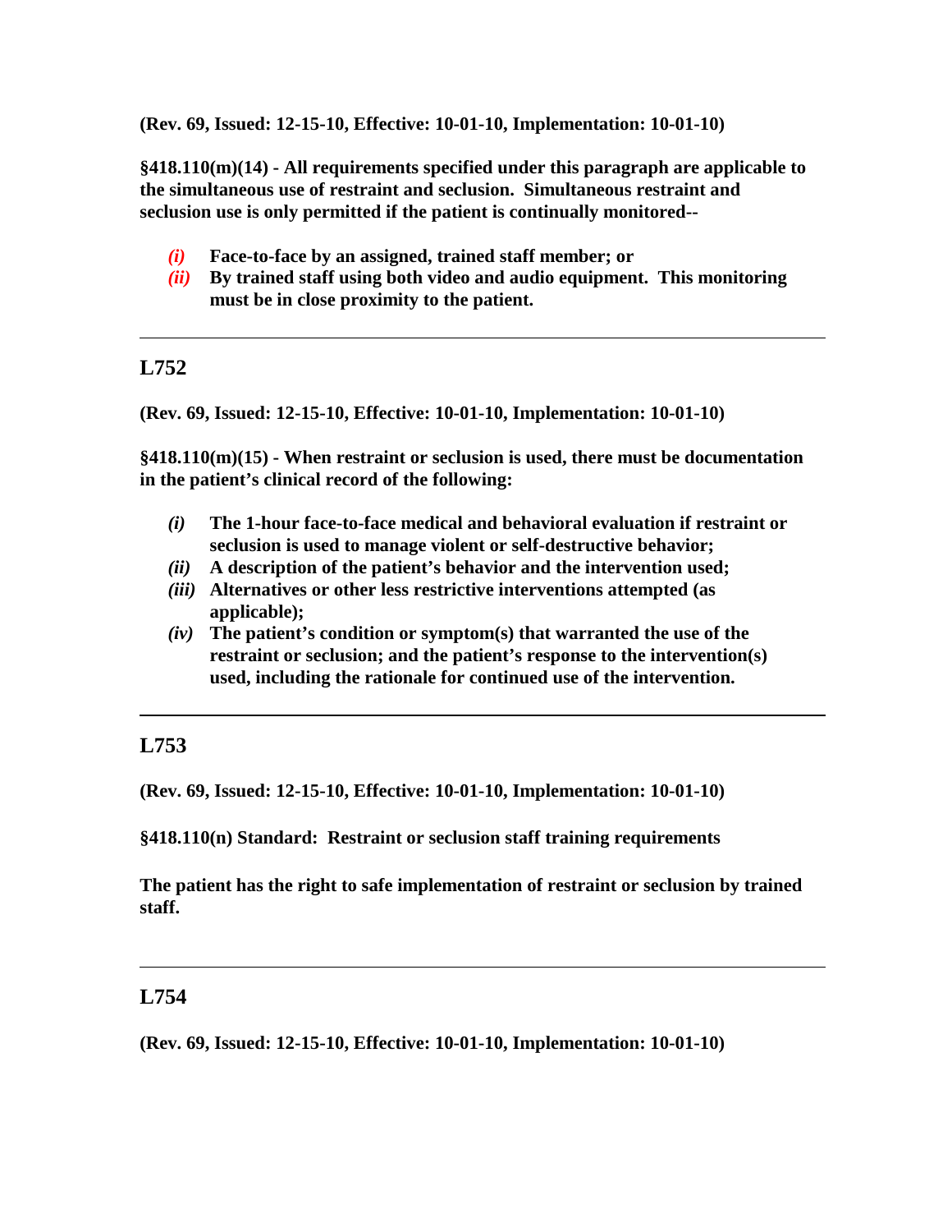**(Rev. 69, Issued: 12-15-10, Effective: 10-01-10, Implementation: 10-01-10)**

**§418.110(m)(14) - All requirements specified under this paragraph are applicable to the simultaneous use of restraint and seclusion. Simultaneous restraint and seclusion use is only permitted if the patient is continually monitored--**

- ***(i)*** **Face-to-face by an assigned, trained staff member; or**
- ***(ii)*** **By trained staff using both video and audio equipment. This monitoring must be in close proximity to the patient.**

---

## L752

**(Rev. 69, Issued: 12-15-10, Effective: 10-01-10, Implementation: 10-01-10)**

**§418.110(m)(15) - When restraint or seclusion is used, there must be documentation in the patient's clinical record of the following:**

- ***(i)*** **The 1-hour face-to-face medical and behavioral evaluation if restraint or seclusion is used to manage violent or self-destructive behavior;**
- ***(ii)*** **A description of the patient's behavior and the intervention used;**
- ***(iii)*** **Alternatives or other less restrictive interventions attempted (as applicable);**
- ***(iv)*** **The patient's condition or symptom(s) that warranted the use of the restraint or seclusion; and the patient's response to the intervention(s) used, including the rationale for continued use of the intervention.**

---

## L753

**(Rev. 69, Issued: 12-15-10, Effective: 10-01-10, Implementation: 10-01-10)**

**§418.110(n) Standard: Restraint or seclusion staff training requirements**

**The patient has the right to safe implementation of restraint or seclusion by trained staff.**

---

## L754

**(Rev. 69, Issued: 12-15-10, Effective: 10-01-10, Implementation: 10-01-10)**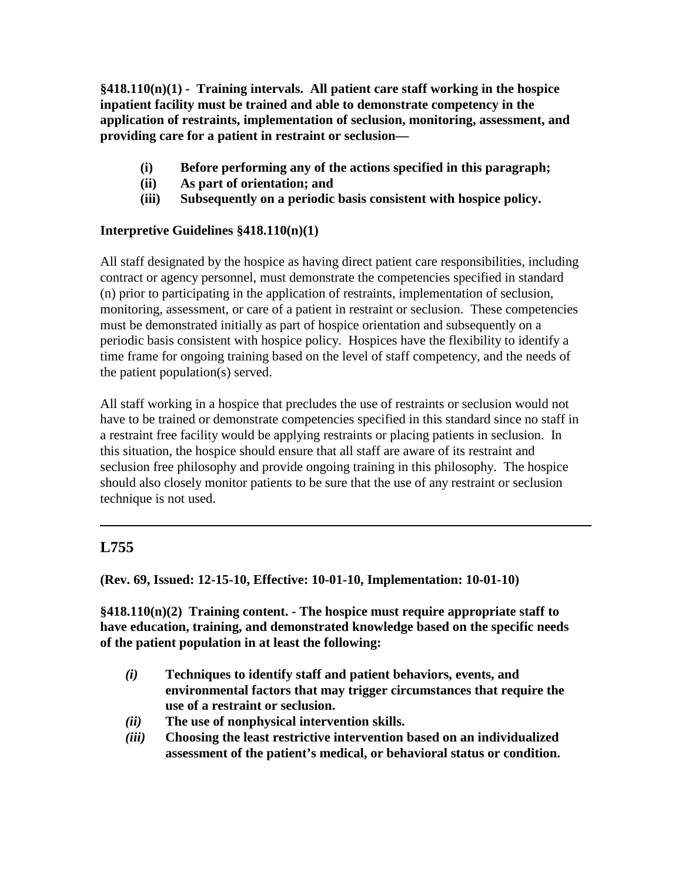**§418.110(n)(1) - Training intervals. All patient care staff working in the hospice inpatient facility must be trained and able to demonstrate competency in the application of restraints, implementation of seclusion, monitoring, assessment, and providing care for a patient in restraint or seclusion—**

- **(i) Before performing any of the actions specified in this paragraph;**
- **(ii) As part of orientation; and**
- **(iii) Subsequently on a periodic basis consistent with hospice policy.**

**Interpretive Guidelines §418.110(n)(1)**

All staff designated by the hospice as having direct patient care responsibilities, including contract or agency personnel, must demonstrate the competencies specified in standard (n) prior to participating in the application of restraints, implementation of seclusion, monitoring, assessment, or care of a patient in restraint or seclusion. These competencies must be demonstrated initially as part of hospice orientation and subsequently on a periodic basis consistent with hospice policy. Hospices have the flexibility to identify a time frame for ongoing training based on the level of staff competency, and the needs of the patient population(s) served.

All staff working in a hospice that precludes the use of restraints or seclusion would not have to be trained or demonstrate competencies specified in this standard since no staff in a restraint free facility would be applying restraints or placing patients in seclusion. In this situation, the hospice should ensure that all staff are aware of its restraint and seclusion free philosophy and provide ongoing training in this philosophy. The hospice should also closely monitor patients to be sure that the use of any restraint or seclusion technique is not used.

---

## L755

**(Rev. 69, Issued: 12-15-10, Effective: 10-01-10, Implementation: 10-01-10)**

**§418.110(n)(2) Training content. - The hospice must require appropriate staff to have education, training, and demonstrated knowledge based on the specific needs of the patient population in at least the following:**

- ***(i)*** **Techniques to identify staff and patient behaviors, events, and environmental factors that may trigger circumstances that require the use of a restraint or seclusion.**
- ***(ii)*** **The use of nonphysical intervention skills.**
- ***(iii)*** **Choosing the least restrictive intervention based on an individualized assessment of the patient's medical, or behavioral status or condition.**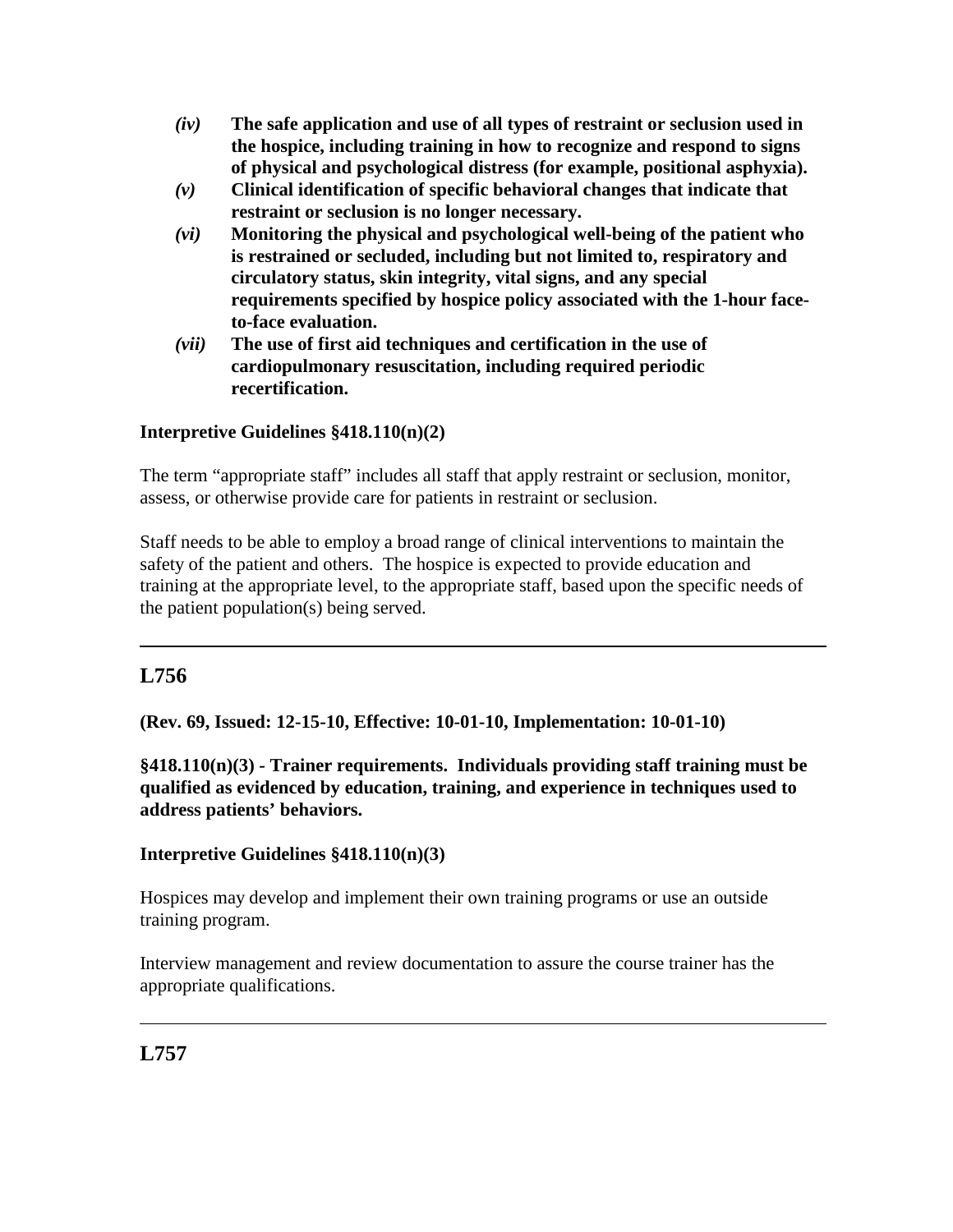- ***(iv)*** **The safe application and use of all types of restraint or seclusion used in the hospice, including training in how to recognize and respond to signs of physical and psychological distress (for example, positional asphyxia).**
- ***(v)*** **Clinical identification of specific behavioral changes that indicate that restraint or seclusion is no longer necessary.**
- ***(vi)*** **Monitoring the physical and psychological well-being of the patient who is restrained or secluded, including but not limited to, respiratory and circulatory status, skin integrity, vital signs, and any special requirements specified by hospice policy associated with the 1-hour face-to-face evaluation.**
- ***(vii)*** **The use of first aid techniques and certification in the use of cardiopulmonary resuscitation, including required periodic recertification.**

**Interpretive Guidelines §418.110(n)(2)**

The term "appropriate staff" includes all staff that apply restraint or seclusion, monitor, assess, or otherwise provide care for patients in restraint or seclusion.

Staff needs to be able to employ a broad range of clinical interventions to maintain the safety of the patient and others. The hospice is expected to provide education and training at the appropriate level, to the appropriate staff, based upon the specific needs of the patient population(s) being served.

---

## L756

**(Rev. 69, Issued: 12-15-10, Effective: 10-01-10, Implementation: 10-01-10)**

**§418.110(n)(3) - Trainer requirements. Individuals providing staff training must be qualified as evidenced by education, training, and experience in techniques used to address patients' behaviors.**

**Interpretive Guidelines §418.110(n)(3)**

Hospices may develop and implement their own training programs or use an outside training program.

Interview management and review documentation to assure the course trainer has the appropriate qualifications.

---

## L757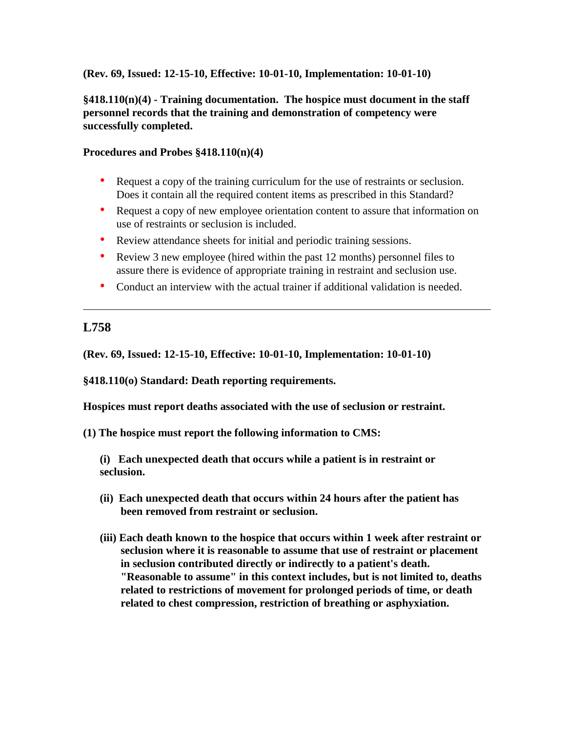**(Rev. 69, Issued: 12-15-10, Effective: 10-01-10, Implementation: 10-01-10)**

**§418.110(n)(4) - Training documentation. The hospice must document in the staff personnel records that the training and demonstration of competency were successfully completed.**

**Procedures and Probes §418.110(n)(4)**

- Request a copy of the training curriculum for the use of restraints or seclusion. Does it contain all the required content items as prescribed in this Standard?
- Request a copy of new employee orientation content to assure that information on use of restraints or seclusion is included.
- Review attendance sheets for initial and periodic training sessions.
- Review 3 new employee (hired within the past 12 months) personnel files to assure there is evidence of appropriate training in restraint and seclusion use.
- Conduct an interview with the actual trainer if additional validation is needed.

---

## L758

**(Rev. 69, Issued: 12-15-10, Effective: 10-01-10, Implementation: 10-01-10)**

**§418.110(o) Standard: Death reporting requirements.**

**Hospices must report deaths associated with the use of seclusion or restraint.**

**(1) The hospice must report the following information to CMS:**

**(i) Each unexpected death that occurs while a patient is in restraint or seclusion.**

**(ii) Each unexpected death that occurs within 24 hours after the patient has been removed from restraint or seclusion.**

**(iii) Each death known to the hospice that occurs within 1 week after restraint or seclusion where it is reasonable to assume that use of restraint or placement in seclusion contributed directly or indirectly to a patient's death. "Reasonable to assume" in this context includes, but is not limited to, deaths related to restrictions of movement for prolonged periods of time, or death related to chest compression, restriction of breathing or asphyxiation.**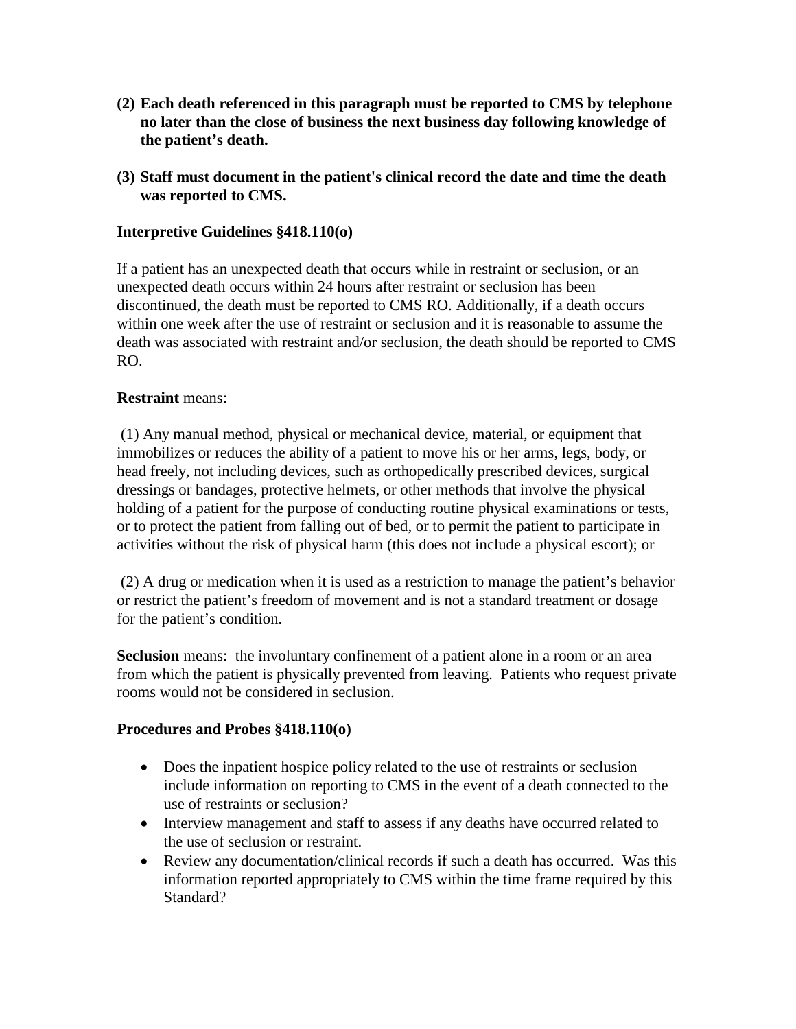**(2) Each death referenced in this paragraph must be reported to CMS by telephone no later than the close of business the next business day following knowledge of the patient's death.**

**(3) Staff must document in the patient's clinical record the date and time the death was reported to CMS.**

**Interpretive Guidelines §418.110(o)**

If a patient has an unexpected death that occurs while in restraint or seclusion, or an unexpected death occurs within 24 hours after restraint or seclusion has been discontinued, the death must be reported to CMS RO. Additionally, if a death occurs within one week after the use of restraint or seclusion and it is reasonable to assume the death was associated with restraint and/or seclusion, the death should be reported to CMS RO.

**Restraint** means:

(1) Any manual method, physical or mechanical device, material, or equipment that immobilizes or reduces the ability of a patient to move his or her arms, legs, body, or head freely, not including devices, such as orthopedically prescribed devices, surgical dressings or bandages, protective helmets, or other methods that involve the physical holding of a patient for the purpose of conducting routine physical examinations or tests, or to protect the patient from falling out of bed, or to permit the patient to participate in activities without the risk of physical harm (this does not include a physical escort); or

(2) A drug or medication when it is used as a restriction to manage the patient's behavior or restrict the patient's freedom of movement and is not a standard treatment or dosage for the patient's condition.

**Seclusion** means: the <u>involuntary</u> confinement of a patient alone in a room or an area from which the patient is physically prevented from leaving. Patients who request private rooms would not be considered in seclusion.

**Procedures and Probes §418.110(o)**

- Does the inpatient hospice policy related to the use of restraints or seclusion include information on reporting to CMS in the event of a death connected to the use of restraints or seclusion?
- Interview management and staff to assess if any deaths have occurred related to the use of seclusion or restraint.
- Review any documentation/clinical records if such a death has occurred. Was this information reported appropriately to CMS within the time frame required by this Standard?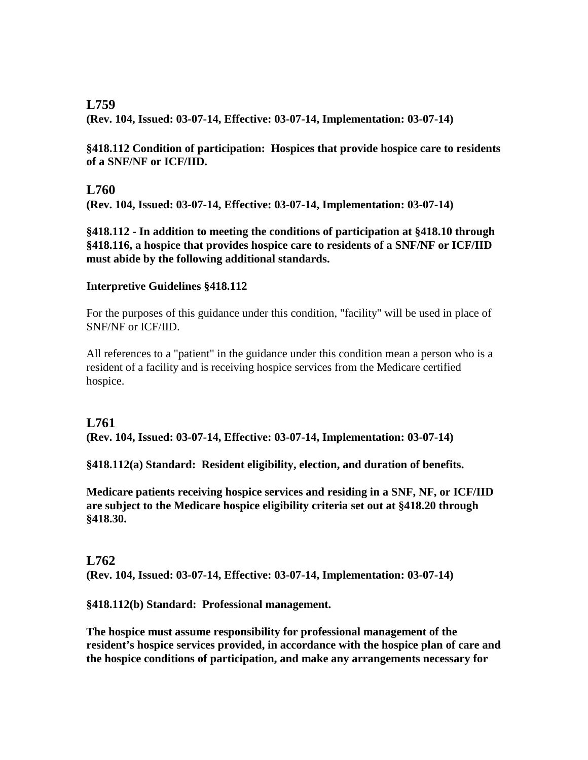## L759

**(Rev. 104, Issued: 03-07-14, Effective: 03-07-14, Implementation: 03-07-14)**

**§418.112 Condition of participation: Hospices that provide hospice care to residents of a SNF/NF or ICF/IID.**

## L760

**(Rev. 104, Issued: 03-07-14, Effective: 03-07-14, Implementation: 03-07-14)**

**§418.112 - In addition to meeting the conditions of participation at §418.10 through §418.116, a hospice that provides hospice care to residents of a SNF/NF or ICF/IID must abide by the following additional standards.**

**Interpretive Guidelines §418.112**

For the purposes of this guidance under this condition, "facility" will be used in place of SNF/NF or ICF/IID.

All references to a "patient" in the guidance under this condition mean a person who is a resident of a facility and is receiving hospice services from the Medicare certified hospice.

## L761

**(Rev. 104, Issued: 03-07-14, Effective: 03-07-14, Implementation: 03-07-14)**

**§418.112(a) Standard: Resident eligibility, election, and duration of benefits.**

**Medicare patients receiving hospice services and residing in a SNF, NF, or ICF/IID are subject to the Medicare hospice eligibility criteria set out at §418.20 through §418.30.**

## L762

**(Rev. 104, Issued: 03-07-14, Effective: 03-07-14, Implementation: 03-07-14)**

**§418.112(b) Standard: Professional management.**

**The hospice must assume responsibility for professional management of the resident's hospice services provided, in accordance with the hospice plan of care and the hospice conditions of participation, and make any arrangements necessary for**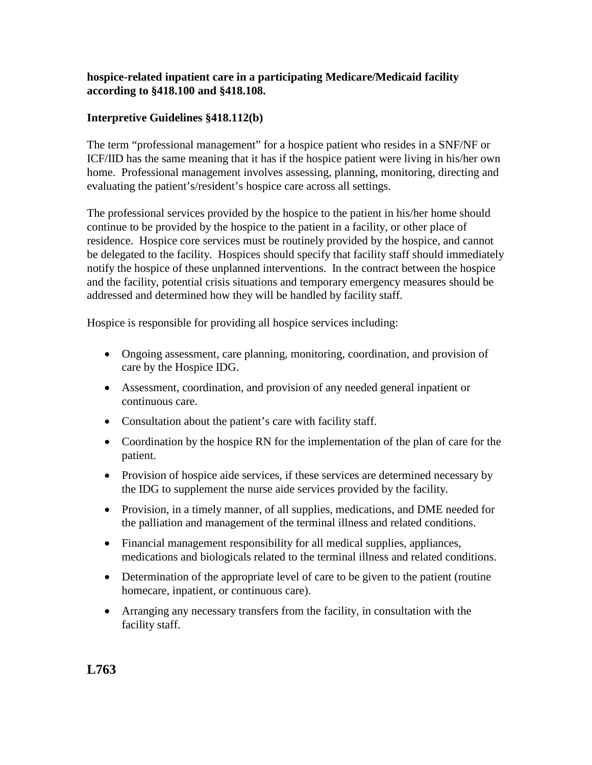**hospice-related inpatient care in a participating Medicare/Medicaid facility according to §418.100 and §418.108.**

**Interpretive Guidelines §418.112(b)**

The term "professional management" for a hospice patient who resides in a SNF/NF or ICF/IID has the same meaning that it has if the hospice patient were living in his/her own home. Professional management involves assessing, planning, monitoring, directing and evaluating the patient's/resident's hospice care across all settings.

The professional services provided by the hospice to the patient in his/her home should continue to be provided by the hospice to the patient in a facility, or other place of residence. Hospice core services must be routinely provided by the hospice, and cannot be delegated to the facility. Hospices should specify that facility staff should immediately notify the hospice of these unplanned interventions. In the contract between the hospice and the facility, potential crisis situations and temporary emergency measures should be addressed and determined how they will be handled by facility staff.

Hospice is responsible for providing all hospice services including:

- Ongoing assessment, care planning, monitoring, coordination, and provision of care by the Hospice IDG.
- Assessment, coordination, and provision of any needed general inpatient or continuous care.
- Consultation about the patient's care with facility staff.
- Coordination by the hospice RN for the implementation of the plan of care for the patient.
- Provision of hospice aide services, if these services are determined necessary by the IDG to supplement the nurse aide services provided by the facility.
- Provision, in a timely manner, of all supplies, medications, and DME needed for the palliation and management of the terminal illness and related conditions.
- Financial management responsibility for all medical supplies, appliances, medications and biologicals related to the terminal illness and related conditions.
- Determination of the appropriate level of care to be given to the patient (routine homecare, inpatient, or continuous care).
- Arranging any necessary transfers from the facility, in consultation with the facility staff.

## L763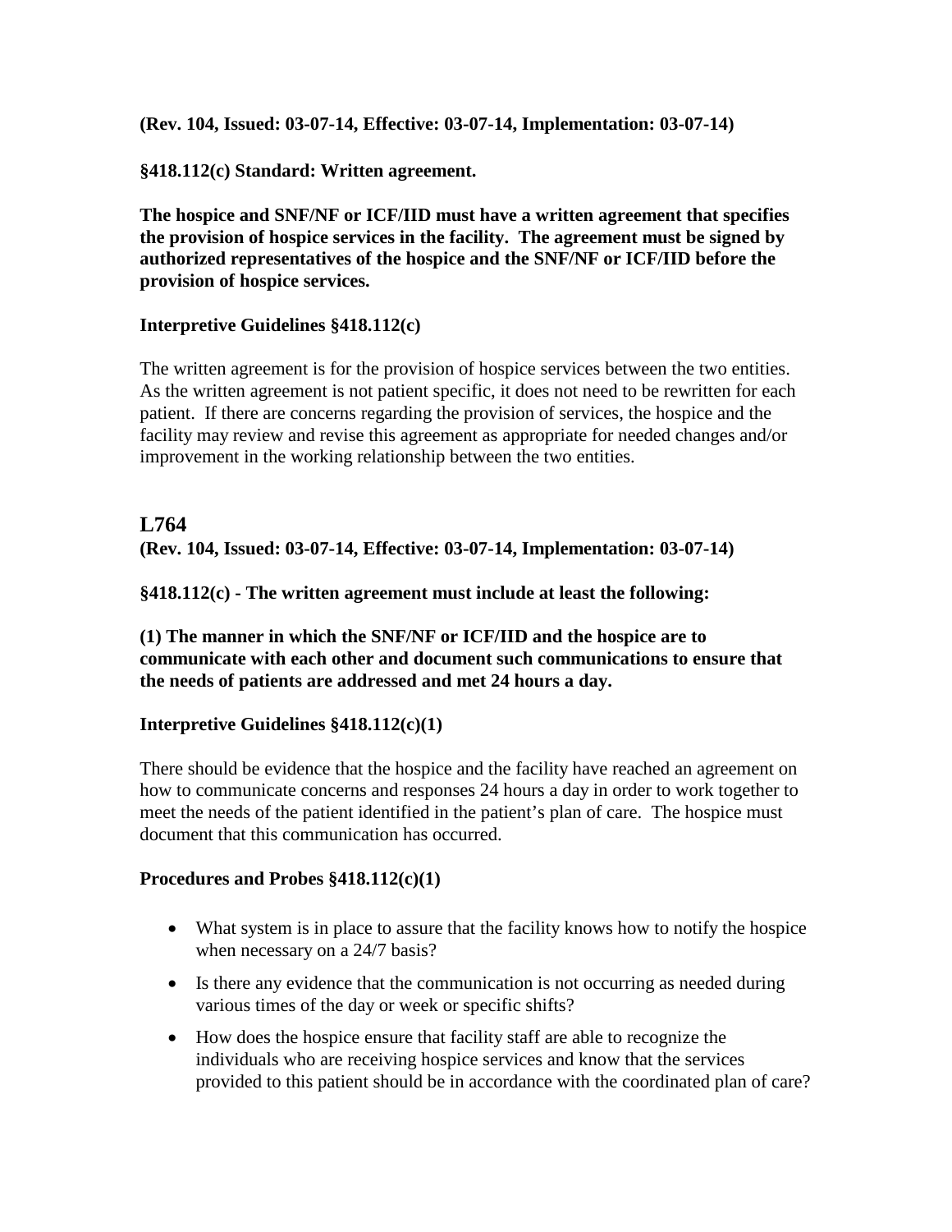**(Rev. 104, Issued: 03-07-14, Effective: 03-07-14, Implementation: 03-07-14)**

**§418.112(c) Standard: Written agreement.**

**The hospice and SNF/NF or ICF/IID must have a written agreement that specifies the provision of hospice services in the facility. The agreement must be signed by authorized representatives of the hospice and the SNF/NF or ICF/IID before the provision of hospice services.**

**Interpretive Guidelines §418.112(c)**

The written agreement is for the provision of hospice services between the two entities. As the written agreement is not patient specific, it does not need to be rewritten for each patient. If there are concerns regarding the provision of services, the hospice and the facility may review and revise this agreement as appropriate for needed changes and/or improvement in the working relationship between the two entities.

## L764

**(Rev. 104, Issued: 03-07-14, Effective: 03-07-14, Implementation: 03-07-14)**

**§418.112(c) - The written agreement must include at least the following:**

**(1) The manner in which the SNF/NF or ICF/IID and the hospice are to communicate with each other and document such communications to ensure that the needs of patients are addressed and met 24 hours a day.**

**Interpretive Guidelines §418.112(c)(1)**

There should be evidence that the hospice and the facility have reached an agreement on how to communicate concerns and responses 24 hours a day in order to work together to meet the needs of the patient identified in the patient's plan of care. The hospice must document that this communication has occurred.

**Procedures and Probes §418.112(c)(1)**

- What system is in place to assure that the facility knows how to notify the hospice when necessary on a 24/7 basis?
- Is there any evidence that the communication is not occurring as needed during various times of the day or week or specific shifts?
- How does the hospice ensure that facility staff are able to recognize the individuals who are receiving hospice services and know that the services provided to this patient should be in accordance with the coordinated plan of care?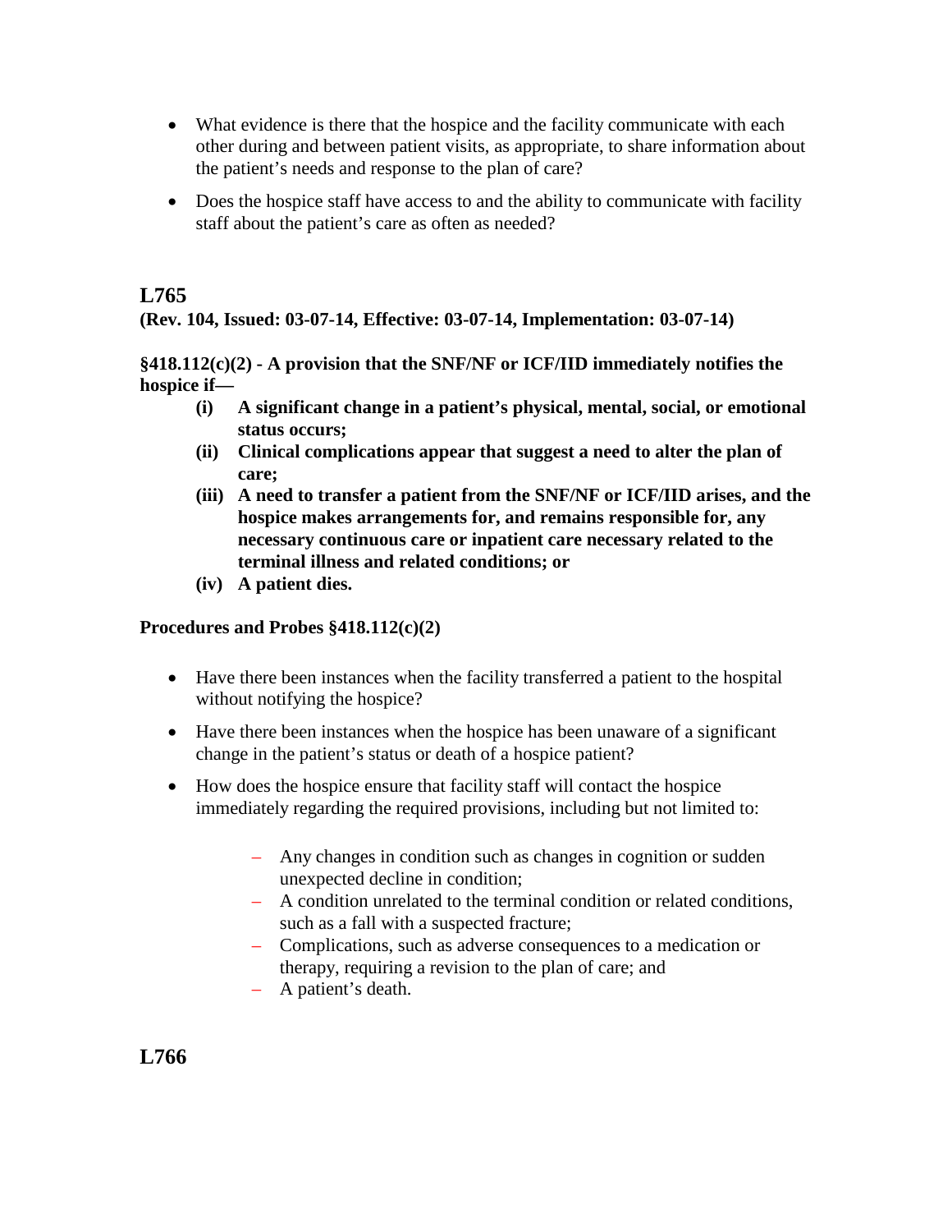- What evidence is there that the hospice and the facility communicate with each other during and between patient visits, as appropriate, to share information about the patient's needs and response to the plan of care?
- Does the hospice staff have access to and the ability to communicate with facility staff about the patient's care as often as needed?

## L765

**(Rev. 104, Issued: 03-07-14, Effective: 03-07-14, Implementation: 03-07-14)**

**§418.112(c)(2) - A provision that the SNF/NF or ICF/IID immediately notifies the hospice if—**

- **(i) A significant change in a patient's physical, mental, social, or emotional status occurs;**
- **(ii) Clinical complications appear that suggest a need to alter the plan of care;**
- **(iii) A need to transfer a patient from the SNF/NF or ICF/IID arises, and the hospice makes arrangements for, and remains responsible for, any necessary continuous care or inpatient care necessary related to the terminal illness and related conditions; or**
- **(iv) A patient dies.**

**Procedures and Probes §418.112(c)(2)**

- Have there been instances when the facility transferred a patient to the hospital without notifying the hospice?
- Have there been instances when the hospice has been unaware of a significant change in the patient's status or death of a hospice patient?
- How does the hospice ensure that facility staff will contact the hospice immediately regarding the required provisions, including but not limited to:
  - Any changes in condition such as changes in cognition or sudden unexpected decline in condition;
  - A condition unrelated to the terminal condition or related conditions, such as a fall with a suspected fracture;
  - Complications, such as adverse consequences to a medication or therapy, requiring a revision to the plan of care; and
  - A patient's death.

## L766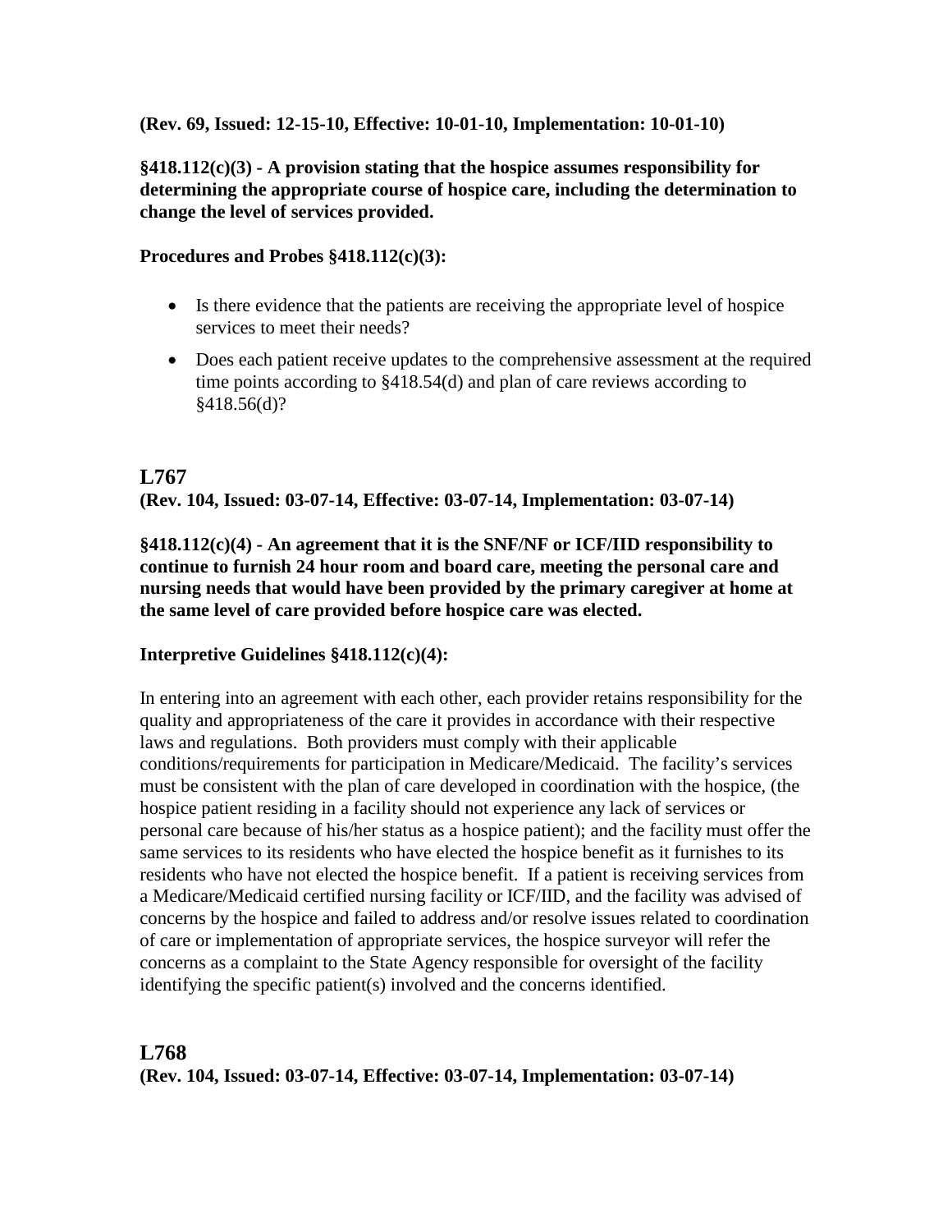**(Rev. 69, Issued: 12-15-10, Effective: 10-01-10, Implementation: 10-01-10)**

**§418.112(c)(3) - A provision stating that the hospice assumes responsibility for determining the appropriate course of hospice care, including the determination to change the level of services provided.**

**Procedures and Probes §418.112(c)(3):**

- Is there evidence that the patients are receiving the appropriate level of hospice services to meet their needs?
- Does each patient receive updates to the comprehensive assessment at the required time points according to §418.54(d) and plan of care reviews according to §418.56(d)?

## L767

**(Rev. 104, Issued: 03-07-14, Effective: 03-07-14, Implementation: 03-07-14)**

**§418.112(c)(4) - An agreement that it is the SNF/NF or ICF/IID responsibility to continue to furnish 24 hour room and board care, meeting the personal care and nursing needs that would have been provided by the primary caregiver at home at the same level of care provided before hospice care was elected.**

**Interpretive Guidelines §418.112(c)(4):**

In entering into an agreement with each other, each provider retains responsibility for the quality and appropriateness of the care it provides in accordance with their respective laws and regulations. Both providers must comply with their applicable conditions/requirements for participation in Medicare/Medicaid. The facility's services must be consistent with the plan of care developed in coordination with the hospice, (the hospice patient residing in a facility should not experience any lack of services or personal care because of his/her status as a hospice patient); and the facility must offer the same services to its residents who have elected the hospice benefit as it furnishes to its residents who have not elected the hospice benefit. If a patient is receiving services from a Medicare/Medicaid certified nursing facility or ICF/IID, and the facility was advised of concerns by the hospice and failed to address and/or resolve issues related to coordination of care or implementation of appropriate services, the hospice surveyor will refer the concerns as a complaint to the State Agency responsible for oversight of the facility identifying the specific patient(s) involved and the concerns identified.

## L768

**(Rev. 104, Issued: 03-07-14, Effective: 03-07-14, Implementation: 03-07-14)**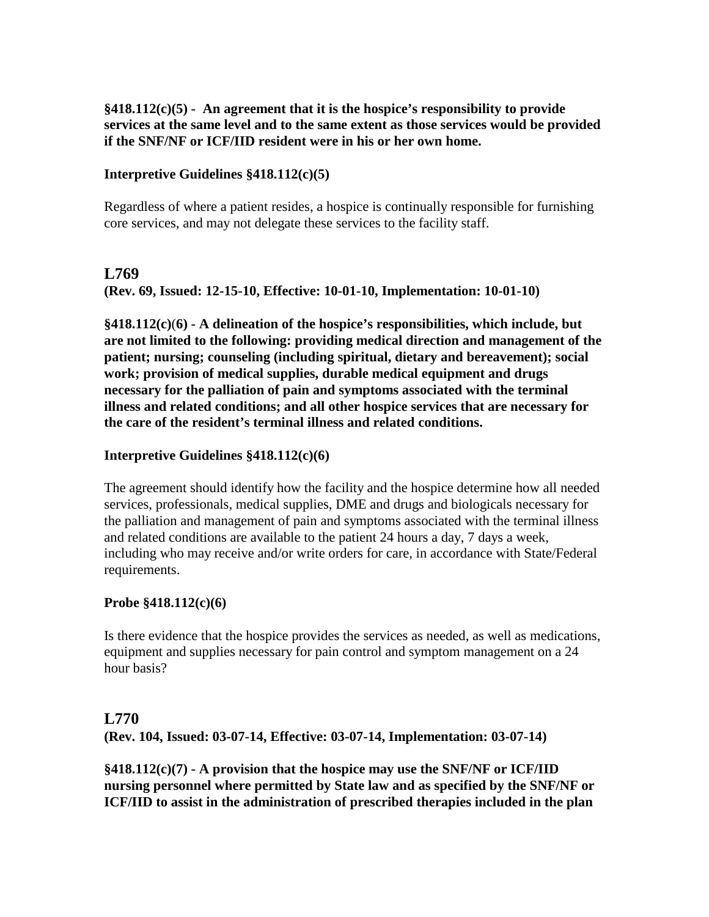**§418.112(c)(5) - An agreement that it is the hospice's responsibility to provide services at the same level and to the same extent as those services would be provided if the SNF/NF or ICF/IID resident were in his or her own home.**

**Interpretive Guidelines §418.112(c)(5)**

Regardless of where a patient resides, a hospice is continually responsible for furnishing core services, and may not delegate these services to the facility staff.

## L769

**(Rev. 69, Issued: 12-15-10, Effective: 10-01-10, Implementation: 10-01-10)**

**§418.112(c)(6) - A delineation of the hospice's responsibilities, which include, but are not limited to the following: providing medical direction and management of the patient; nursing; counseling (including spiritual, dietary and bereavement); social work; provision of medical supplies, durable medical equipment and drugs necessary for the palliation of pain and symptoms associated with the terminal illness and related conditions; and all other hospice services that are necessary for the care of the resident's terminal illness and related conditions.**

**Interpretive Guidelines §418.112(c)(6)**

The agreement should identify how the facility and the hospice determine how all needed services, professionals, medical supplies, DME and drugs and biologicals necessary for the palliation and management of pain and symptoms associated with the terminal illness and related conditions are available to the patient 24 hours a day, 7 days a week, including who may receive and/or write orders for care, in accordance with State/Federal requirements.

**Probe §418.112(c)(6)**

Is there evidence that the hospice provides the services as needed, as well as medications, equipment and supplies necessary for pain control and symptom management on a 24 hour basis?

## L770

**(Rev. 104, Issued: 03-07-14, Effective: 03-07-14, Implementation: 03-07-14)**

**§418.112(c)(7) - A provision that the hospice may use the SNF/NF or ICF/IID nursing personnel where permitted by State law and as specified by the SNF/NF or ICF/IID to assist in the administration of prescribed therapies included in the plan**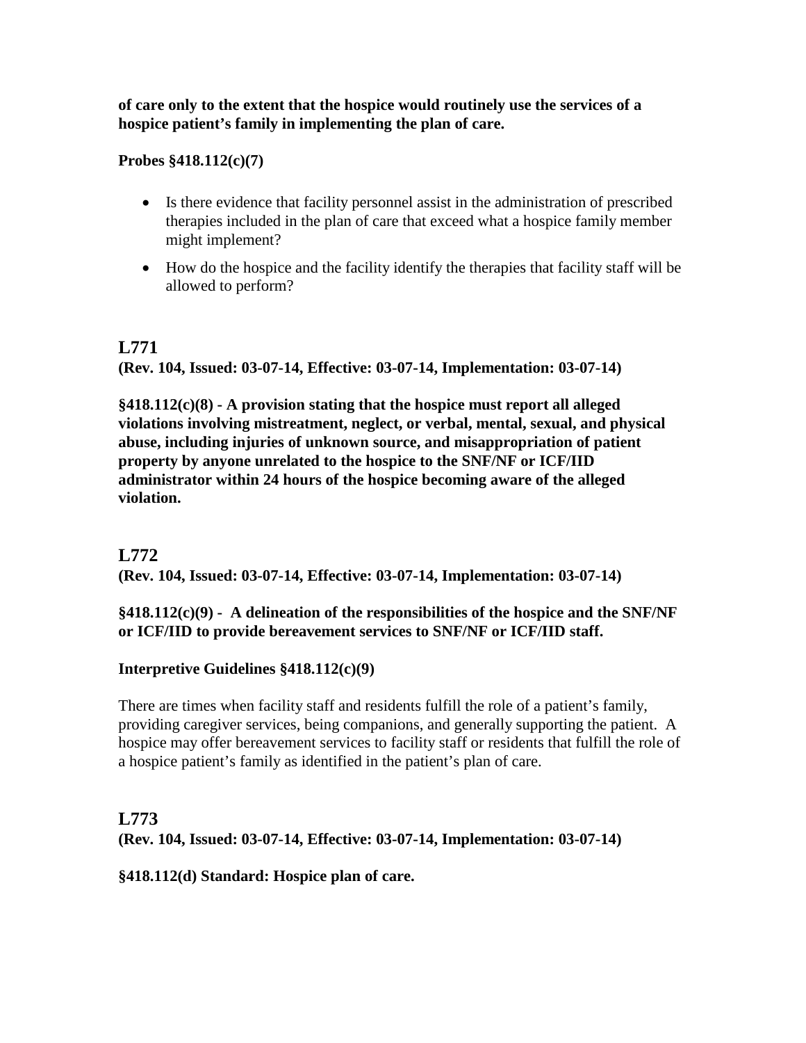**of care only to the extent that the hospice would routinely use the services of a hospice patient's family in implementing the plan of care.**

**Probes §418.112(c)(7)**

- Is there evidence that facility personnel assist in the administration of prescribed therapies included in the plan of care that exceed what a hospice family member might implement?
- How do the hospice and the facility identify the therapies that facility staff will be allowed to perform?

## L771

**(Rev. 104, Issued: 03-07-14, Effective: 03-07-14, Implementation: 03-07-14)**

**§418.112(c)(8) - A provision stating that the hospice must report all alleged violations involving mistreatment, neglect, or verbal, mental, sexual, and physical abuse, including injuries of unknown source, and misappropriation of patient property by anyone unrelated to the hospice to the SNF/NF or ICF/IID administrator within 24 hours of the hospice becoming aware of the alleged violation.**

## L772

**(Rev. 104, Issued: 03-07-14, Effective: 03-07-14, Implementation: 03-07-14)**

**§418.112(c)(9) - A delineation of the responsibilities of the hospice and the SNF/NF or ICF/IID to provide bereavement services to SNF/NF or ICF/IID staff.**

**Interpretive Guidelines §418.112(c)(9)**

There are times when facility staff and residents fulfill the role of a patient's family, providing caregiver services, being companions, and generally supporting the patient. A hospice may offer bereavement services to facility staff or residents that fulfill the role of a hospice patient's family as identified in the patient's plan of care.

## L773

**(Rev. 104, Issued: 03-07-14, Effective: 03-07-14, Implementation: 03-07-14)**

**§418.112(d) Standard: Hospice plan of care.**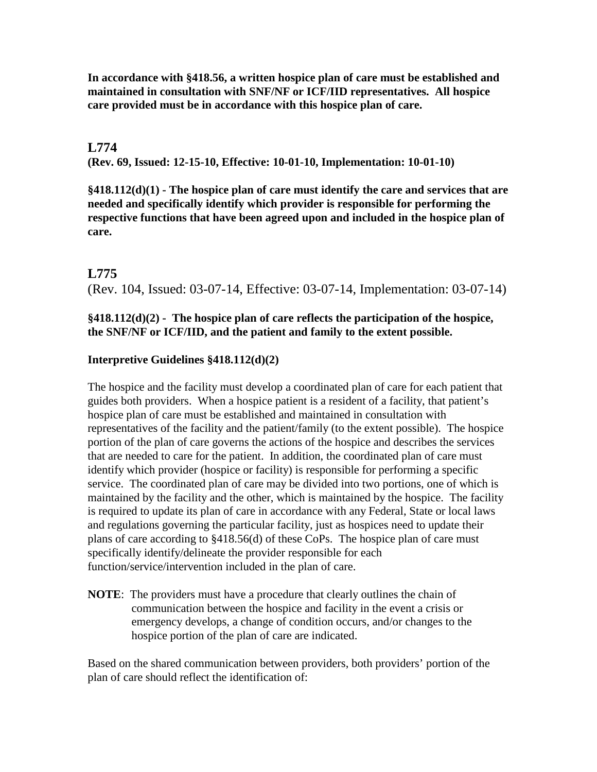**In accordance with §418.56, a written hospice plan of care must be established and maintained in consultation with SNF/NF or ICF/IID representatives. All hospice care provided must be in accordance with this hospice plan of care.**

## L774

**(Rev. 69, Issued: 12-15-10, Effective: 10-01-10, Implementation: 10-01-10)**

**§418.112(d)(1) - The hospice plan of care must identify the care and services that are needed and specifically identify which provider is responsible for performing the respective functions that have been agreed upon and included in the hospice plan of care.**

## L775

(Rev. 104, Issued: 03-07-14, Effective: 03-07-14, Implementation: 03-07-14)

**§418.112(d)(2) - The hospice plan of care reflects the participation of the hospice, the SNF/NF or ICF/IID, and the patient and family to the extent possible.**

**Interpretive Guidelines §418.112(d)(2)**

The hospice and the facility must develop a coordinated plan of care for each patient that guides both providers. When a hospice patient is a resident of a facility, that patient's hospice plan of care must be established and maintained in consultation with representatives of the facility and the patient/family (to the extent possible). The hospice portion of the plan of care governs the actions of the hospice and describes the services that are needed to care for the patient. In addition, the coordinated plan of care must identify which provider (hospice or facility) is responsible for performing a specific service. The coordinated plan of care may be divided into two portions, one of which is maintained by the facility and the other, which is maintained by the hospice. The facility is required to update its plan of care in accordance with any Federal, State or local laws and regulations governing the particular facility, just as hospices need to update their plans of care according to §418.56(d) of these CoPs. The hospice plan of care must specifically identify/delineate the provider responsible for each function/service/intervention included in the plan of care.

**NOTE**: The providers must have a procedure that clearly outlines the chain of communication between the hospice and facility in the event a crisis or emergency develops, a change of condition occurs, and/or changes to the hospice portion of the plan of care are indicated.

Based on the shared communication between providers, both providers' portion of the plan of care should reflect the identification of: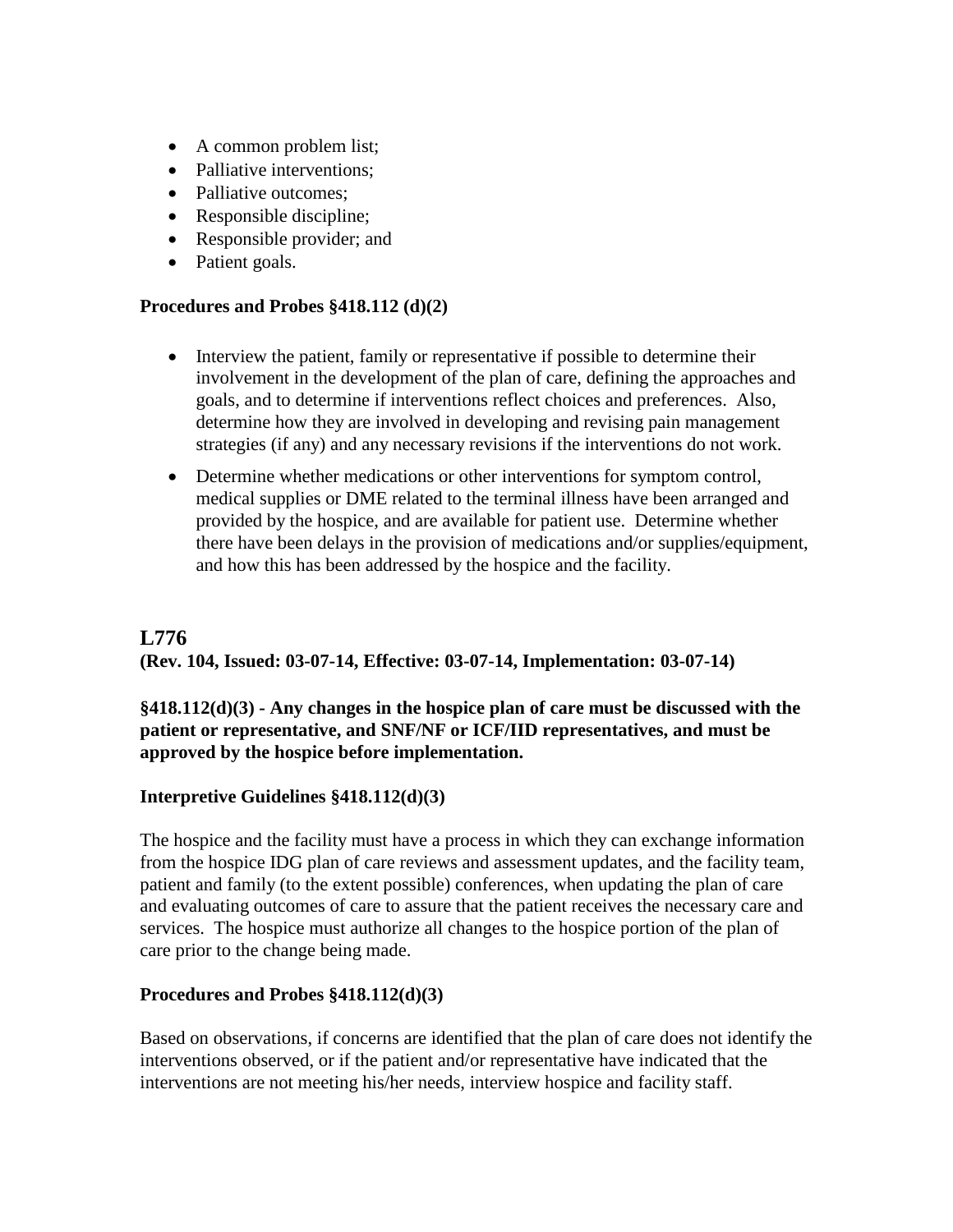- A common problem list;
- Palliative interventions;
- Palliative outcomes;
- Responsible discipline;
- Responsible provider; and
- Patient goals.

**Procedures and Probes §418.112 (d)(2)**

- Interview the patient, family or representative if possible to determine their involvement in the development of the plan of care, defining the approaches and goals, and to determine if interventions reflect choices and preferences. Also, determine how they are involved in developing and revising pain management strategies (if any) and any necessary revisions if the interventions do not work.
- Determine whether medications or other interventions for symptom control, medical supplies or DME related to the terminal illness have been arranged and provided by the hospice, and are available for patient use. Determine whether there have been delays in the provision of medications and/or supplies/equipment, and how this has been addressed by the hospice and the facility.

## L776

**(Rev. 104, Issued: 03-07-14, Effective: 03-07-14, Implementation: 03-07-14)**

**§418.112(d)(3) - Any changes in the hospice plan of care must be discussed with the patient or representative, and SNF/NF or ICF/IID representatives, and must be approved by the hospice before implementation.**

**Interpretive Guidelines §418.112(d)(3)**

The hospice and the facility must have a process in which they can exchange information from the hospice IDG plan of care reviews and assessment updates, and the facility team, patient and family (to the extent possible) conferences, when updating the plan of care and evaluating outcomes of care to assure that the patient receives the necessary care and services. The hospice must authorize all changes to the hospice portion of the plan of care prior to the change being made.

**Procedures and Probes §418.112(d)(3)**

Based on observations, if concerns are identified that the plan of care does not identify the interventions observed, or if the patient and/or representative have indicated that the interventions are not meeting his/her needs, interview hospice and facility staff.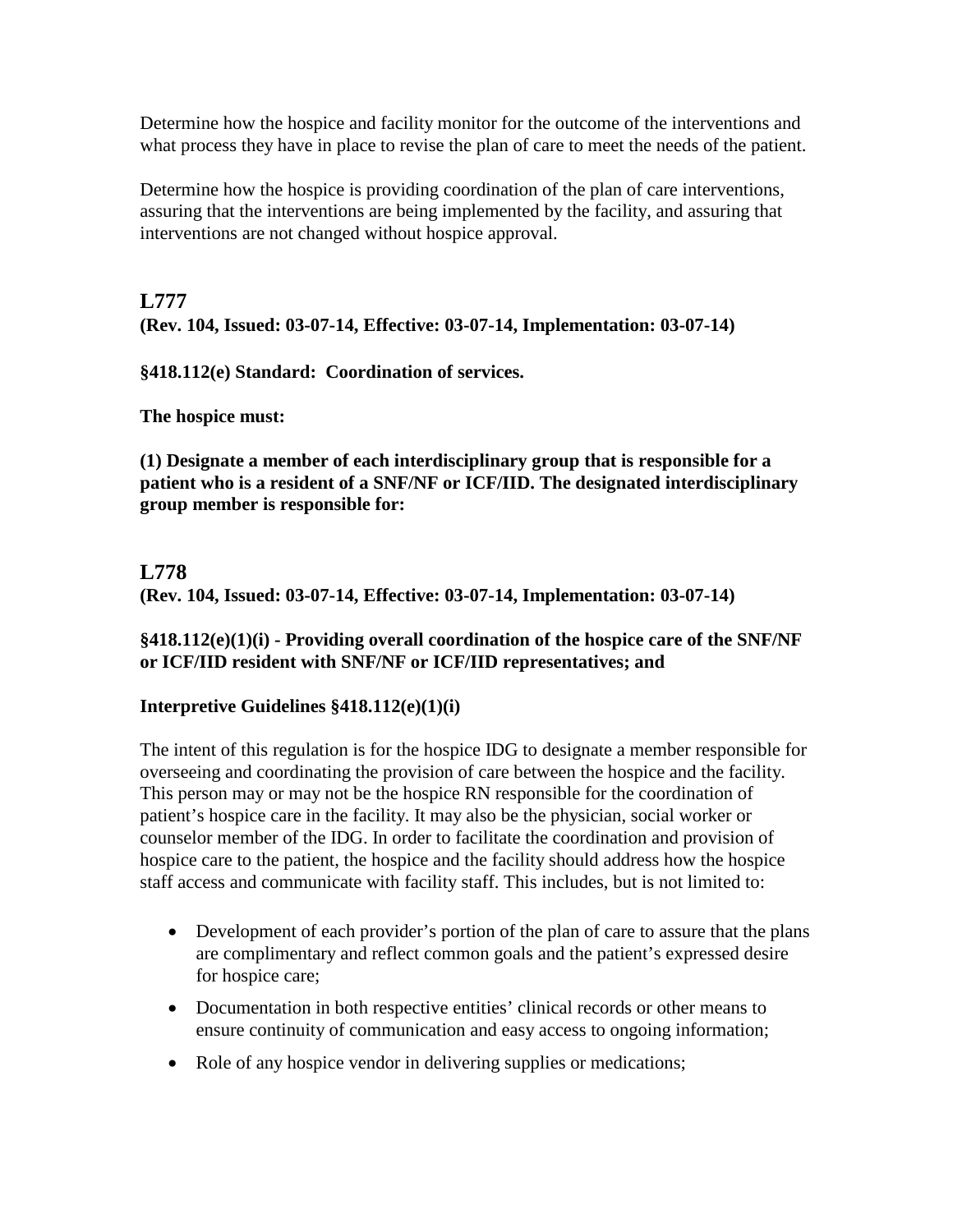Determine how the hospice and facility monitor for the outcome of the interventions and what process they have in place to revise the plan of care to meet the needs of the patient.

Determine how the hospice is providing coordination of the plan of care interventions, assuring that the interventions are being implemented by the facility, and assuring that interventions are not changed without hospice approval.

## L777

**(Rev. 104, Issued: 03-07-14, Effective: 03-07-14, Implementation: 03-07-14)**

**§418.112(e) Standard: Coordination of services.**

**The hospice must:**

**(1) Designate a member of each interdisciplinary group that is responsible for a patient who is a resident of a SNF/NF or ICF/IID. The designated interdisciplinary group member is responsible for:**

## L778

**(Rev. 104, Issued: 03-07-14, Effective: 03-07-14, Implementation: 03-07-14)**

**§418.112(e)(1)(i) - Providing overall coordination of the hospice care of the SNF/NF or ICF/IID resident with SNF/NF or ICF/IID representatives; and**

**Interpretive Guidelines §418.112(e)(1)(i)**

The intent of this regulation is for the hospice IDG to designate a member responsible for overseeing and coordinating the provision of care between the hospice and the facility. This person may or may not be the hospice RN responsible for the coordination of patient's hospice care in the facility. It may also be the physician, social worker or counselor member of the IDG. In order to facilitate the coordination and provision of hospice care to the patient, the hospice and the facility should address how the hospice staff access and communicate with facility staff. This includes, but is not limited to:

- Development of each provider's portion of the plan of care to assure that the plans are complimentary and reflect common goals and the patient's expressed desire for hospice care;
- Documentation in both respective entities' clinical records or other means to ensure continuity of communication and easy access to ongoing information;
- Role of any hospice vendor in delivering supplies or medications;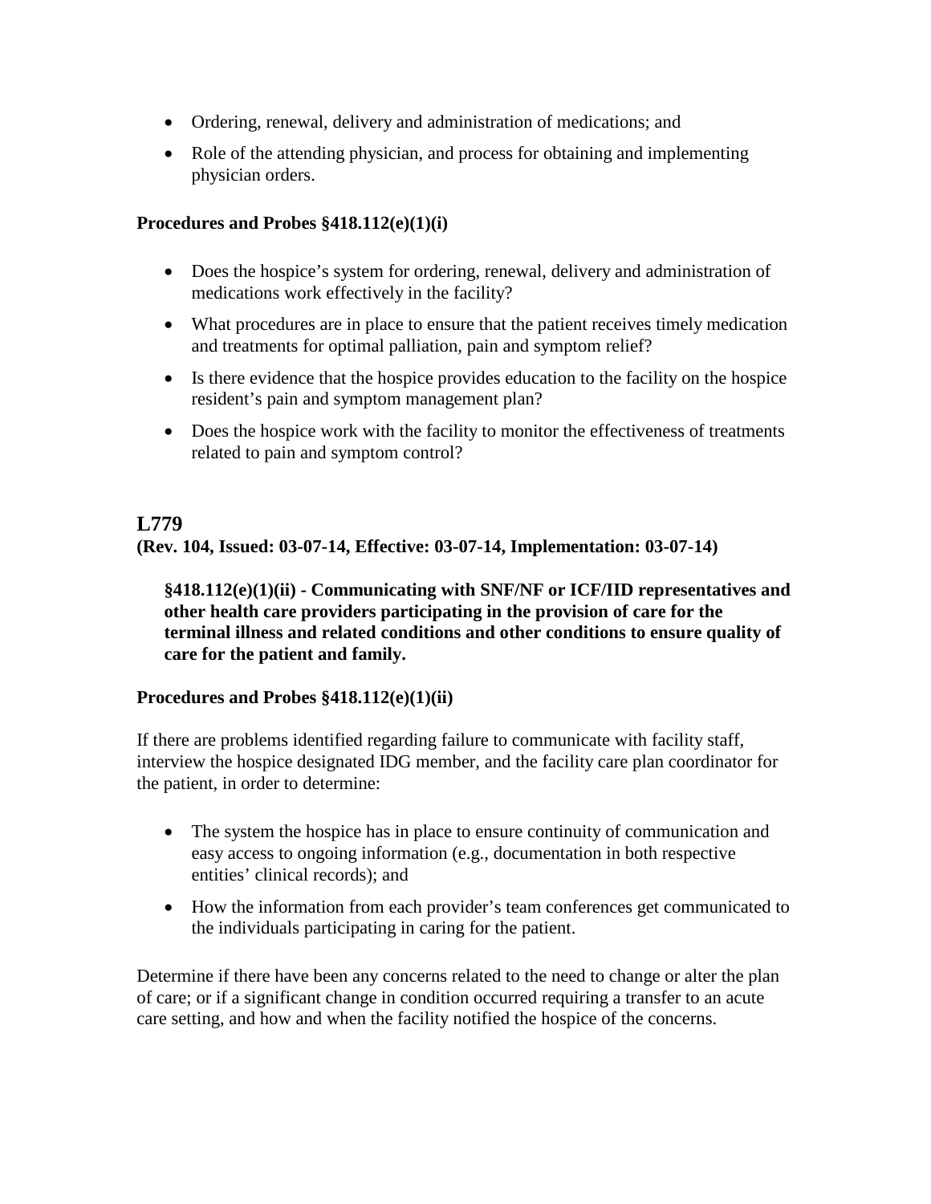- Ordering, renewal, delivery and administration of medications; and
- Role of the attending physician, and process for obtaining and implementing physician orders.

**Procedures and Probes §418.112(e)(1)(i)**

- Does the hospice's system for ordering, renewal, delivery and administration of medications work effectively in the facility?
- What procedures are in place to ensure that the patient receives timely medication and treatments for optimal palliation, pain and symptom relief?
- Is there evidence that the hospice provides education to the facility on the hospice resident's pain and symptom management plan?
- Does the hospice work with the facility to monitor the effectiveness of treatments related to pain and symptom control?

## L779

**(Rev. 104, Issued: 03-07-14, Effective: 03-07-14, Implementation: 03-07-14)**

**§418.112(e)(1)(ii) - Communicating with SNF/NF or ICF/IID representatives and other health care providers participating in the provision of care for the terminal illness and related conditions and other conditions to ensure quality of care for the patient and family.**

**Procedures and Probes §418.112(e)(1)(ii)**

If there are problems identified regarding failure to communicate with facility staff, interview the hospice designated IDG member, and the facility care plan coordinator for the patient, in order to determine:

- The system the hospice has in place to ensure continuity of communication and easy access to ongoing information (e.g., documentation in both respective entities' clinical records); and
- How the information from each provider's team conferences get communicated to the individuals participating in caring for the patient.

Determine if there have been any concerns related to the need to change or alter the plan of care; or if a significant change in condition occurred requiring a transfer to an acute care setting, and how and when the facility notified the hospice of the concerns.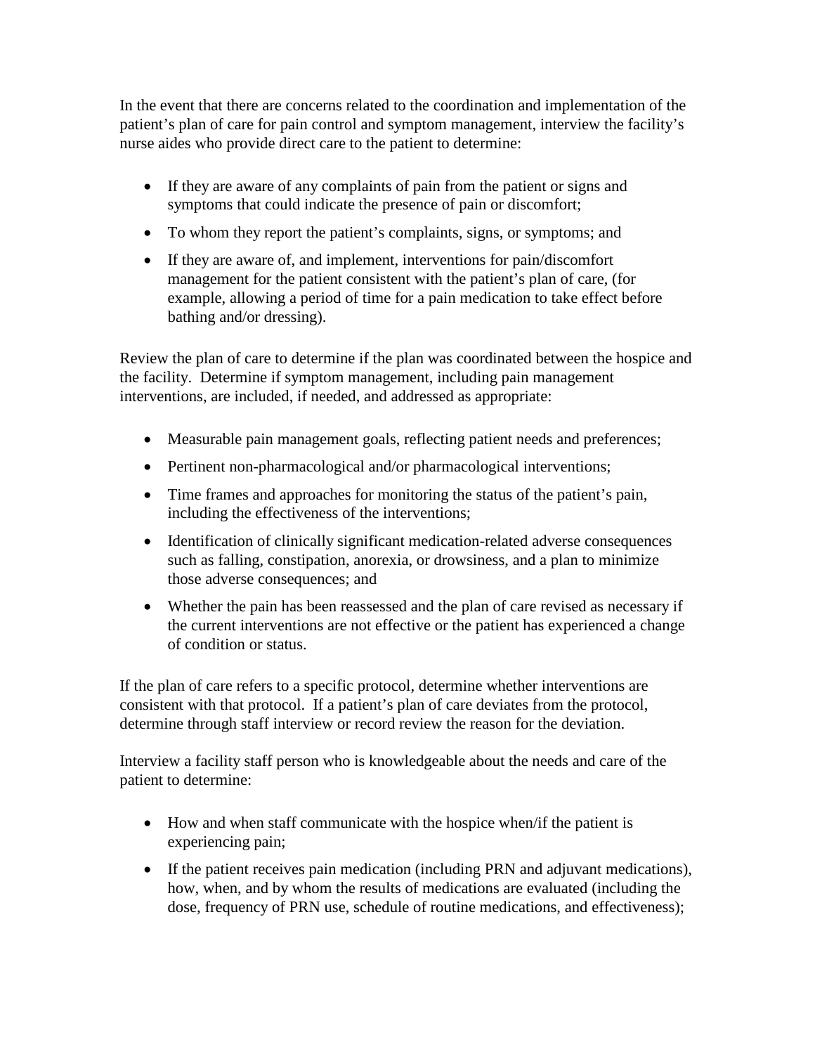In the event that there are concerns related to the coordination and implementation of the patient's plan of care for pain control and symptom management, interview the facility's nurse aides who provide direct care to the patient to determine:

- If they are aware of any complaints of pain from the patient or signs and symptoms that could indicate the presence of pain or discomfort;
- To whom they report the patient's complaints, signs, or symptoms; and
- If they are aware of, and implement, interventions for pain/discomfort management for the patient consistent with the patient's plan of care, (for example, allowing a period of time for a pain medication to take effect before bathing and/or dressing).

Review the plan of care to determine if the plan was coordinated between the hospice and the facility. Determine if symptom management, including pain management interventions, are included, if needed, and addressed as appropriate:

- Measurable pain management goals, reflecting patient needs and preferences;
- Pertinent non-pharmacological and/or pharmacological interventions;
- Time frames and approaches for monitoring the status of the patient's pain, including the effectiveness of the interventions;
- Identification of clinically significant medication-related adverse consequences such as falling, constipation, anorexia, or drowsiness, and a plan to minimize those adverse consequences; and
- Whether the pain has been reassessed and the plan of care revised as necessary if the current interventions are not effective or the patient has experienced a change of condition or status.

If the plan of care refers to a specific protocol, determine whether interventions are consistent with that protocol. If a patient's plan of care deviates from the protocol, determine through staff interview or record review the reason for the deviation.

Interview a facility staff person who is knowledgeable about the needs and care of the patient to determine:

- How and when staff communicate with the hospice when/if the patient is experiencing pain;
- If the patient receives pain medication (including PRN and adjuvant medications), how, when, and by whom the results of medications are evaluated (including the dose, frequency of PRN use, schedule of routine medications, and effectiveness);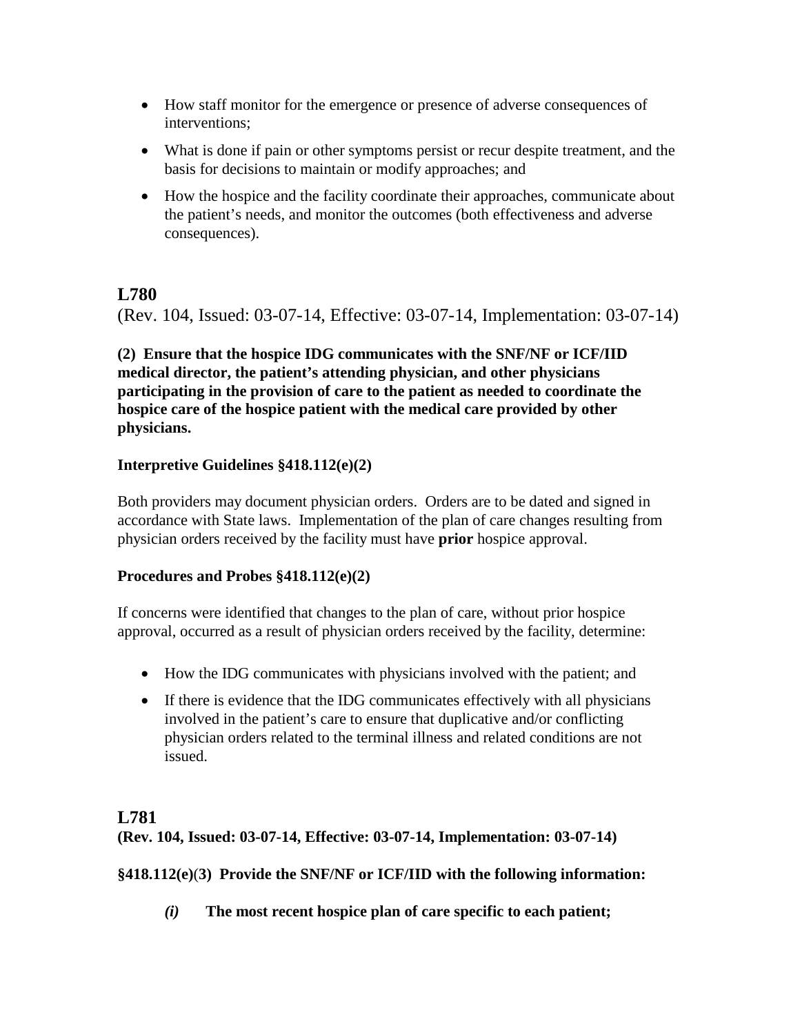- How staff monitor for the emergence or presence of adverse consequences of interventions;
- What is done if pain or other symptoms persist or recur despite treatment, and the basis for decisions to maintain or modify approaches; and
- How the hospice and the facility coordinate their approaches, communicate about the patient's needs, and monitor the outcomes (both effectiveness and adverse consequences).

## L780

(Rev. 104, Issued: 03-07-14, Effective: 03-07-14, Implementation: 03-07-14)

**(2) Ensure that the hospice IDG communicates with the SNF/NF or ICF/IID medical director, the patient's attending physician, and other physicians participating in the provision of care to the patient as needed to coordinate the hospice care of the hospice patient with the medical care provided by other physicians.**

**Interpretive Guidelines §418.112(e)(2)**

Both providers may document physician orders. Orders are to be dated and signed in accordance with State laws. Implementation of the plan of care changes resulting from physician orders received by the facility must have **prior** hospice approval.

**Procedures and Probes §418.112(e)(2)**

If concerns were identified that changes to the plan of care, without prior hospice approval, occurred as a result of physician orders received by the facility, determine:

- How the IDG communicates with physicians involved with the patient; and
- If there is evidence that the IDG communicates effectively with all physicians involved in the patient's care to ensure that duplicative and/or conflicting physician orders related to the terminal illness and related conditions are not issued.

## L781

**(Rev. 104, Issued: 03-07-14, Effective: 03-07-14, Implementation: 03-07-14)**

**§418.112(e)(3) Provide the SNF/NF or ICF/IID with the following information:**

***(i)*** **The most recent hospice plan of care specific to each patient;**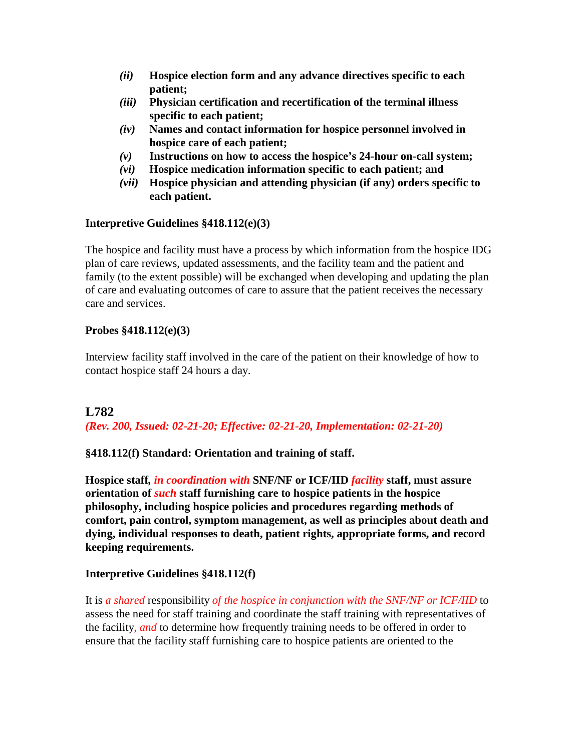*(ii)* **Hospice election form and any advance directives specific to each patient;**

*(iii)* **Physician certification and recertification of the terminal illness specific to each patient;**

*(iv)* **Names and contact information for hospice personnel involved in hospice care of each patient;**

*(v)* **Instructions on how to access the hospice's 24-hour on-call system;**

*(vi)* **Hospice medication information specific to each patient; and**

*(vii)* **Hospice physician and attending physician (if any) orders specific to each patient.**

**Interpretive Guidelines §418.112(e)(3)**

The hospice and facility must have a process by which information from the hospice IDG plan of care reviews, updated assessments, and the facility team and the patient and family (to the extent possible) will be exchanged when developing and updating the plan of care and evaluating outcomes of care to assure that the patient receives the necessary care and services.

**Probes §418.112(e)(3)**

Interview facility staff involved in the care of the patient on their knowledge of how to contact hospice staff 24 hours a day.

## L782

***(Rev. 200, Issued: 02-21-20; Effective: 02-21-20, Implementation: 02-21-20)***

**§418.112(f) Standard: Orientation and training of staff.**

**Hospice staff, *in coordination with* SNF/NF or ICF/IID *facility* staff, must assure orientation of *such* staff furnishing care to hospice patients in the hospice philosophy, including hospice policies and procedures regarding methods of comfort, pain control, symptom management, as well as principles about death and dying, individual responses to death, patient rights, appropriate forms, and record keeping requirements.**

**Interpretive Guidelines §418.112(f)**

It is *a shared* responsibility *of the hospice in conjunction with the SNF/NF or ICF/IID* to assess the need for staff training and coordinate the staff training with representatives of the facility*, and* to determine how frequently training needs to be offered in order to ensure that the facility staff furnishing care to hospice patients are oriented to the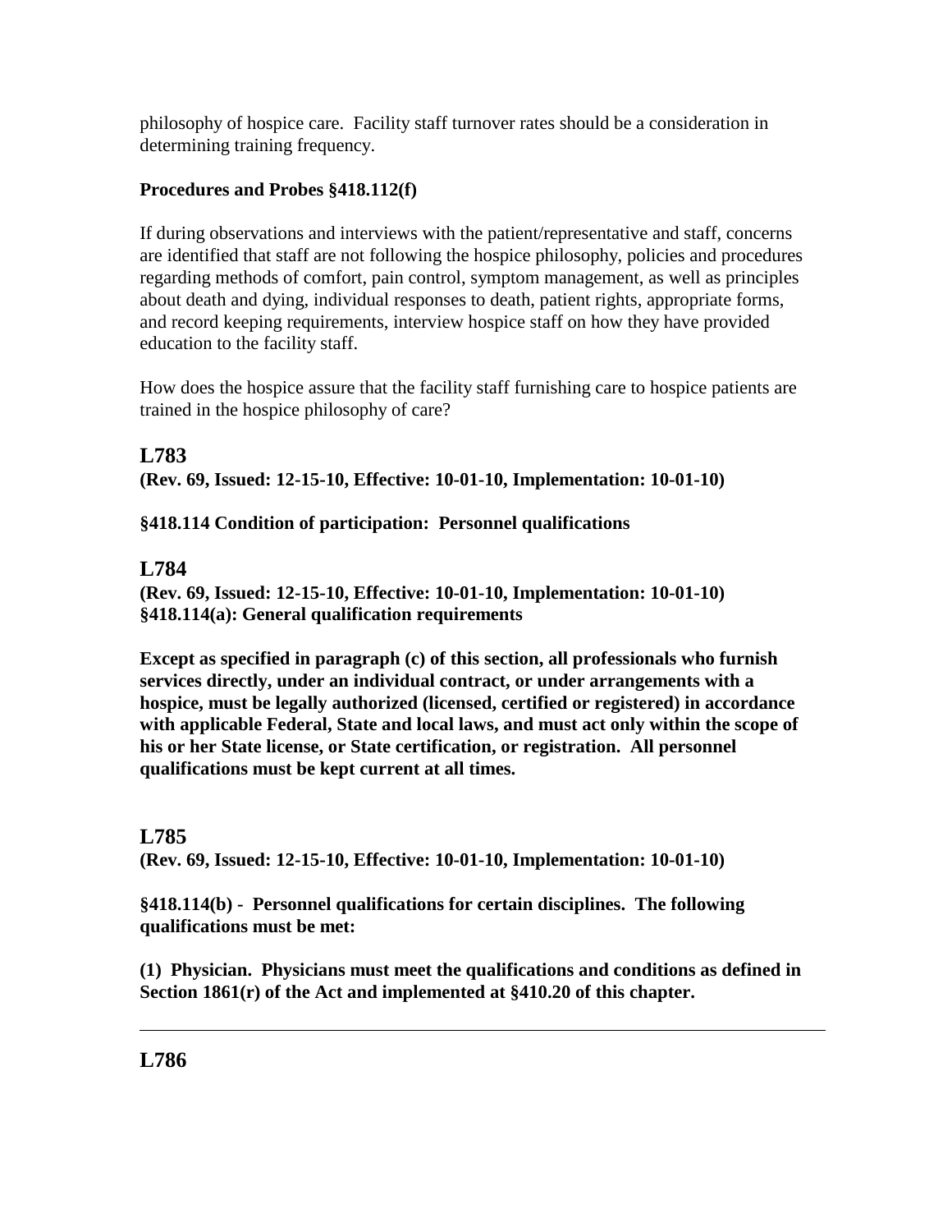philosophy of hospice care. Facility staff turnover rates should be a consideration in determining training frequency.

**Procedures and Probes §418.112(f)**

If during observations and interviews with the patient/representative and staff, concerns are identified that staff are not following the hospice philosophy, policies and procedures regarding methods of comfort, pain control, symptom management, as well as principles about death and dying, individual responses to death, patient rights, appropriate forms, and record keeping requirements, interview hospice staff on how they have provided education to the facility staff.

How does the hospice assure that the facility staff furnishing care to hospice patients are trained in the hospice philosophy of care?

## L783

**(Rev. 69, Issued: 12-15-10, Effective: 10-01-10, Implementation: 10-01-10)**

**§418.114 Condition of participation: Personnel qualifications**

## L784

**(Rev. 69, Issued: 12-15-10, Effective: 10-01-10, Implementation: 10-01-10)**
**§418.114(a): General qualification requirements**

**Except as specified in paragraph (c) of this section, all professionals who furnish services directly, under an individual contract, or under arrangements with a hospice, must be legally authorized (licensed, certified or registered) in accordance with applicable Federal, State and local laws, and must act only within the scope of his or her State license, or State certification, or registration. All personnel qualifications must be kept current at all times.**

## L785

**(Rev. 69, Issued: 12-15-10, Effective: 10-01-10, Implementation: 10-01-10)**

**§418.114(b) - Personnel qualifications for certain disciplines. The following qualifications must be met:**

**(1) Physician. Physicians must meet the qualifications and conditions as defined in Section 1861(r) of the Act and implemented at §410.20 of this chapter.**

---

## L786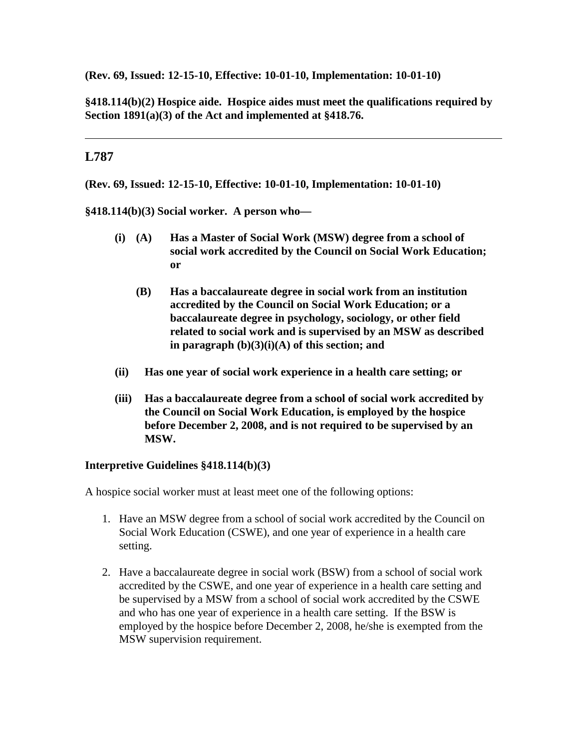**(Rev. 69, Issued: 12-15-10, Effective: 10-01-10, Implementation: 10-01-10)**

**§418.114(b)(2) Hospice aide. Hospice aides must meet the qualifications required by Section 1891(a)(3) of the Act and implemented at §418.76.**

---

## L787

**(Rev. 69, Issued: 12-15-10, Effective: 10-01-10, Implementation: 10-01-10)**

**§418.114(b)(3) Social worker. A person who—**

**(i) (A) Has a Master of Social Work (MSW) degree from a school of social work accredited by the Council on Social Work Education; or**

**(B) Has a baccalaureate degree in social work from an institution accredited by the Council on Social Work Education; or a baccalaureate degree in psychology, sociology, or other field related to social work and is supervised by an MSW as described in paragraph (b)(3)(i)(A) of this section; and**

**(ii) Has one year of social work experience in a health care setting; or**

**(iii) Has a baccalaureate degree from a school of social work accredited by the Council on Social Work Education, is employed by the hospice before December 2, 2008, and is not required to be supervised by an MSW.**

**Interpretive Guidelines §418.114(b)(3)**

A hospice social worker must at least meet one of the following options:

1. Have an MSW degree from a school of social work accredited by the Council on Social Work Education (CSWE), and one year of experience in a health care setting.
2. Have a baccalaureate degree in social work (BSW) from a school of social work accredited by the CSWE, and one year of experience in a health care setting and be supervised by a MSW from a school of social work accredited by the CSWE and who has one year of experience in a health care setting. If the BSW is employed by the hospice before December 2, 2008, he/she is exempted from the MSW supervision requirement.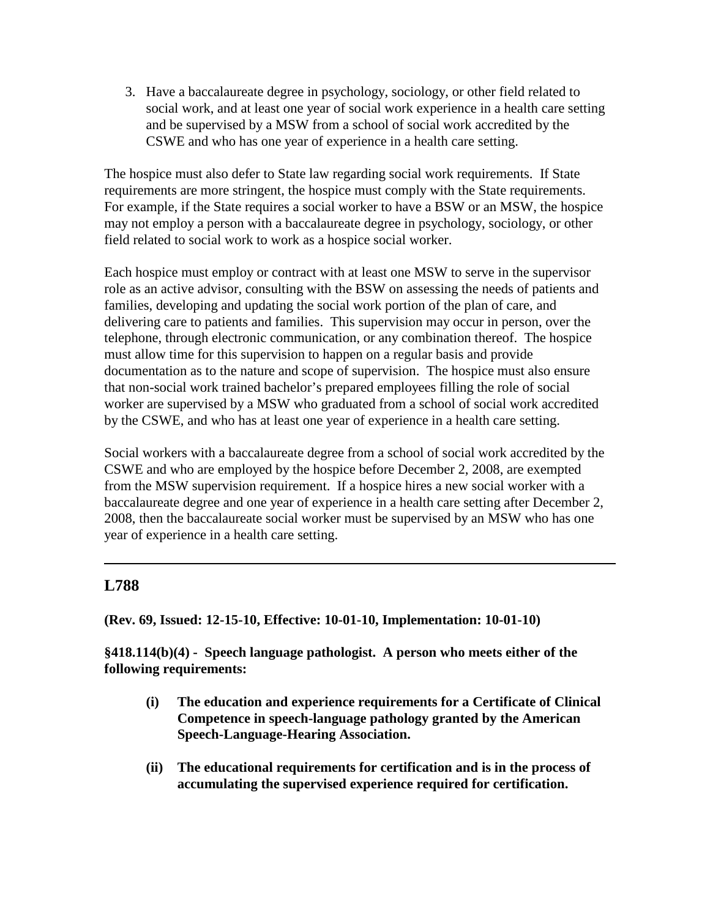3. Have a baccalaureate degree in psychology, sociology, or other field related to social work, and at least one year of social work experience in a health care setting and be supervised by a MSW from a school of social work accredited by the CSWE and who has one year of experience in a health care setting.

The hospice must also defer to State law regarding social work requirements. If State requirements are more stringent, the hospice must comply with the State requirements. For example, if the State requires a social worker to have a BSW or an MSW, the hospice may not employ a person with a baccalaureate degree in psychology, sociology, or other field related to social work to work as a hospice social worker.

Each hospice must employ or contract with at least one MSW to serve in the supervisor role as an active advisor, consulting with the BSW on assessing the needs of patients and families, developing and updating the social work portion of the plan of care, and delivering care to patients and families. This supervision may occur in person, over the telephone, through electronic communication, or any combination thereof. The hospice must allow time for this supervision to happen on a regular basis and provide documentation as to the nature and scope of supervision. The hospice must also ensure that non-social work trained bachelor's prepared employees filling the role of social worker are supervised by a MSW who graduated from a school of social work accredited by the CSWE, and who has at least one year of experience in a health care setting.

Social workers with a baccalaureate degree from a school of social work accredited by the CSWE and who are employed by the hospice before December 2, 2008, are exempted from the MSW supervision requirement. If a hospice hires a new social worker with a baccalaureate degree and one year of experience in a health care setting after December 2, 2008, then the baccalaureate social worker must be supervised by an MSW who has one year of experience in a health care setting.

---

## L788

**(Rev. 69, Issued: 12-15-10, Effective: 10-01-10, Implementation: 10-01-10)**

**§418.114(b)(4) - Speech language pathologist. A person who meets either of the following requirements:**

- **(i) The education and experience requirements for a Certificate of Clinical Competence in speech-language pathology granted by the American Speech-Language-Hearing Association.**
- **(ii) The educational requirements for certification and is in the process of accumulating the supervised experience required for certification.**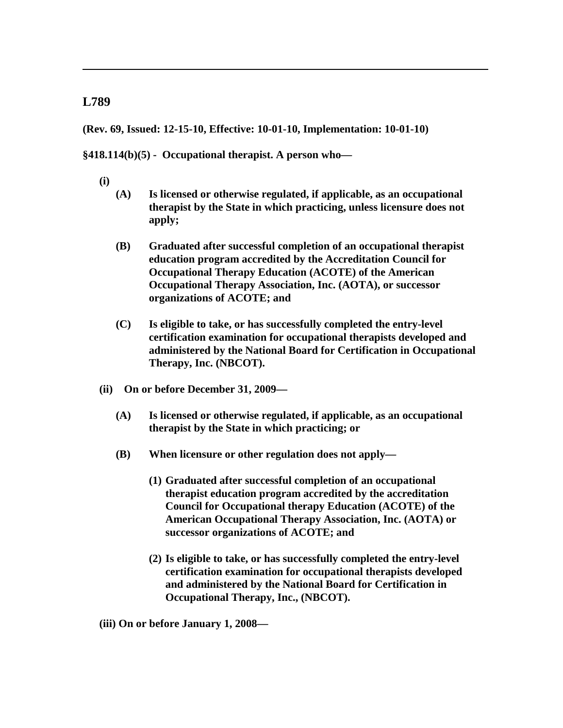## L789

**(Rev. 69, Issued: 12-15-10, Effective: 10-01-10, Implementation: 10-01-10)**

**§418.114(b)(5) - Occupational therapist. A person who—**

**(i)**

**(A) Is licensed or otherwise regulated, if applicable, as an occupational therapist by the State in which practicing, unless licensure does not apply;**

**(B) Graduated after successful completion of an occupational therapist education program accredited by the Accreditation Council for Occupational Therapy Education (ACOTE) of the American Occupational Therapy Association, Inc. (AOTA), or successor organizations of ACOTE; and**

**(C) Is eligible to take, or has successfully completed the entry-level certification examination for occupational therapists developed and administered by the National Board for Certification in Occupational Therapy, Inc. (NBCOT).**

**(ii) On or before December 31, 2009—**

**(A) Is licensed or otherwise regulated, if applicable, as an occupational therapist by the State in which practicing; or**

**(B) When licensure or other regulation does not apply—**

**(1) Graduated after successful completion of an occupational therapist education program accredited by the accreditation Council for Occupational therapy Education (ACOTE) of the American Occupational Therapy Association, Inc. (AOTA) or successor organizations of ACOTE; and**

**(2) Is eligible to take, or has successfully completed the entry-level certification examination for occupational therapists developed and administered by the National Board for Certification in Occupational Therapy, Inc., (NBCOT).**

**(iii) On or before January 1, 2008—**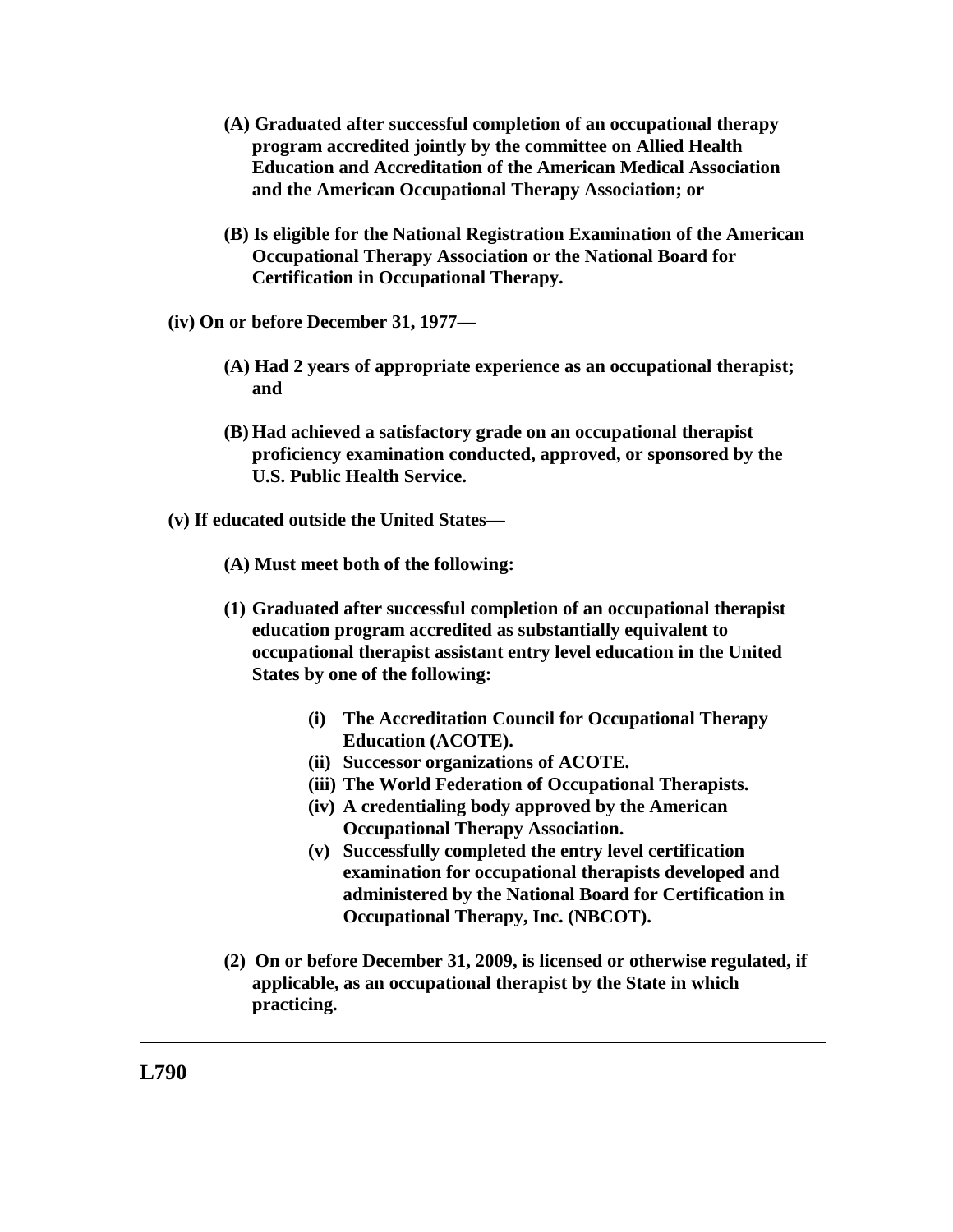**(A) Graduated after successful completion of an occupational therapy program accredited jointly by the committee on Allied Health Education and Accreditation of the American Medical Association and the American Occupational Therapy Association; or**

**(B) Is eligible for the National Registration Examination of the American Occupational Therapy Association or the National Board for Certification in Occupational Therapy.**

**(iv) On or before December 31, 1977—**

**(A) Had 2 years of appropriate experience as an occupational therapist; and**

**(B) Had achieved a satisfactory grade on an occupational therapist proficiency examination conducted, approved, or sponsored by the U.S. Public Health Service.**

**(v) If educated outside the United States—**

**(A) Must meet both of the following:**

**(1) Graduated after successful completion of an occupational therapist education program accredited as substantially equivalent to occupational therapist assistant entry level education in the United States by one of the following:**

- **(i) The Accreditation Council for Occupational Therapy Education (ACOTE).**
- **(ii) Successor organizations of ACOTE.**
- **(iii) The World Federation of Occupational Therapists.**
- **(iv) A credentialing body approved by the American Occupational Therapy Association.**
- **(v) Successfully completed the entry level certification examination for occupational therapists developed and administered by the National Board for Certification in Occupational Therapy, Inc. (NBCOT).**

**(2) On or before December 31, 2009, is licensed or otherwise regulated, if applicable, as an occupational therapist by the State in which practicing.**

---

**L790**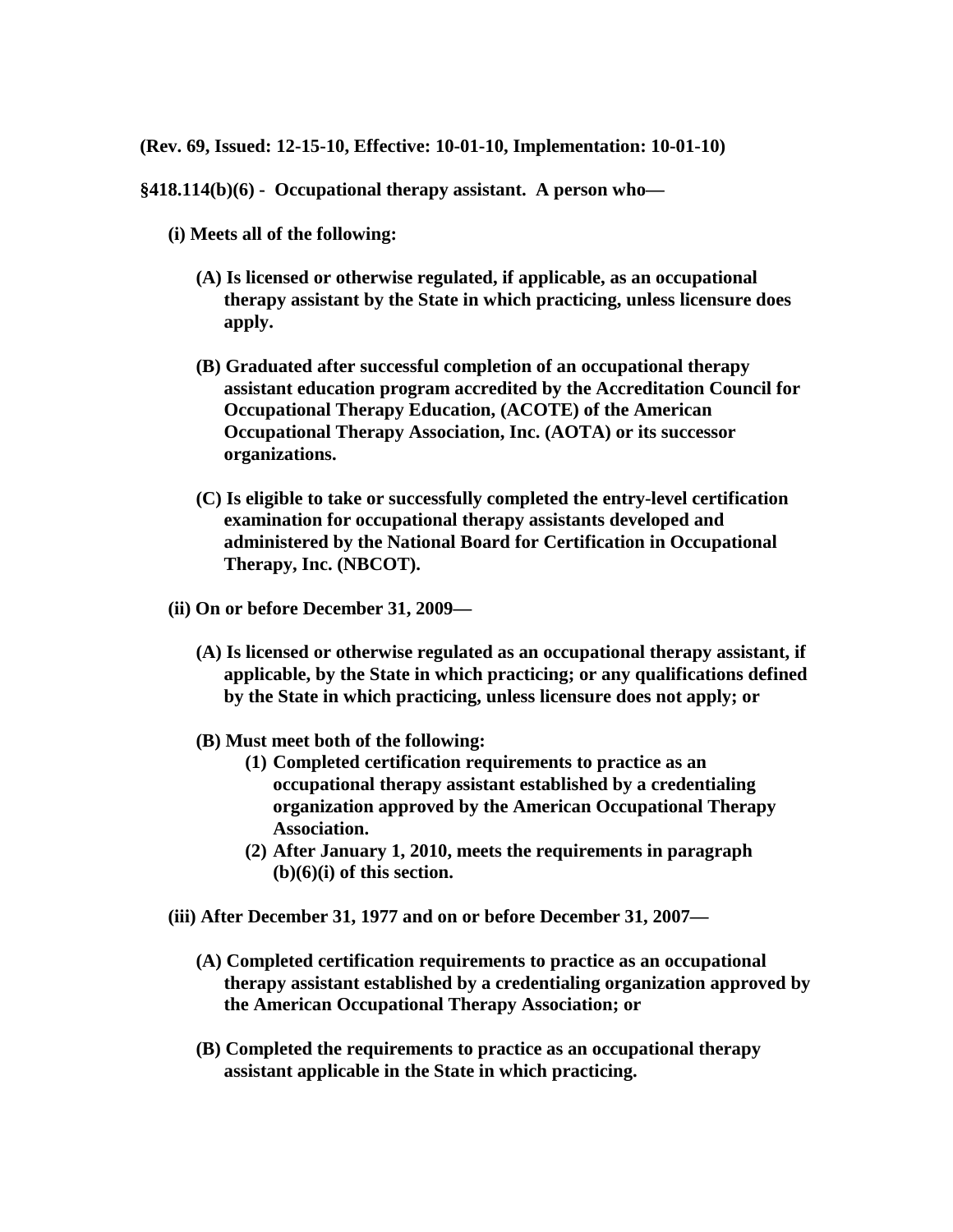**(Rev. 69, Issued: 12-15-10, Effective: 10-01-10, Implementation: 10-01-10)**

**§418.114(b)(6) - Occupational therapy assistant. A person who—**

**(i) Meets all of the following:**

**(A) Is licensed or otherwise regulated, if applicable, as an occupational therapy assistant by the State in which practicing, unless licensure does apply.**

**(B) Graduated after successful completion of an occupational therapy assistant education program accredited by the Accreditation Council for Occupational Therapy Education, (ACOTE) of the American Occupational Therapy Association, Inc. (AOTA) or its successor organizations.**

**(C) Is eligible to take or successfully completed the entry-level certification examination for occupational therapy assistants developed and administered by the National Board for Certification in Occupational Therapy, Inc. (NBCOT).**

**(ii) On or before December 31, 2009—**

**(A) Is licensed or otherwise regulated as an occupational therapy assistant, if applicable, by the State in which practicing; or any qualifications defined by the State in which practicing, unless licensure does not apply; or**

**(B) Must meet both of the following:**

**(1) Completed certification requirements to practice as an occupational therapy assistant established by a credentialing organization approved by the American Occupational Therapy Association.**

**(2) After January 1, 2010, meets the requirements in paragraph (b)(6)(i) of this section.**

**(iii) After December 31, 1977 and on or before December 31, 2007—**

**(A) Completed certification requirements to practice as an occupational therapy assistant established by a credentialing organization approved by the American Occupational Therapy Association; or**

**(B) Completed the requirements to practice as an occupational therapy assistant applicable in the State in which practicing.**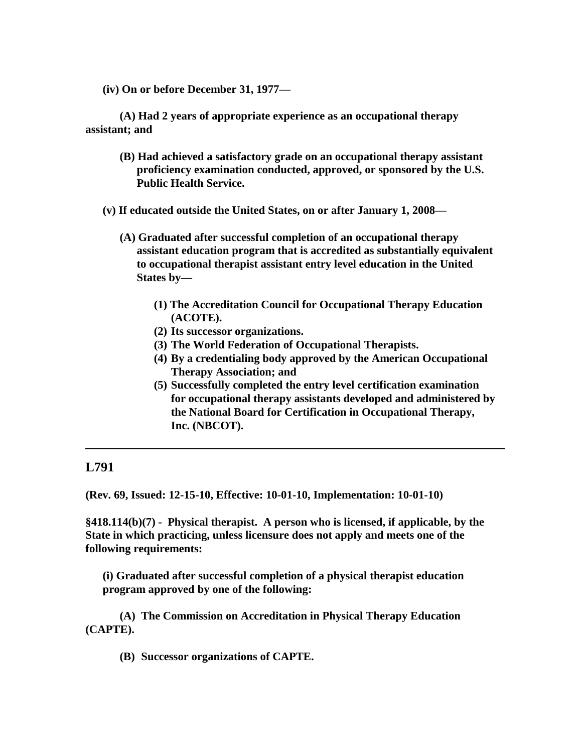**(iv) On or before December 31, 1977—**

**(A) Had 2 years of appropriate experience as an occupational therapy assistant; and**

**(B) Had achieved a satisfactory grade on an occupational therapy assistant proficiency examination conducted, approved, or sponsored by the U.S. Public Health Service.**

**(v) If educated outside the United States, on or after January 1, 2008—**

**(A) Graduated after successful completion of an occupational therapy assistant education program that is accredited as substantially equivalent to occupational therapist assistant entry level education in the United States by—**

**(1) The Accreditation Council for Occupational Therapy Education (ACOTE).**
**(2) Its successor organizations.**
**(3) The World Federation of Occupational Therapists.**
**(4) By a credentialing body approved by the American Occupational Therapy Association; and**
**(5) Successfully completed the entry level certification examination for occupational therapy assistants developed and administered by the National Board for Certification in Occupational Therapy, Inc. (NBCOT).**

---

## L791

**(Rev. 69, Issued: 12-15-10, Effective: 10-01-10, Implementation: 10-01-10)**

**§418.114(b)(7) - Physical therapist. A person who is licensed, if applicable, by the State in which practicing, unless licensure does not apply and meets one of the following requirements:**

**(i) Graduated after successful completion of a physical therapist education program approved by one of the following:**

**(A) The Commission on Accreditation in Physical Therapy Education (CAPTE).**

**(B) Successor organizations of CAPTE.**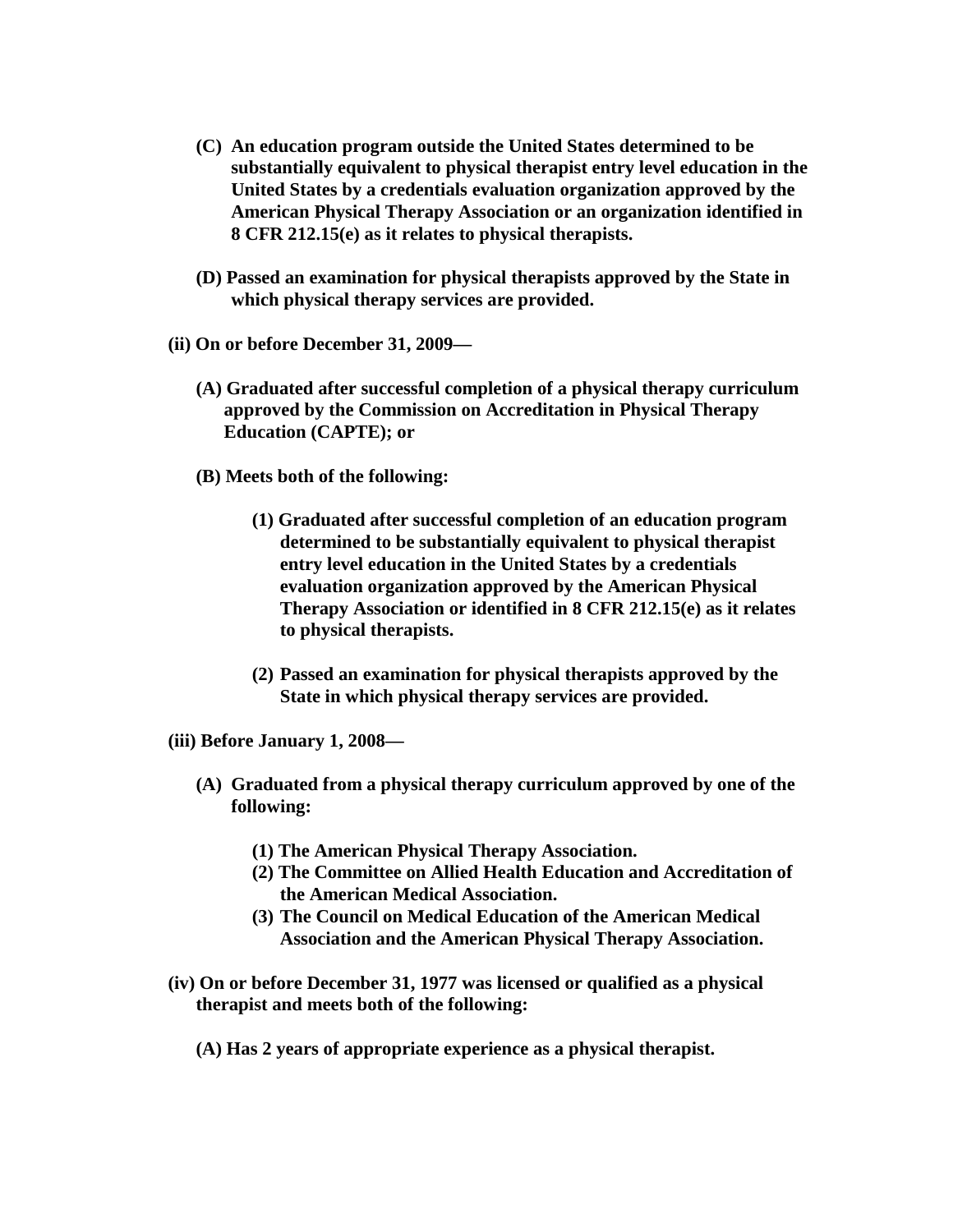**(C) An education program outside the United States determined to be substantially equivalent to physical therapist entry level education in the United States by a credentials evaluation organization approved by the American Physical Therapy Association or an organization identified in 8 CFR 212.15(e) as it relates to physical therapists.**

**(D) Passed an examination for physical therapists approved by the State in which physical therapy services are provided.**

**(ii) On or before December 31, 2009—**

**(A) Graduated after successful completion of a physical therapy curriculum approved by the Commission on Accreditation in Physical Therapy Education (CAPTE); or**

**(B) Meets both of the following:**

**(1) Graduated after successful completion of an education program determined to be substantially equivalent to physical therapist entry level education in the United States by a credentials evaluation organization approved by the American Physical Therapy Association or identified in 8 CFR 212.15(e) as it relates to physical therapists.**

**(2) Passed an examination for physical therapists approved by the State in which physical therapy services are provided.**

**(iii) Before January 1, 2008—**

**(A) Graduated from a physical therapy curriculum approved by one of the following:**

**(1) The American Physical Therapy Association.**
**(2) The Committee on Allied Health Education and Accreditation of the American Medical Association.**
**(3) The Council on Medical Education of the American Medical Association and the American Physical Therapy Association.**

**(iv) On or before December 31, 1977 was licensed or qualified as a physical therapist and meets both of the following:**

**(A) Has 2 years of appropriate experience as a physical therapist.**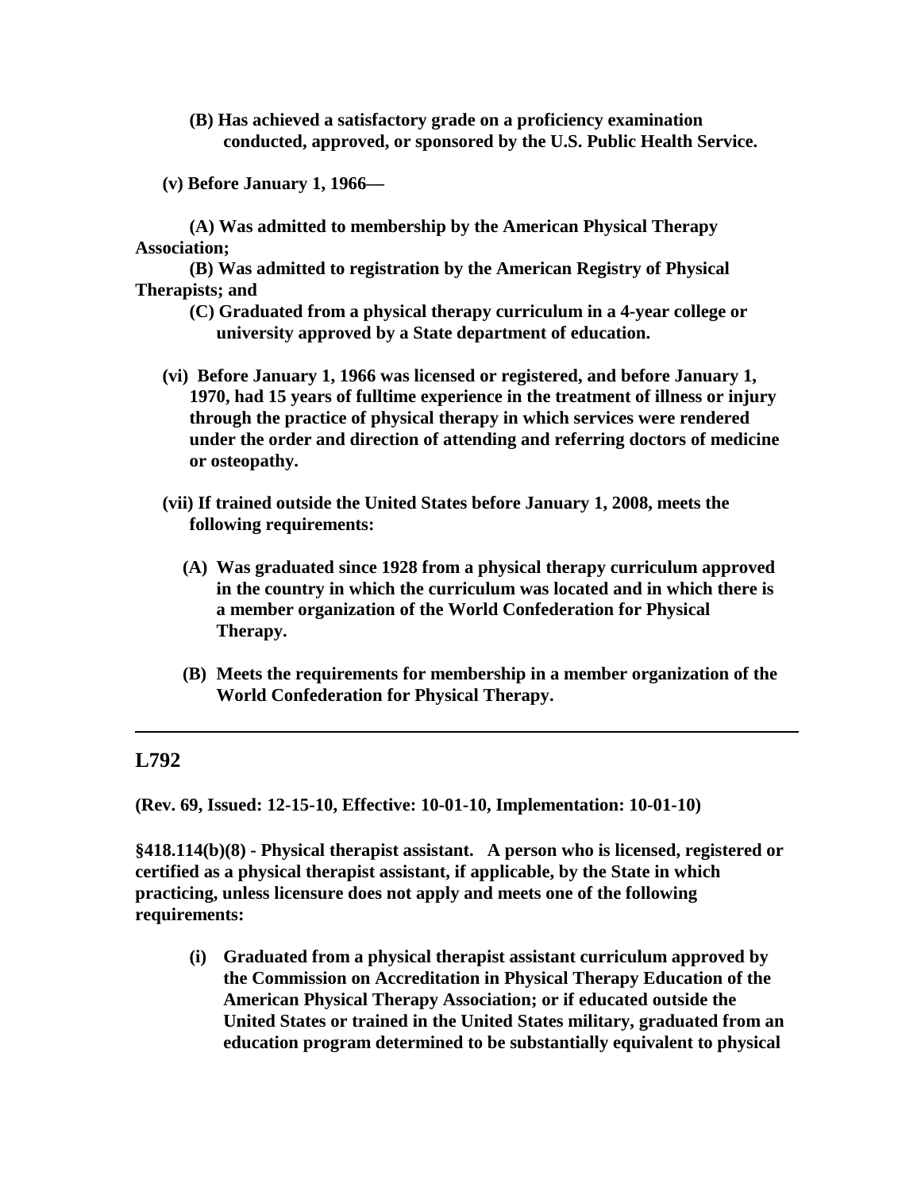**(B) Has achieved a satisfactory grade on a proficiency examination conducted, approved, or sponsored by the U.S. Public Health Service.**

**(v) Before January 1, 1966—**

**(A) Was admitted to membership by the American Physical Therapy Association;**

**(B) Was admitted to registration by the American Registry of Physical Therapists; and**

**(C) Graduated from a physical therapy curriculum in a 4-year college or university approved by a State department of education.**

**(vi) Before January 1, 1966 was licensed or registered, and before January 1, 1970, had 15 years of fulltime experience in the treatment of illness or injury through the practice of physical therapy in which services were rendered under the order and direction of attending and referring doctors of medicine or osteopathy.**

**(vii) If trained outside the United States before January 1, 2008, meets the following requirements:**

**(A) Was graduated since 1928 from a physical therapy curriculum approved in the country in which the curriculum was located and in which there is a member organization of the World Confederation for Physical Therapy.**

**(B) Meets the requirements for membership in a member organization of the World Confederation for Physical Therapy.**

---

## L792

**(Rev. 69, Issued: 12-15-10, Effective: 10-01-10, Implementation: 10-01-10)**

**§418.114(b)(8) - Physical therapist assistant. A person who is licensed, registered or certified as a physical therapist assistant, if applicable, by the State in which practicing, unless licensure does not apply and meets one of the following requirements:**

**(i) Graduated from a physical therapist assistant curriculum approved by the Commission on Accreditation in Physical Therapy Education of the American Physical Therapy Association; or if educated outside the United States or trained in the United States military, graduated from an education program determined to be substantially equivalent to physical**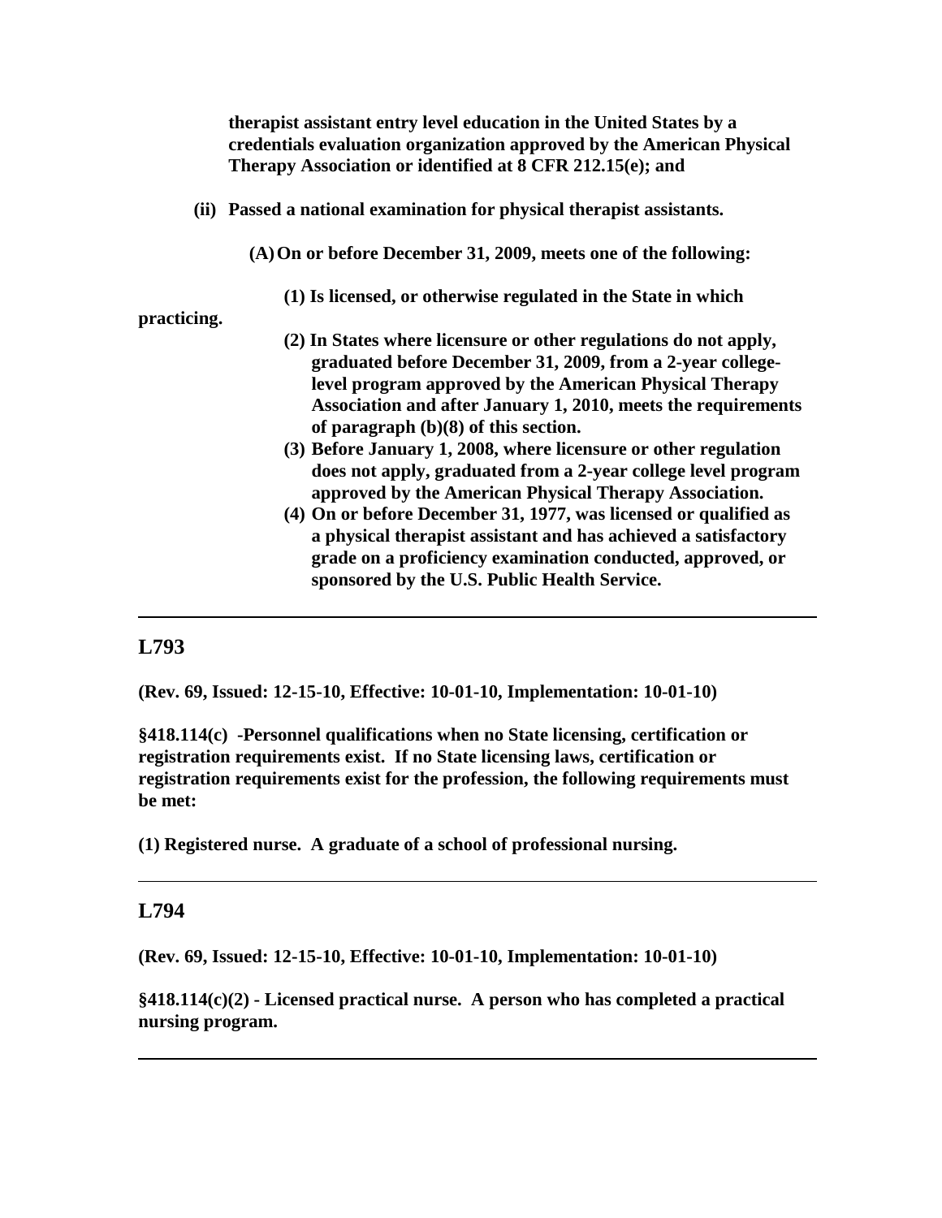**therapist assistant entry level education in the United States by a credentials evaluation organization approved by the American Physical Therapy Association or identified at 8 CFR 212.15(e); and**

**(ii) Passed a national examination for physical therapist assistants.**

**(A) On or before December 31, 2009, meets one of the following:**

**(1) Is licensed, or otherwise regulated in the State in which practicing.**

**(2) In States where licensure or other regulations do not apply, graduated before December 31, 2009, from a 2-year college-level program approved by the American Physical Therapy Association and after January 1, 2010, meets the requirements of paragraph (b)(8) of this section.**

**(3) Before January 1, 2008, where licensure or other regulation does not apply, graduated from a 2-year college level program approved by the American Physical Therapy Association.**

**(4) On or before December 31, 1977, was licensed or qualified as a physical therapist assistant and has achieved a satisfactory grade on a proficiency examination conducted, approved, or sponsored by the U.S. Public Health Service.**

---

## L793

**(Rev. 69, Issued: 12-15-10, Effective: 10-01-10, Implementation: 10-01-10)**

**§418.114(c) -Personnel qualifications when no State licensing, certification or registration requirements exist. If no State licensing laws, certification or registration requirements exist for the profession, the following requirements must be met:**

**(1) Registered nurse. A graduate of a school of professional nursing.**

---

## L794

**(Rev. 69, Issued: 12-15-10, Effective: 10-01-10, Implementation: 10-01-10)**

**§418.114(c)(2) - Licensed practical nurse. A person who has completed a practical nursing program.**

---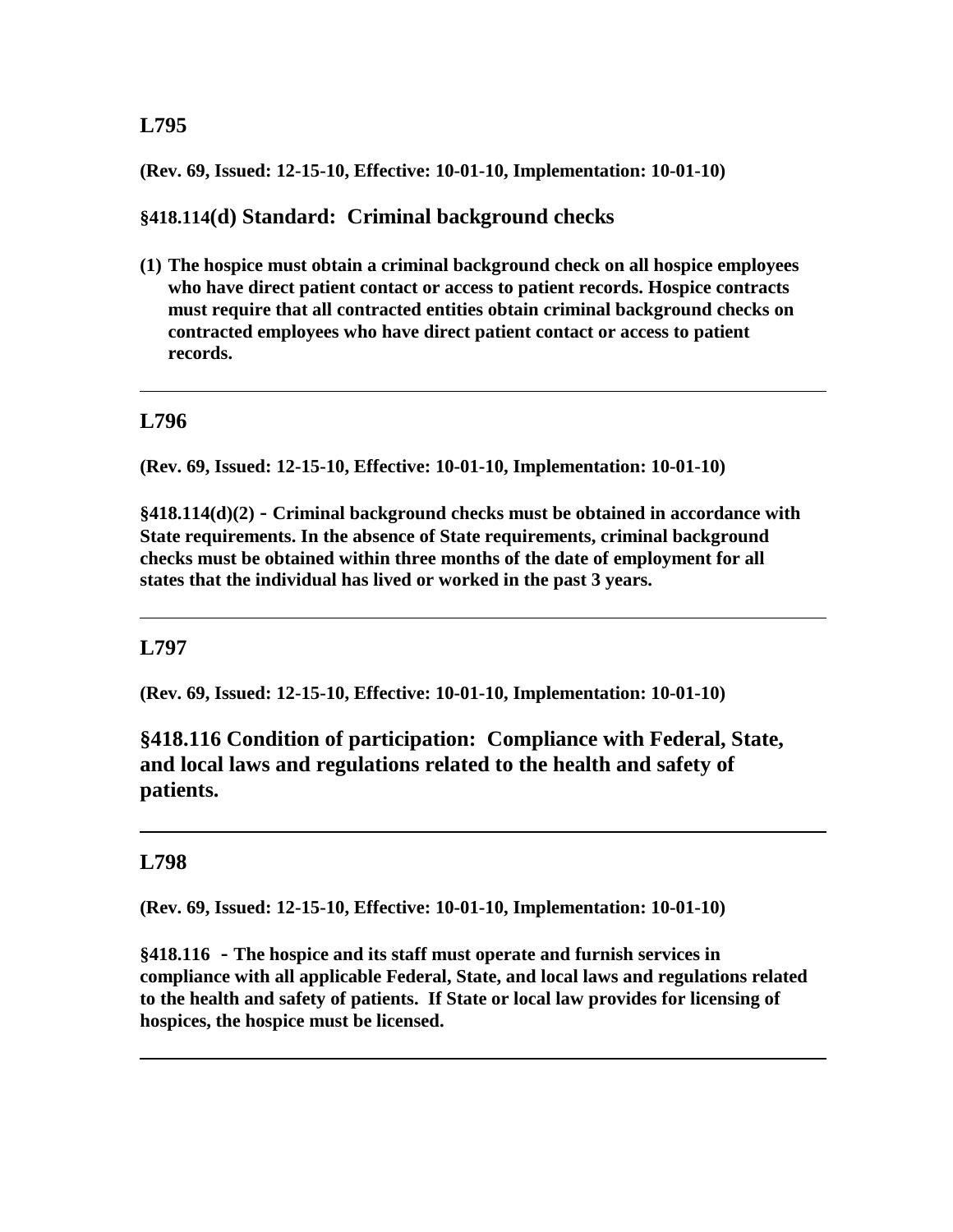## L795

**(Rev. 69, Issued: 12-15-10, Effective: 10-01-10, Implementation: 10-01-10)**

### §418.114(d) Standard: Criminal background checks

**(1) The hospice must obtain a criminal background check on all hospice employees who have direct patient contact or access to patient records. Hospice contracts must require that all contracted entities obtain criminal background checks on contracted employees who have direct patient contact or access to patient records.**

---

## L796

**(Rev. 69, Issued: 12-15-10, Effective: 10-01-10, Implementation: 10-01-10)**

**§418.114(d)(2) - Criminal background checks must be obtained in accordance with State requirements. In the absence of State requirements, criminal background checks must be obtained within three months of the date of employment for all states that the individual has lived or worked in the past 3 years.**

---

## L797

**(Rev. 69, Issued: 12-15-10, Effective: 10-01-10, Implementation: 10-01-10)**

## §418.116 Condition of participation: Compliance with Federal, State, and local laws and regulations related to the health and safety of patients.

---

## L798

**(Rev. 69, Issued: 12-15-10, Effective: 10-01-10, Implementation: 10-01-10)**

**§418.116 - The hospice and its staff must operate and furnish services in compliance with all applicable Federal, State, and local laws and regulations related to the health and safety of patients. If State or local law provides for licensing of hospices, the hospice must be licensed.**

---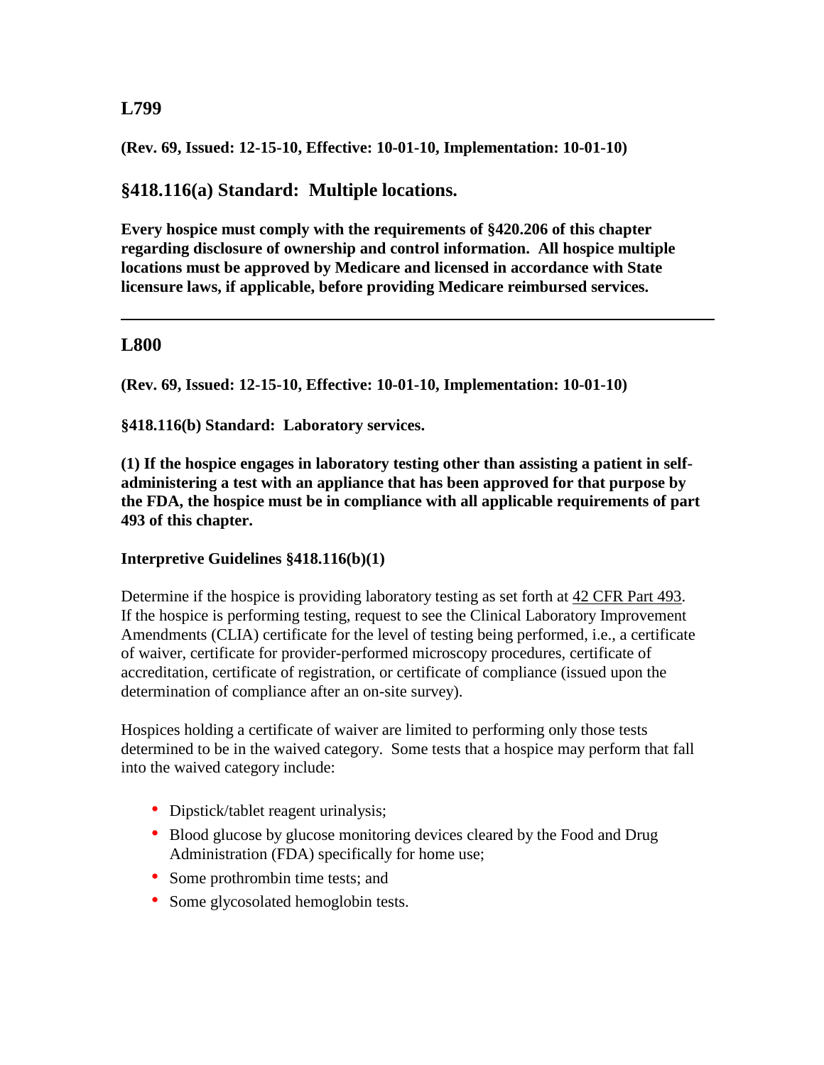## L799

**(Rev. 69, Issued: 12-15-10, Effective: 10-01-10, Implementation: 10-01-10)**

### §418.116(a) Standard: Multiple locations.

**Every hospice must comply with the requirements of §420.206 of this chapter regarding disclosure of ownership and control information. All hospice multiple locations must be approved by Medicare and licensed in accordance with State licensure laws, if applicable, before providing Medicare reimbursed services.**

---

## L800

**(Rev. 69, Issued: 12-15-10, Effective: 10-01-10, Implementation: 10-01-10)**

**§418.116(b) Standard: Laboratory services.**

**(1) If the hospice engages in laboratory testing other than assisting a patient in self-administering a test with an appliance that has been approved for that purpose by the FDA, the hospice must be in compliance with all applicable requirements of part 493 of this chapter.**

**Interpretive Guidelines §418.116(b)(1)**

Determine if the hospice is providing laboratory testing as set forth at 42 CFR Part 493. If the hospice is performing testing, request to see the Clinical Laboratory Improvement Amendments (CLIA) certificate for the level of testing being performed, i.e., a certificate of waiver, certificate for provider-performed microscopy procedures, certificate of accreditation, certificate of registration, or certificate of compliance (issued upon the determination of compliance after an on-site survey).

Hospices holding a certificate of waiver are limited to performing only those tests determined to be in the waived category. Some tests that a hospice may perform that fall into the waived category include:

- Dipstick/tablet reagent urinalysis;
- Blood glucose by glucose monitoring devices cleared by the Food and Drug Administration (FDA) specifically for home use;
- Some prothrombin time tests; and
- Some glycosolated hemoglobin tests.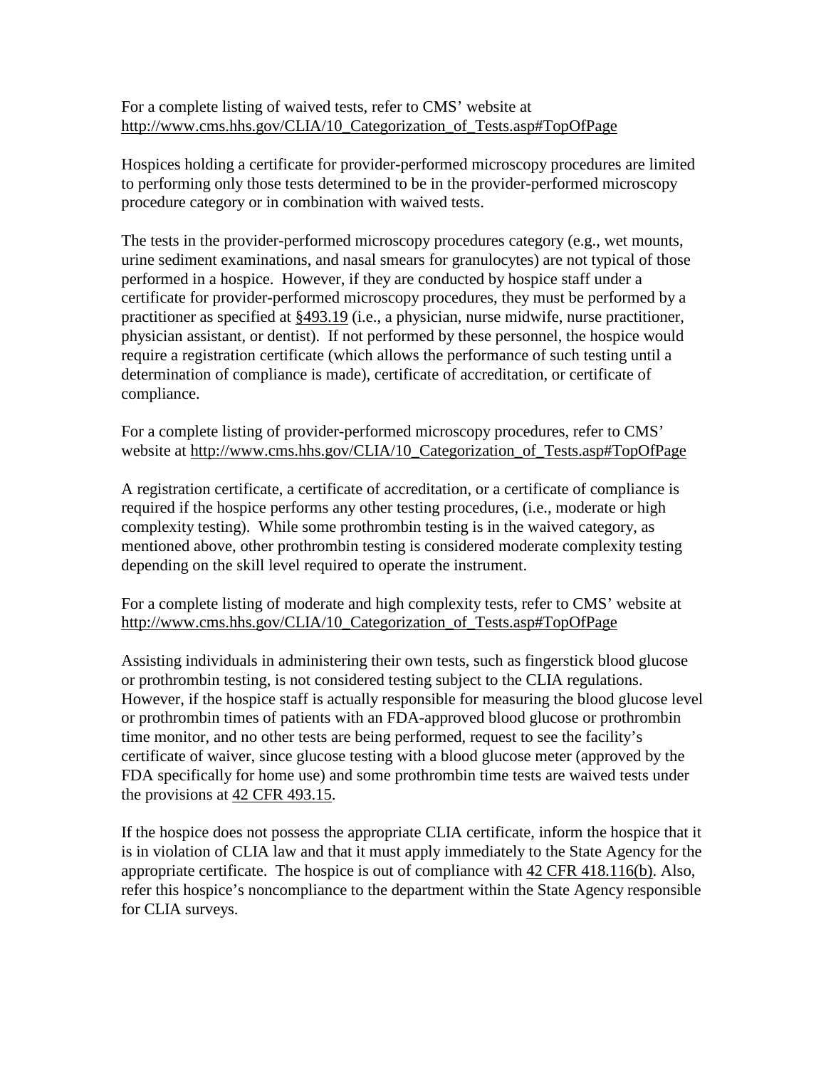For a complete listing of waived tests, refer to CMS' website at http://www.cms.hhs.gov/CLIA/10_Categorization_of_Tests.asp#TopOfPage

Hospices holding a certificate for provider-performed microscopy procedures are limited to performing only those tests determined to be in the provider-performed microscopy procedure category or in combination with waived tests.

The tests in the provider-performed microscopy procedures category (e.g., wet mounts, urine sediment examinations, and nasal smears for granulocytes) are not typical of those performed in a hospice. However, if they are conducted by hospice staff under a certificate for provider-performed microscopy procedures, they must be performed by a practitioner as specified at §493.19 (i.e., a physician, nurse midwife, nurse practitioner, physician assistant, or dentist). If not performed by these personnel, the hospice would require a registration certificate (which allows the performance of such testing until a determination of compliance is made), certificate of accreditation, or certificate of compliance.

For a complete listing of provider-performed microscopy procedures, refer to CMS' website at http://www.cms.hhs.gov/CLIA/10_Categorization_of_Tests.asp#TopOfPage

A registration certificate, a certificate of accreditation, or a certificate of compliance is required if the hospice performs any other testing procedures, (i.e., moderate or high complexity testing). While some prothrombin testing is in the waived category, as mentioned above, other prothrombin testing is considered moderate complexity testing depending on the skill level required to operate the instrument.

For a complete listing of moderate and high complexity tests, refer to CMS' website at http://www.cms.hhs.gov/CLIA/10_Categorization_of_Tests.asp#TopOfPage

Assisting individuals in administering their own tests, such as fingerstick blood glucose or prothrombin testing, is not considered testing subject to the CLIA regulations. However, if the hospice staff is actually responsible for measuring the blood glucose level or prothrombin times of patients with an FDA-approved blood glucose or prothrombin time monitor, and no other tests are being performed, request to see the facility's certificate of waiver, since glucose testing with a blood glucose meter (approved by the FDA specifically for home use) and some prothrombin time tests are waived tests under the provisions at 42 CFR 493.15.

If the hospice does not possess the appropriate CLIA certificate, inform the hospice that it is in violation of CLIA law and that it must apply immediately to the State Agency for the appropriate certificate. The hospice is out of compliance with 42 CFR 418.116(b). Also, refer this hospice's noncompliance to the department within the State Agency responsible for CLIA surveys.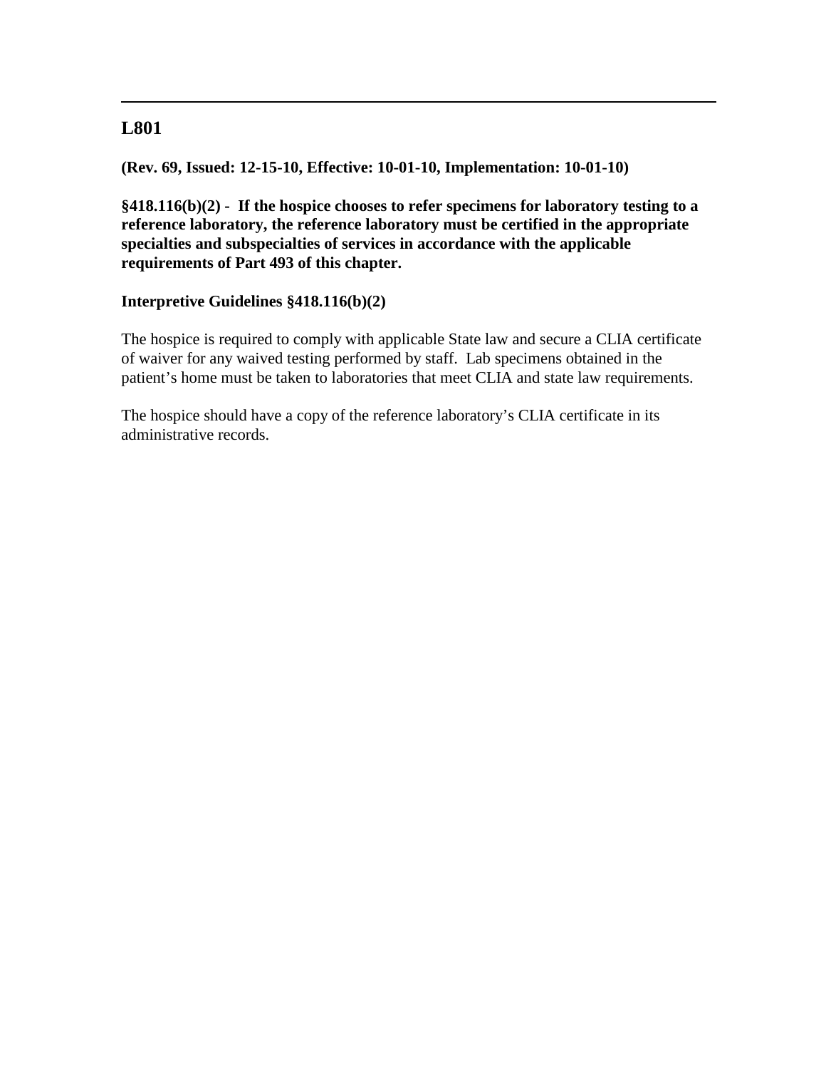---

## L801

**(Rev. 69, Issued: 12-15-10, Effective: 10-01-10, Implementation: 10-01-10)**

**§418.116(b)(2) - If the hospice chooses to refer specimens for laboratory testing to a reference laboratory, the reference laboratory must be certified in the appropriate specialties and subspecialties of services in accordance with the applicable requirements of Part 493 of this chapter.**

**Interpretive Guidelines §418.116(b)(2)**

The hospice is required to comply with applicable State law and secure a CLIA certificate of waiver for any waived testing performed by staff. Lab specimens obtained in the patient's home must be taken to laboratories that meet CLIA and state law requirements.

The hospice should have a copy of the reference laboratory's CLIA certificate in its administrative records.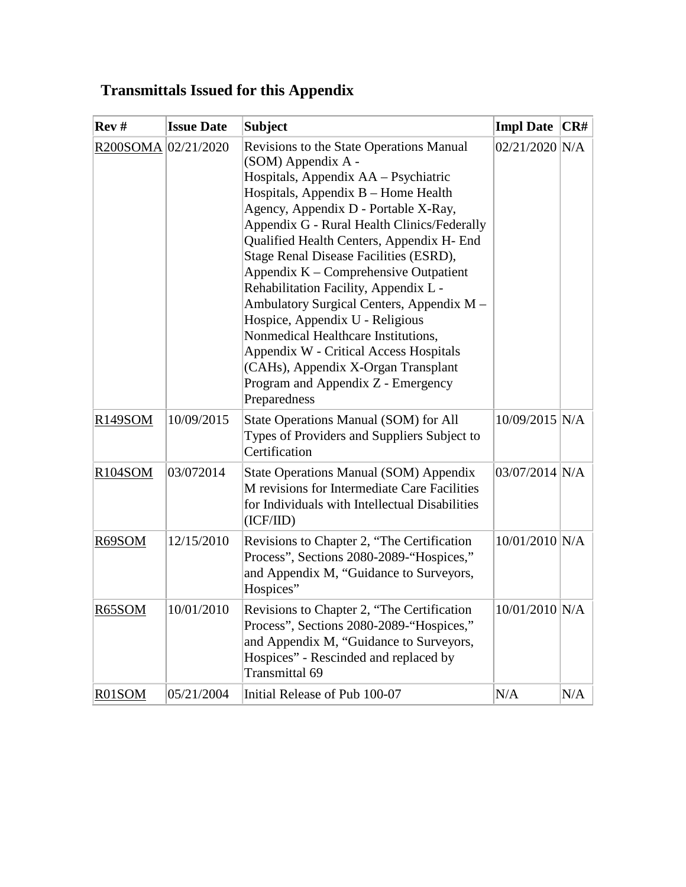## Transmittals Issued for this Appendix

| Rev # | Issue Date | Subject | Impl Date | CR# |
|---|---|---|---|---|
| R200SOMA | 02/21/2020 | Revisions to the State Operations Manual (SOM) Appendix A - Hospitals, Appendix AA – Psychiatric Hospitals, Appendix B – Home Health Agency, Appendix D - Portable X-Ray, Appendix G - Rural Health Clinics/Federally Qualified Health Centers, Appendix H- End Stage Renal Disease Facilities (ESRD), Appendix K – Comprehensive Outpatient Rehabilitation Facility, Appendix L - Ambulatory Surgical Centers, Appendix M – Hospice, Appendix U - Religious Nonmedical Healthcare Institutions, Appendix W - Critical Access Hospitals (CAHs), Appendix X-Organ Transplant Program and Appendix Z - Emergency Preparedness | 02/21/2020 | N/A |
| R149SOM | 10/09/2015 | State Operations Manual (SOM) for All Types of Providers and Suppliers Subject to Certification | 10/09/2015 | N/A |
| R104SOM | 03/072014 | State Operations Manual (SOM) Appendix M revisions for Intermediate Care Facilities for Individuals with Intellectual Disabilities (ICF/IID) | 03/07/2014 | N/A |
| R69SOM | 12/15/2010 | Revisions to Chapter 2, "The Certification Process", Sections 2080-2089-"Hospices," and Appendix M, "Guidance to Surveyors, Hospices" | 10/01/2010 | N/A |
| R65SOM | 10/01/2010 | Revisions to Chapter 2, "The Certification Process", Sections 2080-2089-"Hospices," and Appendix M, "Guidance to Surveyors, Hospices" - Rescinded and replaced by Transmittal 69 | 10/01/2010 | N/A |
| R01SOM | 05/21/2004 | Initial Release of Pub 100-07 | N/A | N/A |